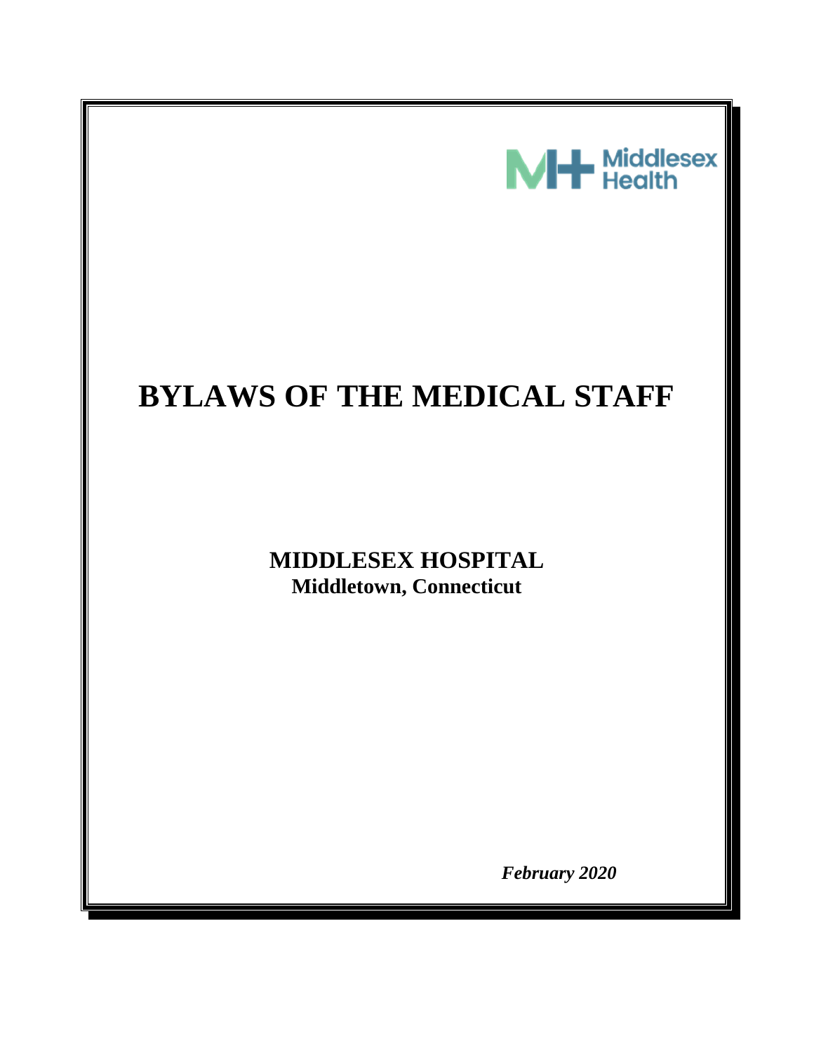Middlesex Health

# BYLAWS OF THE MEDICAL STAFF

**MIDDLESEX HOSPITAL**
**Middletown, Connecticut**

***February 2020***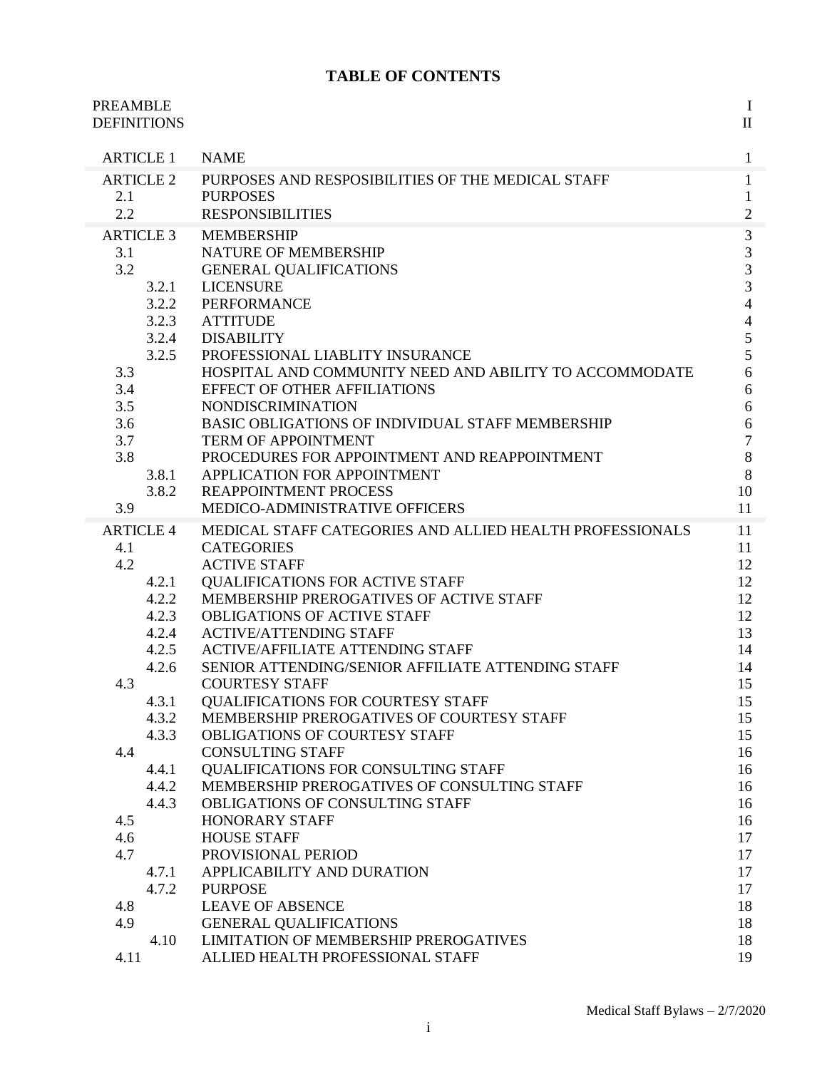# TABLE OF CONTENTS

| | | |
|---|---|---|
| PREAMBLE | | I |
| DEFINITIONS | | II |
| ARTICLE 1 | NAME | 1 |
| ARTICLE 2 | PURPOSES AND RESPOSIBILITIES OF THE MEDICAL STAFF | 1 |
| 2.1 | PURPOSES | 1 |
| 2.2 | RESPONSIBILITIES | 2 |
| ARTICLE 3 | MEMBERSHIP | 3 |
| 3.1 | NATURE OF MEMBERSHIP | 3 |
| 3.2 | GENERAL QUALIFICATIONS | 3 |
| 3.2.1 | LICENSURE | 3 |
| 3.2.2 | PERFORMANCE | 4 |
| 3.2.3 | ATTITUDE | 4 |
| 3.2.4 | DISABILITY | 5 |
| 3.2.5 | PROFESSIONAL LIABLITY INSURANCE | 5 |
| 3.3 | HOSPITAL AND COMMUNITY NEED AND ABILITY TO ACCOMMODATE | 6 |
| 3.4 | EFFECT OF OTHER AFFILIATIONS | 6 |
| 3.5 | NONDISCRIMINATION | 6 |
| 3.6 | BASIC OBLIGATIONS OF INDIVIDUAL STAFF MEMBERSHIP | 6 |
| 3.7 | TERM OF APPOINTMENT | 7 |
| 3.8 | PROCEDURES FOR APPOINTMENT AND REAPPOINTMENT | 8 |
| 3.8.1 | APPLICATION FOR APPOINTMENT | 8 |
| 3.8.2 | REAPPOINTMENT PROCESS | 10 |
| 3.9 | MEDICO-ADMINISTRATIVE OFFICERS | 11 |
| ARTICLE 4 | MEDICAL STAFF CATEGORIES AND ALLIED HEALTH PROFESSIONALS | 11 |
| 4.1 | CATEGORIES | 11 |
| 4.2 | ACTIVE STAFF | 12 |
| 4.2.1 | QUALIFICATIONS FOR ACTIVE STAFF | 12 |
| 4.2.2 | MEMBERSHIP PREROGATIVES OF ACTIVE STAFF | 12 |
| 4.2.3 | OBLIGATIONS OF ACTIVE STAFF | 12 |
| 4.2.4 | ACTIVE/ATTENDING STAFF | 13 |
| 4.2.5 | ACTIVE/AFFILIATE ATTENDING STAFF | 14 |
| 4.2.6 | SENIOR ATTENDING/SENIOR AFFILIATE ATTENDING STAFF | 14 |
| 4.3 | COURTESY STAFF | 15 |
| 4.3.1 | QUALIFICATIONS FOR COURTESY STAFF | 15 |
| 4.3.2 | MEMBERSHIP PREROGATIVES OF COURTESY STAFF | 15 |
| 4.3.3 | OBLIGATIONS OF COURTESY STAFF | 15 |
| 4.4 | CONSULTING STAFF | 16 |
| 4.4.1 | QUALIFICATIONS FOR CONSULTING STAFF | 16 |
| 4.4.2 | MEMBERSHIP PREROGATIVES OF CONSULTING STAFF | 16 |
| 4.4.3 | OBLIGATIONS OF CONSULTING STAFF | 16 |
| 4.5 | HONORARY STAFF | 16 |
| 4.6 | HOUSE STAFF | 17 |
| 4.7 | PROVISIONAL PERIOD | 17 |
| 4.7.1 | APPLICABILITY AND DURATION | 17 |
| 4.7.2 | PURPOSE | 17 |
| 4.8 | LEAVE OF ABSENCE | 18 |
| 4.9 | GENERAL QUALIFICATIONS | 18 |
| 4.10 | LIMITATION OF MEMBERSHIP PREROGATIVES | 18 |
| 4.11 | ALLIED HEALTH PROFESSIONAL STAFF | 19 |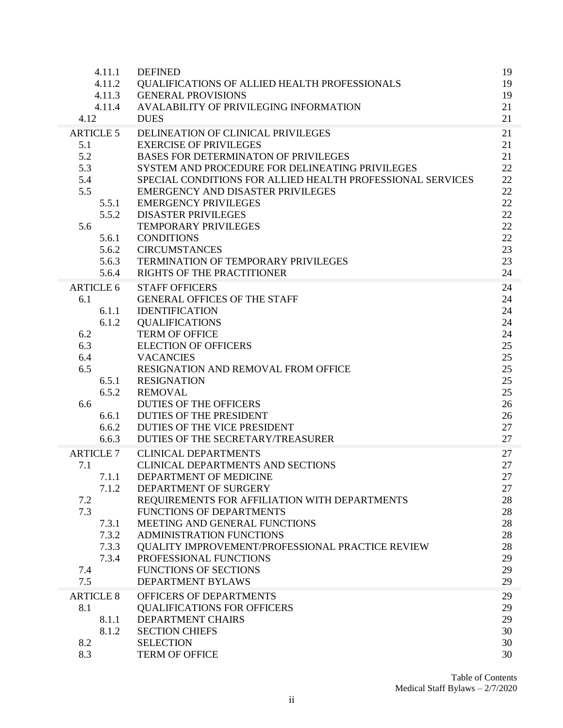| | | |
|---|---|---|
| 4.11.1 | DEFINED | 19 |
| 4.11.2 | QUALIFICATIONS OF ALLIED HEALTH PROFESSIONALS | 19 |
| 4.11.3 | GENERAL PROVISIONS | 19 |
| 4.11.4 | AVALABILITY OF PRIVILEGING INFORMATION | 21 |
| 4.12 | DUES | 21 |
| ARTICLE 5 | DELINEATION OF CLINICAL PRIVILEGES | 21 |
| 5.1 | EXERCISE OF PRIVILEGES | 21 |
| 5.2 | BASES FOR DETERMINATON OF PRIVILEGES | 21 |
| 5.3 | SYSTEM AND PROCEDURE FOR DELINEATING PRIVILEGES | 22 |
| 5.4 | SPECIAL CONDITIONS FOR ALLIED HEALTH PROFESSIONAL SERVICES | 22 |
| 5.5 | EMERGENCY AND DISASTER PRIVILEGES | 22 |
| 5.5.1 | EMERGENCY PRIVILEGES | 22 |
| 5.5.2 | DISASTER PRIVILEGES | 22 |
| 5.6 | TEMPORARY PRIVILEGES | 22 |
| 5.6.1 | CONDITIONS | 22 |
| 5.6.2 | CIRCUMSTANCES | 23 |
| 5.6.3 | TERMINATION OF TEMPORARY PRIVILEGES | 23 |
| 5.6.4 | RIGHTS OF THE PRACTITIONER | 24 |
| ARTICLE 6 | STAFF OFFICERS | 24 |
| 6.1 | GENERAL OFFICES OF THE STAFF | 24 |
| 6.1.1 | IDENTIFICATION | 24 |
| 6.1.2 | QUALIFICATIONS | 24 |
| 6.2 | TERM OF OFFICE | 24 |
| 6.3 | ELECTION OF OFFICERS | 25 |
| 6.4 | VACANCIES | 25 |
| 6.5 | RESIGNATION AND REMOVAL FROM OFFICE | 25 |
| 6.5.1 | RESIGNATION | 25 |
| 6.5.2 | REMOVAL | 25 |
| 6.6 | DUTIES OF THE OFFICERS | 26 |
| 6.6.1 | DUTIES OF THE PRESIDENT | 26 |
| 6.6.2 | DUTIES OF THE VICE PRESIDENT | 27 |
| 6.6.3 | DUTIES OF THE SECRETARY/TREASURER | 27 |
| ARTICLE 7 | CLINICAL DEPARTMENTS | 27 |
| 7.1 | CLINICAL DEPARTMENTS AND SECTIONS | 27 |
| 7.1.1 | DEPARTMENT OF MEDICINE | 27 |
| 7.1.2 | DEPARTMENT OF SURGERY | 27 |
| 7.2 | REQUIREMENTS FOR AFFILIATION WITH DEPARTMENTS | 28 |
| 7.3 | FUNCTIONS OF DEPARTMENTS | 28 |
| 7.3.1 | MEETING AND GENERAL FUNCTIONS | 28 |
| 7.3.2 | ADMINISTRATION FUNCTIONS | 28 |
| 7.3.3 | QUALITY IMPROVEMENT/PROFESSIONAL PRACTICE REVIEW | 28 |
| 7.3.4 | PROFESSIONAL FUNCTIONS | 29 |
| 7.4 | FUNCTIONS OF SECTIONS | 29 |
| 7.5 | DEPARTMENT BYLAWS | 29 |
| ARTICLE 8 | OFFICERS OF DEPARTMENTS | 29 |
| 8.1 | QUALIFICATIONS FOR OFFICERS | 29 |
| 8.1.1 | DEPARTMENT CHAIRS | 29 |
| 8.1.2 | SECTION CHIEFS | 30 |
| 8.2 | SELECTION | 30 |
| 8.3 | TERM OF OFFICE | 30 |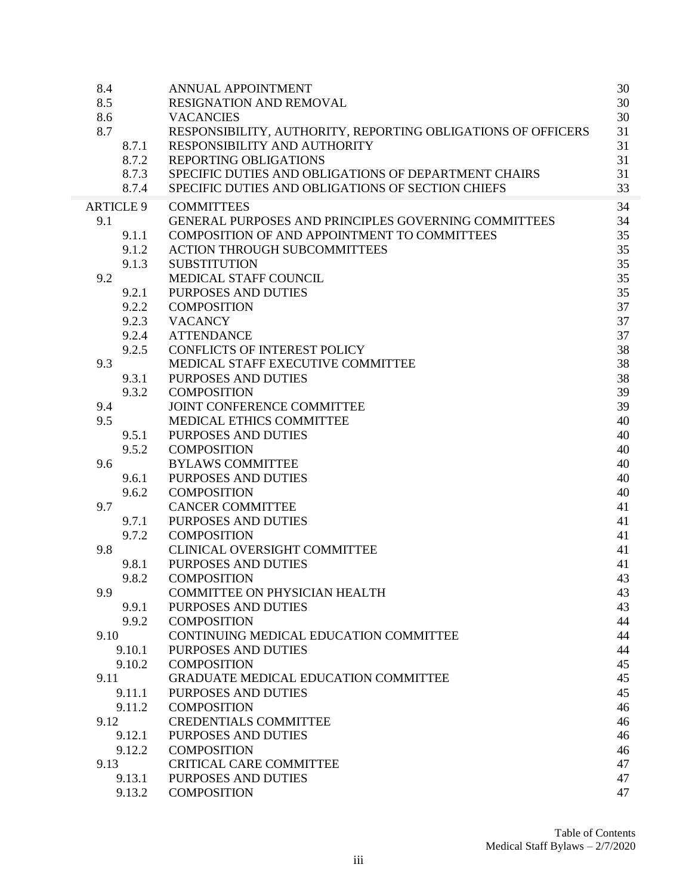| | | |
|---|---|---|
| 8.4 | ANNUAL APPOINTMENT | 30 |
| 8.5 | RESIGNATION AND REMOVAL | 30 |
| 8.6 | VACANCIES | 30 |
| 8.7 | RESPONSIBILITY, AUTHORITY, REPORTING OBLIGATIONS OF OFFICERS | 31 |
| 8.7.1 | RESPONSIBILITY AND AUTHORITY | 31 |
| 8.7.2 | REPORTING OBLIGATIONS | 31 |
| 8.7.3 | SPECIFIC DUTIES AND OBLIGATIONS OF DEPARTMENT CHAIRS | 31 |
| 8.7.4 | SPECIFIC DUTIES AND OBLIGATIONS OF SECTION CHIEFS | 33 |
| ARTICLE 9 | COMMITTEES | 34 |
| 9.1 | GENERAL PURPOSES AND PRINCIPLES GOVERNING COMMITTEES | 34 |
| 9.1.1 | COMPOSITION OF AND APPOINTMENT TO COMMITTEES | 35 |
| 9.1.2 | ACTION THROUGH SUBCOMMITTEES | 35 |
| 9.1.3 | SUBSTITUTION | 35 |
| 9.2 | MEDICAL STAFF COUNCIL | 35 |
| 9.2.1 | PURPOSES AND DUTIES | 35 |
| 9.2.2 | COMPOSITION | 37 |
| 9.2.3 | VACANCY | 37 |
| 9.2.4 | ATTENDANCE | 37 |
| 9.2.5 | CONFLICTS OF INTEREST POLICY | 38 |
| 9.3 | MEDICAL STAFF EXECUTIVE COMMITTEE | 38 |
| 9.3.1 | PURPOSES AND DUTIES | 38 |
| 9.3.2 | COMPOSITION | 39 |
| 9.4 | JOINT CONFERENCE COMMITTEE | 39 |
| 9.5 | MEDICAL ETHICS COMMITTEE | 40 |
| 9.5.1 | PURPOSES AND DUTIES | 40 |
| 9.5.2 | COMPOSITION | 40 |
| 9.6 | BYLAWS COMMITTEE | 40 |
| 9.6.1 | PURPOSES AND DUTIES | 40 |
| 9.6.2 | COMPOSITION | 40 |
| 9.7 | CANCER COMMITTEE | 41 |
| 9.7.1 | PURPOSES AND DUTIES | 41 |
| 9.7.2 | COMPOSITION | 41 |
| 9.8 | CLINICAL OVERSIGHT COMMITTEE | 41 |
| 9.8.1 | PURPOSES AND DUTIES | 41 |
| 9.8.2 | COMPOSITION | 43 |
| 9.9 | COMMITTEE ON PHYSICIAN HEALTH | 43 |
| 9.9.1 | PURPOSES AND DUTIES | 43 |
| 9.9.2 | COMPOSITION | 44 |
| 9.10 | CONTINUING MEDICAL EDUCATION COMMITTEE | 44 |
| 9.10.1 | PURPOSES AND DUTIES | 44 |
| 9.10.2 | COMPOSITION | 45 |
| 9.11 | GRADUATE MEDICAL EDUCATION COMMITTEE | 45 |
| 9.11.1 | PURPOSES AND DUTIES | 45 |
| 9.11.2 | COMPOSITION | 46 |
| 9.12 | CREDENTIALS COMMITTEE | 46 |
| 9.12.1 | PURPOSES AND DUTIES | 46 |
| 9.12.2 | COMPOSITION | 46 |
| 9.13 | CRITICAL CARE COMMITTEE | 47 |
| 9.13.1 | PURPOSES AND DUTIES | 47 |
| 9.13.2 | COMPOSITION | 47 |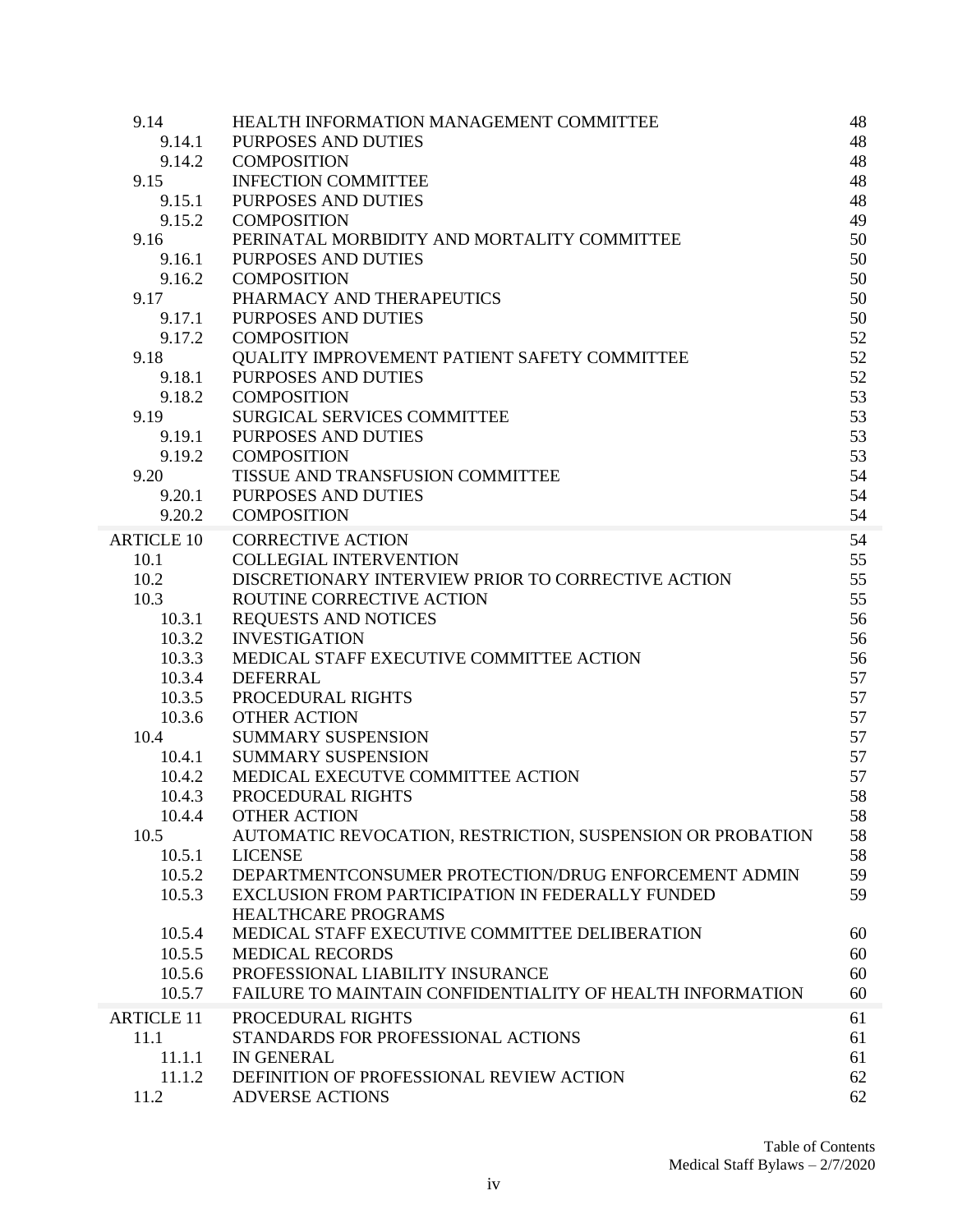| | | |
|---|---|---|
| 9.14 | HEALTH INFORMATION MANAGEMENT COMMITTEE | 48 |
| 9.14.1 | PURPOSES AND DUTIES | 48 |
| 9.14.2 | COMPOSITION | 48 |
| 9.15 | INFECTION COMMITTEE | 48 |
| 9.15.1 | PURPOSES AND DUTIES | 48 |
| 9.15.2 | COMPOSITION | 49 |
| 9.16 | PERINATAL MORBIDITY AND MORTALITY COMMITTEE | 50 |
| 9.16.1 | PURPOSES AND DUTIES | 50 |
| 9.16.2 | COMPOSITION | 50 |
| 9.17 | PHARMACY AND THERAPEUTICS | 50 |
| 9.17.1 | PURPOSES AND DUTIES | 50 |
| 9.17.2 | COMPOSITION | 52 |
| 9.18 | QUALITY IMPROVEMENT PATIENT SAFETY COMMITTEE | 52 |
| 9.18.1 | PURPOSES AND DUTIES | 52 |
| 9.18.2 | COMPOSITION | 53 |
| 9.19 | SURGICAL SERVICES COMMITTEE | 53 |
| 9.19.1 | PURPOSES AND DUTIES | 53 |
| 9.19.2 | COMPOSITION | 53 |
| 9.20 | TISSUE AND TRANSFUSION COMMITTEE | 54 |
| 9.20.1 | PURPOSES AND DUTIES | 54 |
| 9.20.2 | COMPOSITION | 54 |
| ARTICLE 10 | CORRECTIVE ACTION | 54 |
| 10.1 | COLLEGIAL INTERVENTION | 55 |
| 10.2 | DISCRETIONARY INTERVIEW PRIOR TO CORRECTIVE ACTION | 55 |
| 10.3 | ROUTINE CORRECTIVE ACTION | 55 |
| 10.3.1 | REQUESTS AND NOTICES | 56 |
| 10.3.2 | INVESTIGATION | 56 |
| 10.3.3 | MEDICAL STAFF EXECUTIVE COMMITTEE ACTION | 56 |
| 10.3.4 | DEFERRAL | 57 |
| 10.3.5 | PROCEDURAL RIGHTS | 57 |
| 10.3.6 | OTHER ACTION | 57 |
| 10.4 | SUMMARY SUSPENSION | 57 |
| 10.4.1 | SUMMARY SUSPENSION | 57 |
| 10.4.2 | MEDICAL EXECUTVE COMMITTEE ACTION | 57 |
| 10.4.3 | PROCEDURAL RIGHTS | 58 |
| 10.4.4 | OTHER ACTION | 58 |
| 10.5 | AUTOMATIC REVOCATION, RESTRICTION, SUSPENSION OR PROBATION | 58 |
| 10.5.1 | LICENSE | 58 |
| 10.5.2 | DEPARTMENTCONSUMER PROTECTION/DRUG ENFORCEMENT ADMIN | 59 |
| 10.5.3 | EXCLUSION FROM PARTICIPATION IN FEDERALLY FUNDED HEALTHCARE PROGRAMS | 59 |
| 10.5.4 | MEDICAL STAFF EXECUTIVE COMMITTEE DELIBERATION | 60 |
| 10.5.5 | MEDICAL RECORDS | 60 |
| 10.5.6 | PROFESSIONAL LIABILITY INSURANCE | 60 |
| 10.5.7 | FAILURE TO MAINTAIN CONFIDENTIALITY OF HEALTH INFORMATION | 60 |
| ARTICLE 11 | PROCEDURAL RIGHTS | 61 |
| 11.1 | STANDARDS FOR PROFESSIONAL ACTIONS | 61 |
| 11.1.1 | IN GENERAL | 61 |
| 11.1.2 | DEFINITION OF PROFESSIONAL REVIEW ACTION | 62 |
| 11.2 | ADVERSE ACTIONS | 62 |

Table of Contents
Medical Staff Bylaws – 2/7/2020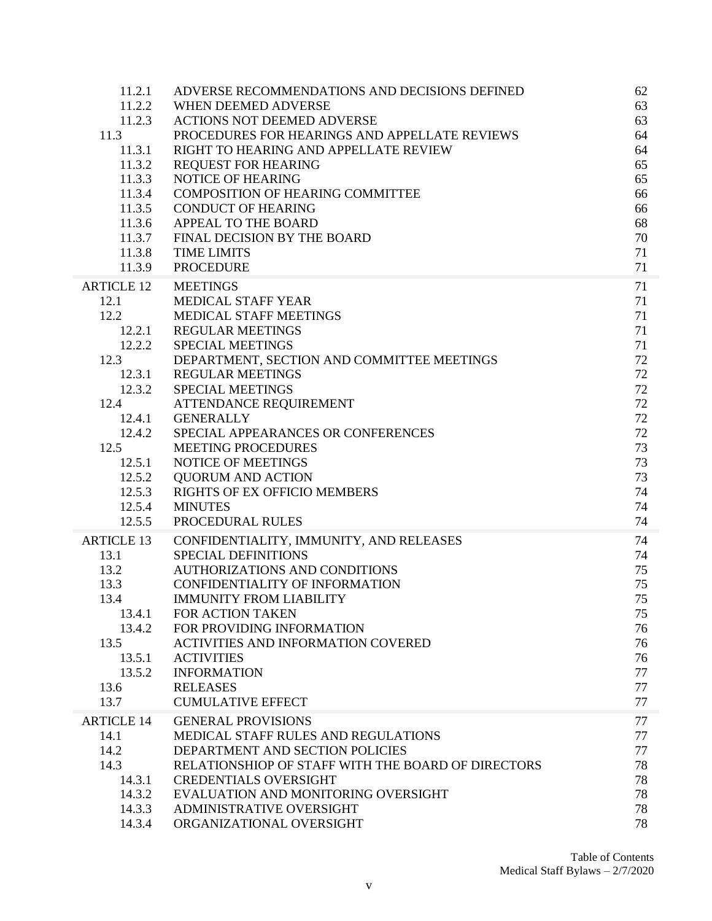| | | |
|---|---|---|
| 11.2.1 | ADVERSE RECOMMENDATIONS AND DECISIONS DEFINED | 62 |
| 11.2.2 | WHEN DEEMED ADVERSE | 63 |
| 11.2.3 | ACTIONS NOT DEEMED ADVERSE | 63 |
| 11.3 | PROCEDURES FOR HEARINGS AND APPELLATE REVIEWS | 64 |
| 11.3.1 | RIGHT TO HEARING AND APPELLATE REVIEW | 64 |
| 11.3.2 | REQUEST FOR HEARING | 65 |
| 11.3.3 | NOTICE OF HEARING | 65 |
| 11.3.4 | COMPOSITION OF HEARING COMMITTEE | 66 |
| 11.3.5 | CONDUCT OF HEARING | 66 |
| 11.3.6 | APPEAL TO THE BOARD | 68 |
| 11.3.7 | FINAL DECISION BY THE BOARD | 70 |
| 11.3.8 | TIME LIMITS | 71 |
| 11.3.9 | PROCEDURE | 71 |
| ARTICLE 12 | MEETINGS | 71 |
| 12.1 | MEDICAL STAFF YEAR | 71 |
| 12.2 | MEDICAL STAFF MEETINGS | 71 |
| 12.2.1 | REGULAR MEETINGS | 71 |
| 12.2.2 | SPECIAL MEETINGS | 71 |
| 12.3 | DEPARTMENT, SECTION AND COMMITTEE MEETINGS | 72 |
| 12.3.1 | REGULAR MEETINGS | 72 |
| 12.3.2 | SPECIAL MEETINGS | 72 |
| 12.4 | ATTENDANCE REQUIREMENT | 72 |
| 12.4.1 | GENERALLY | 72 |
| 12.4.2 | SPECIAL APPEARANCES OR CONFERENCES | 72 |
| 12.5 | MEETING PROCEDURES | 73 |
| 12.5.1 | NOTICE OF MEETINGS | 73 |
| 12.5.2 | QUORUM AND ACTION | 73 |
| 12.5.3 | RIGHTS OF EX OFFICIO MEMBERS | 74 |
| 12.5.4 | MINUTES | 74 |
| 12.5.5 | PROCEDURAL RULES | 74 |
| ARTICLE 13 | CONFIDENTIALITY, IMMUNITY, AND RELEASES | 74 |
| 13.1 | SPECIAL DEFINITIONS | 74 |
| 13.2 | AUTHORIZATIONS AND CONDITIONS | 75 |
| 13.3 | CONFIDENTIALITY OF INFORMATION | 75 |
| 13.4 | IMMUNITY FROM LIABILITY | 75 |
| 13.4.1 | FOR ACTION TAKEN | 75 |
| 13.4.2 | FOR PROVIDING INFORMATION | 76 |
| 13.5 | ACTIVITIES AND INFORMATION COVERED | 76 |
| 13.5.1 | ACTIVITIES | 76 |
| 13.5.2 | INFORMATION | 77 |
| 13.6 | RELEASES | 77 |
| 13.7 | CUMULATIVE EFFECT | 77 |
| ARTICLE 14 | GENERAL PROVISIONS | 77 |
| 14.1 | MEDICAL STAFF RULES AND REGULATIONS | 77 |
| 14.2 | DEPARTMENT AND SECTION POLICIES | 77 |
| 14.3 | RELATIONSHIOP OF STAFF WITH THE BOARD OF DIRECTORS | 78 |
| 14.3.1 | CREDENTIALS OVERSIGHT | 78 |
| 14.3.2 | EVALUATION AND MONITORING OVERSIGHT | 78 |
| 14.3.3 | ADMINISTRATIVE OVERSIGHT | 78 |
| 14.3.4 | ORGANIZATIONAL OVERSIGHT | 78 |

Table of Contents
Medical Staff Bylaws – 2/7/2020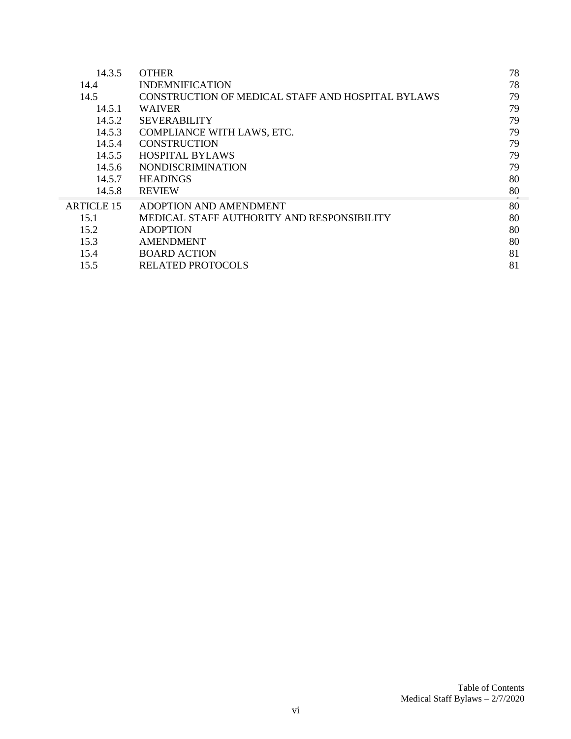| | | |
|---|---|---|
| 14.3.5 | OTHER | 78 |
| 14.4 | INDEMNIFICATION | 78 |
| 14.5 | CONSTRUCTION OF MEDICAL STAFF AND HOSPITAL BYLAWS | 79 |
| 14.5.1 | WAIVER | 79 |
| 14.5.2 | SEVERABILITY | 79 |
| 14.5.3 | COMPLIANCE WITH LAWS, ETC. | 79 |
| 14.5.4 | CONSTRUCTION | 79 |
| 14.5.5 | HOSPITAL BYLAWS | 79 |
| 14.5.6 | NONDISCRIMINATION | 79 |
| 14.5.7 | HEADINGS | 80 |
| 14.5.8 | REVIEW | 80 |
| ARTICLE 15 | ADOPTION AND AMENDMENT | 80 |
| 15.1 | MEDICAL STAFF AUTHORITY AND RESPONSIBILITY | 80 |
| 15.2 | ADOPTION | 80 |
| 15.3 | AMENDMENT | 80 |
| 15.4 | BOARD ACTION | 81 |
| 15.5 | RELATED PROTOCOLS | 81 |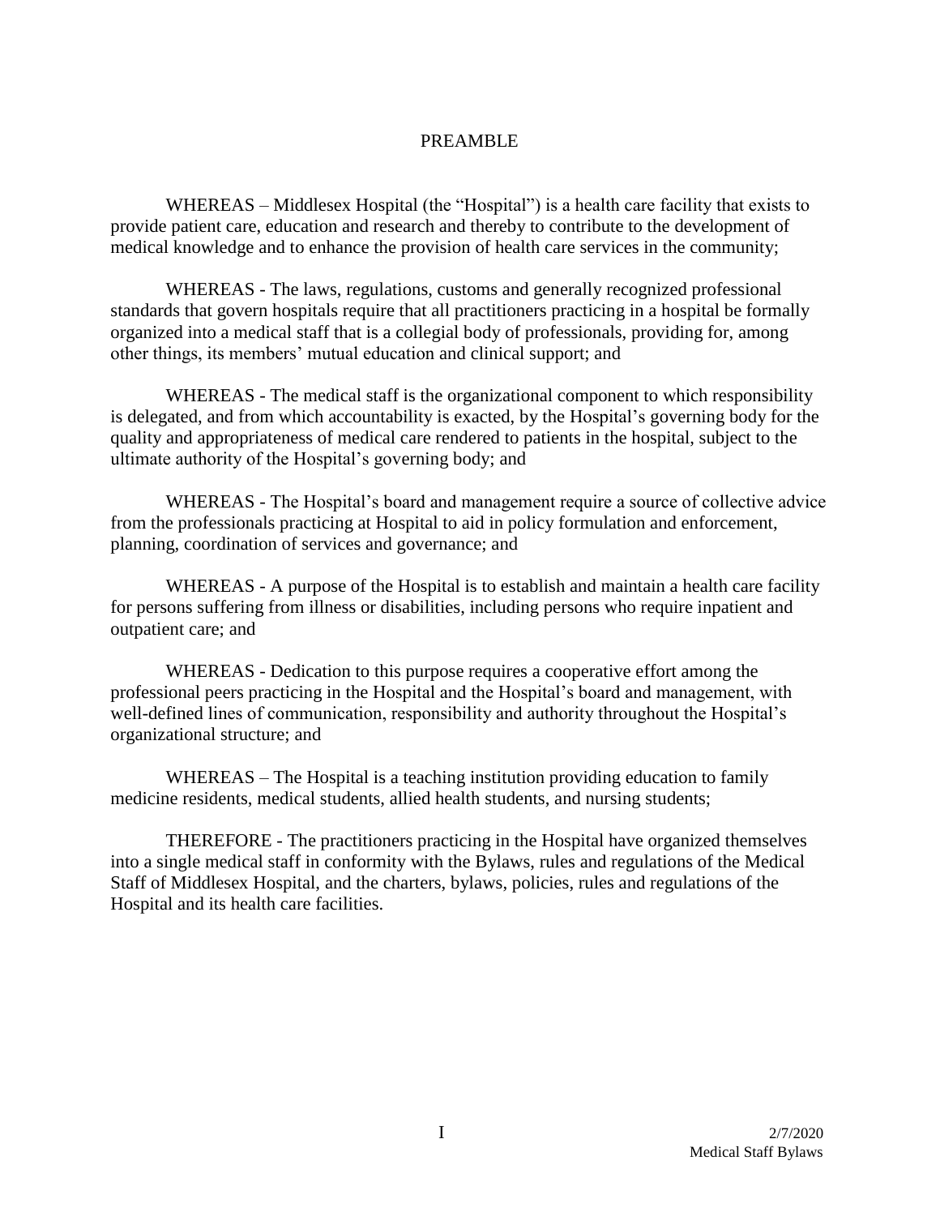# PREAMBLE

WHEREAS – Middlesex Hospital (the "Hospital") is a health care facility that exists to provide patient care, education and research and thereby to contribute to the development of medical knowledge and to enhance the provision of health care services in the community;

WHEREAS - The laws, regulations, customs and generally recognized professional standards that govern hospitals require that all practitioners practicing in a hospital be formally organized into a medical staff that is a collegial body of professionals, providing for, among other things, its members' mutual education and clinical support; and

WHEREAS - The medical staff is the organizational component to which responsibility is delegated, and from which accountability is exacted, by the Hospital's governing body for the quality and appropriateness of medical care rendered to patients in the hospital, subject to the ultimate authority of the Hospital's governing body; and

WHEREAS - The Hospital's board and management require a source of collective advice from the professionals practicing at Hospital to aid in policy formulation and enforcement, planning, coordination of services and governance; and

WHEREAS - A purpose of the Hospital is to establish and maintain a health care facility for persons suffering from illness or disabilities, including persons who require inpatient and outpatient care; and

WHEREAS - Dedication to this purpose requires a cooperative effort among the professional peers practicing in the Hospital and the Hospital's board and management, with well-defined lines of communication, responsibility and authority throughout the Hospital's organizational structure; and

WHEREAS – The Hospital is a teaching institution providing education to family medicine residents, medical students, allied health students, and nursing students;

THEREFORE - The practitioners practicing in the Hospital have organized themselves into a single medical staff in conformity with the Bylaws, rules and regulations of the Medical Staff of Middlesex Hospital, and the charters, bylaws, policies, rules and regulations of the Hospital and its health care facilities.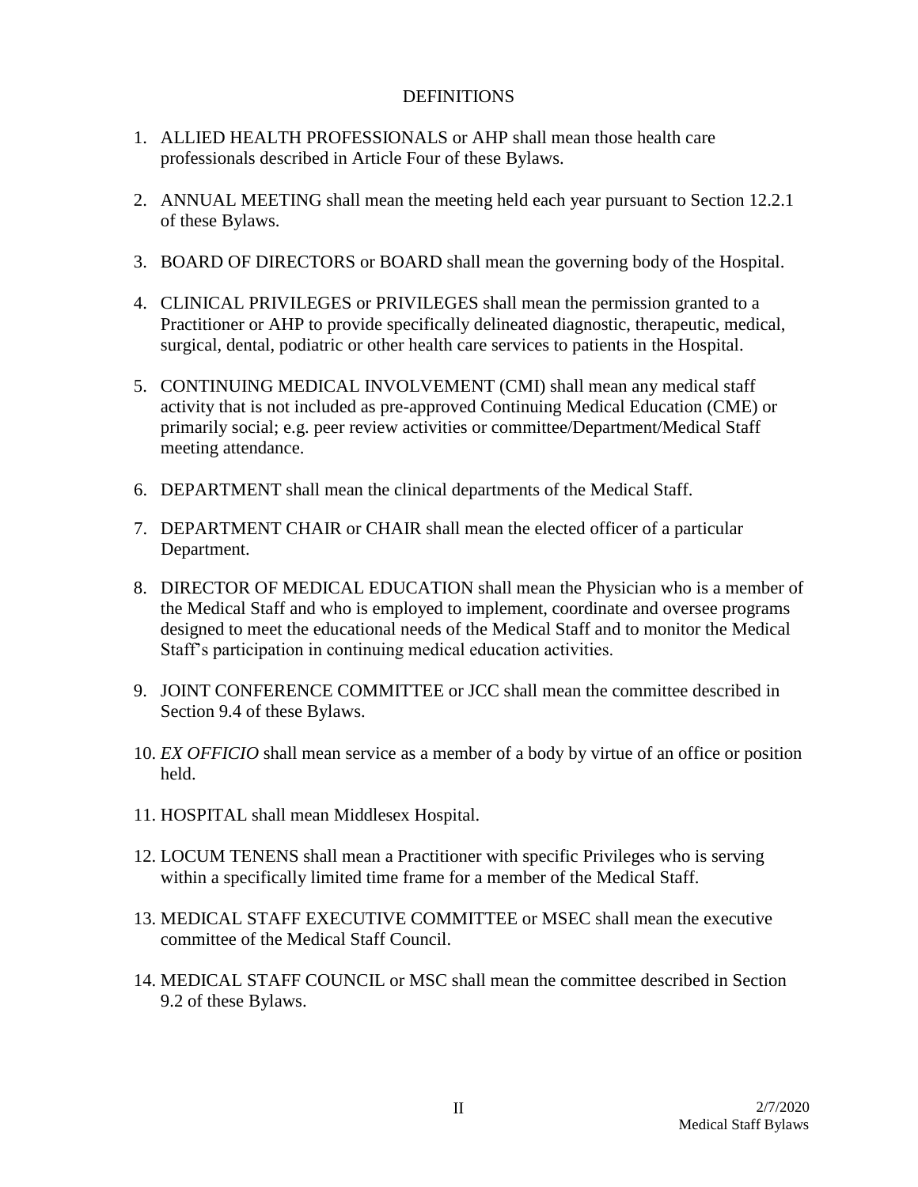## DEFINITIONS

1. ALLIED HEALTH PROFESSIONALS or AHP shall mean those health care professionals described in Article Four of these Bylaws.

2. ANNUAL MEETING shall mean the meeting held each year pursuant to Section 12.2.1 of these Bylaws.

3. BOARD OF DIRECTORS or BOARD shall mean the governing body of the Hospital.

4. CLINICAL PRIVILEGES or PRIVILEGES shall mean the permission granted to a Practitioner or AHP to provide specifically delineated diagnostic, therapeutic, medical, surgical, dental, podiatric or other health care services to patients in the Hospital.

5. CONTINUING MEDICAL INVOLVEMENT (CMI) shall mean any medical staff activity that is not included as pre-approved Continuing Medical Education (CME) or primarily social; e.g. peer review activities or committee/Department/Medical Staff meeting attendance.

6. DEPARTMENT shall mean the clinical departments of the Medical Staff.

7. DEPARTMENT CHAIR or CHAIR shall mean the elected officer of a particular Department.

8. DIRECTOR OF MEDICAL EDUCATION shall mean the Physician who is a member of the Medical Staff and who is employed to implement, coordinate and oversee programs designed to meet the educational needs of the Medical Staff and to monitor the Medical Staff's participation in continuing medical education activities.

9. JOINT CONFERENCE COMMITTEE or JCC shall mean the committee described in Section 9.4 of these Bylaws.

10. *EX OFFICIO* shall mean service as a member of a body by virtue of an office or position held.

11. HOSPITAL shall mean Middlesex Hospital.

12. LOCUM TENENS shall mean a Practitioner with specific Privileges who is serving within a specifically limited time frame for a member of the Medical Staff.

13. MEDICAL STAFF EXECUTIVE COMMITTEE or MSEC shall mean the executive committee of the Medical Staff Council.

14. MEDICAL STAFF COUNCIL or MSC shall mean the committee described in Section 9.2 of these Bylaws.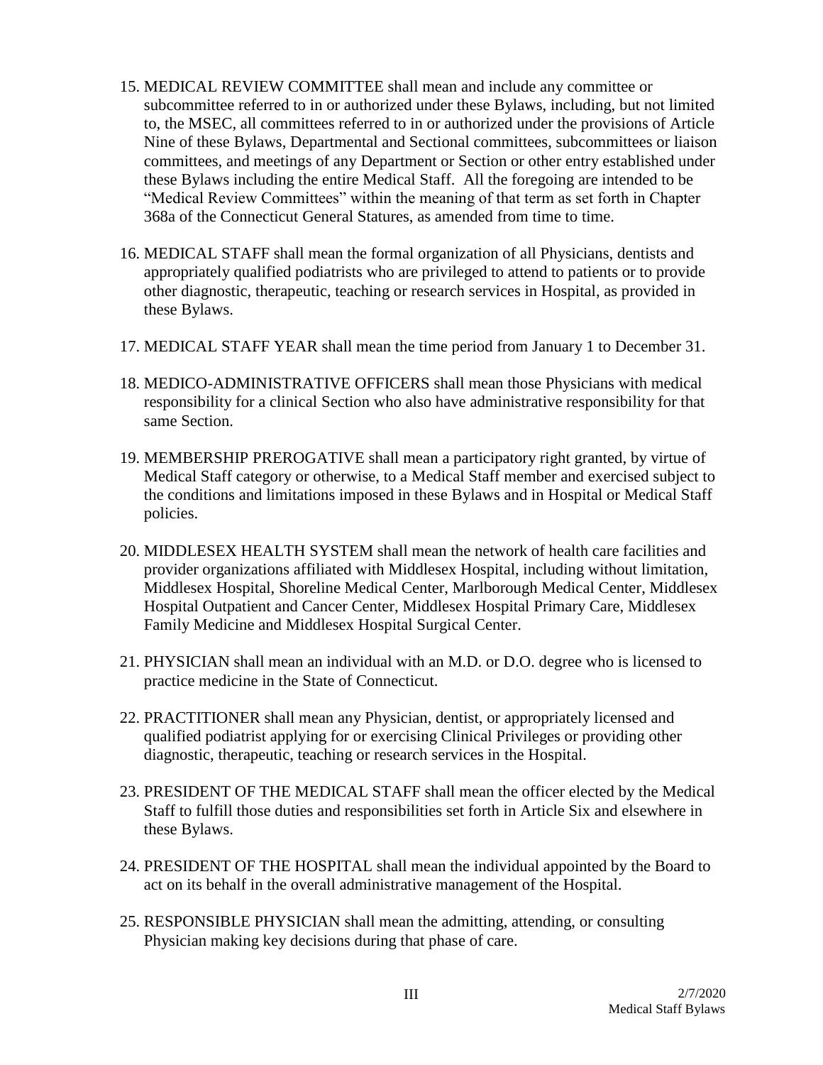15. MEDICAL REVIEW COMMITTEE shall mean and include any committee or subcommittee referred to in or authorized under these Bylaws, including, but not limited to, the MSEC, all committees referred to in or authorized under the provisions of Article Nine of these Bylaws, Departmental and Sectional committees, subcommittees or liaison committees, and meetings of any Department or Section or other entry established under these Bylaws including the entire Medical Staff. All the foregoing are intended to be "Medical Review Committees" within the meaning of that term as set forth in Chapter 368a of the Connecticut General Statures, as amended from time to time.

16. MEDICAL STAFF shall mean the formal organization of all Physicians, dentists and appropriately qualified podiatrists who are privileged to attend to patients or to provide other diagnostic, therapeutic, teaching or research services in Hospital, as provided in these Bylaws.

17. MEDICAL STAFF YEAR shall mean the time period from January 1 to December 31.

18. MEDICO-ADMINISTRATIVE OFFICERS shall mean those Physicians with medical responsibility for a clinical Section who also have administrative responsibility for that same Section.

19. MEMBERSHIP PREROGATIVE shall mean a participatory right granted, by virtue of Medical Staff category or otherwise, to a Medical Staff member and exercised subject to the conditions and limitations imposed in these Bylaws and in Hospital or Medical Staff policies.

20. MIDDLESEX HEALTH SYSTEM shall mean the network of health care facilities and provider organizations affiliated with Middlesex Hospital, including without limitation, Middlesex Hospital, Shoreline Medical Center, Marlborough Medical Center, Middlesex Hospital Outpatient and Cancer Center, Middlesex Hospital Primary Care, Middlesex Family Medicine and Middlesex Hospital Surgical Center.

21. PHYSICIAN shall mean an individual with an M.D. or D.O. degree who is licensed to practice medicine in the State of Connecticut.

22. PRACTITIONER shall mean any Physician, dentist, or appropriately licensed and qualified podiatrist applying for or exercising Clinical Privileges or providing other diagnostic, therapeutic, teaching or research services in the Hospital.

23. PRESIDENT OF THE MEDICAL STAFF shall mean the officer elected by the Medical Staff to fulfill those duties and responsibilities set forth in Article Six and elsewhere in these Bylaws.

24. PRESIDENT OF THE HOSPITAL shall mean the individual appointed by the Board to act on its behalf in the overall administrative management of the Hospital.

25. RESPONSIBLE PHYSICIAN shall mean the admitting, attending, or consulting Physician making key decisions during that phase of care.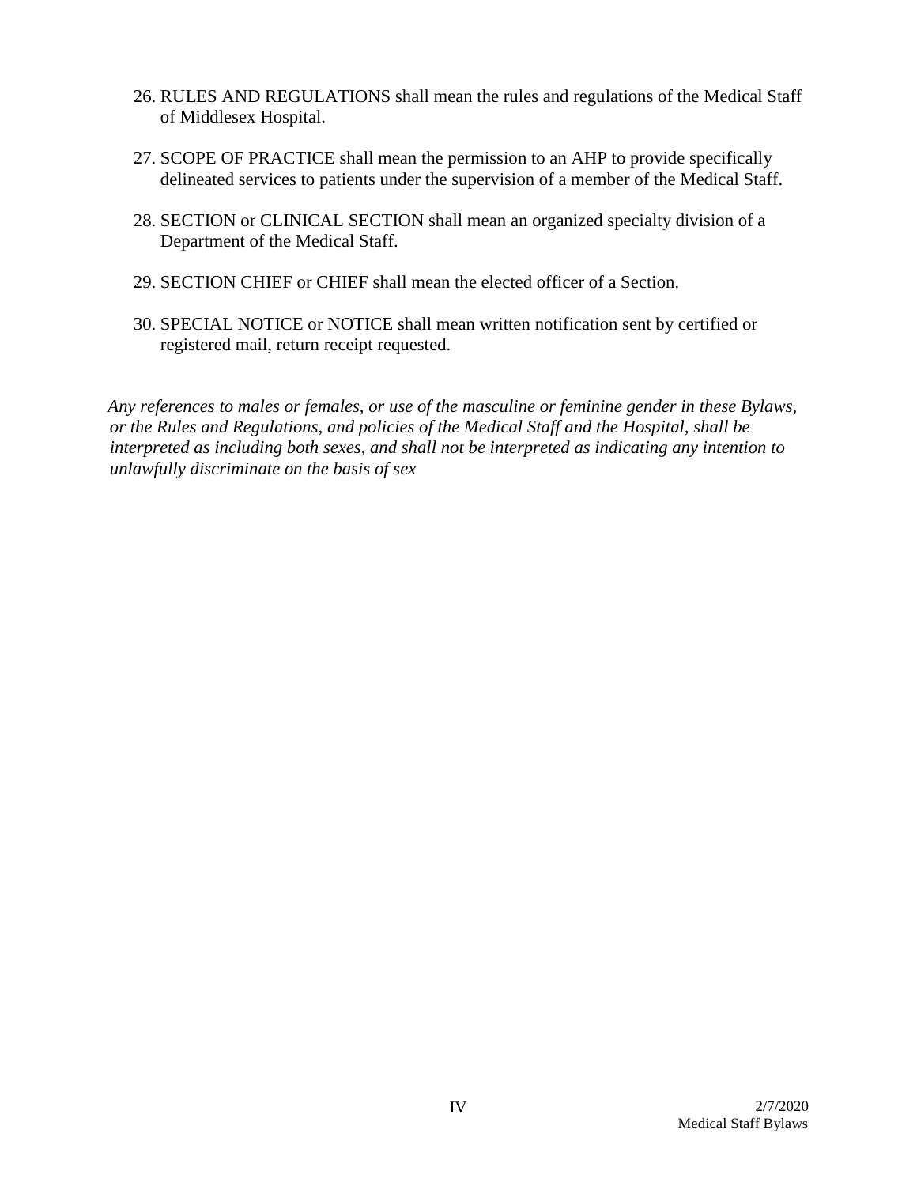26. RULES AND REGULATIONS shall mean the rules and regulations of the Medical Staff of Middlesex Hospital.

27. SCOPE OF PRACTICE shall mean the permission to an AHP to provide specifically delineated services to patients under the supervision of a member of the Medical Staff.

28. SECTION or CLINICAL SECTION shall mean an organized specialty division of a Department of the Medical Staff.

29. SECTION CHIEF or CHIEF shall mean the elected officer of a Section.

30. SPECIAL NOTICE or NOTICE shall mean written notification sent by certified or registered mail, return receipt requested.

*Any references to males or females, or use of the masculine or feminine gender in these Bylaws, or the Rules and Regulations, and policies of the Medical Staff and the Hospital, shall be interpreted as including both sexes, and shall not be interpreted as indicating any intention to unlawfully discriminate on the basis of sex*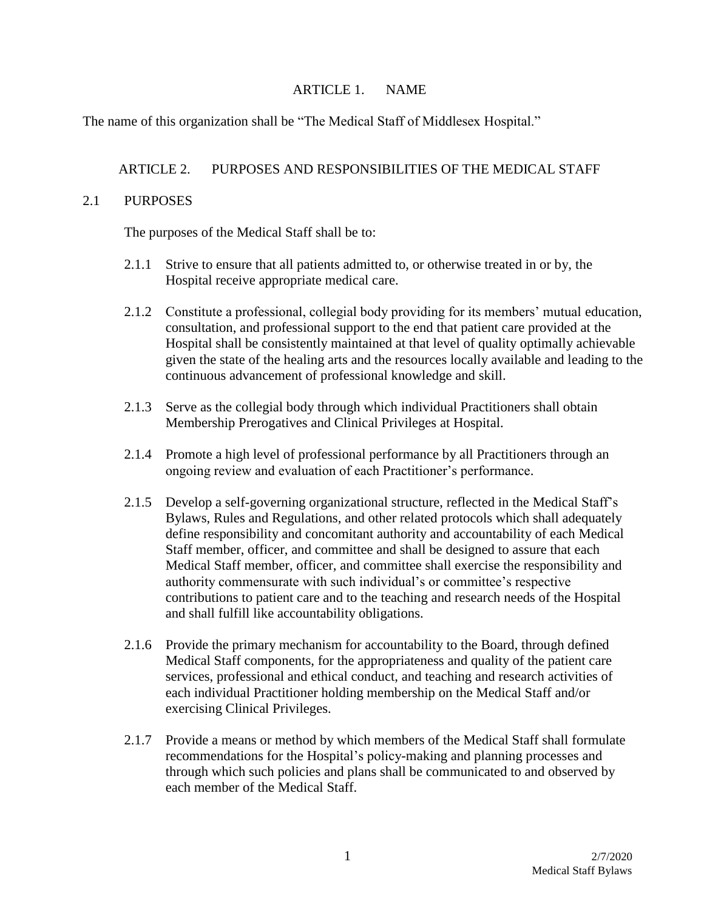# ARTICLE 1. NAME

The name of this organization shall be "The Medical Staff of Middlesex Hospital."

# ARTICLE 2. PURPOSES AND RESPONSIBILITIES OF THE MEDICAL STAFF

## 2.1 PURPOSES

The purposes of the Medical Staff shall be to:

2.1.1 Strive to ensure that all patients admitted to, or otherwise treated in or by, the Hospital receive appropriate medical care.

2.1.2 Constitute a professional, collegial body providing for its members' mutual education, consultation, and professional support to the end that patient care provided at the Hospital shall be consistently maintained at that level of quality optimally achievable given the state of the healing arts and the resources locally available and leading to the continuous advancement of professional knowledge and skill.

2.1.3 Serve as the collegial body through which individual Practitioners shall obtain Membership Prerogatives and Clinical Privileges at Hospital.

2.1.4 Promote a high level of professional performance by all Practitioners through an ongoing review and evaluation of each Practitioner's performance.

2.1.5 Develop a self-governing organizational structure, reflected in the Medical Staff's Bylaws, Rules and Regulations, and other related protocols which shall adequately define responsibility and concomitant authority and accountability of each Medical Staff member, officer, and committee and shall be designed to assure that each Medical Staff member, officer, and committee shall exercise the responsibility and authority commensurate with such individual's or committee's respective contributions to patient care and to the teaching and research needs of the Hospital and shall fulfill like accountability obligations.

2.1.6 Provide the primary mechanism for accountability to the Board, through defined Medical Staff components, for the appropriateness and quality of the patient care services, professional and ethical conduct, and teaching and research activities of each individual Practitioner holding membership on the Medical Staff and/or exercising Clinical Privileges.

2.1.7 Provide a means or method by which members of the Medical Staff shall formulate recommendations for the Hospital's policy-making and planning processes and through which such policies and plans shall be communicated to and observed by each member of the Medical Staff.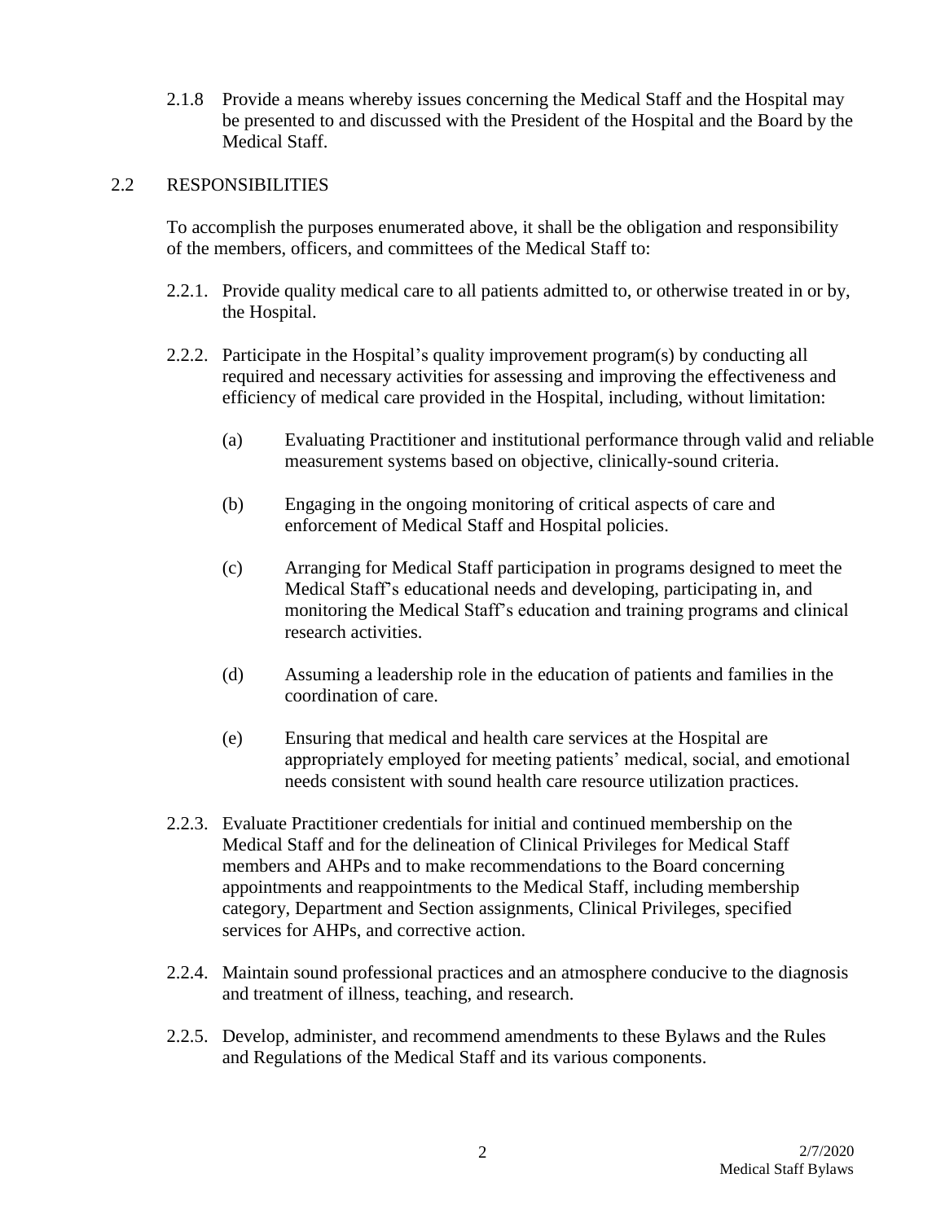2.1.8 Provide a means whereby issues concerning the Medical Staff and the Hospital may be presented to and discussed with the President of the Hospital and the Board by the Medical Staff.

## 2.2 RESPONSIBILITIES

To accomplish the purposes enumerated above, it shall be the obligation and responsibility of the members, officers, and committees of the Medical Staff to:

2.2.1. Provide quality medical care to all patients admitted to, or otherwise treated in or by, the Hospital.

2.2.2. Participate in the Hospital's quality improvement program(s) by conducting all required and necessary activities for assessing and improving the effectiveness and efficiency of medical care provided in the Hospital, including, without limitation:

(a) Evaluating Practitioner and institutional performance through valid and reliable measurement systems based on objective, clinically-sound criteria.

(b) Engaging in the ongoing monitoring of critical aspects of care and enforcement of Medical Staff and Hospital policies.

(c) Arranging for Medical Staff participation in programs designed to meet the Medical Staff's educational needs and developing, participating in, and monitoring the Medical Staff's education and training programs and clinical research activities.

(d) Assuming a leadership role in the education of patients and families in the coordination of care.

(e) Ensuring that medical and health care services at the Hospital are appropriately employed for meeting patients' medical, social, and emotional needs consistent with sound health care resource utilization practices.

2.2.3. Evaluate Practitioner credentials for initial and continued membership on the Medical Staff and for the delineation of Clinical Privileges for Medical Staff members and AHPs and to make recommendations to the Board concerning appointments and reappointments to the Medical Staff, including membership category, Department and Section assignments, Clinical Privileges, specified services for AHPs, and corrective action.

2.2.4. Maintain sound professional practices and an atmosphere conducive to the diagnosis and treatment of illness, teaching, and research.

2.2.5. Develop, administer, and recommend amendments to these Bylaws and the Rules and Regulations of the Medical Staff and its various components.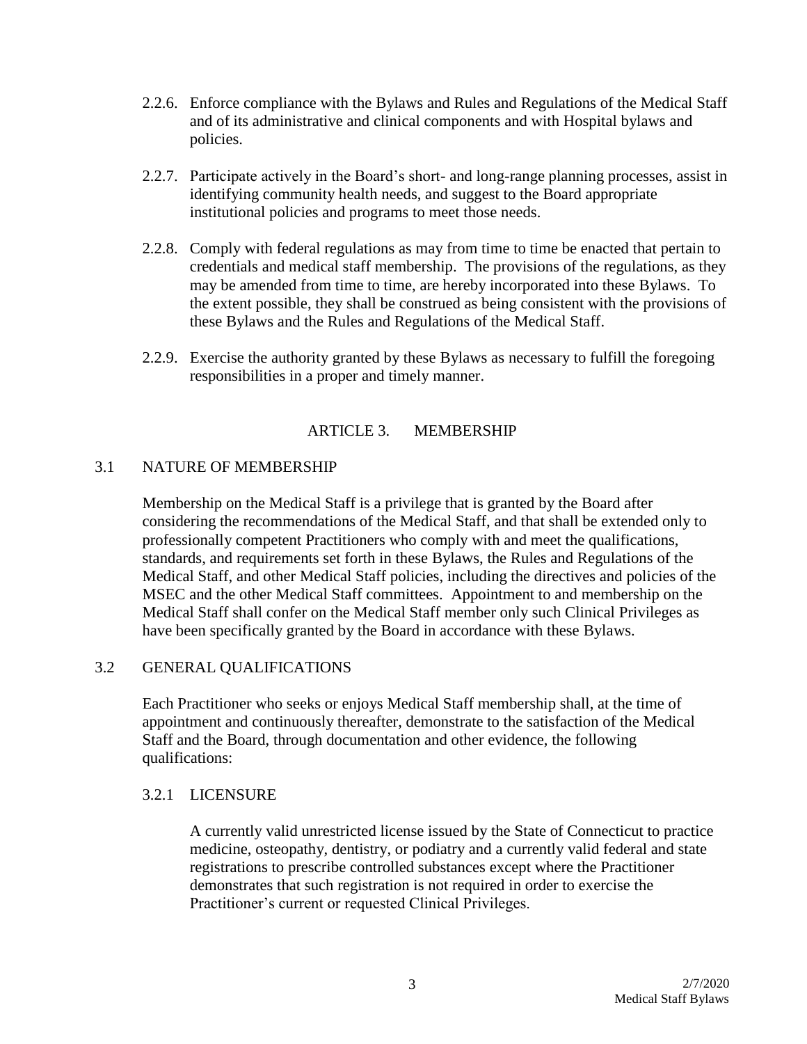2.2.6. Enforce compliance with the Bylaws and Rules and Regulations of the Medical Staff and of its administrative and clinical components and with Hospital bylaws and policies.

2.2.7. Participate actively in the Board's short- and long-range planning processes, assist in identifying community health needs, and suggest to the Board appropriate institutional policies and programs to meet those needs.

2.2.8. Comply with federal regulations as may from time to time be enacted that pertain to credentials and medical staff membership. The provisions of the regulations, as they may be amended from time to time, are hereby incorporated into these Bylaws. To the extent possible, they shall be construed as being consistent with the provisions of these Bylaws and the Rules and Regulations of the Medical Staff.

2.2.9. Exercise the authority granted by these Bylaws as necessary to fulfill the foregoing responsibilities in a proper and timely manner.

# ARTICLE 3. MEMBERSHIP

## 3.1 NATURE OF MEMBERSHIP

Membership on the Medical Staff is a privilege that is granted by the Board after considering the recommendations of the Medical Staff, and that shall be extended only to professionally competent Practitioners who comply with and meet the qualifications, standards, and requirements set forth in these Bylaws, the Rules and Regulations of the Medical Staff, and other Medical Staff policies, including the directives and policies of the MSEC and the other Medical Staff committees. Appointment to and membership on the Medical Staff shall confer on the Medical Staff member only such Clinical Privileges as have been specifically granted by the Board in accordance with these Bylaws.

## 3.2 GENERAL QUALIFICATIONS

Each Practitioner who seeks or enjoys Medical Staff membership shall, at the time of appointment and continuously thereafter, demonstrate to the satisfaction of the Medical Staff and the Board, through documentation and other evidence, the following qualifications:

### 3.2.1 LICENSURE

A currently valid unrestricted license issued by the State of Connecticut to practice medicine, osteopathy, dentistry, or podiatry and a currently valid federal and state registrations to prescribe controlled substances except where the Practitioner demonstrates that such registration is not required in order to exercise the Practitioner's current or requested Clinical Privileges.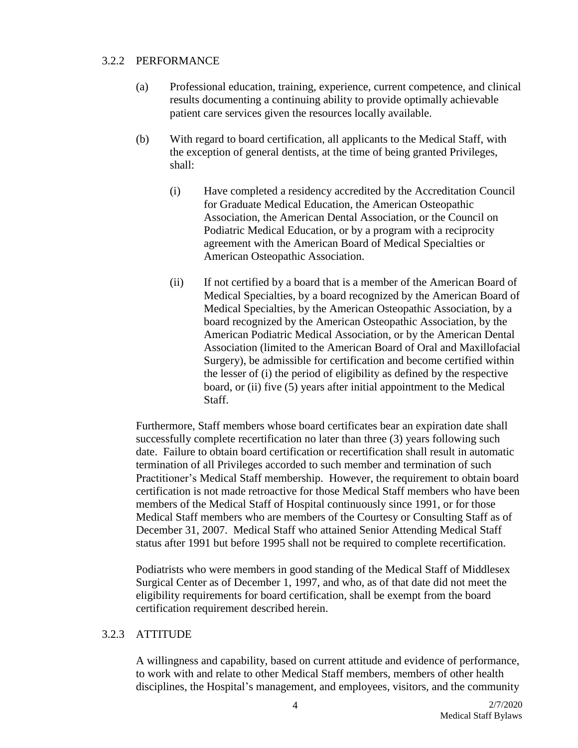### 3.2.2 PERFORMANCE

(a) Professional education, training, experience, current competence, and clinical results documenting a continuing ability to provide optimally achievable patient care services given the resources locally available.

(b) With regard to board certification, all applicants to the Medical Staff, with the exception of general dentists, at the time of being granted Privileges, shall:

(i) Have completed a residency accredited by the Accreditation Council for Graduate Medical Education, the American Osteopathic Association, the American Dental Association, or the Council on Podiatric Medical Education, or by a program with a reciprocity agreement with the American Board of Medical Specialties or American Osteopathic Association.

(ii) If not certified by a board that is a member of the American Board of Medical Specialties, by a board recognized by the American Board of Medical Specialties, by the American Osteopathic Association, by a board recognized by the American Osteopathic Association, by the American Podiatric Medical Association, or by the American Dental Association (limited to the American Board of Oral and Maxillofacial Surgery), be admissible for certification and become certified within the lesser of (i) the period of eligibility as defined by the respective board, or (ii) five (5) years after initial appointment to the Medical Staff.

Furthermore, Staff members whose board certificates bear an expiration date shall successfully complete recertification no later than three (3) years following such date. Failure to obtain board certification or recertification shall result in automatic termination of all Privileges accorded to such member and termination of such Practitioner's Medical Staff membership. However, the requirement to obtain board certification is not made retroactive for those Medical Staff members who have been members of the Medical Staff of Hospital continuously since 1991, or for those Medical Staff members who are members of the Courtesy or Consulting Staff as of December 31, 2007. Medical Staff who attained Senior Attending Medical Staff status after 1991 but before 1995 shall not be required to complete recertification.

Podiatrists who were members in good standing of the Medical Staff of Middlesex Surgical Center as of December 1, 1997, and who, as of that date did not meet the eligibility requirements for board certification, shall be exempt from the board certification requirement described herein.

### 3.2.3 ATTITUDE

A willingness and capability, based on current attitude and evidence of performance, to work with and relate to other Medical Staff members, members of other health disciplines, the Hospital's management, and employees, visitors, and the community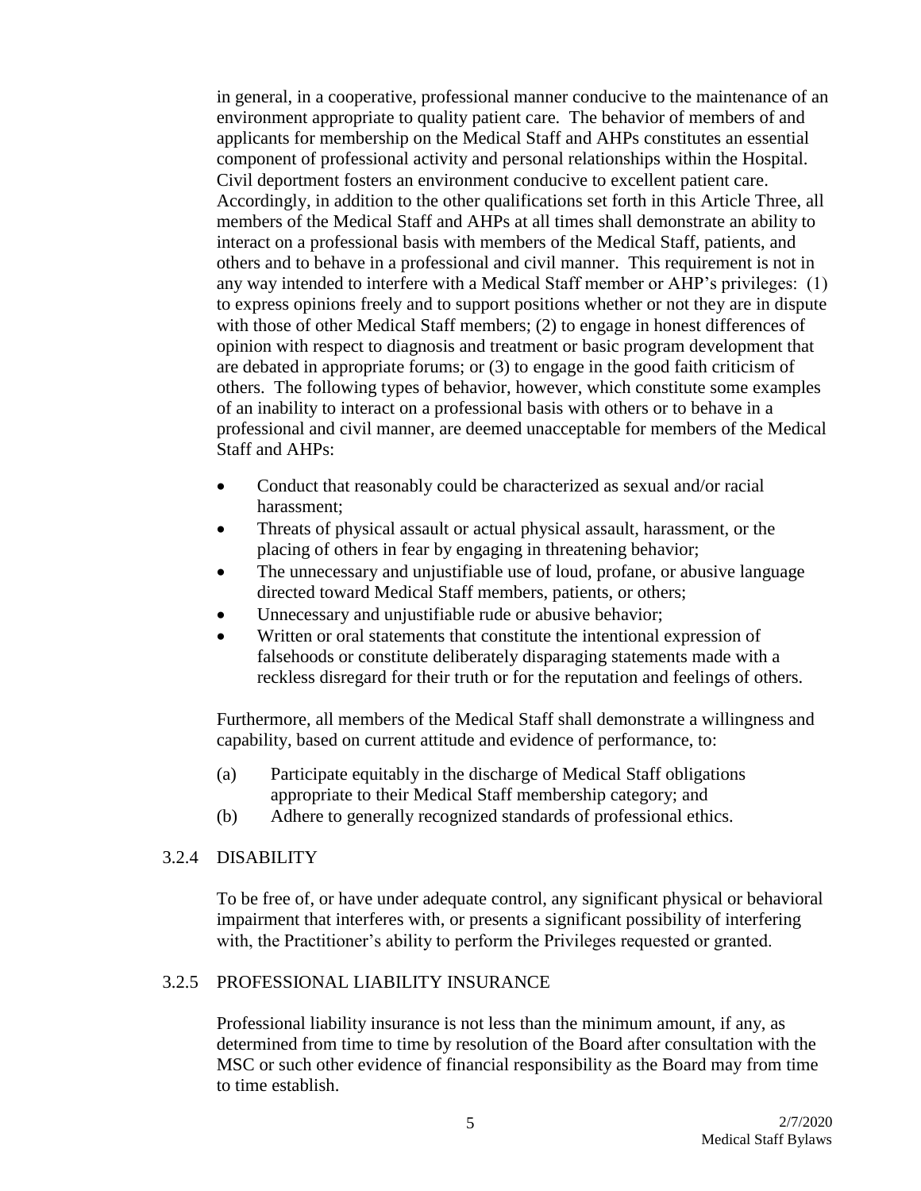in general, in a cooperative, professional manner conducive to the maintenance of an environment appropriate to quality patient care. The behavior of members of and applicants for membership on the Medical Staff and AHPs constitutes an essential component of professional activity and personal relationships within the Hospital. Civil deportment fosters an environment conducive to excellent patient care. Accordingly, in addition to the other qualifications set forth in this Article Three, all members of the Medical Staff and AHPs at all times shall demonstrate an ability to interact on a professional basis with members of the Medical Staff, patients, and others and to behave in a professional and civil manner. This requirement is not in any way intended to interfere with a Medical Staff member or AHP's privileges: (1) to express opinions freely and to support positions whether or not they are in dispute with those of other Medical Staff members; (2) to engage in honest differences of opinion with respect to diagnosis and treatment or basic program development that are debated in appropriate forums; or (3) to engage in the good faith criticism of others. The following types of behavior, however, which constitute some examples of an inability to interact on a professional basis with others or to behave in a professional and civil manner, are deemed unacceptable for members of the Medical Staff and AHPs:

- Conduct that reasonably could be characterized as sexual and/or racial harassment;
- Threats of physical assault or actual physical assault, harassment, or the placing of others in fear by engaging in threatening behavior;
- The unnecessary and unjustifiable use of loud, profane, or abusive language directed toward Medical Staff members, patients, or others;
- Unnecessary and unjustifiable rude or abusive behavior;
- Written or oral statements that constitute the intentional expression of falsehoods or constitute deliberately disparaging statements made with a reckless disregard for their truth or for the reputation and feelings of others.

Furthermore, all members of the Medical Staff shall demonstrate a willingness and capability, based on current attitude and evidence of performance, to:

(a) Participate equitably in the discharge of Medical Staff obligations appropriate to their Medical Staff membership category; and

(b) Adhere to generally recognized standards of professional ethics.

### 3.2.4 DISABILITY

To be free of, or have under adequate control, any significant physical or behavioral impairment that interferes with, or presents a significant possibility of interfering with, the Practitioner's ability to perform the Privileges requested or granted.

### 3.2.5 PROFESSIONAL LIABILITY INSURANCE

Professional liability insurance is not less than the minimum amount, if any, as determined from time to time by resolution of the Board after consultation with the MSC or such other evidence of financial responsibility as the Board may from time to time establish.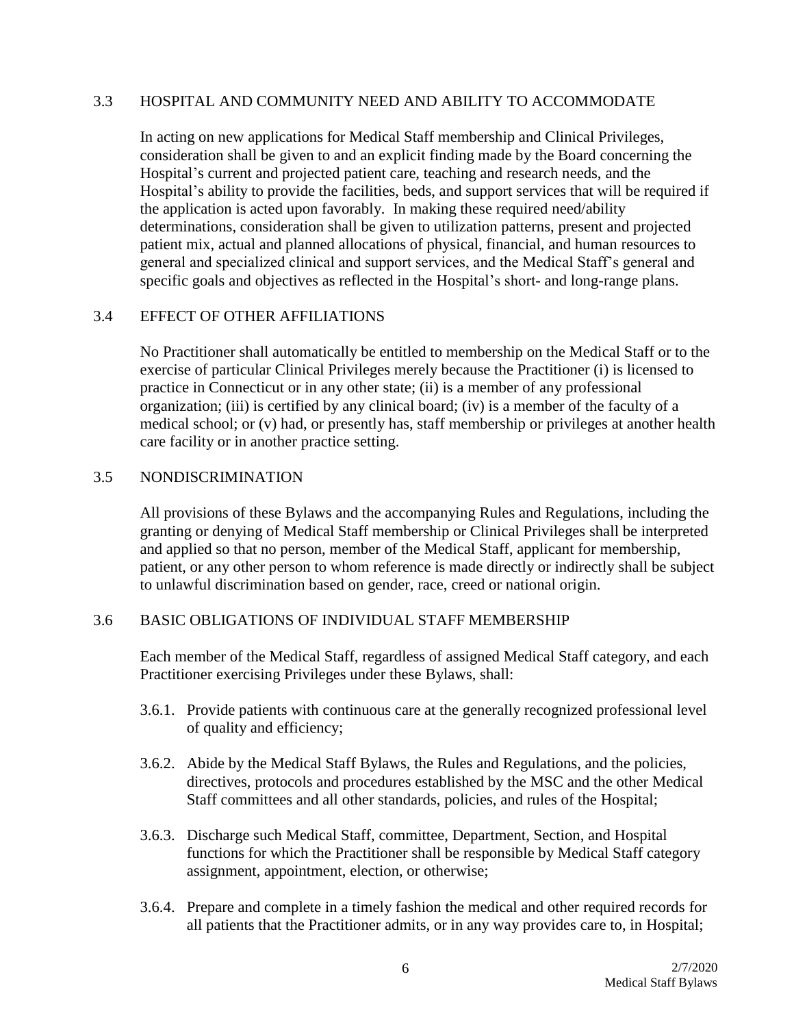## 3.3 HOSPITAL AND COMMUNITY NEED AND ABILITY TO ACCOMMODATE

In acting on new applications for Medical Staff membership and Clinical Privileges, consideration shall be given to and an explicit finding made by the Board concerning the Hospital's current and projected patient care, teaching and research needs, and the Hospital's ability to provide the facilities, beds, and support services that will be required if the application is acted upon favorably. In making these required need/ability determinations, consideration shall be given to utilization patterns, present and projected patient mix, actual and planned allocations of physical, financial, and human resources to general and specialized clinical and support services, and the Medical Staff's general and specific goals and objectives as reflected in the Hospital's short- and long-range plans.

## 3.4 EFFECT OF OTHER AFFILIATIONS

No Practitioner shall automatically be entitled to membership on the Medical Staff or to the exercise of particular Clinical Privileges merely because the Practitioner (i) is licensed to practice in Connecticut or in any other state; (ii) is a member of any professional organization; (iii) is certified by any clinical board; (iv) is a member of the faculty of a medical school; or (v) had, or presently has, staff membership or privileges at another health care facility or in another practice setting.

## 3.5 NONDISCRIMINATION

All provisions of these Bylaws and the accompanying Rules and Regulations, including the granting or denying of Medical Staff membership or Clinical Privileges shall be interpreted and applied so that no person, member of the Medical Staff, applicant for membership, patient, or any other person to whom reference is made directly or indirectly shall be subject to unlawful discrimination based on gender, race, creed or national origin.

## 3.6 BASIC OBLIGATIONS OF INDIVIDUAL STAFF MEMBERSHIP

Each member of the Medical Staff, regardless of assigned Medical Staff category, and each Practitioner exercising Privileges under these Bylaws, shall:

3.6.1. Provide patients with continuous care at the generally recognized professional level of quality and efficiency;

3.6.2. Abide by the Medical Staff Bylaws, the Rules and Regulations, and the policies, directives, protocols and procedures established by the MSC and the other Medical Staff committees and all other standards, policies, and rules of the Hospital;

3.6.3. Discharge such Medical Staff, committee, Department, Section, and Hospital functions for which the Practitioner shall be responsible by Medical Staff category assignment, appointment, election, or otherwise;

3.6.4. Prepare and complete in a timely fashion the medical and other required records for all patients that the Practitioner admits, or in any way provides care to, in Hospital;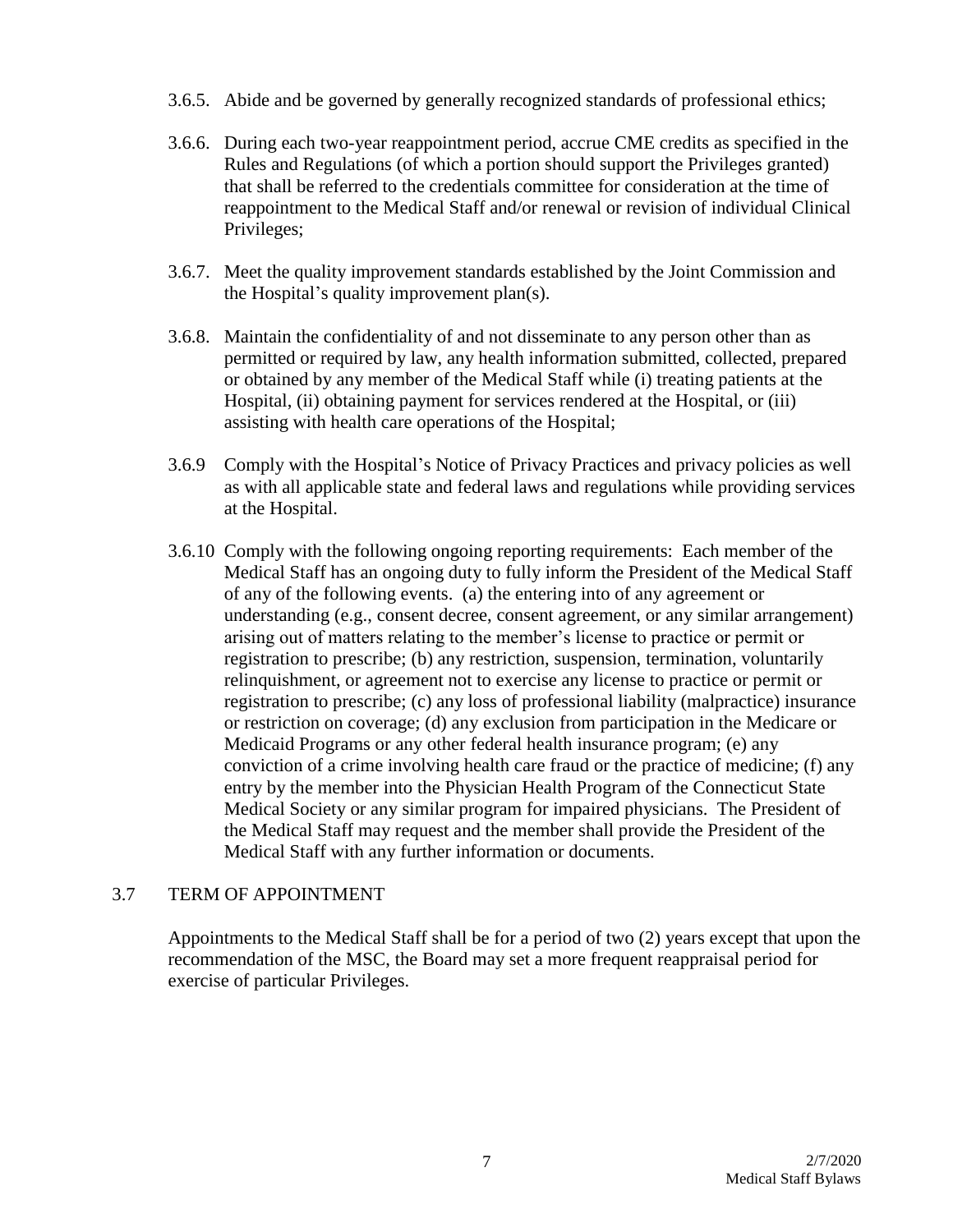3.6.5. Abide and be governed by generally recognized standards of professional ethics;

3.6.6. During each two-year reappointment period, accrue CME credits as specified in the Rules and Regulations (of which a portion should support the Privileges granted) that shall be referred to the credentials committee for consideration at the time of reappointment to the Medical Staff and/or renewal or revision of individual Clinical Privileges;

3.6.7. Meet the quality improvement standards established by the Joint Commission and the Hospital's quality improvement plan(s).

3.6.8. Maintain the confidentiality of and not disseminate to any person other than as permitted or required by law, any health information submitted, collected, prepared or obtained by any member of the Medical Staff while (i) treating patients at the Hospital, (ii) obtaining payment for services rendered at the Hospital, or (iii) assisting with health care operations of the Hospital;

3.6.9 Comply with the Hospital's Notice of Privacy Practices and privacy policies as well as with all applicable state and federal laws and regulations while providing services at the Hospital.

3.6.10 Comply with the following ongoing reporting requirements: Each member of the Medical Staff has an ongoing duty to fully inform the President of the Medical Staff of any of the following events. (a) the entering into of any agreement or understanding (e.g., consent decree, consent agreement, or any similar arrangement) arising out of matters relating to the member's license to practice or permit or registration to prescribe; (b) any restriction, suspension, termination, voluntarily relinquishment, or agreement not to exercise any license to practice or permit or registration to prescribe; (c) any loss of professional liability (malpractice) insurance or restriction on coverage; (d) any exclusion from participation in the Medicare or Medicaid Programs or any other federal health insurance program; (e) any conviction of a crime involving health care fraud or the practice of medicine; (f) any entry by the member into the Physician Health Program of the Connecticut State Medical Society or any similar program for impaired physicians. The President of the Medical Staff may request and the member shall provide the President of the Medical Staff with any further information or documents.

## 3.7 TERM OF APPOINTMENT

Appointments to the Medical Staff shall be for a period of two (2) years except that upon the recommendation of the MSC, the Board may set a more frequent reappraisal period for exercise of particular Privileges.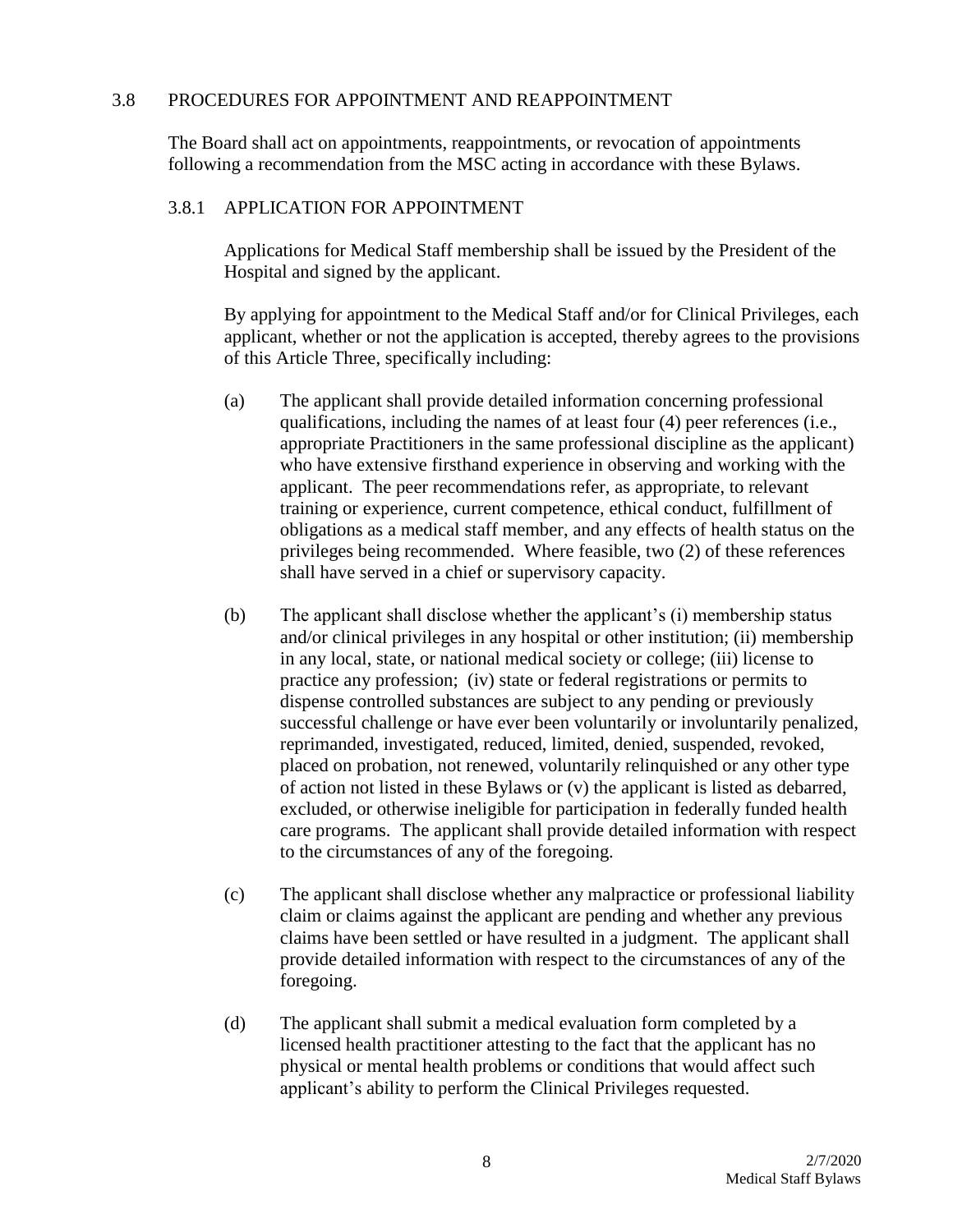## 3.8 PROCEDURES FOR APPOINTMENT AND REAPPOINTMENT

The Board shall act on appointments, reappointments, or revocation of appointments following a recommendation from the MSC acting in accordance with these Bylaws.

### 3.8.1 APPLICATION FOR APPOINTMENT

Applications for Medical Staff membership shall be issued by the President of the Hospital and signed by the applicant.

By applying for appointment to the Medical Staff and/or for Clinical Privileges, each applicant, whether or not the application is accepted, thereby agrees to the provisions of this Article Three, specifically including:

(a) The applicant shall provide detailed information concerning professional qualifications, including the names of at least four (4) peer references (i.e., appropriate Practitioners in the same professional discipline as the applicant) who have extensive firsthand experience in observing and working with the applicant. The peer recommendations refer, as appropriate, to relevant training or experience, current competence, ethical conduct, fulfillment of obligations as a medical staff member, and any effects of health status on the privileges being recommended. Where feasible, two (2) of these references shall have served in a chief or supervisory capacity.

(b) The applicant shall disclose whether the applicant's (i) membership status and/or clinical privileges in any hospital or other institution; (ii) membership in any local, state, or national medical society or college; (iii) license to practice any profession; (iv) state or federal registrations or permits to dispense controlled substances are subject to any pending or previously successful challenge or have ever been voluntarily or involuntarily penalized, reprimanded, investigated, reduced, limited, denied, suspended, revoked, placed on probation, not renewed, voluntarily relinquished or any other type of action not listed in these Bylaws or (v) the applicant is listed as debarred, excluded, or otherwise ineligible for participation in federally funded health care programs. The applicant shall provide detailed information with respect to the circumstances of any of the foregoing.

(c) The applicant shall disclose whether any malpractice or professional liability claim or claims against the applicant are pending and whether any previous claims have been settled or have resulted in a judgment. The applicant shall provide detailed information with respect to the circumstances of any of the foregoing.

(d) The applicant shall submit a medical evaluation form completed by a licensed health practitioner attesting to the fact that the applicant has no physical or mental health problems or conditions that would affect such applicant's ability to perform the Clinical Privileges requested.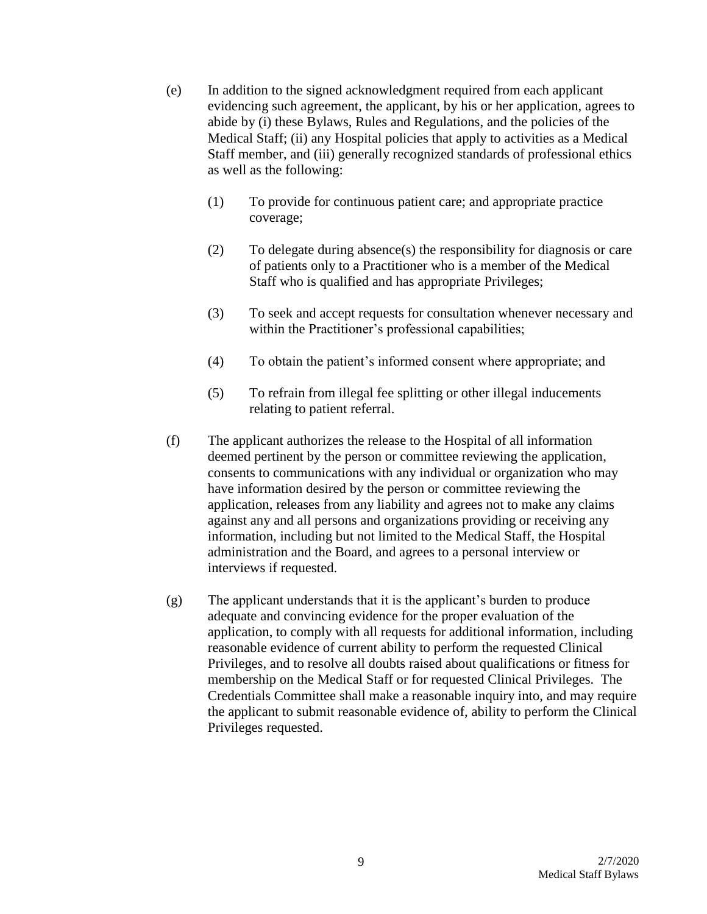(e) In addition to the signed acknowledgment required from each applicant evidencing such agreement, the applicant, by his or her application, agrees to abide by (i) these Bylaws, Rules and Regulations, and the policies of the Medical Staff; (ii) any Hospital policies that apply to activities as a Medical Staff member, and (iii) generally recognized standards of professional ethics as well as the following:

   (1) To provide for continuous patient care; and appropriate practice coverage;

   (2) To delegate during absence(s) the responsibility for diagnosis or care of patients only to a Practitioner who is a member of the Medical Staff who is qualified and has appropriate Privileges;

   (3) To seek and accept requests for consultation whenever necessary and within the Practitioner's professional capabilities;

   (4) To obtain the patient's informed consent where appropriate; and

   (5) To refrain from illegal fee splitting or other illegal inducements relating to patient referral.

(f) The applicant authorizes the release to the Hospital of all information deemed pertinent by the person or committee reviewing the application, consents to communications with any individual or organization who may have information desired by the person or committee reviewing the application, releases from any liability and agrees not to make any claims against any and all persons and organizations providing or receiving any information, including but not limited to the Medical Staff, the Hospital administration and the Board, and agrees to a personal interview or interviews if requested.

(g) The applicant understands that it is the applicant's burden to produce adequate and convincing evidence for the proper evaluation of the application, to comply with all requests for additional information, including reasonable evidence of current ability to perform the requested Clinical Privileges, and to resolve all doubts raised about qualifications or fitness for membership on the Medical Staff or for requested Clinical Privileges. The Credentials Committee shall make a reasonable inquiry into, and may require the applicant to submit reasonable evidence of, ability to perform the Clinical Privileges requested.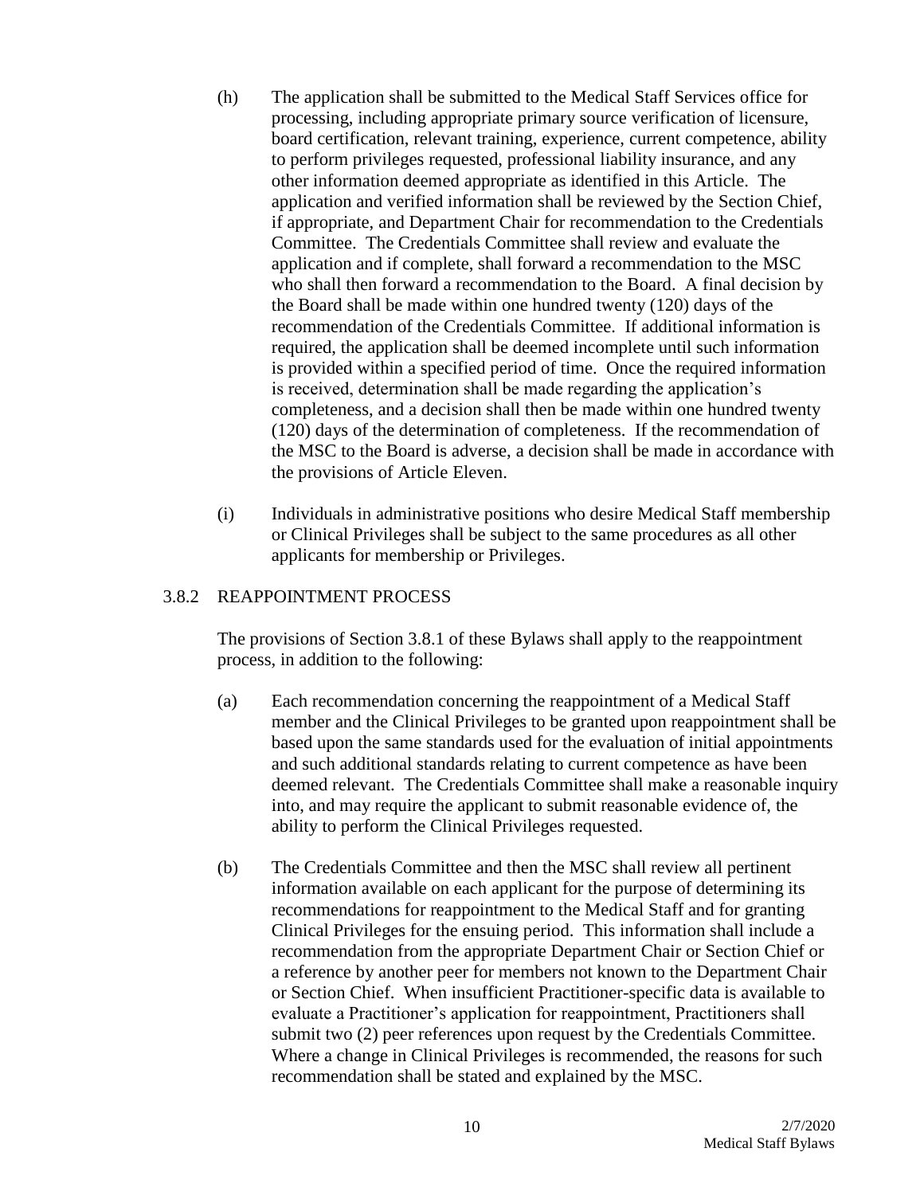(h) The application shall be submitted to the Medical Staff Services office for processing, including appropriate primary source verification of licensure, board certification, relevant training, experience, current competence, ability to perform privileges requested, professional liability insurance, and any other information deemed appropriate as identified in this Article. The application and verified information shall be reviewed by the Section Chief, if appropriate, and Department Chair for recommendation to the Credentials Committee. The Credentials Committee shall review and evaluate the application and if complete, shall forward a recommendation to the MSC who shall then forward a recommendation to the Board. A final decision by the Board shall be made within one hundred twenty (120) days of the recommendation of the Credentials Committee. If additional information is required, the application shall be deemed incomplete until such information is provided within a specified period of time. Once the required information is received, determination shall be made regarding the application's completeness, and a decision shall then be made within one hundred twenty (120) days of the determination of completeness. If the recommendation of the MSC to the Board is adverse, a decision shall be made in accordance with the provisions of Article Eleven.

(i) Individuals in administrative positions who desire Medical Staff membership or Clinical Privileges shall be subject to the same procedures as all other applicants for membership or Privileges.

### 3.8.2 REAPPOINTMENT PROCESS

The provisions of Section 3.8.1 of these Bylaws shall apply to the reappointment process, in addition to the following:

(a) Each recommendation concerning the reappointment of a Medical Staff member and the Clinical Privileges to be granted upon reappointment shall be based upon the same standards used for the evaluation of initial appointments and such additional standards relating to current competence as have been deemed relevant. The Credentials Committee shall make a reasonable inquiry into, and may require the applicant to submit reasonable evidence of, the ability to perform the Clinical Privileges requested.

(b) The Credentials Committee and then the MSC shall review all pertinent information available on each applicant for the purpose of determining its recommendations for reappointment to the Medical Staff and for granting Clinical Privileges for the ensuing period. This information shall include a recommendation from the appropriate Department Chair or Section Chief or a reference by another peer for members not known to the Department Chair or Section Chief. When insufficient Practitioner-specific data is available to evaluate a Practitioner's application for reappointment, Practitioners shall submit two (2) peer references upon request by the Credentials Committee. Where a change in Clinical Privileges is recommended, the reasons for such recommendation shall be stated and explained by the MSC.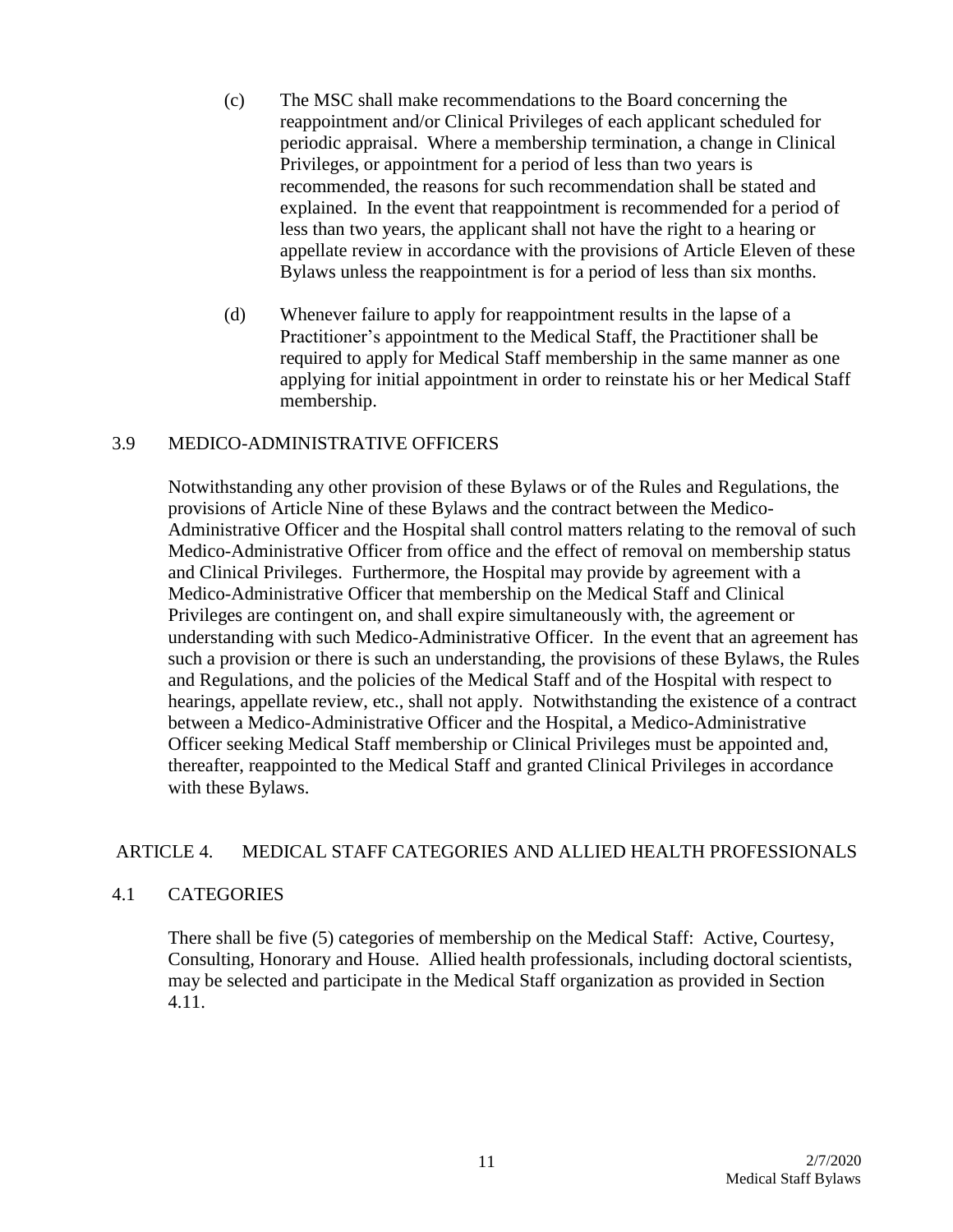(c) The MSC shall make recommendations to the Board concerning the reappointment and/or Clinical Privileges of each applicant scheduled for periodic appraisal. Where a membership termination, a change in Clinical Privileges, or appointment for a period of less than two years is recommended, the reasons for such recommendation shall be stated and explained. In the event that reappointment is recommended for a period of less than two years, the applicant shall not have the right to a hearing or appellate review in accordance with the provisions of Article Eleven of these Bylaws unless the reappointment is for a period of less than six months.

(d) Whenever failure to apply for reappointment results in the lapse of a Practitioner's appointment to the Medical Staff, the Practitioner shall be required to apply for Medical Staff membership in the same manner as one applying for initial appointment in order to reinstate his or her Medical Staff membership.

### 3.9 MEDICO-ADMINISTRATIVE OFFICERS

Notwithstanding any other provision of these Bylaws or of the Rules and Regulations, the provisions of Article Nine of these Bylaws and the contract between the Medico-Administrative Officer and the Hospital shall control matters relating to the removal of such Medico-Administrative Officer from office and the effect of removal on membership status and Clinical Privileges. Furthermore, the Hospital may provide by agreement with a Medico-Administrative Officer that membership on the Medical Staff and Clinical Privileges are contingent on, and shall expire simultaneously with, the agreement or understanding with such Medico-Administrative Officer. In the event that an agreement has such a provision or there is such an understanding, the provisions of these Bylaws, the Rules and Regulations, and the policies of the Medical Staff and of the Hospital with respect to hearings, appellate review, etc., shall not apply. Notwithstanding the existence of a contract between a Medico-Administrative Officer and the Hospital, a Medico-Administrative Officer seeking Medical Staff membership or Clinical Privileges must be appointed and, thereafter, reappointed to the Medical Staff and granted Clinical Privileges in accordance with these Bylaws.

## ARTICLE 4. MEDICAL STAFF CATEGORIES AND ALLIED HEALTH PROFESSIONALS

### 4.1 CATEGORIES

There shall be five (5) categories of membership on the Medical Staff: Active, Courtesy, Consulting, Honorary and House. Allied health professionals, including doctoral scientists, may be selected and participate in the Medical Staff organization as provided in Section 4.11.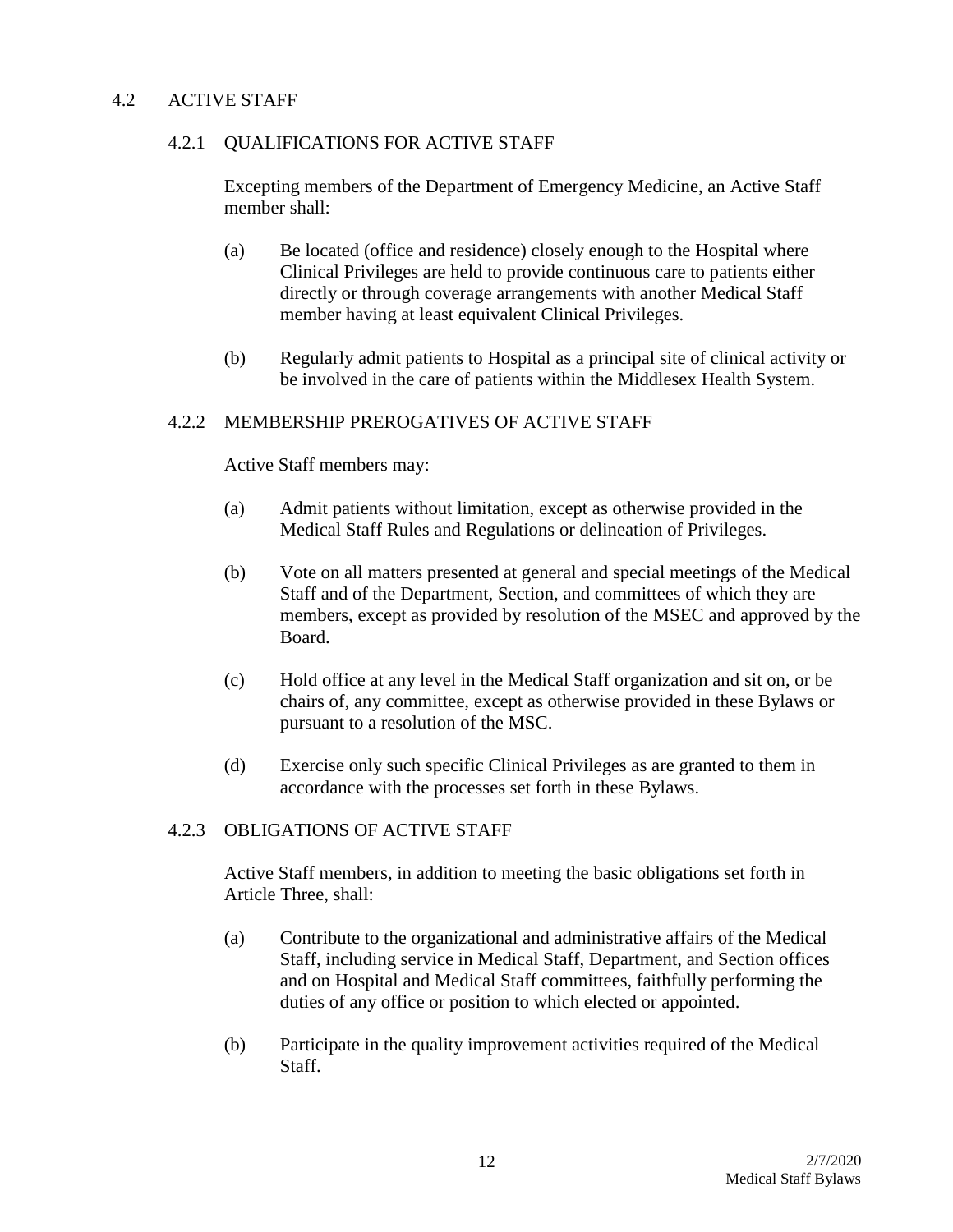## 4.2 ACTIVE STAFF

### 4.2.1 QUALIFICATIONS FOR ACTIVE STAFF

Excepting members of the Department of Emergency Medicine, an Active Staff member shall:

(a) Be located (office and residence) closely enough to the Hospital where Clinical Privileges are held to provide continuous care to patients either directly or through coverage arrangements with another Medical Staff member having at least equivalent Clinical Privileges.

(b) Regularly admit patients to Hospital as a principal site of clinical activity or be involved in the care of patients within the Middlesex Health System.

### 4.2.2 MEMBERSHIP PREROGATIVES OF ACTIVE STAFF

Active Staff members may:

(a) Admit patients without limitation, except as otherwise provided in the Medical Staff Rules and Regulations or delineation of Privileges.

(b) Vote on all matters presented at general and special meetings of the Medical Staff and of the Department, Section, and committees of which they are members, except as provided by resolution of the MSEC and approved by the Board.

(c) Hold office at any level in the Medical Staff organization and sit on, or be chairs of, any committee, except as otherwise provided in these Bylaws or pursuant to a resolution of the MSC.

(d) Exercise only such specific Clinical Privileges as are granted to them in accordance with the processes set forth in these Bylaws.

### 4.2.3 OBLIGATIONS OF ACTIVE STAFF

Active Staff members, in addition to meeting the basic obligations set forth in Article Three, shall:

(a) Contribute to the organizational and administrative affairs of the Medical Staff, including service in Medical Staff, Department, and Section offices and on Hospital and Medical Staff committees, faithfully performing the duties of any office or position to which elected or appointed.

(b) Participate in the quality improvement activities required of the Medical Staff.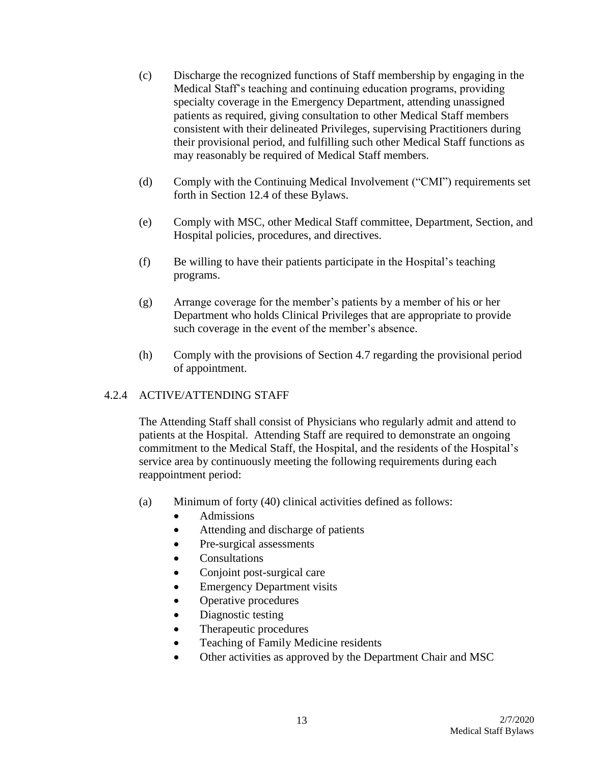(c) Discharge the recognized functions of Staff membership by engaging in the Medical Staff's teaching and continuing education programs, providing specialty coverage in the Emergency Department, attending unassigned patients as required, giving consultation to other Medical Staff members consistent with their delineated Privileges, supervising Practitioners during their provisional period, and fulfilling such other Medical Staff functions as may reasonably be required of Medical Staff members.

(d) Comply with the Continuing Medical Involvement ("CMI") requirements set forth in Section 12.4 of these Bylaws.

(e) Comply with MSC, other Medical Staff committee, Department, Section, and Hospital policies, procedures, and directives.

(f) Be willing to have their patients participate in the Hospital's teaching programs.

(g) Arrange coverage for the member's patients by a member of his or her Department who holds Clinical Privileges that are appropriate to provide such coverage in the event of the member's absence.

(h) Comply with the provisions of Section 4.7 regarding the provisional period of appointment.

### 4.2.4 ACTIVE/ATTENDING STAFF

The Attending Staff shall consist of Physicians who regularly admit and attend to patients at the Hospital. Attending Staff are required to demonstrate an ongoing commitment to the Medical Staff, the Hospital, and the residents of the Hospital's service area by continuously meeting the following requirements during each reappointment period:

(a) Minimum of forty (40) clinical activities defined as follows:

- Admissions
- Attending and discharge of patients
- Pre-surgical assessments
- Consultations
- Conjoint post-surgical care
- Emergency Department visits
- Operative procedures
- Diagnostic testing
- Therapeutic procedures
- Teaching of Family Medicine residents
- Other activities as approved by the Department Chair and MSC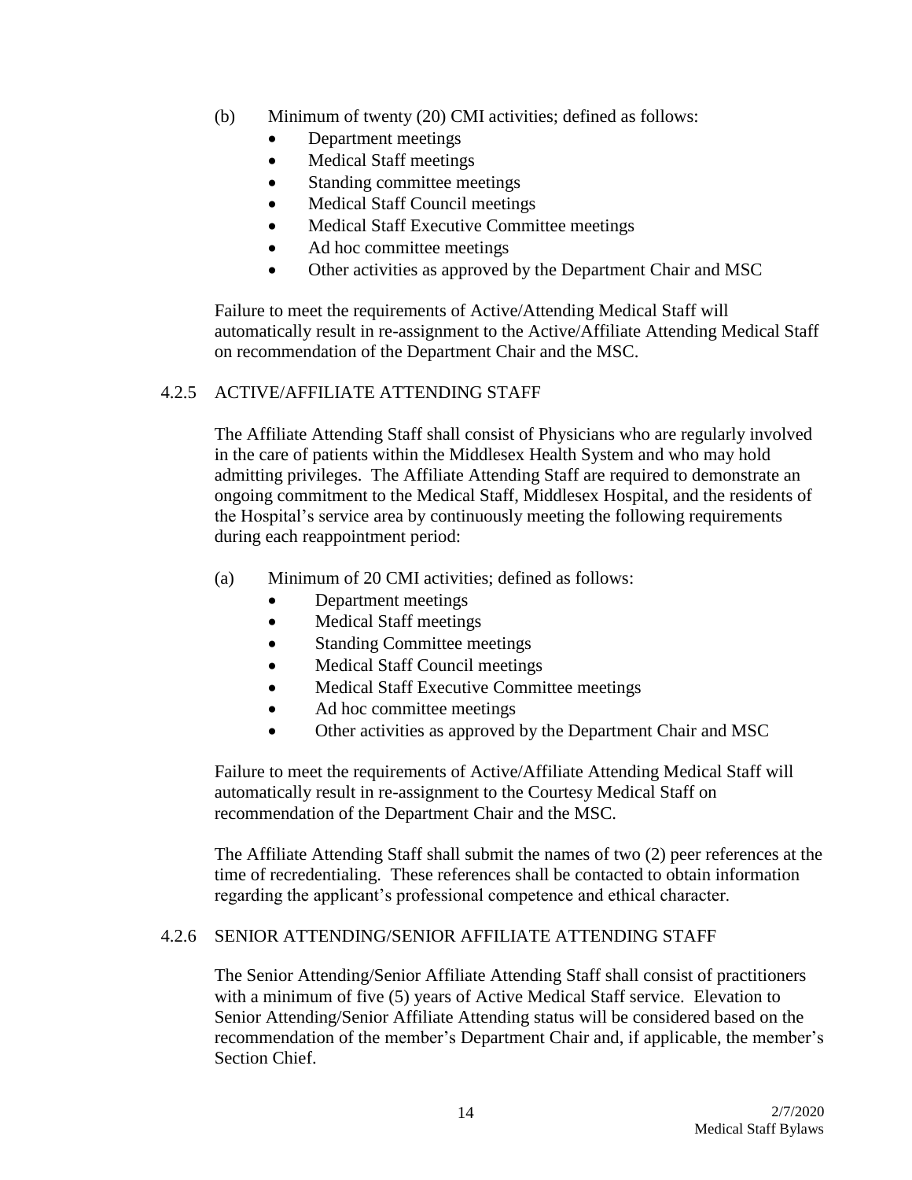(b) Minimum of twenty (20) CMI activities; defined as follows:
- Department meetings
- Medical Staff meetings
- Standing committee meetings
- Medical Staff Council meetings
- Medical Staff Executive Committee meetings
- Ad hoc committee meetings
- Other activities as approved by the Department Chair and MSC

Failure to meet the requirements of Active/Attending Medical Staff will automatically result in re-assignment to the Active/Affiliate Attending Medical Staff on recommendation of the Department Chair and the MSC.

### 4.2.5 ACTIVE/AFFILIATE ATTENDING STAFF

The Affiliate Attending Staff shall consist of Physicians who are regularly involved in the care of patients within the Middlesex Health System and who may hold admitting privileges. The Affiliate Attending Staff are required to demonstrate an ongoing commitment to the Medical Staff, Middlesex Hospital, and the residents of the Hospital's service area by continuously meeting the following requirements during each reappointment period:

(a) Minimum of 20 CMI activities; defined as follows:
- Department meetings
- Medical Staff meetings
- Standing Committee meetings
- Medical Staff Council meetings
- Medical Staff Executive Committee meetings
- Ad hoc committee meetings
- Other activities as approved by the Department Chair and MSC

Failure to meet the requirements of Active/Affiliate Attending Medical Staff will automatically result in re-assignment to the Courtesy Medical Staff on recommendation of the Department Chair and the MSC.

The Affiliate Attending Staff shall submit the names of two (2) peer references at the time of recredentialing. These references shall be contacted to obtain information regarding the applicant's professional competence and ethical character.

### 4.2.6 SENIOR ATTENDING/SENIOR AFFILIATE ATTENDING STAFF

The Senior Attending/Senior Affiliate Attending Staff shall consist of practitioners with a minimum of five (5) years of Active Medical Staff service. Elevation to Senior Attending/Senior Affiliate Attending status will be considered based on the recommendation of the member's Department Chair and, if applicable, the member's Section Chief.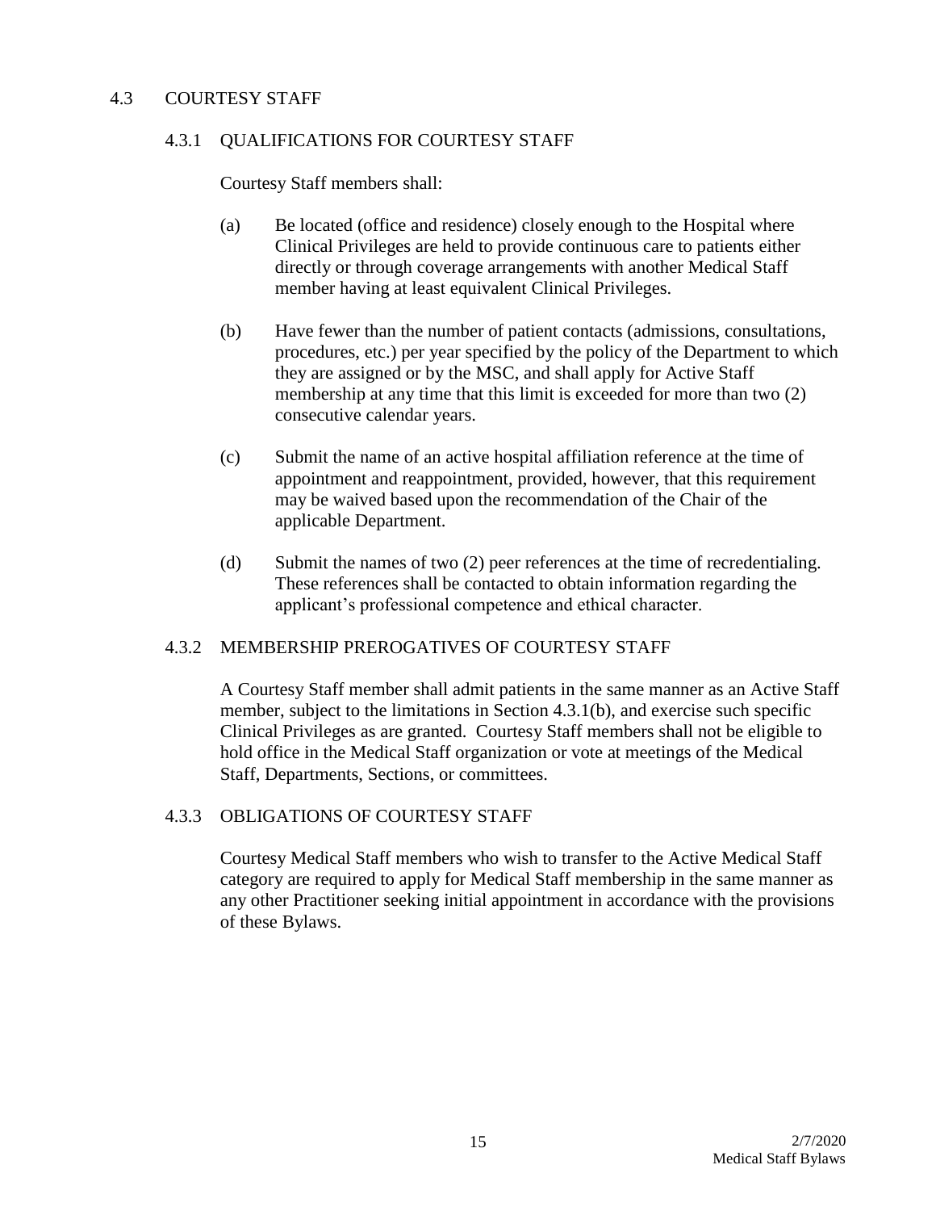## 4.3 COURTESY STAFF

### 4.3.1 QUALIFICATIONS FOR COURTESY STAFF

Courtesy Staff members shall:

(a) Be located (office and residence) closely enough to the Hospital where Clinical Privileges are held to provide continuous care to patients either directly or through coverage arrangements with another Medical Staff member having at least equivalent Clinical Privileges.

(b) Have fewer than the number of patient contacts (admissions, consultations, procedures, etc.) per year specified by the policy of the Department to which they are assigned or by the MSC, and shall apply for Active Staff membership at any time that this limit is exceeded for more than two (2) consecutive calendar years.

(c) Submit the name of an active hospital affiliation reference at the time of appointment and reappointment, provided, however, that this requirement may be waived based upon the recommendation of the Chair of the applicable Department.

(d) Submit the names of two (2) peer references at the time of recredentialing. These references shall be contacted to obtain information regarding the applicant's professional competence and ethical character.

### 4.3.2 MEMBERSHIP PREROGATIVES OF COURTESY STAFF

A Courtesy Staff member shall admit patients in the same manner as an Active Staff member, subject to the limitations in Section 4.3.1(b), and exercise such specific Clinical Privileges as are granted. Courtesy Staff members shall not be eligible to hold office in the Medical Staff organization or vote at meetings of the Medical Staff, Departments, Sections, or committees.

### 4.3.3 OBLIGATIONS OF COURTESY STAFF

Courtesy Medical Staff members who wish to transfer to the Active Medical Staff category are required to apply for Medical Staff membership in the same manner as any other Practitioner seeking initial appointment in accordance with the provisions of these Bylaws.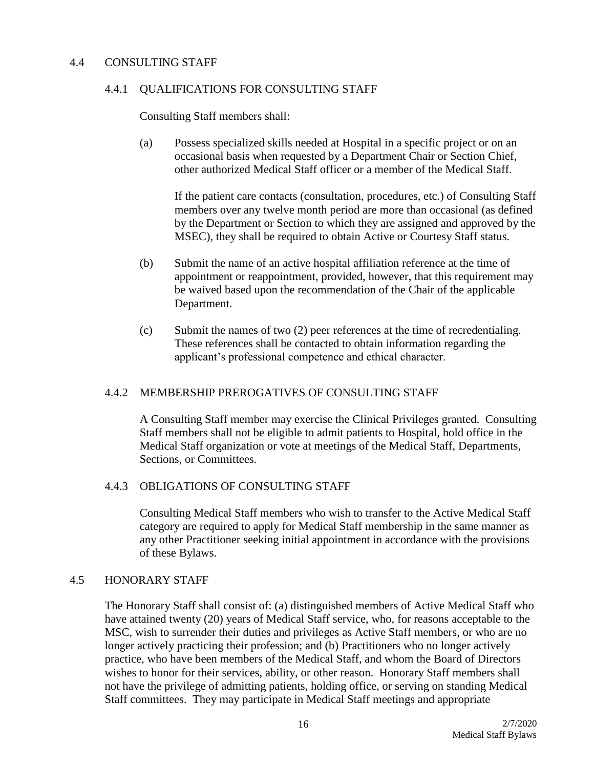### 4.4 CONSULTING STAFF

#### 4.4.1 QUALIFICATIONS FOR CONSULTING STAFF

Consulting Staff members shall:

(a) Possess specialized skills needed at Hospital in a specific project or on an occasional basis when requested by a Department Chair or Section Chief, other authorized Medical Staff officer or a member of the Medical Staff.

If the patient care contacts (consultation, procedures, etc.) of Consulting Staff members over any twelve month period are more than occasional (as defined by the Department or Section to which they are assigned and approved by the MSEC), they shall be required to obtain Active or Courtesy Staff status.

(b) Submit the name of an active hospital affiliation reference at the time of appointment or reappointment, provided, however, that this requirement may be waived based upon the recommendation of the Chair of the applicable Department.

(c) Submit the names of two (2) peer references at the time of recredentialing. These references shall be contacted to obtain information regarding the applicant's professional competence and ethical character.

#### 4.4.2 MEMBERSHIP PREROGATIVES OF CONSULTING STAFF

A Consulting Staff member may exercise the Clinical Privileges granted. Consulting Staff members shall not be eligible to admit patients to Hospital, hold office in the Medical Staff organization or vote at meetings of the Medical Staff, Departments, Sections, or Committees.

#### 4.4.3 OBLIGATIONS OF CONSULTING STAFF

Consulting Medical Staff members who wish to transfer to the Active Medical Staff category are required to apply for Medical Staff membership in the same manner as any other Practitioner seeking initial appointment in accordance with the provisions of these Bylaws.

### 4.5 HONORARY STAFF

The Honorary Staff shall consist of: (a) distinguished members of Active Medical Staff who have attained twenty (20) years of Medical Staff service, who, for reasons acceptable to the MSC, wish to surrender their duties and privileges as Active Staff members, or who are no longer actively practicing their profession; and (b) Practitioners who no longer actively practice, who have been members of the Medical Staff, and whom the Board of Directors wishes to honor for their services, ability, or other reason. Honorary Staff members shall not have the privilege of admitting patients, holding office, or serving on standing Medical Staff committees. They may participate in Medical Staff meetings and appropriate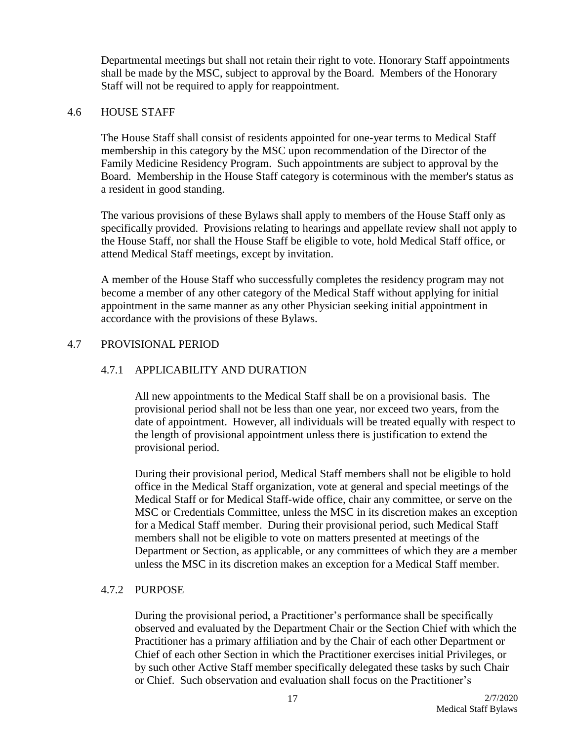Departmental meetings but shall not retain their right to vote. Honorary Staff appointments shall be made by the MSC, subject to approval by the Board. Members of the Honorary Staff will not be required to apply for reappointment.

## 4.6 HOUSE STAFF

The House Staff shall consist of residents appointed for one-year terms to Medical Staff membership in this category by the MSC upon recommendation of the Director of the Family Medicine Residency Program. Such appointments are subject to approval by the Board. Membership in the House Staff category is coterminous with the member's status as a resident in good standing.

The various provisions of these Bylaws shall apply to members of the House Staff only as specifically provided. Provisions relating to hearings and appellate review shall not apply to the House Staff, nor shall the House Staff be eligible to vote, hold Medical Staff office, or attend Medical Staff meetings, except by invitation.

A member of the House Staff who successfully completes the residency program may not become a member of any other category of the Medical Staff without applying for initial appointment in the same manner as any other Physician seeking initial appointment in accordance with the provisions of these Bylaws.

## 4.7 PROVISIONAL PERIOD

### 4.7.1 APPLICABILITY AND DURATION

All new appointments to the Medical Staff shall be on a provisional basis. The provisional period shall not be less than one year, nor exceed two years, from the date of appointment. However, all individuals will be treated equally with respect to the length of provisional appointment unless there is justification to extend the provisional period.

During their provisional period, Medical Staff members shall not be eligible to hold office in the Medical Staff organization, vote at general and special meetings of the Medical Staff or for Medical Staff-wide office, chair any committee, or serve on the MSC or Credentials Committee, unless the MSC in its discretion makes an exception for a Medical Staff member. During their provisional period, such Medical Staff members shall not be eligible to vote on matters presented at meetings of the Department or Section, as applicable, or any committees of which they are a member unless the MSC in its discretion makes an exception for a Medical Staff member.

### 4.7.2 PURPOSE

During the provisional period, a Practitioner's performance shall be specifically observed and evaluated by the Department Chair or the Section Chief with which the Practitioner has a primary affiliation and by the Chair of each other Department or Chief of each other Section in which the Practitioner exercises initial Privileges, or by such other Active Staff member specifically delegated these tasks by such Chair or Chief. Such observation and evaluation shall focus on the Practitioner's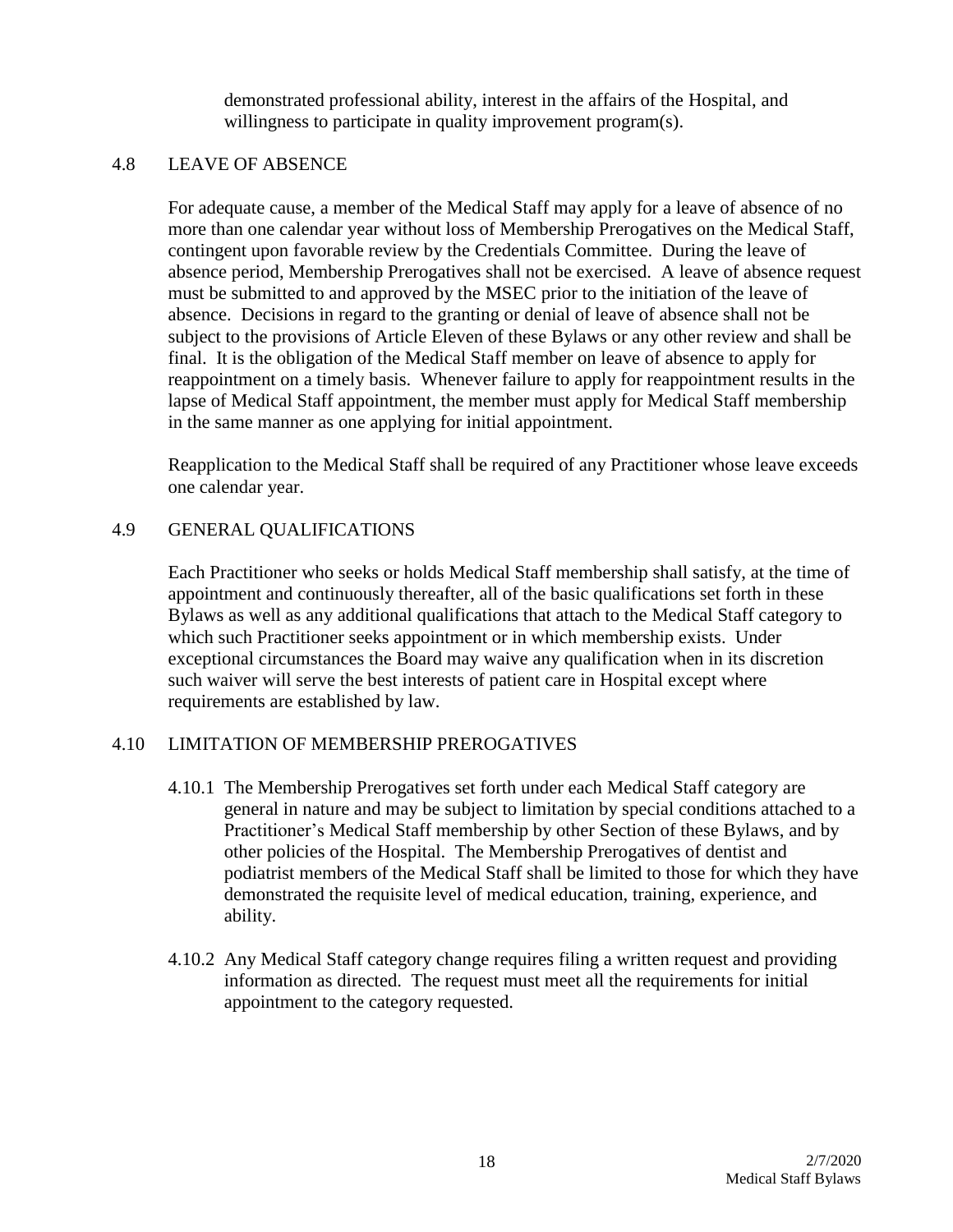demonstrated professional ability, interest in the affairs of the Hospital, and willingness to participate in quality improvement program(s).

## 4.8 LEAVE OF ABSENCE

For adequate cause, a member of the Medical Staff may apply for a leave of absence of no more than one calendar year without loss of Membership Prerogatives on the Medical Staff, contingent upon favorable review by the Credentials Committee. During the leave of absence period, Membership Prerogatives shall not be exercised. A leave of absence request must be submitted to and approved by the MSEC prior to the initiation of the leave of absence. Decisions in regard to the granting or denial of leave of absence shall not be subject to the provisions of Article Eleven of these Bylaws or any other review and shall be final. It is the obligation of the Medical Staff member on leave of absence to apply for reappointment on a timely basis. Whenever failure to apply for reappointment results in the lapse of Medical Staff appointment, the member must apply for Medical Staff membership in the same manner as one applying for initial appointment.

Reapplication to the Medical Staff shall be required of any Practitioner whose leave exceeds one calendar year.

## 4.9 GENERAL QUALIFICATIONS

Each Practitioner who seeks or holds Medical Staff membership shall satisfy, at the time of appointment and continuously thereafter, all of the basic qualifications set forth in these Bylaws as well as any additional qualifications that attach to the Medical Staff category to which such Practitioner seeks appointment or in which membership exists. Under exceptional circumstances the Board may waive any qualification when in its discretion such waiver will serve the best interests of patient care in Hospital except where requirements are established by law.

## 4.10 LIMITATION OF MEMBERSHIP PREROGATIVES

4.10.1 The Membership Prerogatives set forth under each Medical Staff category are general in nature and may be subject to limitation by special conditions attached to a Practitioner's Medical Staff membership by other Section of these Bylaws, and by other policies of the Hospital. The Membership Prerogatives of dentist and podiatrist members of the Medical Staff shall be limited to those for which they have demonstrated the requisite level of medical education, training, experience, and ability.

4.10.2 Any Medical Staff category change requires filing a written request and providing information as directed. The request must meet all the requirements for initial appointment to the category requested.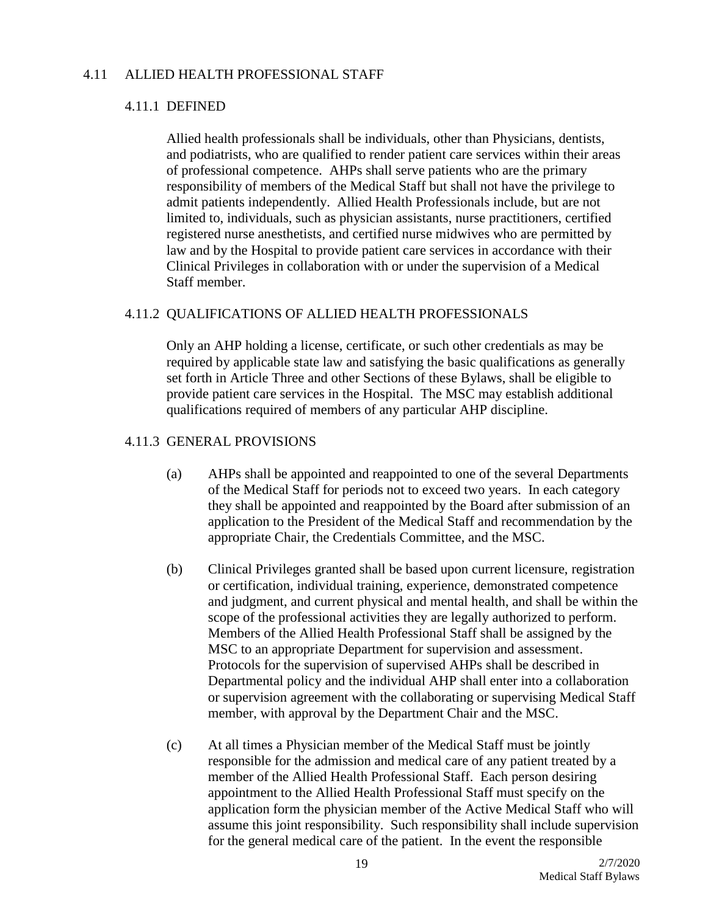## 4.11 ALLIED HEALTH PROFESSIONAL STAFF

### 4.11.1 DEFINED

Allied health professionals shall be individuals, other than Physicians, dentists, and podiatrists, who are qualified to render patient care services within their areas of professional competence. AHPs shall serve patients who are the primary responsibility of members of the Medical Staff but shall not have the privilege to admit patients independently. Allied Health Professionals include, but are not limited to, individuals, such as physician assistants, nurse practitioners, certified registered nurse anesthetists, and certified nurse midwives who are permitted by law and by the Hospital to provide patient care services in accordance with their Clinical Privileges in collaboration with or under the supervision of a Medical Staff member.

### 4.11.2 QUALIFICATIONS OF ALLIED HEALTH PROFESSIONALS

Only an AHP holding a license, certificate, or such other credentials as may be required by applicable state law and satisfying the basic qualifications as generally set forth in Article Three and other Sections of these Bylaws, shall be eligible to provide patient care services in the Hospital. The MSC may establish additional qualifications required of members of any particular AHP discipline.

### 4.11.3 GENERAL PROVISIONS

(a) AHPs shall be appointed and reappointed to one of the several Departments of the Medical Staff for periods not to exceed two years. In each category they shall be appointed and reappointed by the Board after submission of an application to the President of the Medical Staff and recommendation by the appropriate Chair, the Credentials Committee, and the MSC.

(b) Clinical Privileges granted shall be based upon current licensure, registration or certification, individual training, experience, demonstrated competence and judgment, and current physical and mental health, and shall be within the scope of the professional activities they are legally authorized to perform. Members of the Allied Health Professional Staff shall be assigned by the MSC to an appropriate Department for supervision and assessment. Protocols for the supervision of supervised AHPs shall be described in Departmental policy and the individual AHP shall enter into a collaboration or supervision agreement with the collaborating or supervising Medical Staff member, with approval by the Department Chair and the MSC.

(c) At all times a Physician member of the Medical Staff must be jointly responsible for the admission and medical care of any patient treated by a member of the Allied Health Professional Staff. Each person desiring appointment to the Allied Health Professional Staff must specify on the application form the physician member of the Active Medical Staff who will assume this joint responsibility. Such responsibility shall include supervision for the general medical care of the patient. In the event the responsible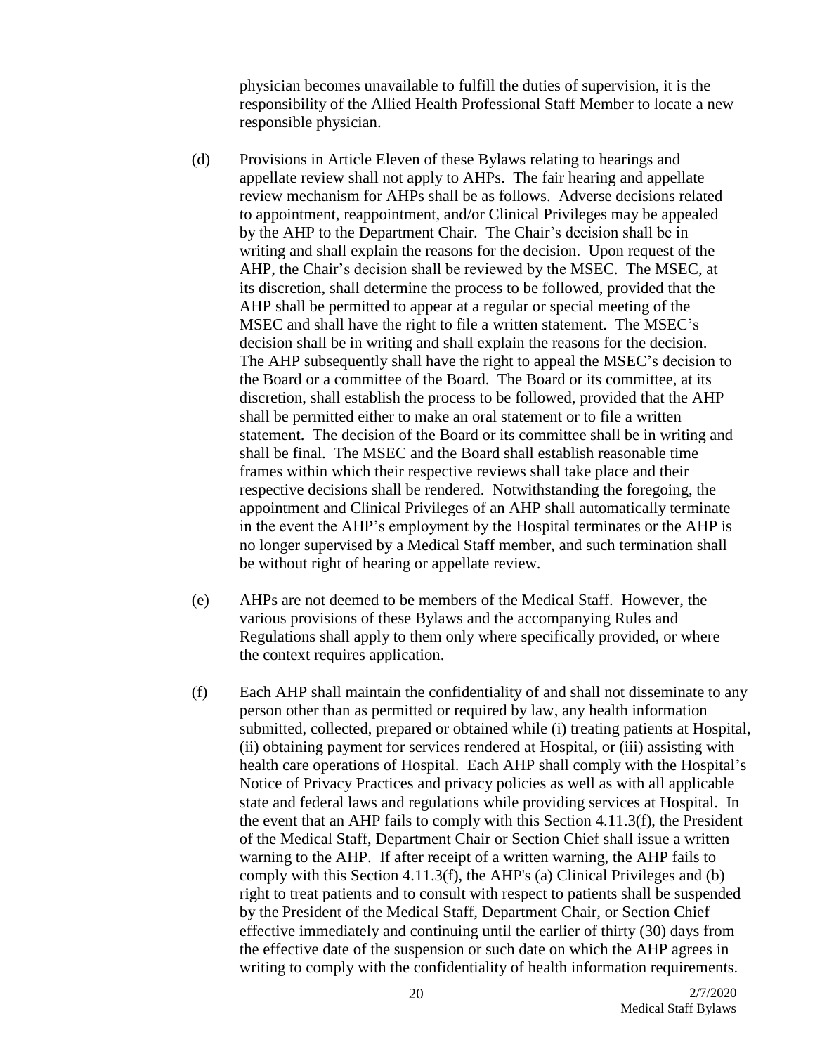physician becomes unavailable to fulfill the duties of supervision, it is the responsibility of the Allied Health Professional Staff Member to locate a new responsible physician.

(d) Provisions in Article Eleven of these Bylaws relating to hearings and appellate review shall not apply to AHPs. The fair hearing and appellate review mechanism for AHPs shall be as follows. Adverse decisions related to appointment, reappointment, and/or Clinical Privileges may be appealed by the AHP to the Department Chair. The Chair's decision shall be in writing and shall explain the reasons for the decision. Upon request of the AHP, the Chair's decision shall be reviewed by the MSEC. The MSEC, at its discretion, shall determine the process to be followed, provided that the AHP shall be permitted to appear at a regular or special meeting of the MSEC and shall have the right to file a written statement. The MSEC's decision shall be in writing and shall explain the reasons for the decision. The AHP subsequently shall have the right to appeal the MSEC's decision to the Board or a committee of the Board. The Board or its committee, at its discretion, shall establish the process to be followed, provided that the AHP shall be permitted either to make an oral statement or to file a written statement. The decision of the Board or its committee shall be in writing and shall be final. The MSEC and the Board shall establish reasonable time frames within which their respective reviews shall take place and their respective decisions shall be rendered. Notwithstanding the foregoing, the appointment and Clinical Privileges of an AHP shall automatically terminate in the event the AHP's employment by the Hospital terminates or the AHP is no longer supervised by a Medical Staff member, and such termination shall be without right of hearing or appellate review.

(e) AHPs are not deemed to be members of the Medical Staff. However, the various provisions of these Bylaws and the accompanying Rules and Regulations shall apply to them only where specifically provided, or where the context requires application.

(f) Each AHP shall maintain the confidentiality of and shall not disseminate to any person other than as permitted or required by law, any health information submitted, collected, prepared or obtained while (i) treating patients at Hospital, (ii) obtaining payment for services rendered at Hospital, or (iii) assisting with health care operations of Hospital. Each AHP shall comply with the Hospital's Notice of Privacy Practices and privacy policies as well as with all applicable state and federal laws and regulations while providing services at Hospital. In the event that an AHP fails to comply with this Section 4.11.3(f), the President of the Medical Staff, Department Chair or Section Chief shall issue a written warning to the AHP. If after receipt of a written warning, the AHP fails to comply with this Section 4.11.3(f), the AHP's (a) Clinical Privileges and (b) right to treat patients and to consult with respect to patients shall be suspended by the President of the Medical Staff, Department Chair, or Section Chief effective immediately and continuing until the earlier of thirty (30) days from the effective date of the suspension or such date on which the AHP agrees in writing to comply with the confidentiality of health information requirements.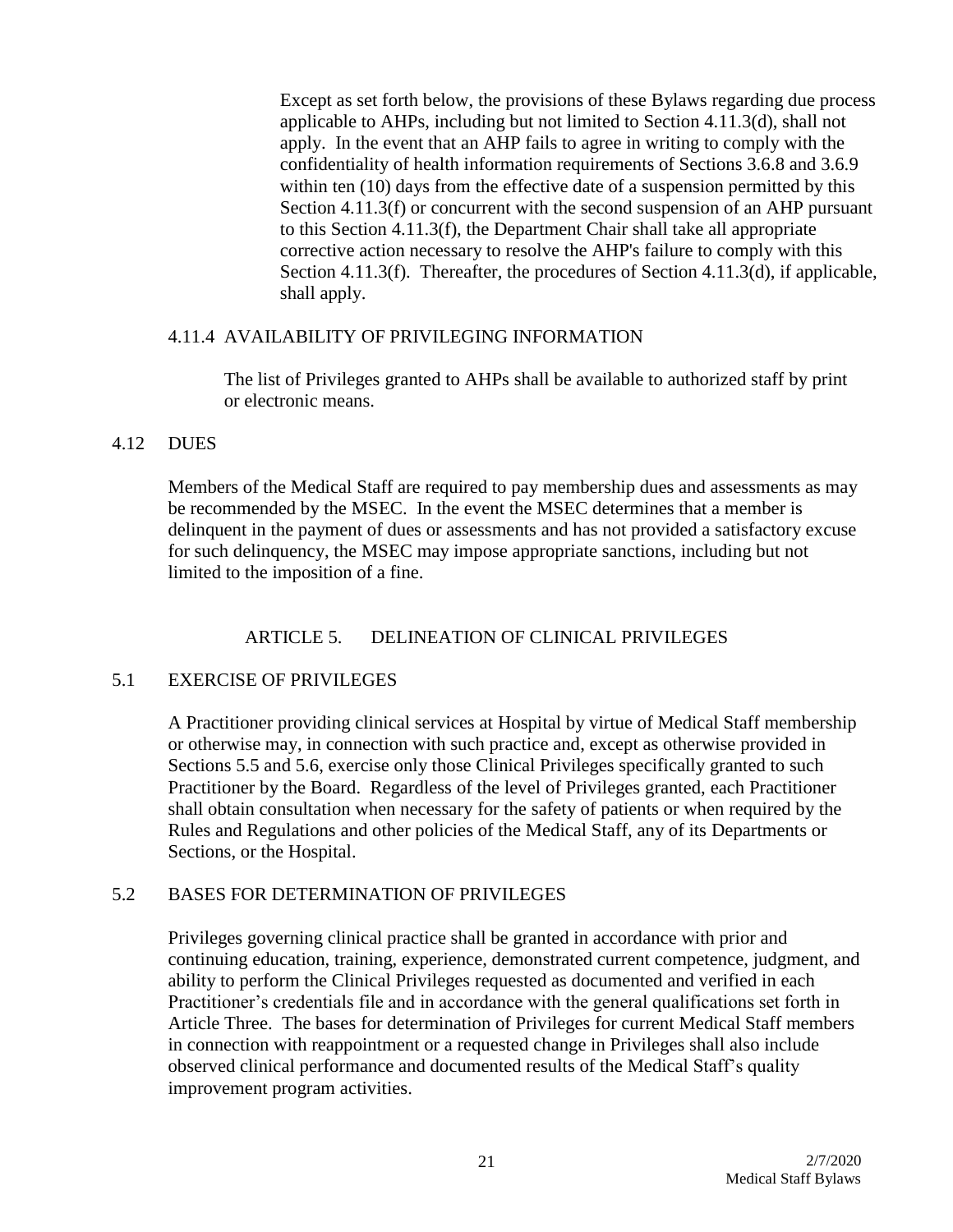Except as set forth below, the provisions of these Bylaws regarding due process applicable to AHPs, including but not limited to Section 4.11.3(d), shall not apply. In the event that an AHP fails to agree in writing to comply with the confidentiality of health information requirements of Sections 3.6.8 and 3.6.9 within ten (10) days from the effective date of a suspension permitted by this Section 4.11.3(f) or concurrent with the second suspension of an AHP pursuant to this Section 4.11.3(f), the Department Chair shall take all appropriate corrective action necessary to resolve the AHP's failure to comply with this Section 4.11.3(f). Thereafter, the procedures of Section 4.11.3(d), if applicable, shall apply.

#### 4.11.4 AVAILABILITY OF PRIVILEGING INFORMATION

The list of Privileges granted to AHPs shall be available to authorized staff by print or electronic means.

### 4.12 DUES

Members of the Medical Staff are required to pay membership dues and assessments as may be recommended by the MSEC. In the event the MSEC determines that a member is delinquent in the payment of dues or assessments and has not provided a satisfactory excuse for such delinquency, the MSEC may impose appropriate sanctions, including but not limited to the imposition of a fine.

## ARTICLE 5. DELINEATION OF CLINICAL PRIVILEGES

### 5.1 EXERCISE OF PRIVILEGES

A Practitioner providing clinical services at Hospital by virtue of Medical Staff membership or otherwise may, in connection with such practice and, except as otherwise provided in Sections 5.5 and 5.6, exercise only those Clinical Privileges specifically granted to such Practitioner by the Board. Regardless of the level of Privileges granted, each Practitioner shall obtain consultation when necessary for the safety of patients or when required by the Rules and Regulations and other policies of the Medical Staff, any of its Departments or Sections, or the Hospital.

### 5.2 BASES FOR DETERMINATION OF PRIVILEGES

Privileges governing clinical practice shall be granted in accordance with prior and continuing education, training, experience, demonstrated current competence, judgment, and ability to perform the Clinical Privileges requested as documented and verified in each Practitioner's credentials file and in accordance with the general qualifications set forth in Article Three. The bases for determination of Privileges for current Medical Staff members in connection with reappointment or a requested change in Privileges shall also include observed clinical performance and documented results of the Medical Staff's quality improvement program activities.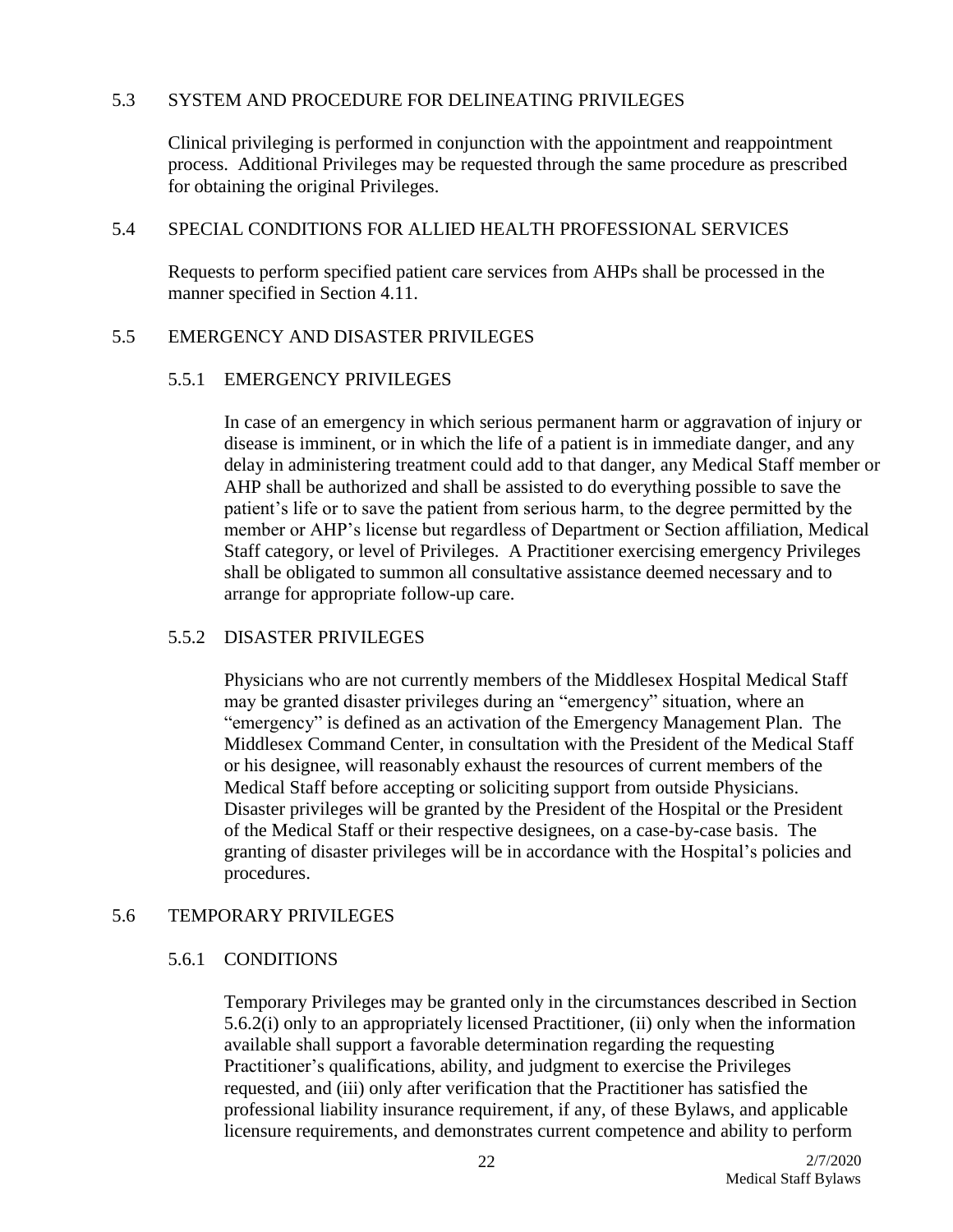## 5.3 SYSTEM AND PROCEDURE FOR DELINEATING PRIVILEGES

Clinical privileging is performed in conjunction with the appointment and reappointment process. Additional Privileges may be requested through the same procedure as prescribed for obtaining the original Privileges.

## 5.4 SPECIAL CONDITIONS FOR ALLIED HEALTH PROFESSIONAL SERVICES

Requests to perform specified patient care services from AHPs shall be processed in the manner specified in Section 4.11.

## 5.5 EMERGENCY AND DISASTER PRIVILEGES

### 5.5.1 EMERGENCY PRIVILEGES

In case of an emergency in which serious permanent harm or aggravation of injury or disease is imminent, or in which the life of a patient is in immediate danger, and any delay in administering treatment could add to that danger, any Medical Staff member or AHP shall be authorized and shall be assisted to do everything possible to save the patient's life or to save the patient from serious harm, to the degree permitted by the member or AHP's license but regardless of Department or Section affiliation, Medical Staff category, or level of Privileges. A Practitioner exercising emergency Privileges shall be obligated to summon all consultative assistance deemed necessary and to arrange for appropriate follow-up care.

### 5.5.2 DISASTER PRIVILEGES

Physicians who are not currently members of the Middlesex Hospital Medical Staff may be granted disaster privileges during an "emergency" situation, where an "emergency" is defined as an activation of the Emergency Management Plan. The Middlesex Command Center, in consultation with the President of the Medical Staff or his designee, will reasonably exhaust the resources of current members of the Medical Staff before accepting or soliciting support from outside Physicians. Disaster privileges will be granted by the President of the Hospital or the President of the Medical Staff or their respective designees, on a case-by-case basis. The granting of disaster privileges will be in accordance with the Hospital's policies and procedures.

## 5.6 TEMPORARY PRIVILEGES

### 5.6.1 CONDITIONS

Temporary Privileges may be granted only in the circumstances described in Section 5.6.2(i) only to an appropriately licensed Practitioner, (ii) only when the information available shall support a favorable determination regarding the requesting Practitioner's qualifications, ability, and judgment to exercise the Privileges requested, and (iii) only after verification that the Practitioner has satisfied the professional liability insurance requirement, if any, of these Bylaws, and applicable licensure requirements, and demonstrates current competence and ability to perform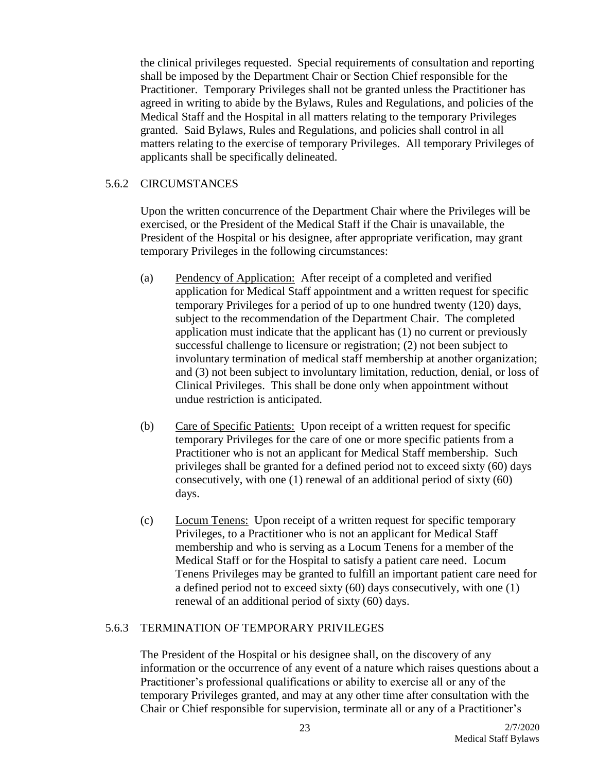the clinical privileges requested. Special requirements of consultation and reporting shall be imposed by the Department Chair or Section Chief responsible for the Practitioner. Temporary Privileges shall not be granted unless the Practitioner has agreed in writing to abide by the Bylaws, Rules and Regulations, and policies of the Medical Staff and the Hospital in all matters relating to the temporary Privileges granted. Said Bylaws, Rules and Regulations, and policies shall control in all matters relating to the exercise of temporary Privileges. All temporary Privileges of applicants shall be specifically delineated.

### 5.6.2 CIRCUMSTANCES

Upon the written concurrence of the Department Chair where the Privileges will be exercised, or the President of the Medical Staff if the Chair is unavailable, the President of the Hospital or his designee, after appropriate verification, may grant temporary Privileges in the following circumstances:

(a) Pendency of Application: After receipt of a completed and verified application for Medical Staff appointment and a written request for specific temporary Privileges for a period of up to one hundred twenty (120) days, subject to the recommendation of the Department Chair. The completed application must indicate that the applicant has (1) no current or previously successful challenge to licensure or registration; (2) not been subject to involuntary termination of medical staff membership at another organization; and (3) not been subject to involuntary limitation, reduction, denial, or loss of Clinical Privileges. This shall be done only when appointment without undue restriction is anticipated.

(b) Care of Specific Patients: Upon receipt of a written request for specific temporary Privileges for the care of one or more specific patients from a Practitioner who is not an applicant for Medical Staff membership. Such privileges shall be granted for a defined period not to exceed sixty (60) days consecutively, with one (1) renewal of an additional period of sixty (60) days.

(c) Locum Tenens: Upon receipt of a written request for specific temporary Privileges, to a Practitioner who is not an applicant for Medical Staff membership and who is serving as a Locum Tenens for a member of the Medical Staff or for the Hospital to satisfy a patient care need. Locum Tenens Privileges may be granted to fulfill an important patient care need for a defined period not to exceed sixty (60) days consecutively, with one (1) renewal of an additional period of sixty (60) days.

### 5.6.3 TERMINATION OF TEMPORARY PRIVILEGES

The President of the Hospital or his designee shall, on the discovery of any information or the occurrence of any event of a nature which raises questions about a Practitioner's professional qualifications or ability to exercise all or any of the temporary Privileges granted, and may at any other time after consultation with the Chair or Chief responsible for supervision, terminate all or any of a Practitioner's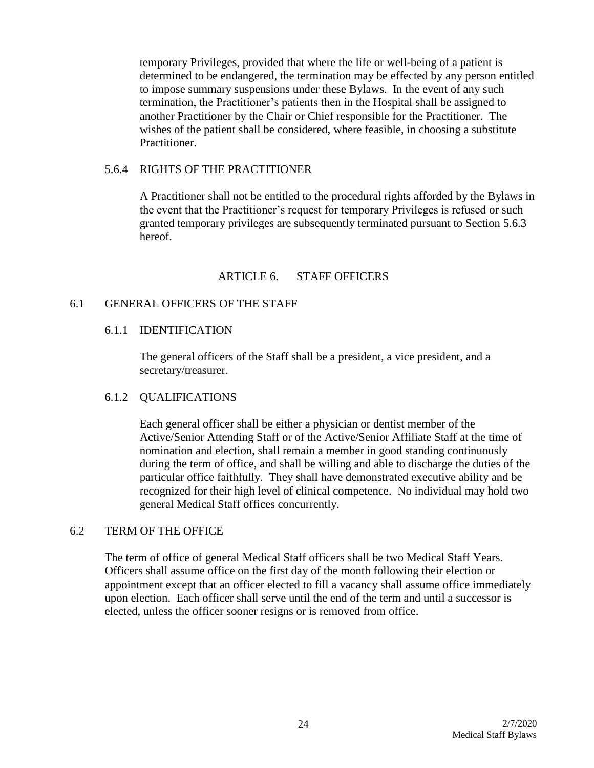temporary Privileges, provided that where the life or well-being of a patient is determined to be endangered, the termination may be effected by any person entitled to impose summary suspensions under these Bylaws. In the event of any such termination, the Practitioner's patients then in the Hospital shall be assigned to another Practitioner by the Chair or Chief responsible for the Practitioner. The wishes of the patient shall be considered, where feasible, in choosing a substitute Practitioner.

#### 5.6.4 RIGHTS OF THE PRACTITIONER

A Practitioner shall not be entitled to the procedural rights afforded by the Bylaws in the event that the Practitioner's request for temporary Privileges is refused or such granted temporary privileges are subsequently terminated pursuant to Section 5.6.3 hereof.

## ARTICLE 6. STAFF OFFICERS

### 6.1 GENERAL OFFICERS OF THE STAFF

#### 6.1.1 IDENTIFICATION

The general officers of the Staff shall be a president, a vice president, and a secretary/treasurer.

#### 6.1.2 QUALIFICATIONS

Each general officer shall be either a physician or dentist member of the Active/Senior Attending Staff or of the Active/Senior Affiliate Staff at the time of nomination and election, shall remain a member in good standing continuously during the term of office, and shall be willing and able to discharge the duties of the particular office faithfully. They shall have demonstrated executive ability and be recognized for their high level of clinical competence. No individual may hold two general Medical Staff offices concurrently.

### 6.2 TERM OF THE OFFICE

The term of office of general Medical Staff officers shall be two Medical Staff Years. Officers shall assume office on the first day of the month following their election or appointment except that an officer elected to fill a vacancy shall assume office immediately upon election. Each officer shall serve until the end of the term and until a successor is elected, unless the officer sooner resigns or is removed from office.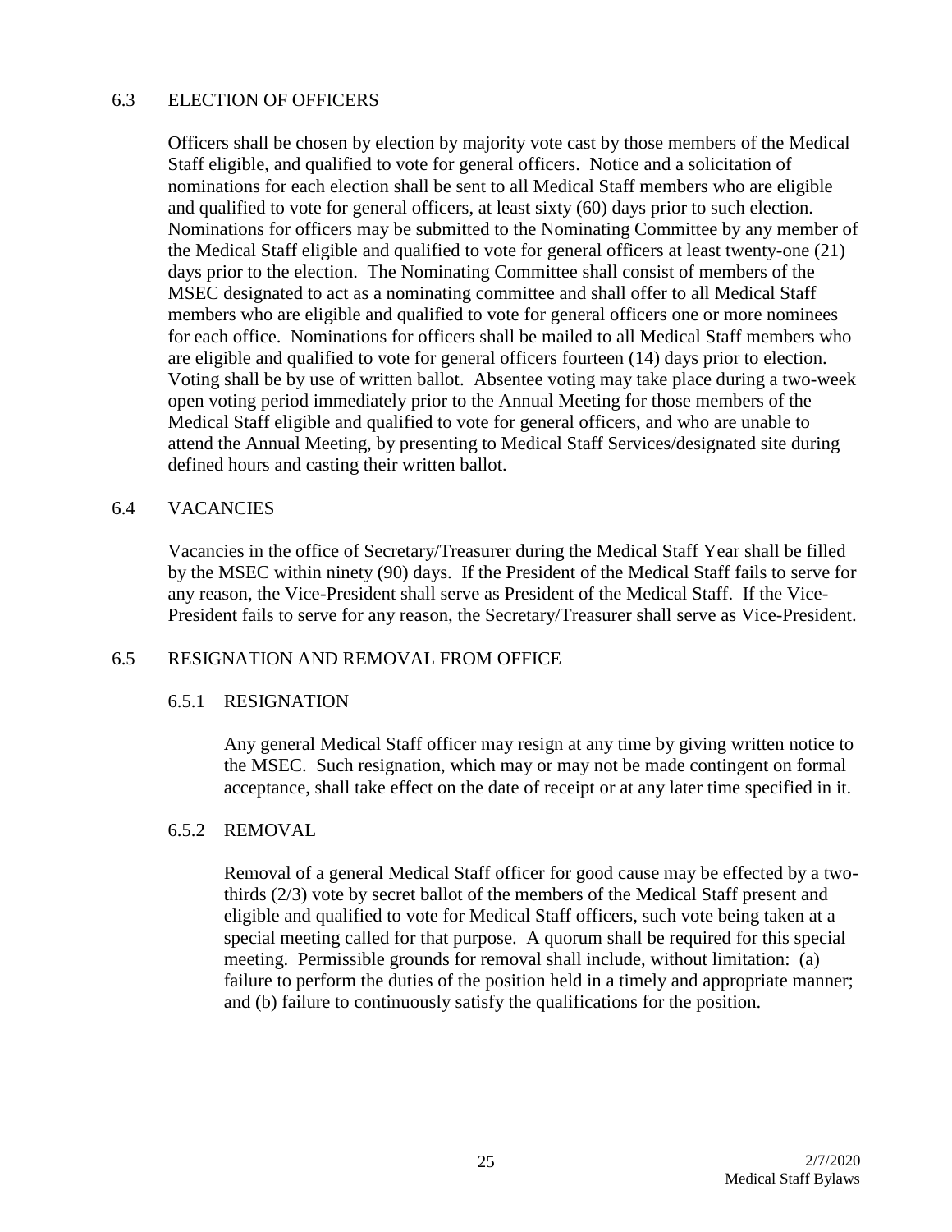## 6.3 ELECTION OF OFFICERS

Officers shall be chosen by election by majority vote cast by those members of the Medical Staff eligible, and qualified to vote for general officers. Notice and a solicitation of nominations for each election shall be sent to all Medical Staff members who are eligible and qualified to vote for general officers, at least sixty (60) days prior to such election. Nominations for officers may be submitted to the Nominating Committee by any member of the Medical Staff eligible and qualified to vote for general officers at least twenty-one (21) days prior to the election. The Nominating Committee shall consist of members of the MSEC designated to act as a nominating committee and shall offer to all Medical Staff members who are eligible and qualified to vote for general officers one or more nominees for each office. Nominations for officers shall be mailed to all Medical Staff members who are eligible and qualified to vote for general officers fourteen (14) days prior to election. Voting shall be by use of written ballot. Absentee voting may take place during a two-week open voting period immediately prior to the Annual Meeting for those members of the Medical Staff eligible and qualified to vote for general officers, and who are unable to attend the Annual Meeting, by presenting to Medical Staff Services/designated site during defined hours and casting their written ballot.

## 6.4 VACANCIES

Vacancies in the office of Secretary/Treasurer during the Medical Staff Year shall be filled by the MSEC within ninety (90) days. If the President of the Medical Staff fails to serve for any reason, the Vice-President shall serve as President of the Medical Staff. If the Vice-President fails to serve for any reason, the Secretary/Treasurer shall serve as Vice-President.

## 6.5 RESIGNATION AND REMOVAL FROM OFFICE

### 6.5.1 RESIGNATION

Any general Medical Staff officer may resign at any time by giving written notice to the MSEC. Such resignation, which may or may not be made contingent on formal acceptance, shall take effect on the date of receipt or at any later time specified in it.

### 6.5.2 REMOVAL

Removal of a general Medical Staff officer for good cause may be effected by a two-thirds (2/3) vote by secret ballot of the members of the Medical Staff present and eligible and qualified to vote for Medical Staff officers, such vote being taken at a special meeting called for that purpose. A quorum shall be required for this special meeting. Permissible grounds for removal shall include, without limitation: (a) failure to perform the duties of the position held in a timely and appropriate manner; and (b) failure to continuously satisfy the qualifications for the position.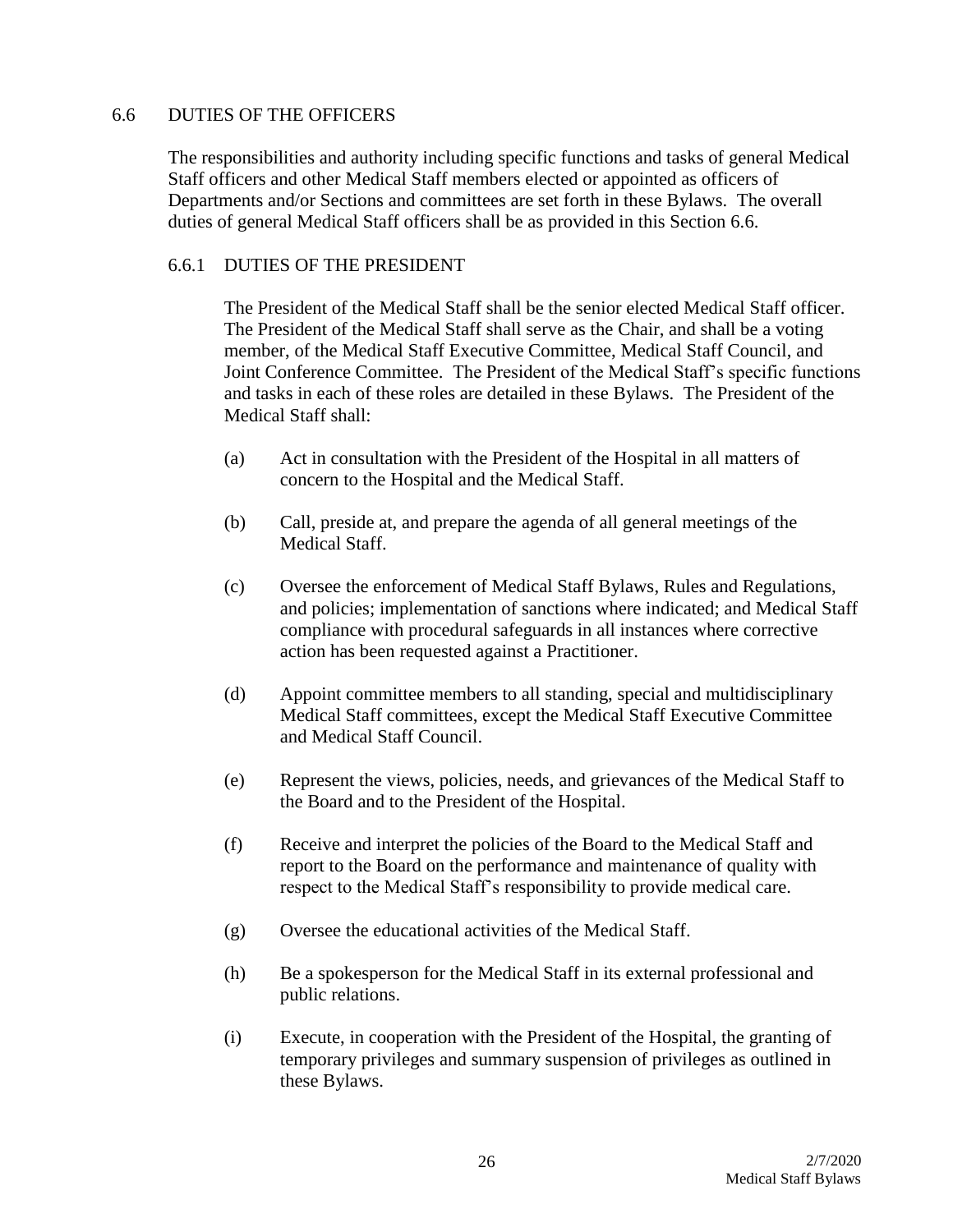## 6.6 DUTIES OF THE OFFICERS

The responsibilities and authority including specific functions and tasks of general Medical Staff officers and other Medical Staff members elected or appointed as officers of Departments and/or Sections and committees are set forth in these Bylaws. The overall duties of general Medical Staff officers shall be as provided in this Section 6.6.

### 6.6.1 DUTIES OF THE PRESIDENT

The President of the Medical Staff shall be the senior elected Medical Staff officer. The President of the Medical Staff shall serve as the Chair, and shall be a voting member, of the Medical Staff Executive Committee, Medical Staff Council, and Joint Conference Committee. The President of the Medical Staff's specific functions and tasks in each of these roles are detailed in these Bylaws. The President of the Medical Staff shall:

(a) Act in consultation with the President of the Hospital in all matters of concern to the Hospital and the Medical Staff.

(b) Call, preside at, and prepare the agenda of all general meetings of the Medical Staff.

(c) Oversee the enforcement of Medical Staff Bylaws, Rules and Regulations, and policies; implementation of sanctions where indicated; and Medical Staff compliance with procedural safeguards in all instances where corrective action has been requested against a Practitioner.

(d) Appoint committee members to all standing, special and multidisciplinary Medical Staff committees, except the Medical Staff Executive Committee and Medical Staff Council.

(e) Represent the views, policies, needs, and grievances of the Medical Staff to the Board and to the President of the Hospital.

(f) Receive and interpret the policies of the Board to the Medical Staff and report to the Board on the performance and maintenance of quality with respect to the Medical Staff's responsibility to provide medical care.

(g) Oversee the educational activities of the Medical Staff.

(h) Be a spokesperson for the Medical Staff in its external professional and public relations.

(i) Execute, in cooperation with the President of the Hospital, the granting of temporary privileges and summary suspension of privileges as outlined in these Bylaws.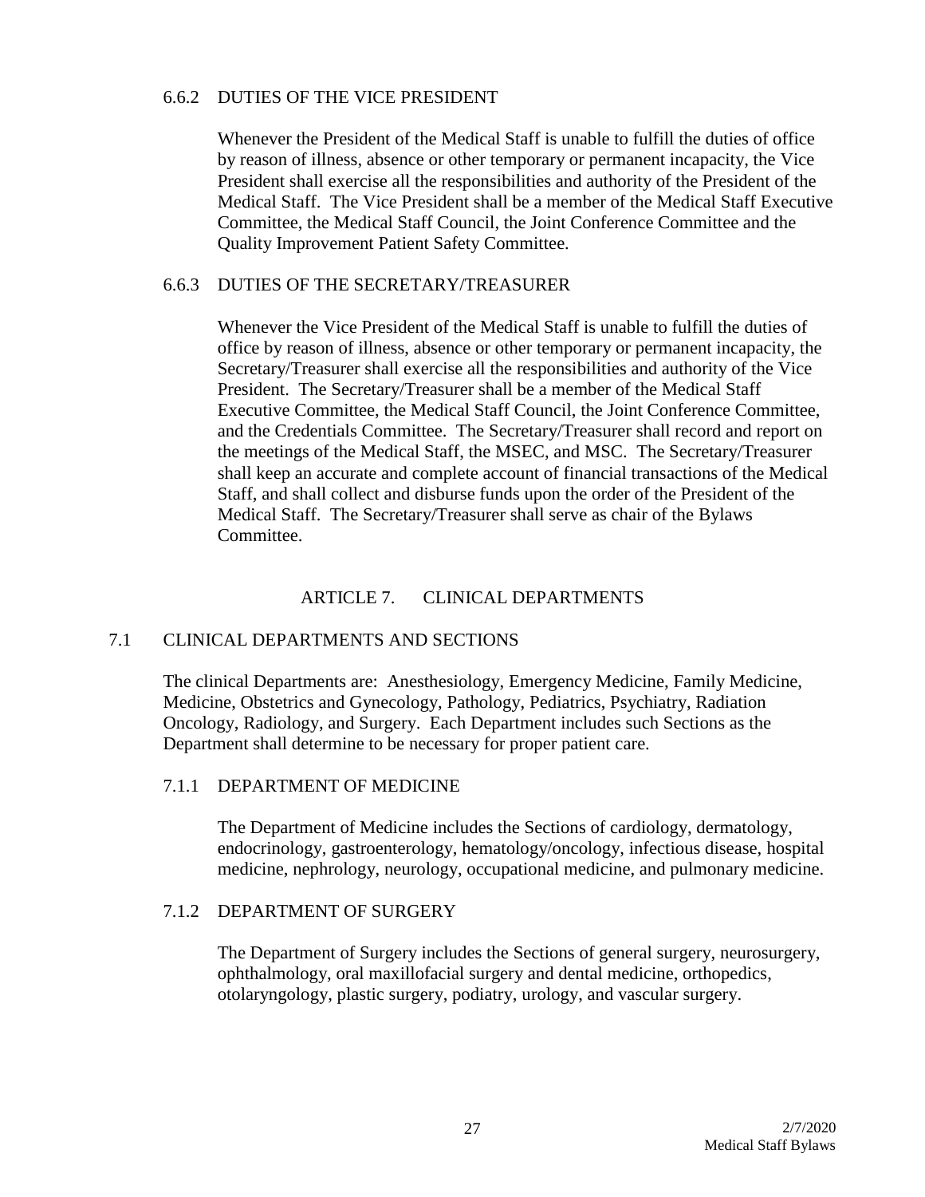#### 6.6.2 DUTIES OF THE VICE PRESIDENT

Whenever the President of the Medical Staff is unable to fulfill the duties of office by reason of illness, absence or other temporary or permanent incapacity, the Vice President shall exercise all the responsibilities and authority of the President of the Medical Staff. The Vice President shall be a member of the Medical Staff Executive Committee, the Medical Staff Council, the Joint Conference Committee and the Quality Improvement Patient Safety Committee.

#### 6.6.3 DUTIES OF THE SECRETARY/TREASURER

Whenever the Vice President of the Medical Staff is unable to fulfill the duties of office by reason of illness, absence or other temporary or permanent incapacity, the Secretary/Treasurer shall exercise all the responsibilities and authority of the Vice President. The Secretary/Treasurer shall be a member of the Medical Staff Executive Committee, the Medical Staff Council, the Joint Conference Committee, and the Credentials Committee. The Secretary/Treasurer shall record and report on the meetings of the Medical Staff, the MSEC, and MSC. The Secretary/Treasurer shall keep an accurate and complete account of financial transactions of the Medical Staff, and shall collect and disburse funds upon the order of the President of the Medical Staff. The Secretary/Treasurer shall serve as chair of the Bylaws Committee.

# ARTICLE 7. CLINICAL DEPARTMENTS

## 7.1 CLINICAL DEPARTMENTS AND SECTIONS

The clinical Departments are: Anesthesiology, Emergency Medicine, Family Medicine, Medicine, Obstetrics and Gynecology, Pathology, Pediatrics, Psychiatry, Radiation Oncology, Radiology, and Surgery. Each Department includes such Sections as the Department shall determine to be necessary for proper patient care.

### 7.1.1 DEPARTMENT OF MEDICINE

The Department of Medicine includes the Sections of cardiology, dermatology, endocrinology, gastroenterology, hematology/oncology, infectious disease, hospital medicine, nephrology, neurology, occupational medicine, and pulmonary medicine.

### 7.1.2 DEPARTMENT OF SURGERY

The Department of Surgery includes the Sections of general surgery, neurosurgery, ophthalmology, oral maxillofacial surgery and dental medicine, orthopedics, otolaryngology, plastic surgery, podiatry, urology, and vascular surgery.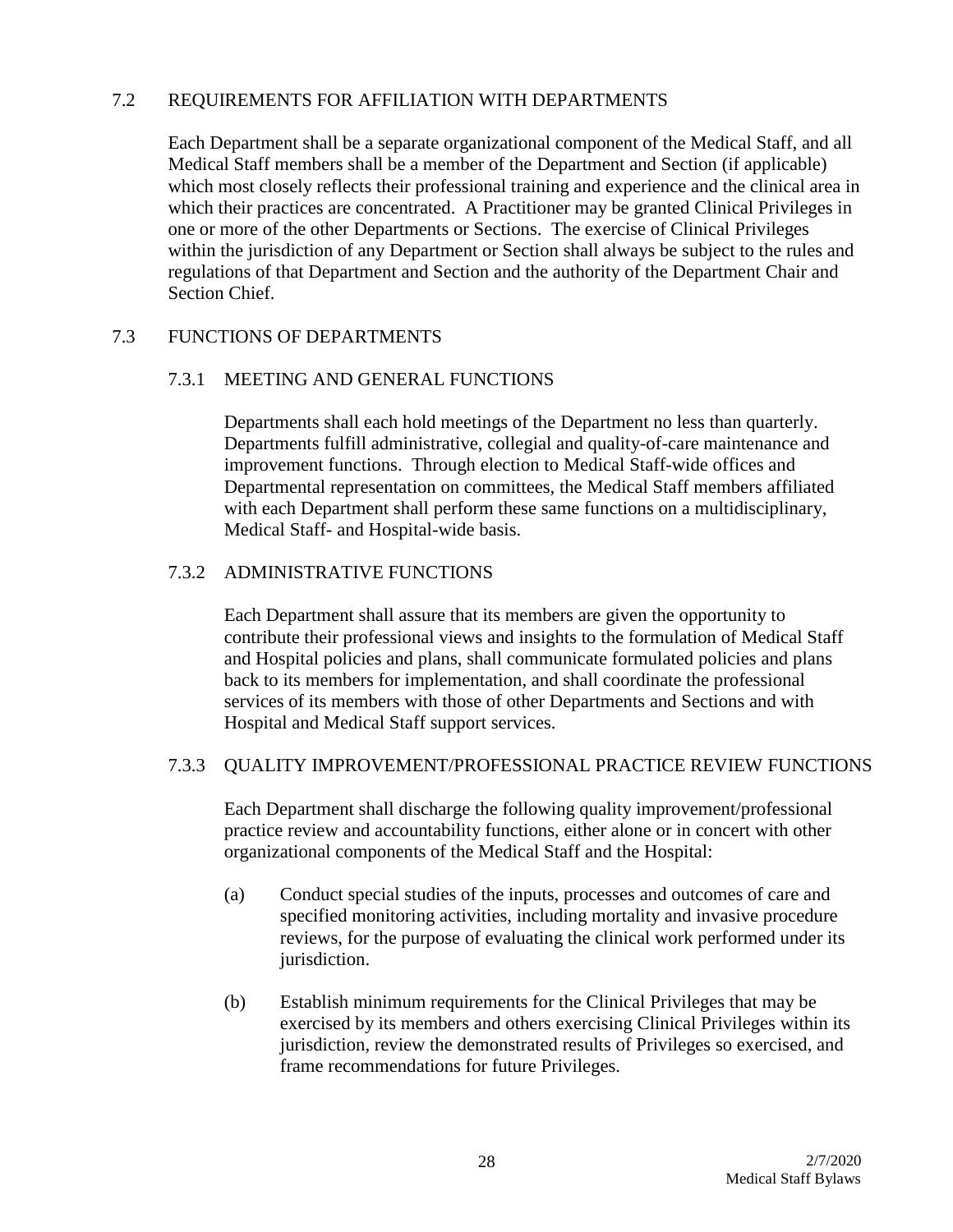## 7.2 REQUIREMENTS FOR AFFILIATION WITH DEPARTMENTS

Each Department shall be a separate organizational component of the Medical Staff, and all Medical Staff members shall be a member of the Department and Section (if applicable) which most closely reflects their professional training and experience and the clinical area in which their practices are concentrated. A Practitioner may be granted Clinical Privileges in one or more of the other Departments or Sections. The exercise of Clinical Privileges within the jurisdiction of any Department or Section shall always be subject to the rules and regulations of that Department and Section and the authority of the Department Chair and Section Chief.

## 7.3 FUNCTIONS OF DEPARTMENTS

### 7.3.1 MEETING AND GENERAL FUNCTIONS

Departments shall each hold meetings of the Department no less than quarterly. Departments fulfill administrative, collegial and quality-of-care maintenance and improvement functions. Through election to Medical Staff-wide offices and Departmental representation on committees, the Medical Staff members affiliated with each Department shall perform these same functions on a multidisciplinary, Medical Staff- and Hospital-wide basis.

### 7.3.2 ADMINISTRATIVE FUNCTIONS

Each Department shall assure that its members are given the opportunity to contribute their professional views and insights to the formulation of Medical Staff and Hospital policies and plans, shall communicate formulated policies and plans back to its members for implementation, and shall coordinate the professional services of its members with those of other Departments and Sections and with Hospital and Medical Staff support services.

### 7.3.3 QUALITY IMPROVEMENT/PROFESSIONAL PRACTICE REVIEW FUNCTIONS

Each Department shall discharge the following quality improvement/professional practice review and accountability functions, either alone or in concert with other organizational components of the Medical Staff and the Hospital:

(a) Conduct special studies of the inputs, processes and outcomes of care and specified monitoring activities, including mortality and invasive procedure reviews, for the purpose of evaluating the clinical work performed under its jurisdiction.

(b) Establish minimum requirements for the Clinical Privileges that may be exercised by its members and others exercising Clinical Privileges within its jurisdiction, review the demonstrated results of Privileges so exercised, and frame recommendations for future Privileges.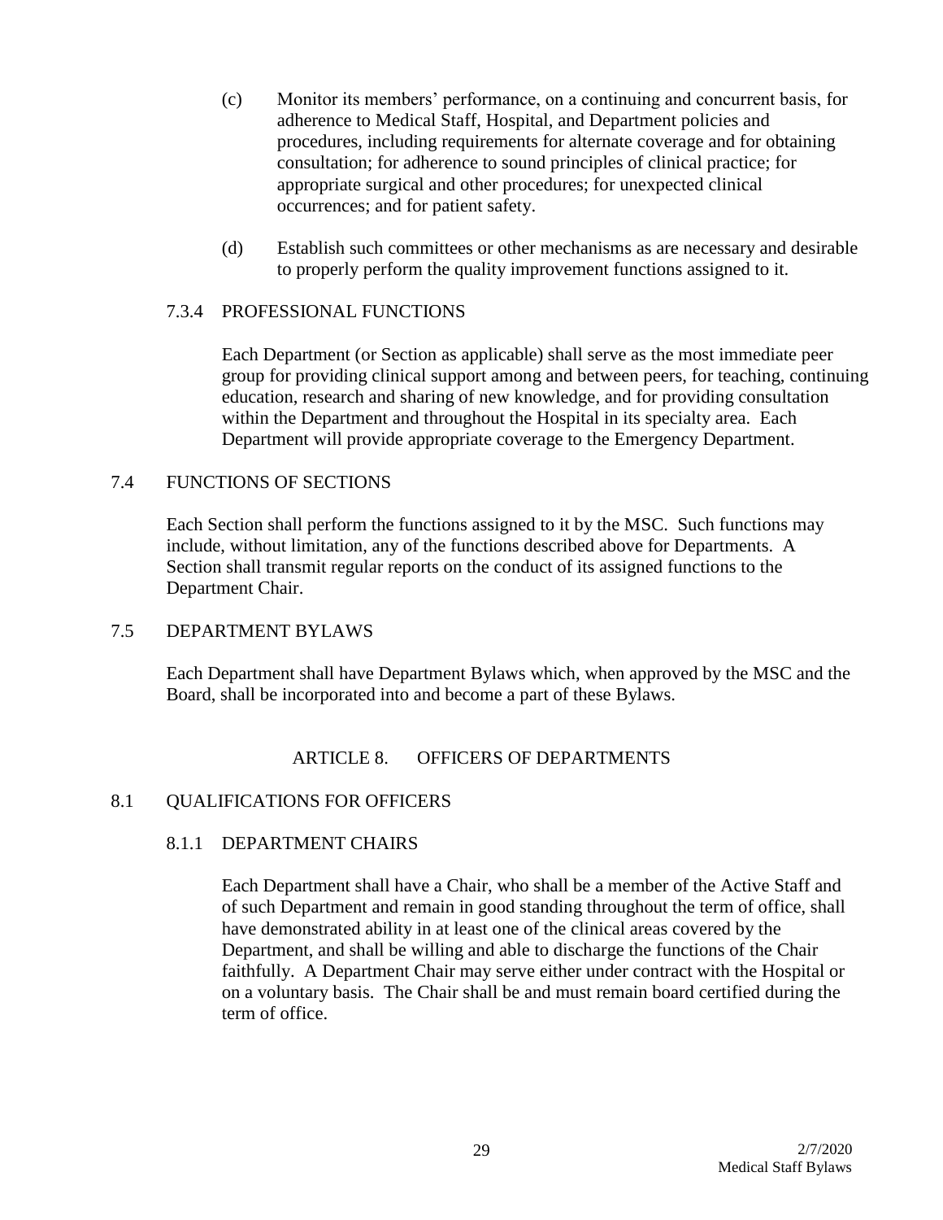(c) Monitor its members' performance, on a continuing and concurrent basis, for adherence to Medical Staff, Hospital, and Department policies and procedures, including requirements for alternate coverage and for obtaining consultation; for adherence to sound principles of clinical practice; for appropriate surgical and other procedures; for unexpected clinical occurrences; and for patient safety.

(d) Establish such committees or other mechanisms as are necessary and desirable to properly perform the quality improvement functions assigned to it.

#### 7.3.4 PROFESSIONAL FUNCTIONS

Each Department (or Section as applicable) shall serve as the most immediate peer group for providing clinical support among and between peers, for teaching, continuing education, research and sharing of new knowledge, and for providing consultation within the Department and throughout the Hospital in its specialty area. Each Department will provide appropriate coverage to the Emergency Department.

### 7.4 FUNCTIONS OF SECTIONS

Each Section shall perform the functions assigned to it by the MSC. Such functions may include, without limitation, any of the functions described above for Departments. A Section shall transmit regular reports on the conduct of its assigned functions to the Department Chair.

### 7.5 DEPARTMENT BYLAWS

Each Department shall have Department Bylaws which, when approved by the MSC and the Board, shall be incorporated into and become a part of these Bylaws.

## ARTICLE 8. OFFICERS OF DEPARTMENTS

### 8.1 QUALIFICATIONS FOR OFFICERS

#### 8.1.1 DEPARTMENT CHAIRS

Each Department shall have a Chair, who shall be a member of the Active Staff and of such Department and remain in good standing throughout the term of office, shall have demonstrated ability in at least one of the clinical areas covered by the Department, and shall be willing and able to discharge the functions of the Chair faithfully. A Department Chair may serve either under contract with the Hospital or on a voluntary basis. The Chair shall be and must remain board certified during the term of office.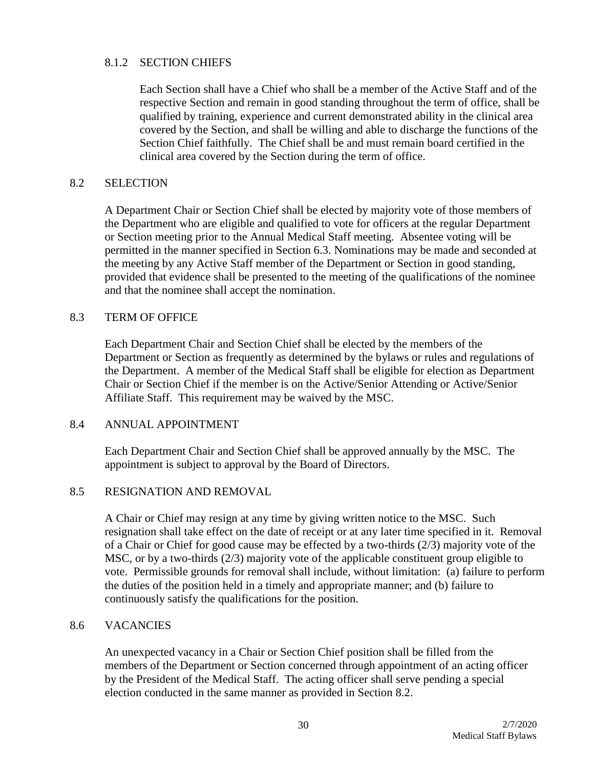### 8.1.2 SECTION CHIEFS

Each Section shall have a Chief who shall be a member of the Active Staff and of the respective Section and remain in good standing throughout the term of office, shall be qualified by training, experience and current demonstrated ability in the clinical area covered by the Section, and shall be willing and able to discharge the functions of the Section Chief faithfully. The Chief shall be and must remain board certified in the clinical area covered by the Section during the term of office.

## 8.2 SELECTION

A Department Chair or Section Chief shall be elected by majority vote of those members of the Department who are eligible and qualified to vote for officers at the regular Department or Section meeting prior to the Annual Medical Staff meeting. Absentee voting will be permitted in the manner specified in Section 6.3. Nominations may be made and seconded at the meeting by any Active Staff member of the Department or Section in good standing, provided that evidence shall be presented to the meeting of the qualifications of the nominee and that the nominee shall accept the nomination.

## 8.3 TERM OF OFFICE

Each Department Chair and Section Chief shall be elected by the members of the Department or Section as frequently as determined by the bylaws or rules and regulations of the Department. A member of the Medical Staff shall be eligible for election as Department Chair or Section Chief if the member is on the Active/Senior Attending or Active/Senior Affiliate Staff. This requirement may be waived by the MSC.

## 8.4 ANNUAL APPOINTMENT

Each Department Chair and Section Chief shall be approved annually by the MSC. The appointment is subject to approval by the Board of Directors.

## 8.5 RESIGNATION AND REMOVAL

A Chair or Chief may resign at any time by giving written notice to the MSC. Such resignation shall take effect on the date of receipt or at any later time specified in it. Removal of a Chair or Chief for good cause may be effected by a two-thirds (2/3) majority vote of the MSC, or by a two-thirds (2/3) majority vote of the applicable constituent group eligible to vote. Permissible grounds for removal shall include, without limitation: (a) failure to perform the duties of the position held in a timely and appropriate manner; and (b) failure to continuously satisfy the qualifications for the position.

## 8.6 VACANCIES

An unexpected vacancy in a Chair or Section Chief position shall be filled from the members of the Department or Section concerned through appointment of an acting officer by the President of the Medical Staff. The acting officer shall serve pending a special election conducted in the same manner as provided in Section 8.2.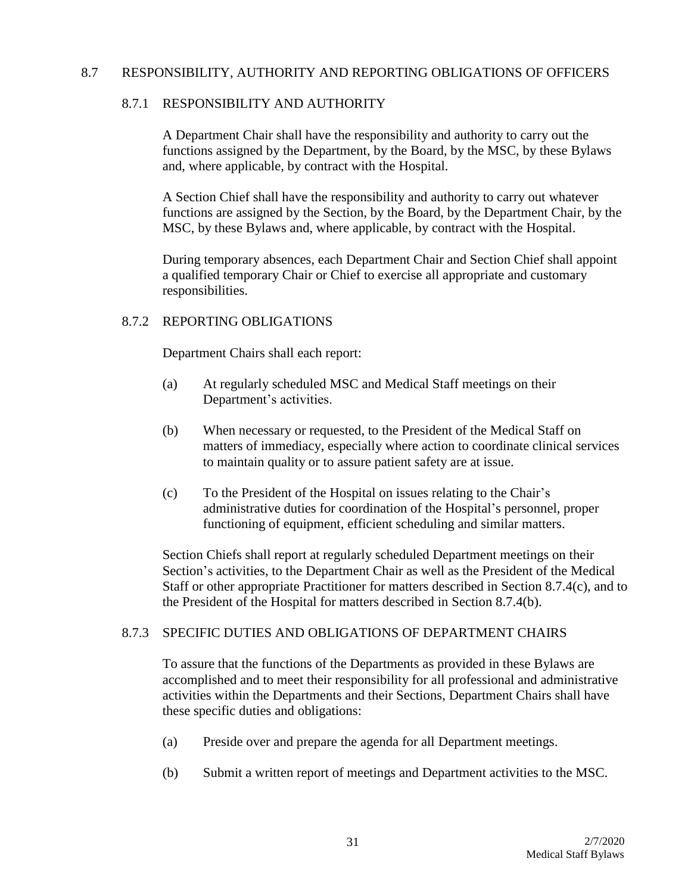## 8.7 RESPONSIBILITY, AUTHORITY AND REPORTING OBLIGATIONS OF OFFICERS

### 8.7.1 RESPONSIBILITY AND AUTHORITY

A Department Chair shall have the responsibility and authority to carry out the functions assigned by the Department, by the Board, by the MSC, by these Bylaws and, where applicable, by contract with the Hospital.

A Section Chief shall have the responsibility and authority to carry out whatever functions are assigned by the Section, by the Board, by the Department Chair, by the MSC, by these Bylaws and, where applicable, by contract with the Hospital.

During temporary absences, each Department Chair and Section Chief shall appoint a qualified temporary Chair or Chief to exercise all appropriate and customary responsibilities.

### 8.7.2 REPORTING OBLIGATIONS

Department Chairs shall each report:

(a) At regularly scheduled MSC and Medical Staff meetings on their Department's activities.

(b) When necessary or requested, to the President of the Medical Staff on matters of immediacy, especially where action to coordinate clinical services to maintain quality or to assure patient safety are at issue.

(c) To the President of the Hospital on issues relating to the Chair's administrative duties for coordination of the Hospital's personnel, proper functioning of equipment, efficient scheduling and similar matters.

Section Chiefs shall report at regularly scheduled Department meetings on their Section's activities, to the Department Chair as well as the President of the Medical Staff or other appropriate Practitioner for matters described in Section 8.7.4(c), and to the President of the Hospital for matters described in Section 8.7.4(b).

### 8.7.3 SPECIFIC DUTIES AND OBLIGATIONS OF DEPARTMENT CHAIRS

To assure that the functions of the Departments as provided in these Bylaws are accomplished and to meet their responsibility for all professional and administrative activities within the Departments and their Sections, Department Chairs shall have these specific duties and obligations:

(a) Preside over and prepare the agenda for all Department meetings.

(b) Submit a written report of meetings and Department activities to the MSC.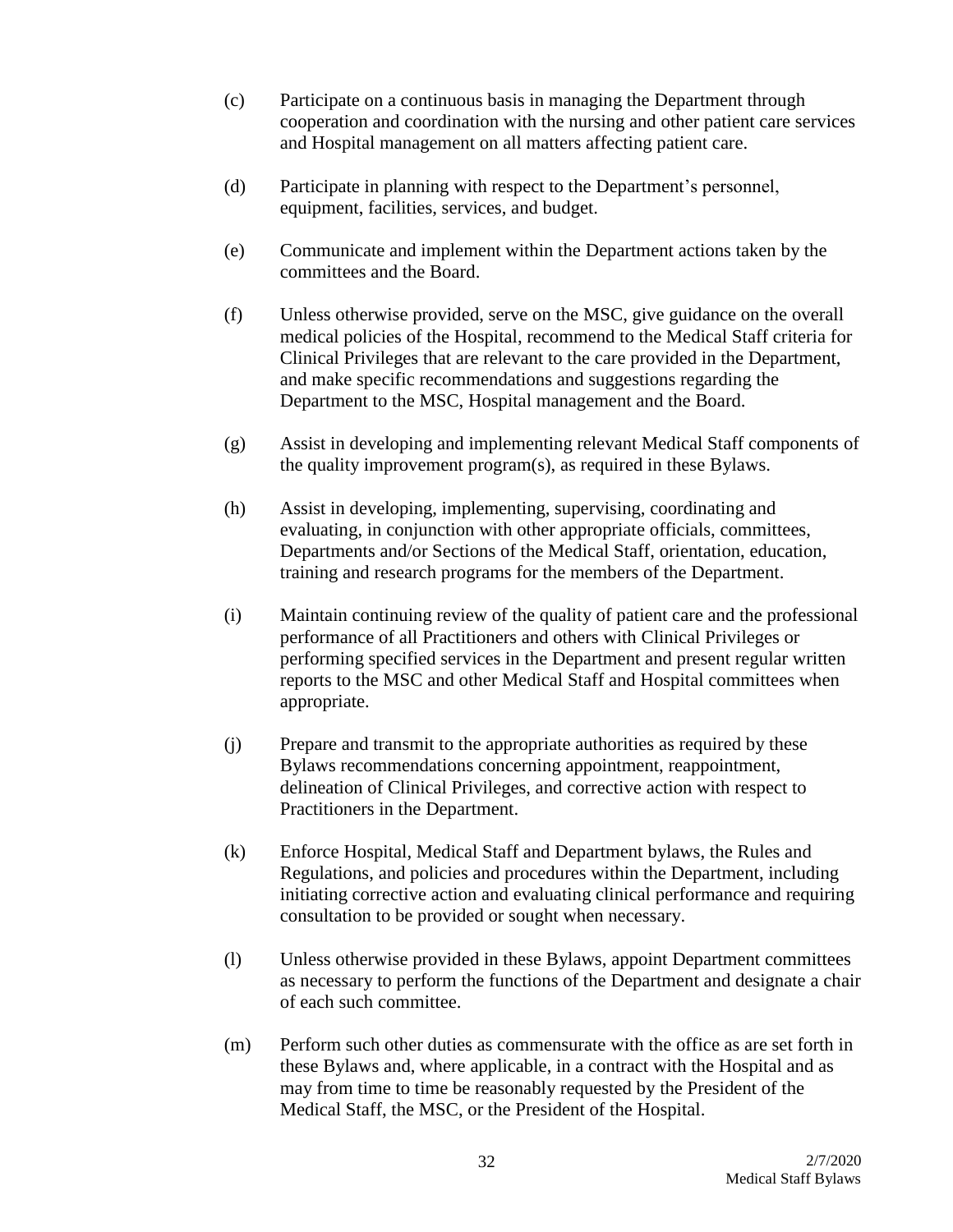(c) Participate on a continuous basis in managing the Department through cooperation and coordination with the nursing and other patient care services and Hospital management on all matters affecting patient care.

(d) Participate in planning with respect to the Department's personnel, equipment, facilities, services, and budget.

(e) Communicate and implement within the Department actions taken by the committees and the Board.

(f) Unless otherwise provided, serve on the MSC, give guidance on the overall medical policies of the Hospital, recommend to the Medical Staff criteria for Clinical Privileges that are relevant to the care provided in the Department, and make specific recommendations and suggestions regarding the Department to the MSC, Hospital management and the Board.

(g) Assist in developing and implementing relevant Medical Staff components of the quality improvement program(s), as required in these Bylaws.

(h) Assist in developing, implementing, supervising, coordinating and evaluating, in conjunction with other appropriate officials, committees, Departments and/or Sections of the Medical Staff, orientation, education, training and research programs for the members of the Department.

(i) Maintain continuing review of the quality of patient care and the professional performance of all Practitioners and others with Clinical Privileges or performing specified services in the Department and present regular written reports to the MSC and other Medical Staff and Hospital committees when appropriate.

(j) Prepare and transmit to the appropriate authorities as required by these Bylaws recommendations concerning appointment, reappointment, delineation of Clinical Privileges, and corrective action with respect to Practitioners in the Department.

(k) Enforce Hospital, Medical Staff and Department bylaws, the Rules and Regulations, and policies and procedures within the Department, including initiating corrective action and evaluating clinical performance and requiring consultation to be provided or sought when necessary.

(l) Unless otherwise provided in these Bylaws, appoint Department committees as necessary to perform the functions of the Department and designate a chair of each such committee.

(m) Perform such other duties as commensurate with the office as are set forth in these Bylaws and, where applicable, in a contract with the Hospital and as may from time to time be reasonably requested by the President of the Medical Staff, the MSC, or the President of the Hospital.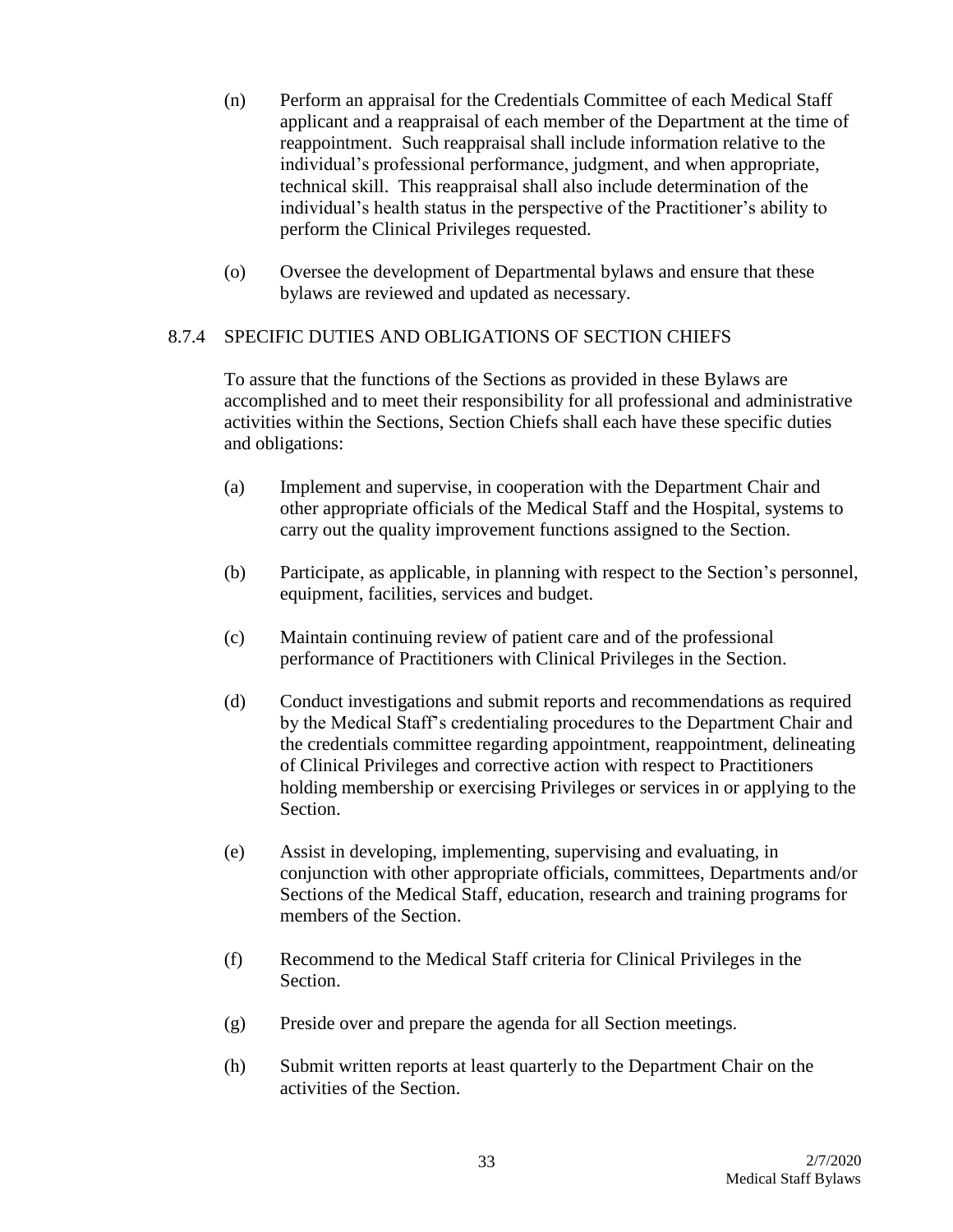(n) Perform an appraisal for the Credentials Committee of each Medical Staff applicant and a reappraisal of each member of the Department at the time of reappointment. Such reappraisal shall include information relative to the individual's professional performance, judgment, and when appropriate, technical skill. This reappraisal shall also include determination of the individual's health status in the perspective of the Practitioner's ability to perform the Clinical Privileges requested.

(o) Oversee the development of Departmental bylaws and ensure that these bylaws are reviewed and updated as necessary.

### 8.7.4 SPECIFIC DUTIES AND OBLIGATIONS OF SECTION CHIEFS

To assure that the functions of the Sections as provided in these Bylaws are accomplished and to meet their responsibility for all professional and administrative activities within the Sections, Section Chiefs shall each have these specific duties and obligations:

(a) Implement and supervise, in cooperation with the Department Chair and other appropriate officials of the Medical Staff and the Hospital, systems to carry out the quality improvement functions assigned to the Section.

(b) Participate, as applicable, in planning with respect to the Section's personnel, equipment, facilities, services and budget.

(c) Maintain continuing review of patient care and of the professional performance of Practitioners with Clinical Privileges in the Section.

(d) Conduct investigations and submit reports and recommendations as required by the Medical Staff's credentialing procedures to the Department Chair and the credentials committee regarding appointment, reappointment, delineating of Clinical Privileges and corrective action with respect to Practitioners holding membership or exercising Privileges or services in or applying to the Section.

(e) Assist in developing, implementing, supervising and evaluating, in conjunction with other appropriate officials, committees, Departments and/or Sections of the Medical Staff, education, research and training programs for members of the Section.

(f) Recommend to the Medical Staff criteria for Clinical Privileges in the Section.

(g) Preside over and prepare the agenda for all Section meetings.

(h) Submit written reports at least quarterly to the Department Chair on the activities of the Section.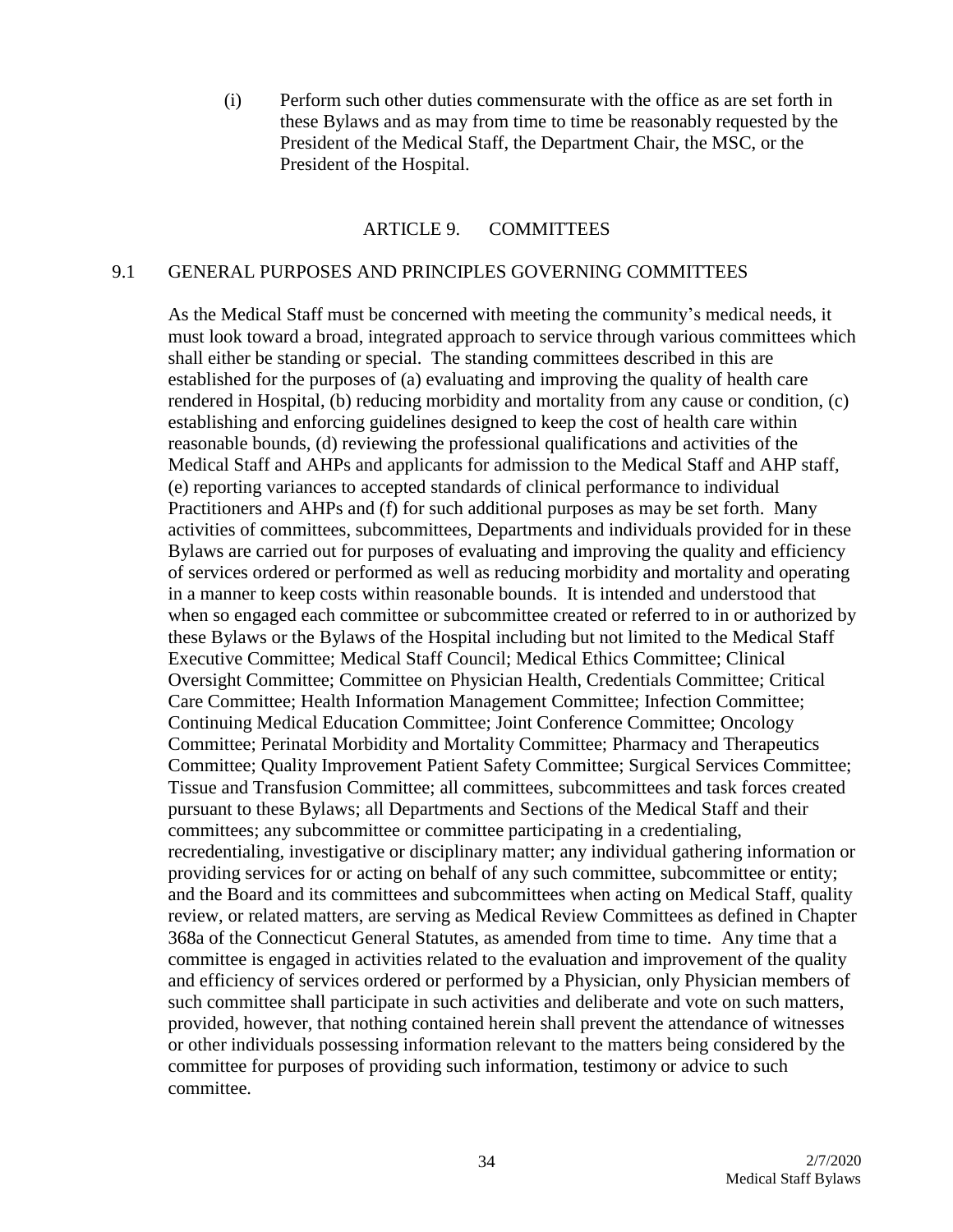(i) Perform such other duties commensurate with the office as are set forth in these Bylaws and as may from time to time be reasonably requested by the President of the Medical Staff, the Department Chair, the MSC, or the President of the Hospital.

## ARTICLE 9. COMMITTEES

### 9.1 GENERAL PURPOSES AND PRINCIPLES GOVERNING COMMITTEES

As the Medical Staff must be concerned with meeting the community's medical needs, it must look toward a broad, integrated approach to service through various committees which shall either be standing or special. The standing committees described in this are established for the purposes of (a) evaluating and improving the quality of health care rendered in Hospital, (b) reducing morbidity and mortality from any cause or condition, (c) establishing and enforcing guidelines designed to keep the cost of health care within reasonable bounds, (d) reviewing the professional qualifications and activities of the Medical Staff and AHPs and applicants for admission to the Medical Staff and AHP staff, (e) reporting variances to accepted standards of clinical performance to individual Practitioners and AHPs and (f) for such additional purposes as may be set forth. Many activities of committees, subcommittees, Departments and individuals provided for in these Bylaws are carried out for purposes of evaluating and improving the quality and efficiency of services ordered or performed as well as reducing morbidity and mortality and operating in a manner to keep costs within reasonable bounds. It is intended and understood that when so engaged each committee or subcommittee created or referred to in or authorized by these Bylaws or the Bylaws of the Hospital including but not limited to the Medical Staff Executive Committee; Medical Staff Council; Medical Ethics Committee; Clinical Oversight Committee; Committee on Physician Health, Credentials Committee; Critical Care Committee; Health Information Management Committee; Infection Committee; Continuing Medical Education Committee; Joint Conference Committee; Oncology Committee; Perinatal Morbidity and Mortality Committee; Pharmacy and Therapeutics Committee; Quality Improvement Patient Safety Committee; Surgical Services Committee; Tissue and Transfusion Committee; all committees, subcommittees and task forces created pursuant to these Bylaws; all Departments and Sections of the Medical Staff and their committees; any subcommittee or committee participating in a credentialing, recredentialing, investigative or disciplinary matter; any individual gathering information or providing services for or acting on behalf of any such committee, subcommittee or entity; and the Board and its committees and subcommittees when acting on Medical Staff, quality review, or related matters, are serving as Medical Review Committees as defined in Chapter 368a of the Connecticut General Statutes, as amended from time to time. Any time that a committee is engaged in activities related to the evaluation and improvement of the quality and efficiency of services ordered or performed by a Physician, only Physician members of such committee shall participate in such activities and deliberate and vote on such matters, provided, however, that nothing contained herein shall prevent the attendance of witnesses or other individuals possessing information relevant to the matters being considered by the committee for purposes of providing such information, testimony or advice to such committee.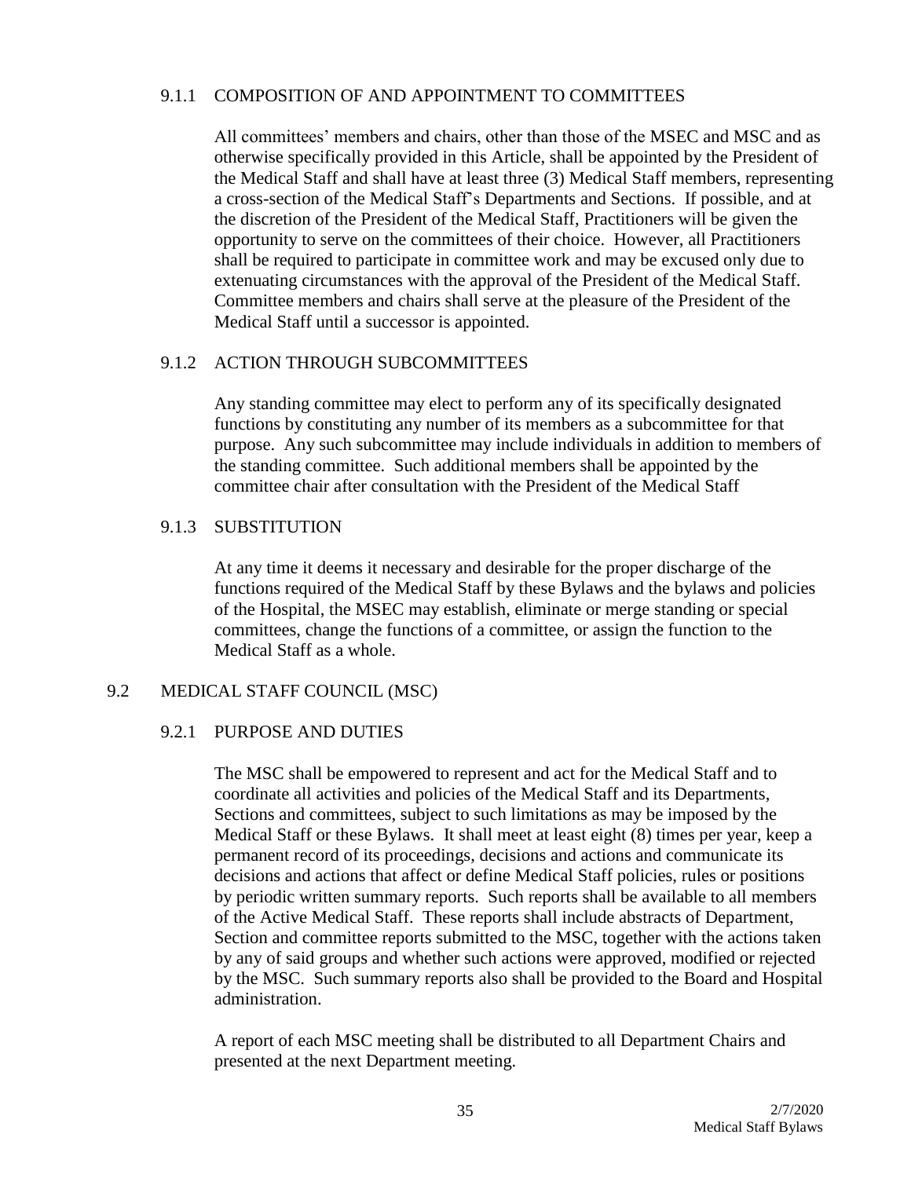#### 9.1.1 COMPOSITION OF AND APPOINTMENT TO COMMITTEES

All committees' members and chairs, other than those of the MSEC and MSC and as otherwise specifically provided in this Article, shall be appointed by the President of the Medical Staff and shall have at least three (3) Medical Staff members, representing a cross-section of the Medical Staff's Departments and Sections. If possible, and at the discretion of the President of the Medical Staff, Practitioners will be given the opportunity to serve on the committees of their choice. However, all Practitioners shall be required to participate in committee work and may be excused only due to extenuating circumstances with the approval of the President of the Medical Staff. Committee members and chairs shall serve at the pleasure of the President of the Medical Staff until a successor is appointed.

#### 9.1.2 ACTION THROUGH SUBCOMMITTEES

Any standing committee may elect to perform any of its specifically designated functions by constituting any number of its members as a subcommittee for that purpose. Any such subcommittee may include individuals in addition to members of the standing committee. Such additional members shall be appointed by the committee chair after consultation with the President of the Medical Staff

#### 9.1.3 SUBSTITUTION

At any time it deems it necessary and desirable for the proper discharge of the functions required of the Medical Staff by these Bylaws and the bylaws and policies of the Hospital, the MSEC may establish, eliminate or merge standing or special committees, change the functions of a committee, or assign the function to the Medical Staff as a whole.

### 9.2 MEDICAL STAFF COUNCIL (MSC)

#### 9.2.1 PURPOSE AND DUTIES

The MSC shall be empowered to represent and act for the Medical Staff and to coordinate all activities and policies of the Medical Staff and its Departments, Sections and committees, subject to such limitations as may be imposed by the Medical Staff or these Bylaws. It shall meet at least eight (8) times per year, keep a permanent record of its proceedings, decisions and actions and communicate its decisions and actions that affect or define Medical Staff policies, rules or positions by periodic written summary reports. Such reports shall be available to all members of the Active Medical Staff. These reports shall include abstracts of Department, Section and committee reports submitted to the MSC, together with the actions taken by any of said groups and whether such actions were approved, modified or rejected by the MSC. Such summary reports also shall be provided to the Board and Hospital administration.

A report of each MSC meeting shall be distributed to all Department Chairs and presented at the next Department meeting.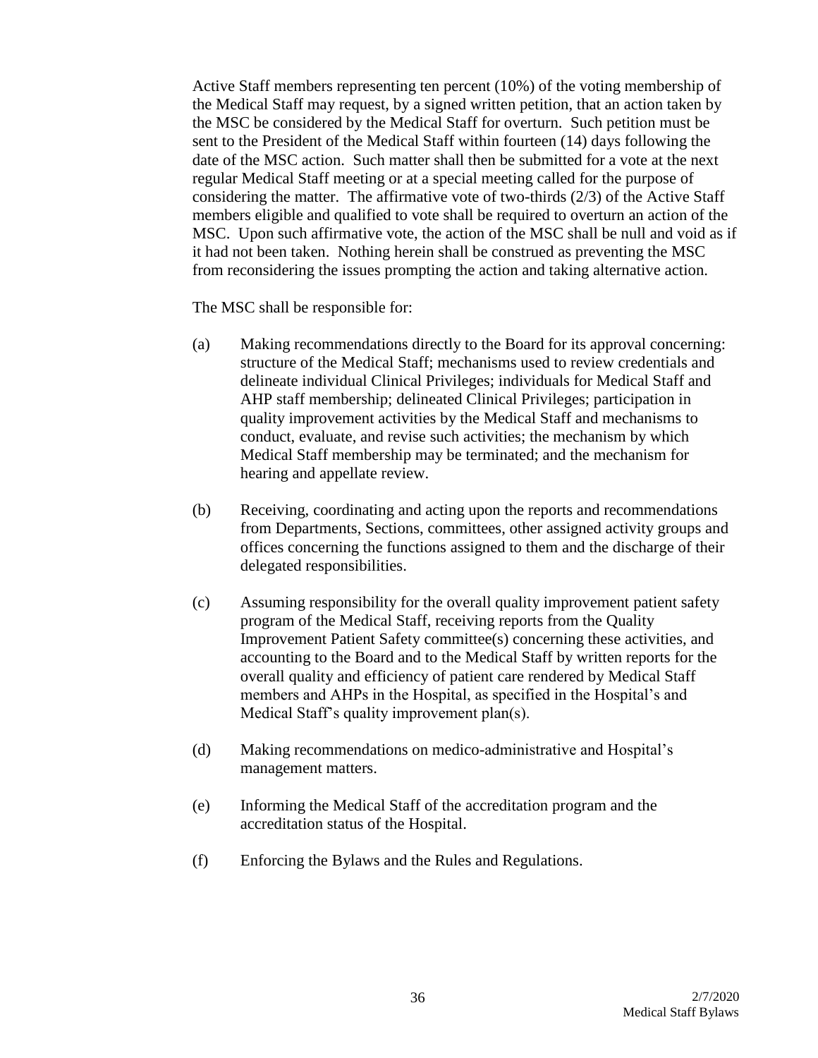Active Staff members representing ten percent (10%) of the voting membership of the Medical Staff may request, by a signed written petition, that an action taken by the MSC be considered by the Medical Staff for overturn. Such petition must be sent to the President of the Medical Staff within fourteen (14) days following the date of the MSC action. Such matter shall then be submitted for a vote at the next regular Medical Staff meeting or at a special meeting called for the purpose of considering the matter. The affirmative vote of two-thirds (2/3) of the Active Staff members eligible and qualified to vote shall be required to overturn an action of the MSC. Upon such affirmative vote, the action of the MSC shall be null and void as if it had not been taken. Nothing herein shall be construed as preventing the MSC from reconsidering the issues prompting the action and taking alternative action.

The MSC shall be responsible for:

(a) Making recommendations directly to the Board for its approval concerning: structure of the Medical Staff; mechanisms used to review credentials and delineate individual Clinical Privileges; individuals for Medical Staff and AHP staff membership; delineated Clinical Privileges; participation in quality improvement activities by the Medical Staff and mechanisms to conduct, evaluate, and revise such activities; the mechanism by which Medical Staff membership may be terminated; and the mechanism for hearing and appellate review.

(b) Receiving, coordinating and acting upon the reports and recommendations from Departments, Sections, committees, other assigned activity groups and offices concerning the functions assigned to them and the discharge of their delegated responsibilities.

(c) Assuming responsibility for the overall quality improvement patient safety program of the Medical Staff, receiving reports from the Quality Improvement Patient Safety committee(s) concerning these activities, and accounting to the Board and to the Medical Staff by written reports for the overall quality and efficiency of patient care rendered by Medical Staff members and AHPs in the Hospital, as specified in the Hospital's and Medical Staff's quality improvement plan(s).

(d) Making recommendations on medico-administrative and Hospital's management matters.

(e) Informing the Medical Staff of the accreditation program and the accreditation status of the Hospital.

(f) Enforcing the Bylaws and the Rules and Regulations.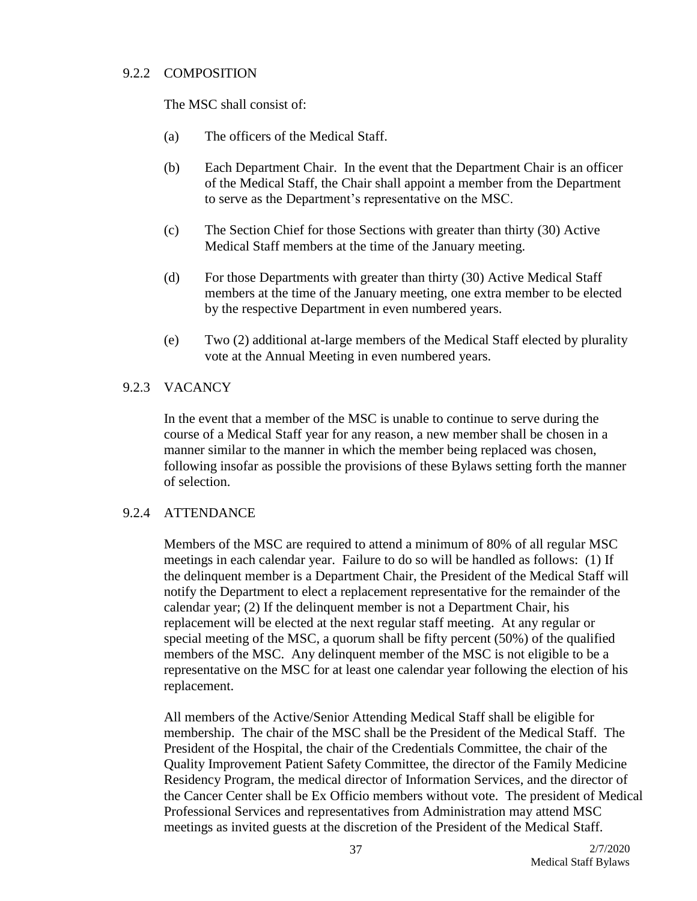### 9.2.2 COMPOSITION

The MSC shall consist of:

(a) The officers of the Medical Staff.

(b) Each Department Chair. In the event that the Department Chair is an officer of the Medical Staff, the Chair shall appoint a member from the Department to serve as the Department's representative on the MSC.

(c) The Section Chief for those Sections with greater than thirty (30) Active Medical Staff members at the time of the January meeting.

(d) For those Departments with greater than thirty (30) Active Medical Staff members at the time of the January meeting, one extra member to be elected by the respective Department in even numbered years.

(e) Two (2) additional at-large members of the Medical Staff elected by plurality vote at the Annual Meeting in even numbered years.

### 9.2.3 VACANCY

In the event that a member of the MSC is unable to continue to serve during the course of a Medical Staff year for any reason, a new member shall be chosen in a manner similar to the manner in which the member being replaced was chosen, following insofar as possible the provisions of these Bylaws setting forth the manner of selection.

### 9.2.4 ATTENDANCE

Members of the MSC are required to attend a minimum of 80% of all regular MSC meetings in each calendar year. Failure to do so will be handled as follows: (1) If the delinquent member is a Department Chair, the President of the Medical Staff will notify the Department to elect a replacement representative for the remainder of the calendar year; (2) If the delinquent member is not a Department Chair, his replacement will be elected at the next regular staff meeting. At any regular or special meeting of the MSC, a quorum shall be fifty percent (50%) of the qualified members of the MSC. Any delinquent member of the MSC is not eligible to be a representative on the MSC for at least one calendar year following the election of his replacement.

All members of the Active/Senior Attending Medical Staff shall be eligible for membership. The chair of the MSC shall be the President of the Medical Staff. The President of the Hospital, the chair of the Credentials Committee, the chair of the Quality Improvement Patient Safety Committee, the director of the Family Medicine Residency Program, the medical director of Information Services, and the director of the Cancer Center shall be Ex Officio members without vote. The president of Medical Professional Services and representatives from Administration may attend MSC meetings as invited guests at the discretion of the President of the Medical Staff.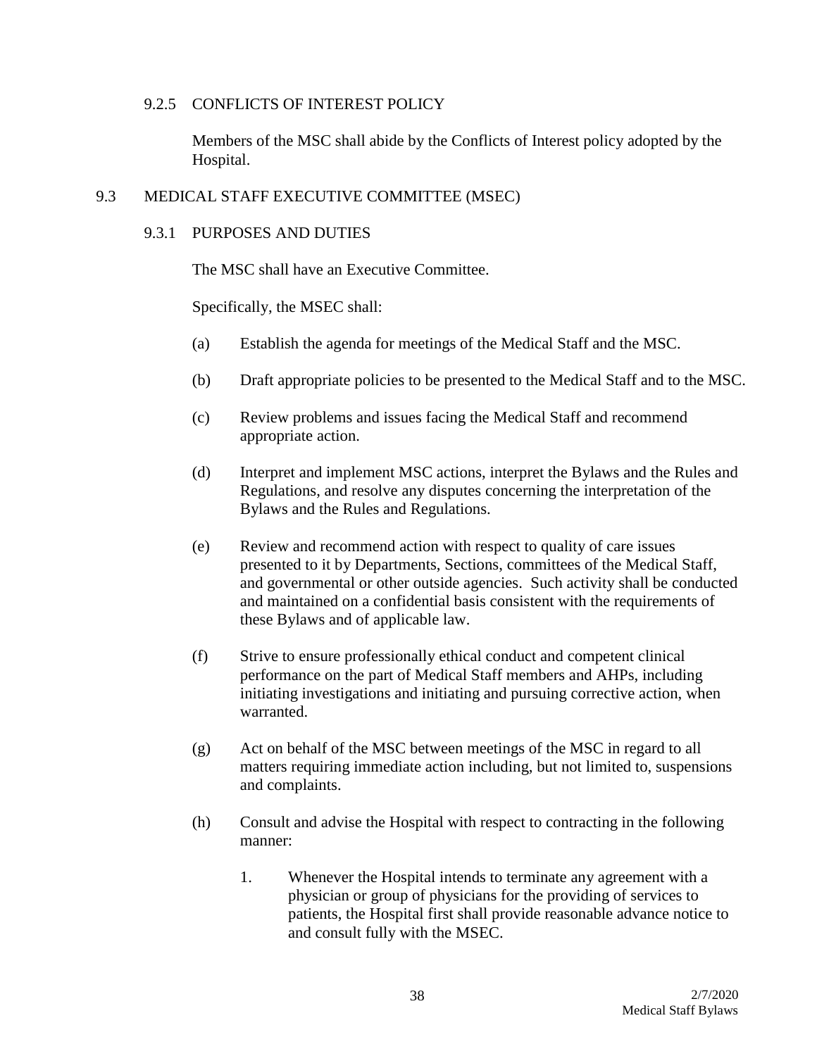### 9.2.5 CONFLICTS OF INTEREST POLICY

Members of the MSC shall abide by the Conflicts of Interest policy adopted by the Hospital.

## 9.3 MEDICAL STAFF EXECUTIVE COMMITTEE (MSEC)

### 9.3.1 PURPOSES AND DUTIES

The MSC shall have an Executive Committee.

Specifically, the MSEC shall:

(a) Establish the agenda for meetings of the Medical Staff and the MSC.

(b) Draft appropriate policies to be presented to the Medical Staff and to the MSC.

(c) Review problems and issues facing the Medical Staff and recommend appropriate action.

(d) Interpret and implement MSC actions, interpret the Bylaws and the Rules and Regulations, and resolve any disputes concerning the interpretation of the Bylaws and the Rules and Regulations.

(e) Review and recommend action with respect to quality of care issues presented to it by Departments, Sections, committees of the Medical Staff, and governmental or other outside agencies. Such activity shall be conducted and maintained on a confidential basis consistent with the requirements of these Bylaws and of applicable law.

(f) Strive to ensure professionally ethical conduct and competent clinical performance on the part of Medical Staff members and AHPs, including initiating investigations and initiating and pursuing corrective action, when warranted.

(g) Act on behalf of the MSC between meetings of the MSC in regard to all matters requiring immediate action including, but not limited to, suspensions and complaints.

(h) Consult and advise the Hospital with respect to contracting in the following manner:

1. Whenever the Hospital intends to terminate any agreement with a physician or group of physicians for the providing of services to patients, the Hospital first shall provide reasonable advance notice to and consult fully with the MSEC.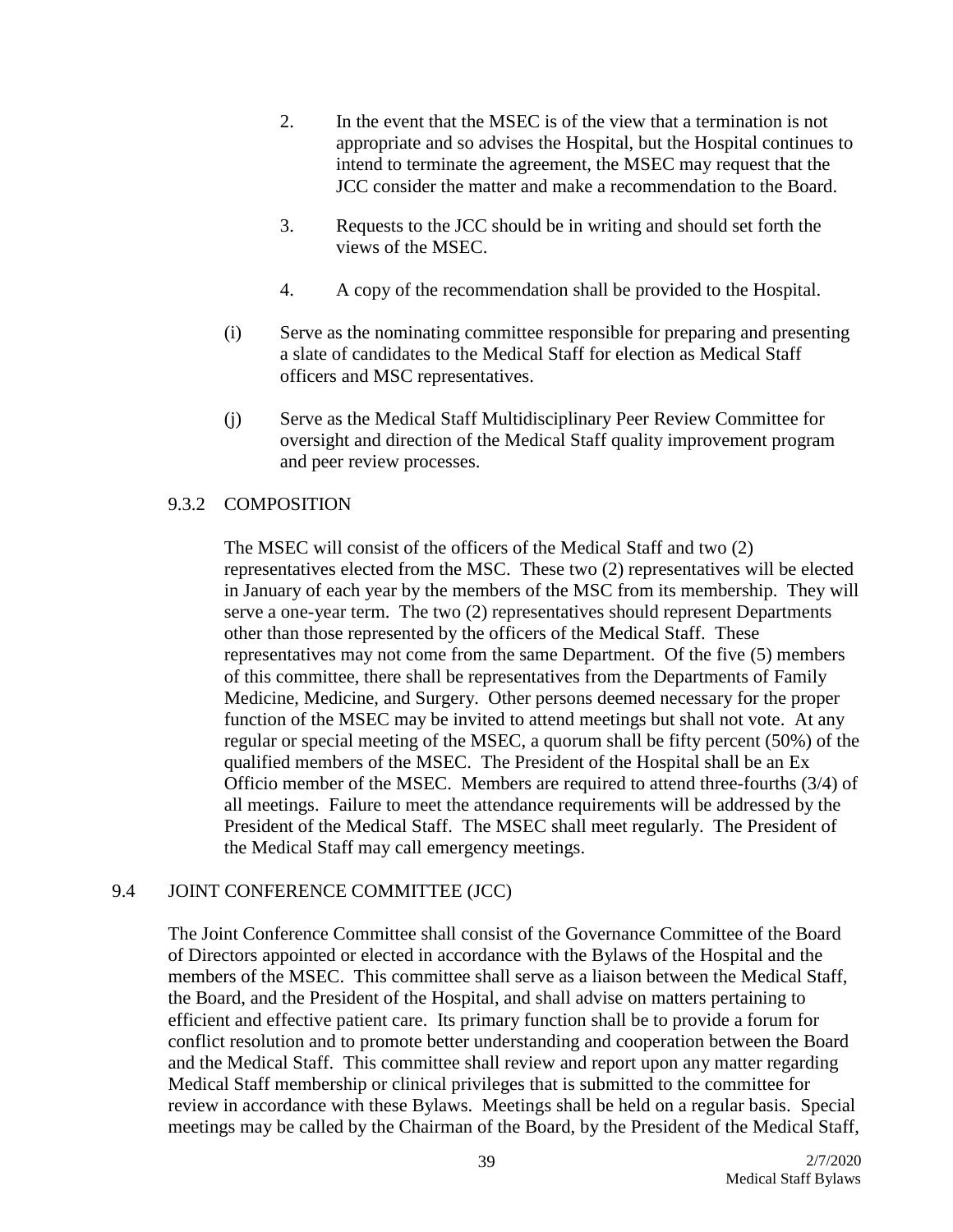2. In the event that the MSEC is of the view that a termination is not appropriate and so advises the Hospital, but the Hospital continues to intend to terminate the agreement, the MSEC may request that the JCC consider the matter and make a recommendation to the Board.

3. Requests to the JCC should be in writing and should set forth the views of the MSEC.

4. A copy of the recommendation shall be provided to the Hospital.

(i) Serve as the nominating committee responsible for preparing and presenting a slate of candidates to the Medical Staff for election as Medical Staff officers and MSC representatives.

(j) Serve as the Medical Staff Multidisciplinary Peer Review Committee for oversight and direction of the Medical Staff quality improvement program and peer review processes.

### 9.3.2 COMPOSITION

The MSEC will consist of the officers of the Medical Staff and two (2) representatives elected from the MSC. These two (2) representatives will be elected in January of each year by the members of the MSC from its membership. They will serve a one-year term. The two (2) representatives should represent Departments other than those represented by the officers of the Medical Staff. These representatives may not come from the same Department. Of the five (5) members of this committee, there shall be representatives from the Departments of Family Medicine, Medicine, and Surgery. Other persons deemed necessary for the proper function of the MSEC may be invited to attend meetings but shall not vote. At any regular or special meeting of the MSEC, a quorum shall be fifty percent (50%) of the qualified members of the MSEC. The President of the Hospital shall be an Ex Officio member of the MSEC. Members are required to attend three-fourths (3/4) of all meetings. Failure to meet the attendance requirements will be addressed by the President of the Medical Staff. The MSEC shall meet regularly. The President of the Medical Staff may call emergency meetings.

## 9.4 JOINT CONFERENCE COMMITTEE (JCC)

The Joint Conference Committee shall consist of the Governance Committee of the Board of Directors appointed or elected in accordance with the Bylaws of the Hospital and the members of the MSEC. This committee shall serve as a liaison between the Medical Staff, the Board, and the President of the Hospital, and shall advise on matters pertaining to efficient and effective patient care. Its primary function shall be to provide a forum for conflict resolution and to promote better understanding and cooperation between the Board and the Medical Staff. This committee shall review and report upon any matter regarding Medical Staff membership or clinical privileges that is submitted to the committee for review in accordance with these Bylaws. Meetings shall be held on a regular basis. Special meetings may be called by the Chairman of the Board, by the President of the Medical Staff,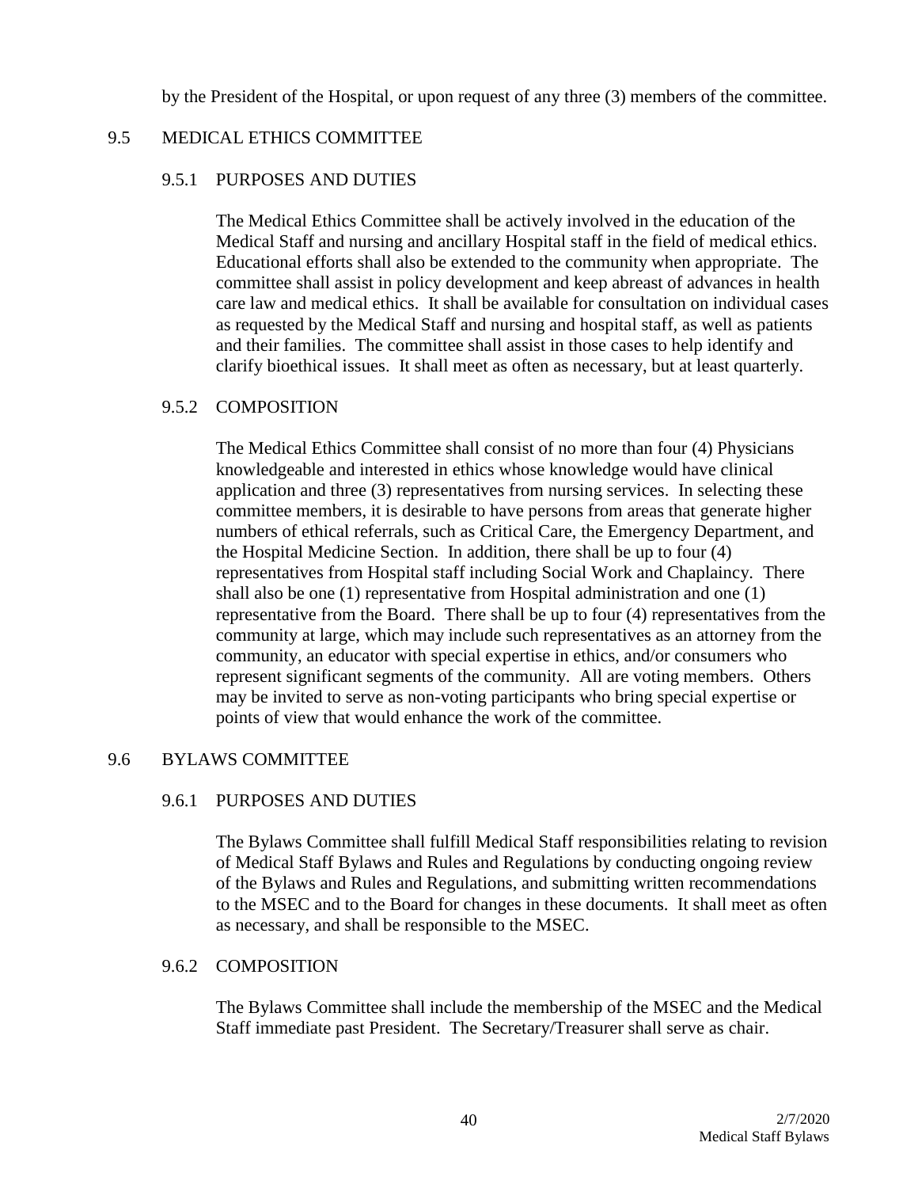by the President of the Hospital, or upon request of any three (3) members of the committee.

## 9.5 MEDICAL ETHICS COMMITTEE

### 9.5.1 PURPOSES AND DUTIES

The Medical Ethics Committee shall be actively involved in the education of the Medical Staff and nursing and ancillary Hospital staff in the field of medical ethics. Educational efforts shall also be extended to the community when appropriate. The committee shall assist in policy development and keep abreast of advances in health care law and medical ethics. It shall be available for consultation on individual cases as requested by the Medical Staff and nursing and hospital staff, as well as patients and their families. The committee shall assist in those cases to help identify and clarify bioethical issues. It shall meet as often as necessary, but at least quarterly.

### 9.5.2 COMPOSITION

The Medical Ethics Committee shall consist of no more than four (4) Physicians knowledgeable and interested in ethics whose knowledge would have clinical application and three (3) representatives from nursing services. In selecting these committee members, it is desirable to have persons from areas that generate higher numbers of ethical referrals, such as Critical Care, the Emergency Department, and the Hospital Medicine Section. In addition, there shall be up to four (4) representatives from Hospital staff including Social Work and Chaplaincy. There shall also be one (1) representative from Hospital administration and one (1) representative from the Board. There shall be up to four (4) representatives from the community at large, which may include such representatives as an attorney from the community, an educator with special expertise in ethics, and/or consumers who represent significant segments of the community. All are voting members. Others may be invited to serve as non-voting participants who bring special expertise or points of view that would enhance the work of the committee.

## 9.6 BYLAWS COMMITTEE

### 9.6.1 PURPOSES AND DUTIES

The Bylaws Committee shall fulfill Medical Staff responsibilities relating to revision of Medical Staff Bylaws and Rules and Regulations by conducting ongoing review of the Bylaws and Rules and Regulations, and submitting written recommendations to the MSEC and to the Board for changes in these documents. It shall meet as often as necessary, and shall be responsible to the MSEC.

### 9.6.2 COMPOSITION

The Bylaws Committee shall include the membership of the MSEC and the Medical Staff immediate past President. The Secretary/Treasurer shall serve as chair.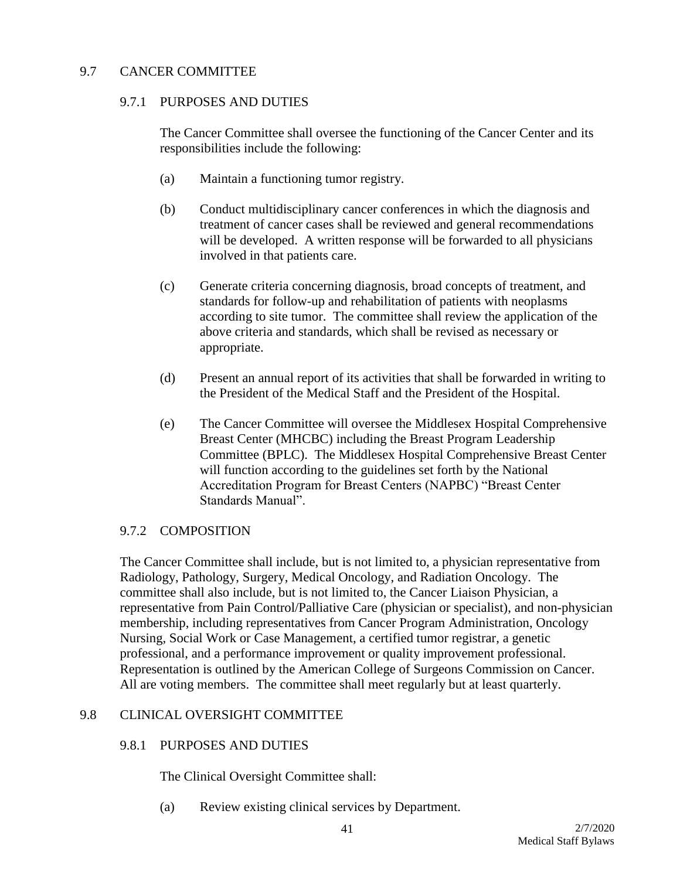## 9.7 CANCER COMMITTEE

### 9.7.1 PURPOSES AND DUTIES

The Cancer Committee shall oversee the functioning of the Cancer Center and its responsibilities include the following:

(a) Maintain a functioning tumor registry.

(b) Conduct multidisciplinary cancer conferences in which the diagnosis and treatment of cancer cases shall be reviewed and general recommendations will be developed. A written response will be forwarded to all physicians involved in that patients care.

(c) Generate criteria concerning diagnosis, broad concepts of treatment, and standards for follow-up and rehabilitation of patients with neoplasms according to site tumor. The committee shall review the application of the above criteria and standards, which shall be revised as necessary or appropriate.

(d) Present an annual report of its activities that shall be forwarded in writing to the President of the Medical Staff and the President of the Hospital.

(e) The Cancer Committee will oversee the Middlesex Hospital Comprehensive Breast Center (MHCBC) including the Breast Program Leadership Committee (BPLC). The Middlesex Hospital Comprehensive Breast Center will function according to the guidelines set forth by the National Accreditation Program for Breast Centers (NAPBC) "Breast Center Standards Manual".

### 9.7.2 COMPOSITION

The Cancer Committee shall include, but is not limited to, a physician representative from Radiology, Pathology, Surgery, Medical Oncology, and Radiation Oncology. The committee shall also include, but is not limited to, the Cancer Liaison Physician, a representative from Pain Control/Palliative Care (physician or specialist), and non-physician membership, including representatives from Cancer Program Administration, Oncology Nursing, Social Work or Case Management, a certified tumor registrar, a genetic professional, and a performance improvement or quality improvement professional. Representation is outlined by the American College of Surgeons Commission on Cancer. All are voting members. The committee shall meet regularly but at least quarterly.

## 9.8 CLINICAL OVERSIGHT COMMITTEE

### 9.8.1 PURPOSES AND DUTIES

The Clinical Oversight Committee shall:

(a) Review existing clinical services by Department.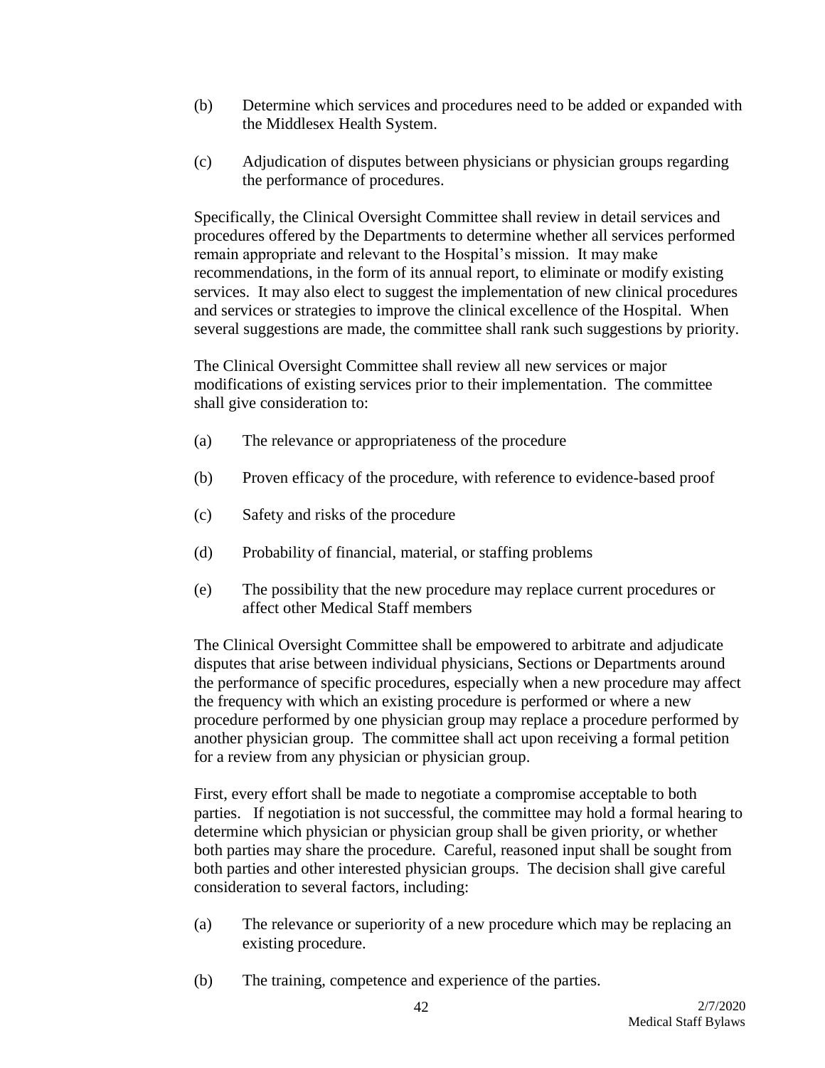(b) Determine which services and procedures need to be added or expanded with the Middlesex Health System.

(c) Adjudication of disputes between physicians or physician groups regarding the performance of procedures.

Specifically, the Clinical Oversight Committee shall review in detail services and procedures offered by the Departments to determine whether all services performed remain appropriate and relevant to the Hospital's mission. It may make recommendations, in the form of its annual report, to eliminate or modify existing services. It may also elect to suggest the implementation of new clinical procedures and services or strategies to improve the clinical excellence of the Hospital. When several suggestions are made, the committee shall rank such suggestions by priority.

The Clinical Oversight Committee shall review all new services or major modifications of existing services prior to their implementation. The committee shall give consideration to:

(a) The relevance or appropriateness of the procedure

(b) Proven efficacy of the procedure, with reference to evidence-based proof

(c) Safety and risks of the procedure

(d) Probability of financial, material, or staffing problems

(e) The possibility that the new procedure may replace current procedures or affect other Medical Staff members

The Clinical Oversight Committee shall be empowered to arbitrate and adjudicate disputes that arise between individual physicians, Sections or Departments around the performance of specific procedures, especially when a new procedure may affect the frequency with which an existing procedure is performed or where a new procedure performed by one physician group may replace a procedure performed by another physician group. The committee shall act upon receiving a formal petition for a review from any physician or physician group.

First, every effort shall be made to negotiate a compromise acceptable to both parties. If negotiation is not successful, the committee may hold a formal hearing to determine which physician or physician group shall be given priority, or whether both parties may share the procedure. Careful, reasoned input shall be sought from both parties and other interested physician groups. The decision shall give careful consideration to several factors, including:

(a) The relevance or superiority of a new procedure which may be replacing an existing procedure.

(b) The training, competence and experience of the parties.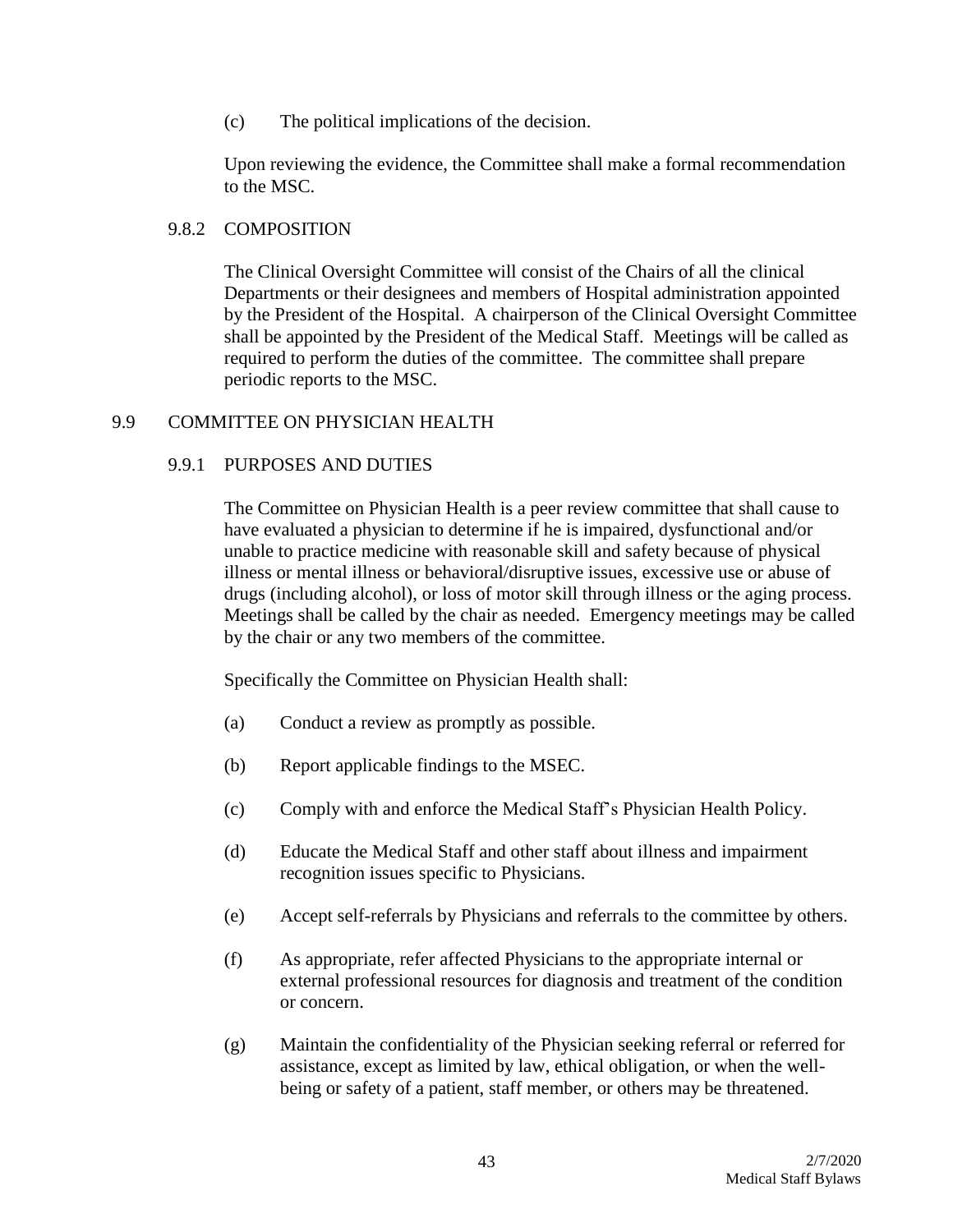(c) The political implications of the decision.

Upon reviewing the evidence, the Committee shall make a formal recommendation to the MSC.

### 9.8.2 COMPOSITION

The Clinical Oversight Committee will consist of the Chairs of all the clinical Departments or their designees and members of Hospital administration appointed by the President of the Hospital. A chairperson of the Clinical Oversight Committee shall be appointed by the President of the Medical Staff. Meetings will be called as required to perform the duties of the committee. The committee shall prepare periodic reports to the MSC.

## 9.9 COMMITTEE ON PHYSICIAN HEALTH

### 9.9.1 PURPOSES AND DUTIES

The Committee on Physician Health is a peer review committee that shall cause to have evaluated a physician to determine if he is impaired, dysfunctional and/or unable to practice medicine with reasonable skill and safety because of physical illness or mental illness or behavioral/disruptive issues, excessive use or abuse of drugs (including alcohol), or loss of motor skill through illness or the aging process. Meetings shall be called by the chair as needed. Emergency meetings may be called by the chair or any two members of the committee.

Specifically the Committee on Physician Health shall:

(a) Conduct a review as promptly as possible.

(b) Report applicable findings to the MSEC.

(c) Comply with and enforce the Medical Staff's Physician Health Policy.

(d) Educate the Medical Staff and other staff about illness and impairment recognition issues specific to Physicians.

(e) Accept self-referrals by Physicians and referrals to the committee by others.

(f) As appropriate, refer affected Physicians to the appropriate internal or external professional resources for diagnosis and treatment of the condition or concern.

(g) Maintain the confidentiality of the Physician seeking referral or referred for assistance, except as limited by law, ethical obligation, or when the well-being or safety of a patient, staff member, or others may be threatened.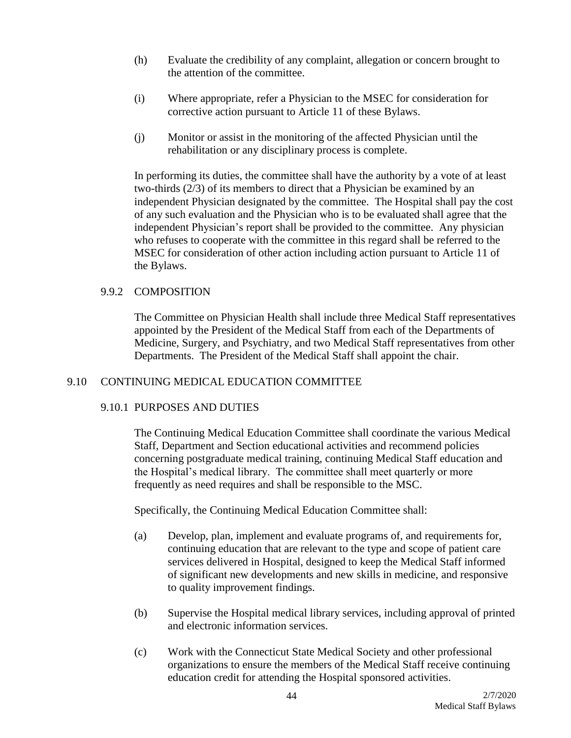(h) Evaluate the credibility of any complaint, allegation or concern brought to the attention of the committee.

(i) Where appropriate, refer a Physician to the MSEC for consideration for corrective action pursuant to Article 11 of these Bylaws.

(j) Monitor or assist in the monitoring of the affected Physician until the rehabilitation or any disciplinary process is complete.

In performing its duties, the committee shall have the authority by a vote of at least two-thirds (2/3) of its members to direct that a Physician be examined by an independent Physician designated by the committee. The Hospital shall pay the cost of any such evaluation and the Physician who is to be evaluated shall agree that the independent Physician's report shall be provided to the committee. Any physician who refuses to cooperate with the committee in this regard shall be referred to the MSEC for consideration of other action including action pursuant to Article 11 of the Bylaws.

#### 9.9.2 COMPOSITION

The Committee on Physician Health shall include three Medical Staff representatives appointed by the President of the Medical Staff from each of the Departments of Medicine, Surgery, and Psychiatry, and two Medical Staff representatives from other Departments. The President of the Medical Staff shall appoint the chair.

### 9.10 CONTINUING MEDICAL EDUCATION COMMITTEE

#### 9.10.1 PURPOSES AND DUTIES

The Continuing Medical Education Committee shall coordinate the various Medical Staff, Department and Section educational activities and recommend policies concerning postgraduate medical training, continuing Medical Staff education and the Hospital's medical library. The committee shall meet quarterly or more frequently as need requires and shall be responsible to the MSC.

Specifically, the Continuing Medical Education Committee shall:

(a) Develop, plan, implement and evaluate programs of, and requirements for, continuing education that are relevant to the type and scope of patient care services delivered in Hospital, designed to keep the Medical Staff informed of significant new developments and new skills in medicine, and responsive to quality improvement findings.

(b) Supervise the Hospital medical library services, including approval of printed and electronic information services.

(c) Work with the Connecticut State Medical Society and other professional organizations to ensure the members of the Medical Staff receive continuing education credit for attending the Hospital sponsored activities.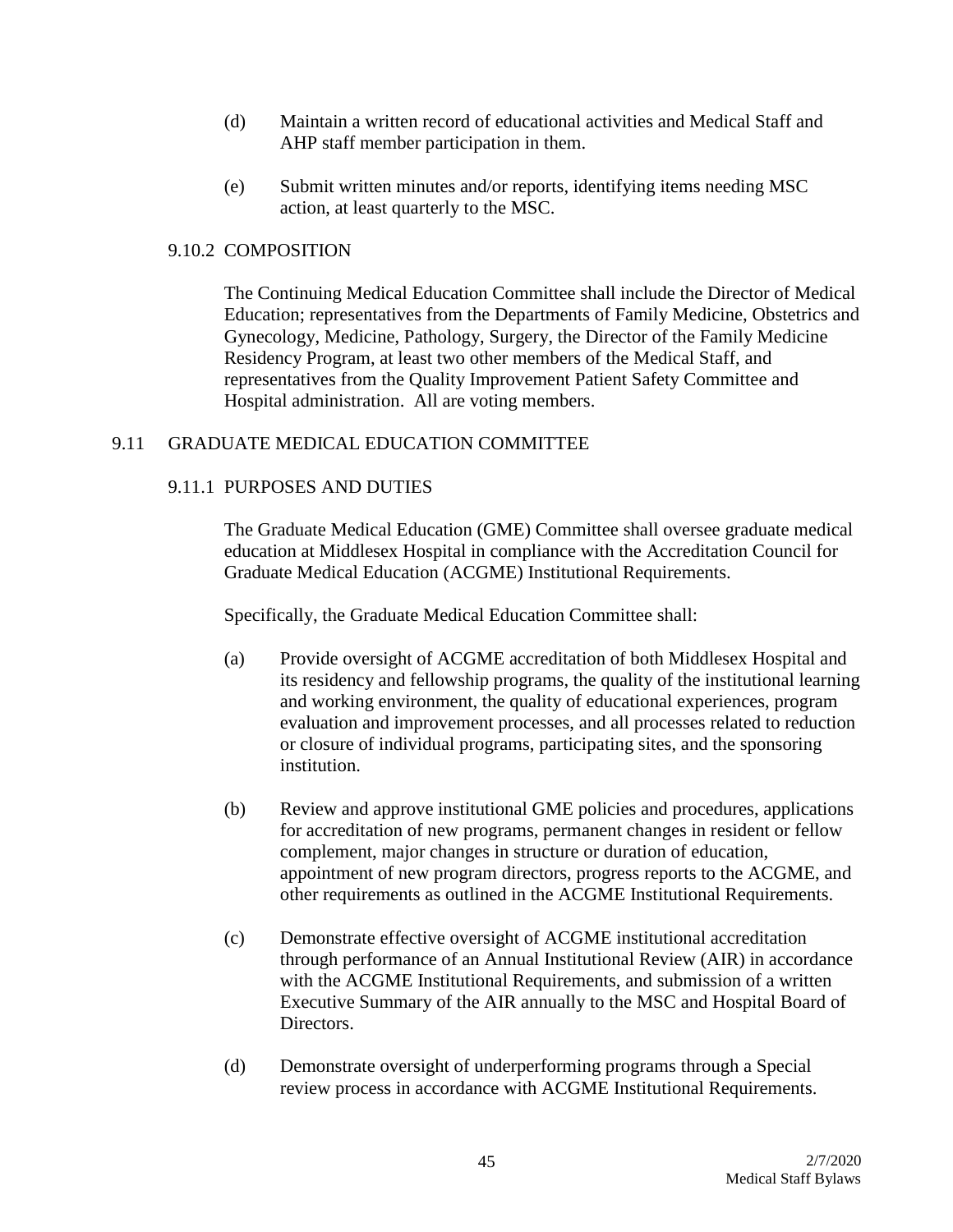(d) Maintain a written record of educational activities and Medical Staff and AHP staff member participation in them.

(e) Submit written minutes and/or reports, identifying items needing MSC action, at least quarterly to the MSC.

### 9.10.2 COMPOSITION

The Continuing Medical Education Committee shall include the Director of Medical Education; representatives from the Departments of Family Medicine, Obstetrics and Gynecology, Medicine, Pathology, Surgery, the Director of the Family Medicine Residency Program, at least two other members of the Medical Staff, and representatives from the Quality Improvement Patient Safety Committee and Hospital administration. All are voting members.

## 9.11 GRADUATE MEDICAL EDUCATION COMMITTEE

### 9.11.1 PURPOSES AND DUTIES

The Graduate Medical Education (GME) Committee shall oversee graduate medical education at Middlesex Hospital in compliance with the Accreditation Council for Graduate Medical Education (ACGME) Institutional Requirements.

Specifically, the Graduate Medical Education Committee shall:

(a) Provide oversight of ACGME accreditation of both Middlesex Hospital and its residency and fellowship programs, the quality of the institutional learning and working environment, the quality of educational experiences, program evaluation and improvement processes, and all processes related to reduction or closure of individual programs, participating sites, and the sponsoring institution.

(b) Review and approve institutional GME policies and procedures, applications for accreditation of new programs, permanent changes in resident or fellow complement, major changes in structure or duration of education, appointment of new program directors, progress reports to the ACGME, and other requirements as outlined in the ACGME Institutional Requirements.

(c) Demonstrate effective oversight of ACGME institutional accreditation through performance of an Annual Institutional Review (AIR) in accordance with the ACGME Institutional Requirements, and submission of a written Executive Summary of the AIR annually to the MSC and Hospital Board of Directors.

(d) Demonstrate oversight of underperforming programs through a Special review process in accordance with ACGME Institutional Requirements.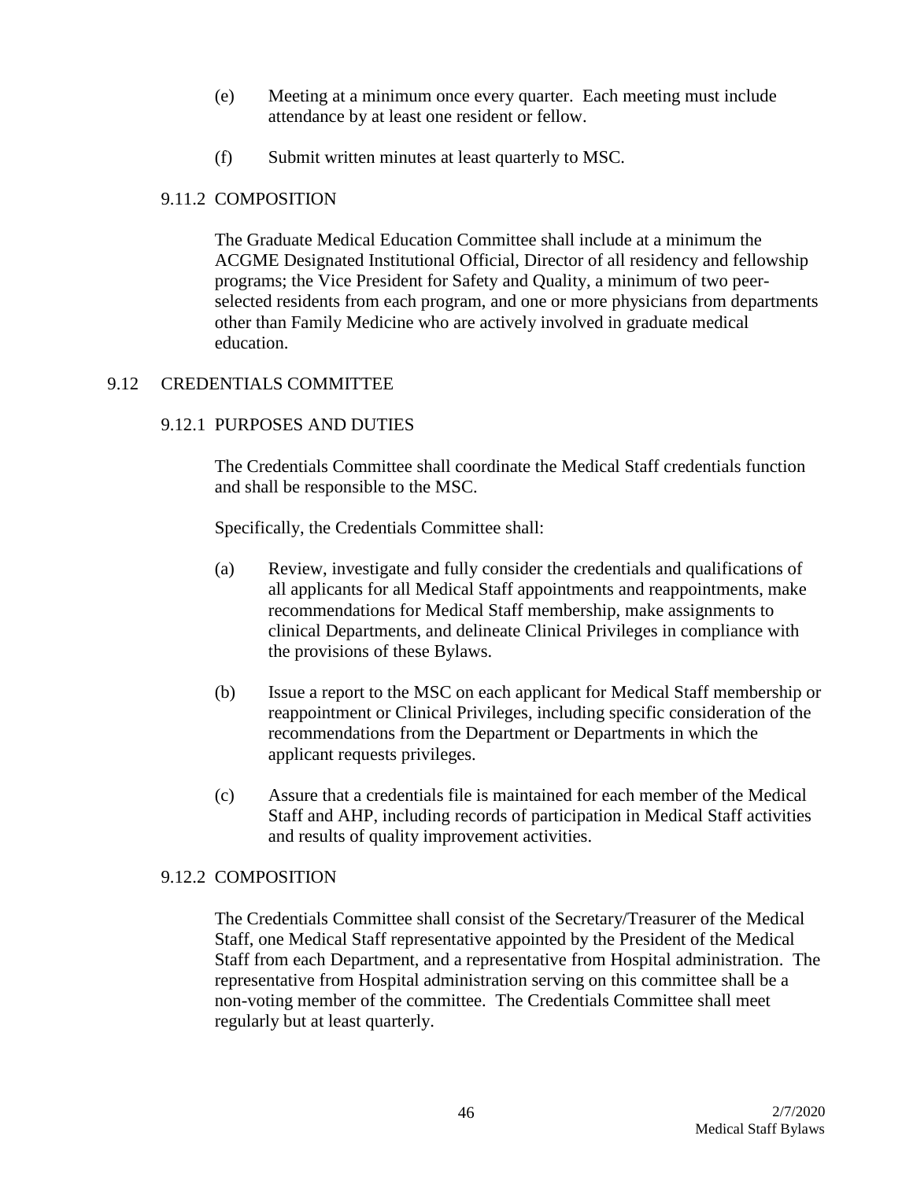(e) Meeting at a minimum once every quarter. Each meeting must include attendance by at least one resident or fellow.

(f) Submit written minutes at least quarterly to MSC.

#### 9.11.2 COMPOSITION

The Graduate Medical Education Committee shall include at a minimum the ACGME Designated Institutional Official, Director of all residency and fellowship programs; the Vice President for Safety and Quality, a minimum of two peer-selected residents from each program, and one or more physicians from departments other than Family Medicine who are actively involved in graduate medical education.

### 9.12 CREDENTIALS COMMITTEE

#### 9.12.1 PURPOSES AND DUTIES

The Credentials Committee shall coordinate the Medical Staff credentials function and shall be responsible to the MSC.

Specifically, the Credentials Committee shall:

(a) Review, investigate and fully consider the credentials and qualifications of all applicants for all Medical Staff appointments and reappointments, make recommendations for Medical Staff membership, make assignments to clinical Departments, and delineate Clinical Privileges in compliance with the provisions of these Bylaws.

(b) Issue a report to the MSC on each applicant for Medical Staff membership or reappointment or Clinical Privileges, including specific consideration of the recommendations from the Department or Departments in which the applicant requests privileges.

(c) Assure that a credentials file is maintained for each member of the Medical Staff and AHP, including records of participation in Medical Staff activities and results of quality improvement activities.

#### 9.12.2 COMPOSITION

The Credentials Committee shall consist of the Secretary/Treasurer of the Medical Staff, one Medical Staff representative appointed by the President of the Medical Staff from each Department, and a representative from Hospital administration. The representative from Hospital administration serving on this committee shall be a non-voting member of the committee. The Credentials Committee shall meet regularly but at least quarterly.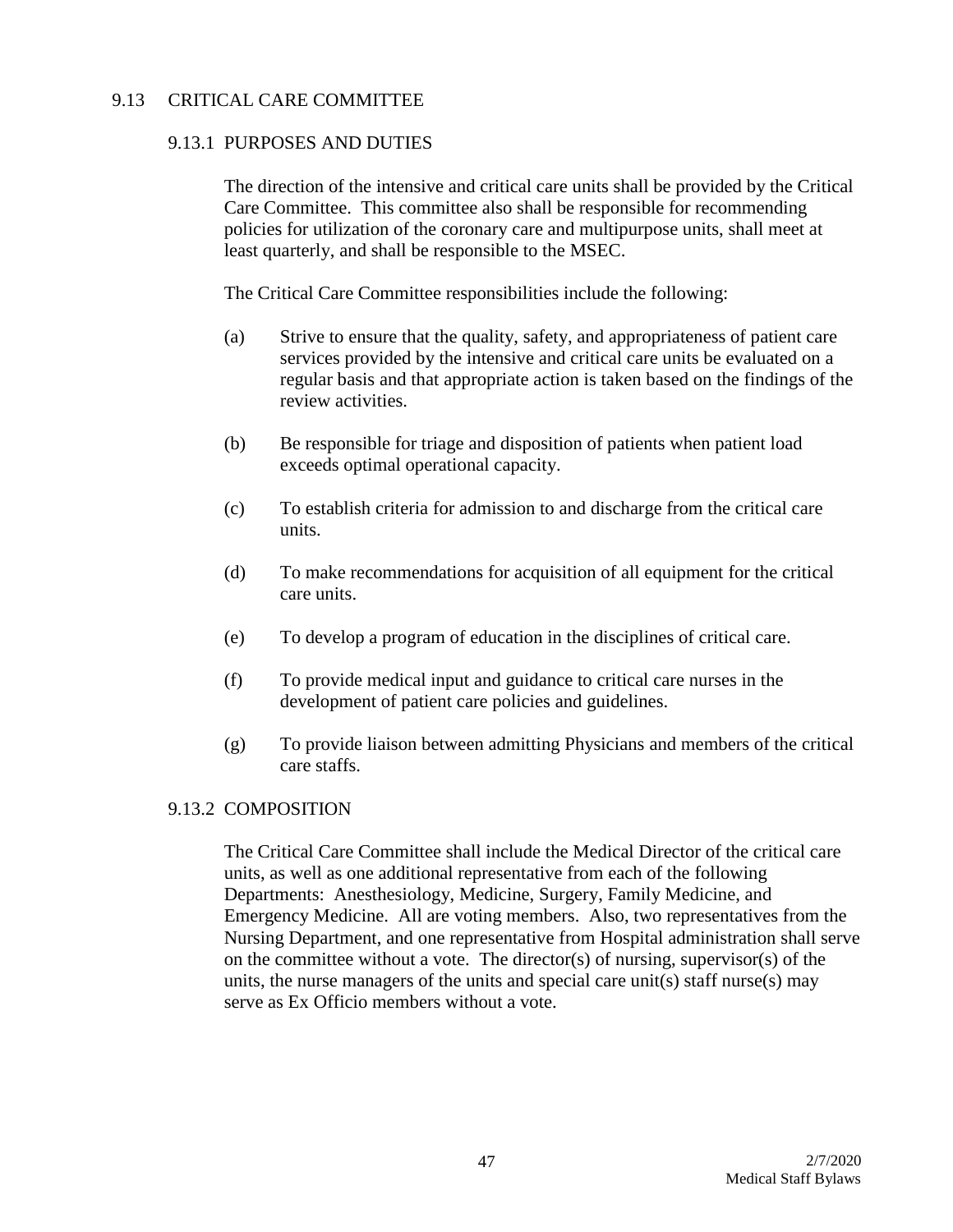## 9.13 CRITICAL CARE COMMITTEE

### 9.13.1 PURPOSES AND DUTIES

The direction of the intensive and critical care units shall be provided by the Critical Care Committee. This committee also shall be responsible for recommending policies for utilization of the coronary care and multipurpose units, shall meet at least quarterly, and shall be responsible to the MSEC.

The Critical Care Committee responsibilities include the following:

(a) Strive to ensure that the quality, safety, and appropriateness of patient care services provided by the intensive and critical care units be evaluated on a regular basis and that appropriate action is taken based on the findings of the review activities.

(b) Be responsible for triage and disposition of patients when patient load exceeds optimal operational capacity.

(c) To establish criteria for admission to and discharge from the critical care units.

(d) To make recommendations for acquisition of all equipment for the critical care units.

(e) To develop a program of education in the disciplines of critical care.

(f) To provide medical input and guidance to critical care nurses in the development of patient care policies and guidelines.

(g) To provide liaison between admitting Physicians and members of the critical care staffs.

### 9.13.2 COMPOSITION

The Critical Care Committee shall include the Medical Director of the critical care units, as well as one additional representative from each of the following Departments: Anesthesiology, Medicine, Surgery, Family Medicine, and Emergency Medicine. All are voting members. Also, two representatives from the Nursing Department, and one representative from Hospital administration shall serve on the committee without a vote. The director(s) of nursing, supervisor(s) of the units, the nurse managers of the units and special care unit(s) staff nurse(s) may serve as Ex Officio members without a vote.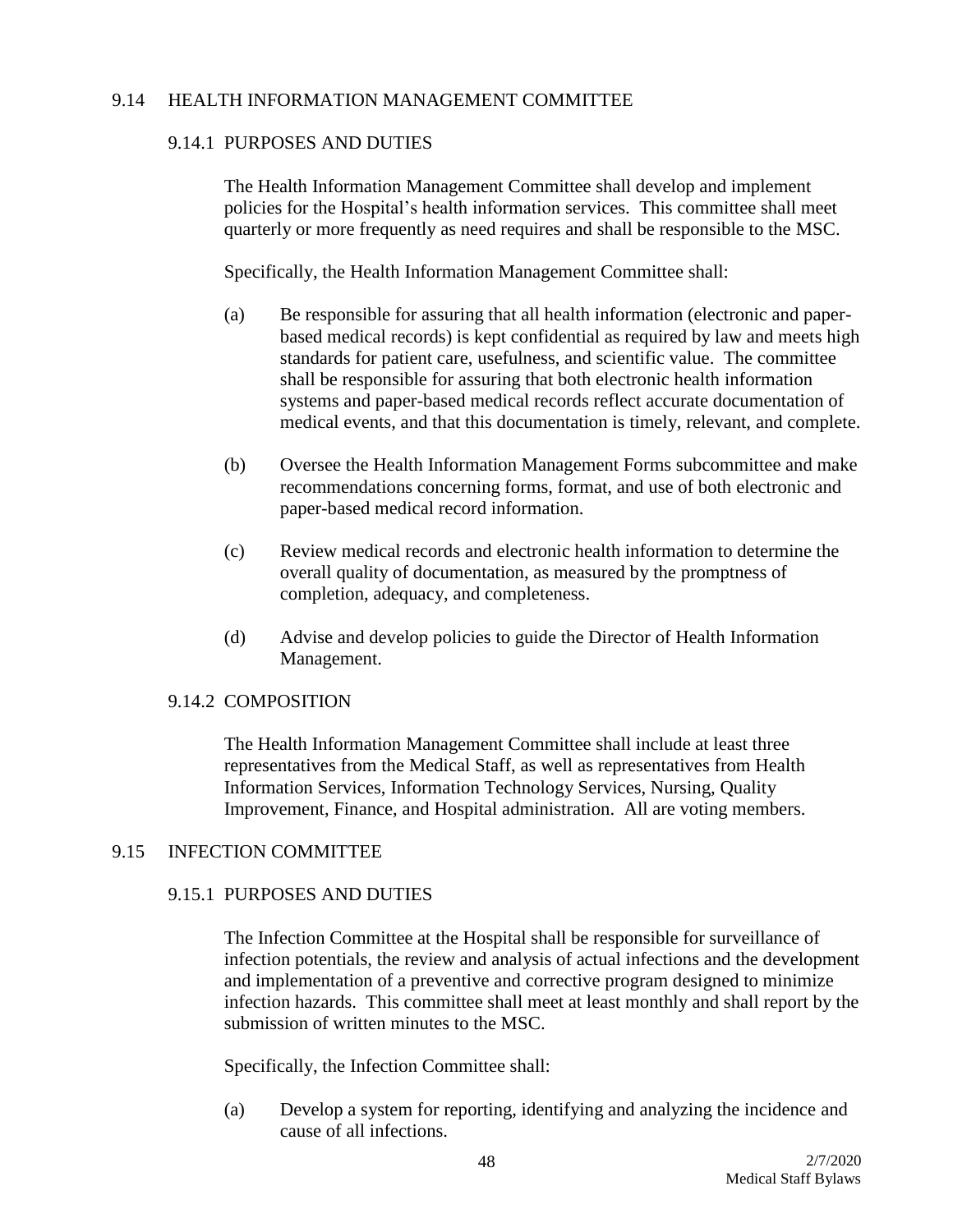## 9.14 HEALTH INFORMATION MANAGEMENT COMMITTEE

### 9.14.1 PURPOSES AND DUTIES

The Health Information Management Committee shall develop and implement policies for the Hospital's health information services. This committee shall meet quarterly or more frequently as need requires and shall be responsible to the MSC.

Specifically, the Health Information Management Committee shall:

(a) Be responsible for assuring that all health information (electronic and paper-based medical records) is kept confidential as required by law and meets high standards for patient care, usefulness, and scientific value. The committee shall be responsible for assuring that both electronic health information systems and paper-based medical records reflect accurate documentation of medical events, and that this documentation is timely, relevant, and complete.

(b) Oversee the Health Information Management Forms subcommittee and make recommendations concerning forms, format, and use of both electronic and paper-based medical record information.

(c) Review medical records and electronic health information to determine the overall quality of documentation, as measured by the promptness of completion, adequacy, and completeness.

(d) Advise and develop policies to guide the Director of Health Information Management.

### 9.14.2 COMPOSITION

The Health Information Management Committee shall include at least three representatives from the Medical Staff, as well as representatives from Health Information Services, Information Technology Services, Nursing, Quality Improvement, Finance, and Hospital administration. All are voting members.

## 9.15 INFECTION COMMITTEE

### 9.15.1 PURPOSES AND DUTIES

The Infection Committee at the Hospital shall be responsible for surveillance of infection potentials, the review and analysis of actual infections and the development and implementation of a preventive and corrective program designed to minimize infection hazards. This committee shall meet at least monthly and shall report by the submission of written minutes to the MSC.

Specifically, the Infection Committee shall:

(a) Develop a system for reporting, identifying and analyzing the incidence and cause of all infections.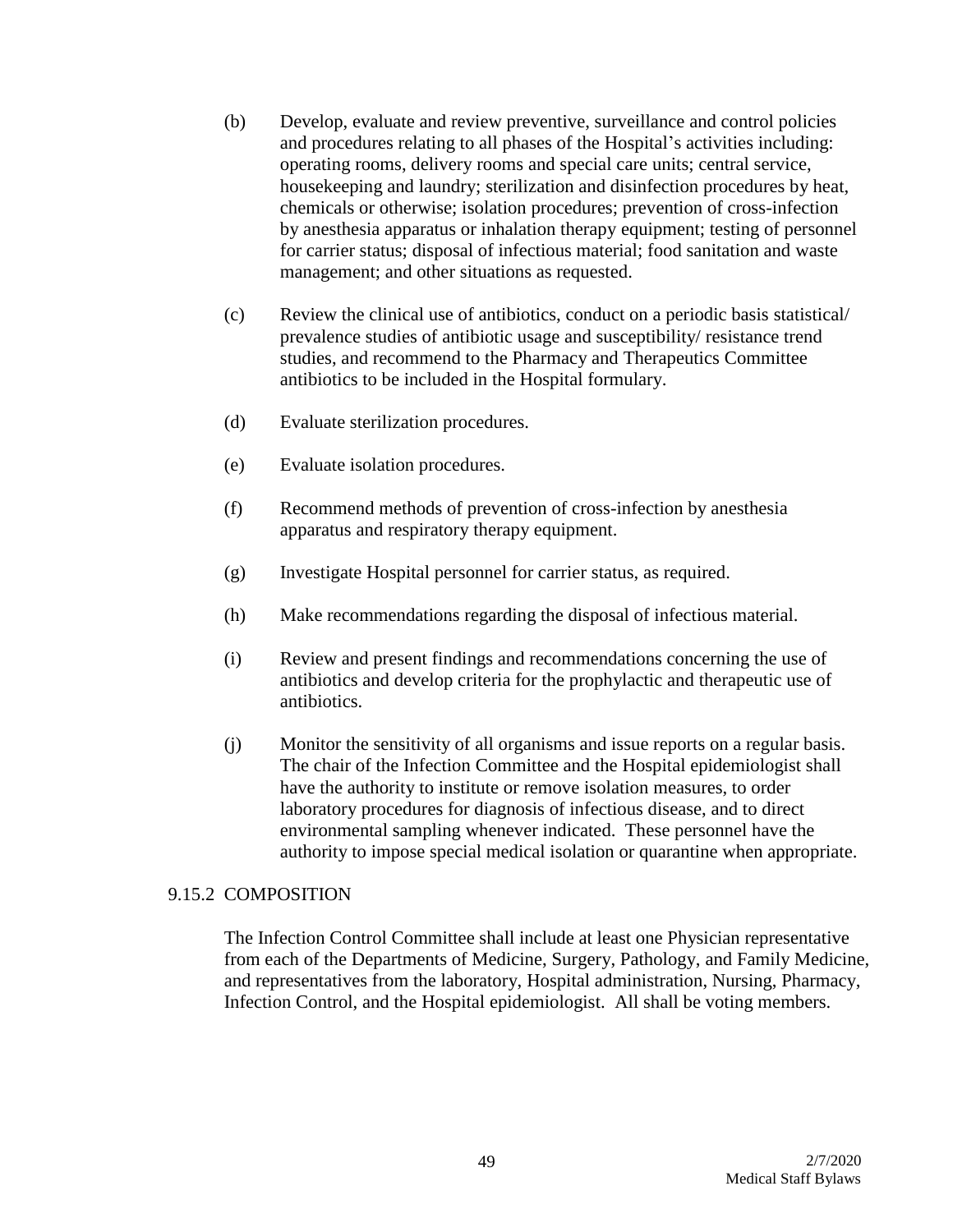(b) Develop, evaluate and review preventive, surveillance and control policies and procedures relating to all phases of the Hospital's activities including: operating rooms, delivery rooms and special care units; central service, housekeeping and laundry; sterilization and disinfection procedures by heat, chemicals or otherwise; isolation procedures; prevention of cross-infection by anesthesia apparatus or inhalation therapy equipment; testing of personnel for carrier status; disposal of infectious material; food sanitation and waste management; and other situations as requested.

(c) Review the clinical use of antibiotics, conduct on a periodic basis statistical/ prevalence studies of antibiotic usage and susceptibility/ resistance trend studies, and recommend to the Pharmacy and Therapeutics Committee antibiotics to be included in the Hospital formulary.

(d) Evaluate sterilization procedures.

(e) Evaluate isolation procedures.

(f) Recommend methods of prevention of cross-infection by anesthesia apparatus and respiratory therapy equipment.

(g) Investigate Hospital personnel for carrier status, as required.

(h) Make recommendations regarding the disposal of infectious material.

(i) Review and present findings and recommendations concerning the use of antibiotics and develop criteria for the prophylactic and therapeutic use of antibiotics.

(j) Monitor the sensitivity of all organisms and issue reports on a regular basis. The chair of the Infection Committee and the Hospital epidemiologist shall have the authority to institute or remove isolation measures, to order laboratory procedures for diagnosis of infectious disease, and to direct environmental sampling whenever indicated. These personnel have the authority to impose special medical isolation or quarantine when appropriate.

### 9.15.2 COMPOSITION

The Infection Control Committee shall include at least one Physician representative from each of the Departments of Medicine, Surgery, Pathology, and Family Medicine, and representatives from the laboratory, Hospital administration, Nursing, Pharmacy, Infection Control, and the Hospital epidemiologist. All shall be voting members.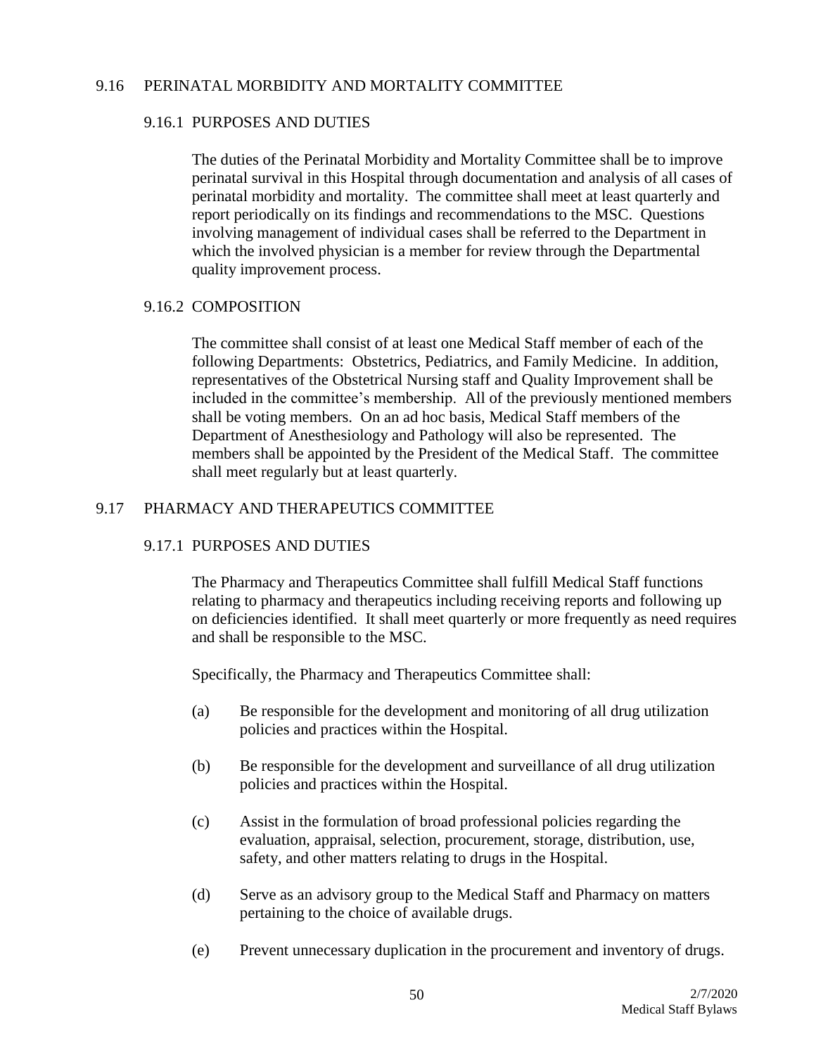## 9.16 PERINATAL MORBIDITY AND MORTALITY COMMITTEE

### 9.16.1 PURPOSES AND DUTIES

The duties of the Perinatal Morbidity and Mortality Committee shall be to improve perinatal survival in this Hospital through documentation and analysis of all cases of perinatal morbidity and mortality. The committee shall meet at least quarterly and report periodically on its findings and recommendations to the MSC. Questions involving management of individual cases shall be referred to the Department in which the involved physician is a member for review through the Departmental quality improvement process.

### 9.16.2 COMPOSITION

The committee shall consist of at least one Medical Staff member of each of the following Departments: Obstetrics, Pediatrics, and Family Medicine. In addition, representatives of the Obstetrical Nursing staff and Quality Improvement shall be included in the committee's membership. All of the previously mentioned members shall be voting members. On an ad hoc basis, Medical Staff members of the Department of Anesthesiology and Pathology will also be represented. The members shall be appointed by the President of the Medical Staff. The committee shall meet regularly but at least quarterly.

## 9.17 PHARMACY AND THERAPEUTICS COMMITTEE

### 9.17.1 PURPOSES AND DUTIES

The Pharmacy and Therapeutics Committee shall fulfill Medical Staff functions relating to pharmacy and therapeutics including receiving reports and following up on deficiencies identified. It shall meet quarterly or more frequently as need requires and shall be responsible to the MSC.

Specifically, the Pharmacy and Therapeutics Committee shall:

(a) Be responsible for the development and monitoring of all drug utilization policies and practices within the Hospital.

(b) Be responsible for the development and surveillance of all drug utilization policies and practices within the Hospital.

(c) Assist in the formulation of broad professional policies regarding the evaluation, appraisal, selection, procurement, storage, distribution, use, safety, and other matters relating to drugs in the Hospital.

(d) Serve as an advisory group to the Medical Staff and Pharmacy on matters pertaining to the choice of available drugs.

(e) Prevent unnecessary duplication in the procurement and inventory of drugs.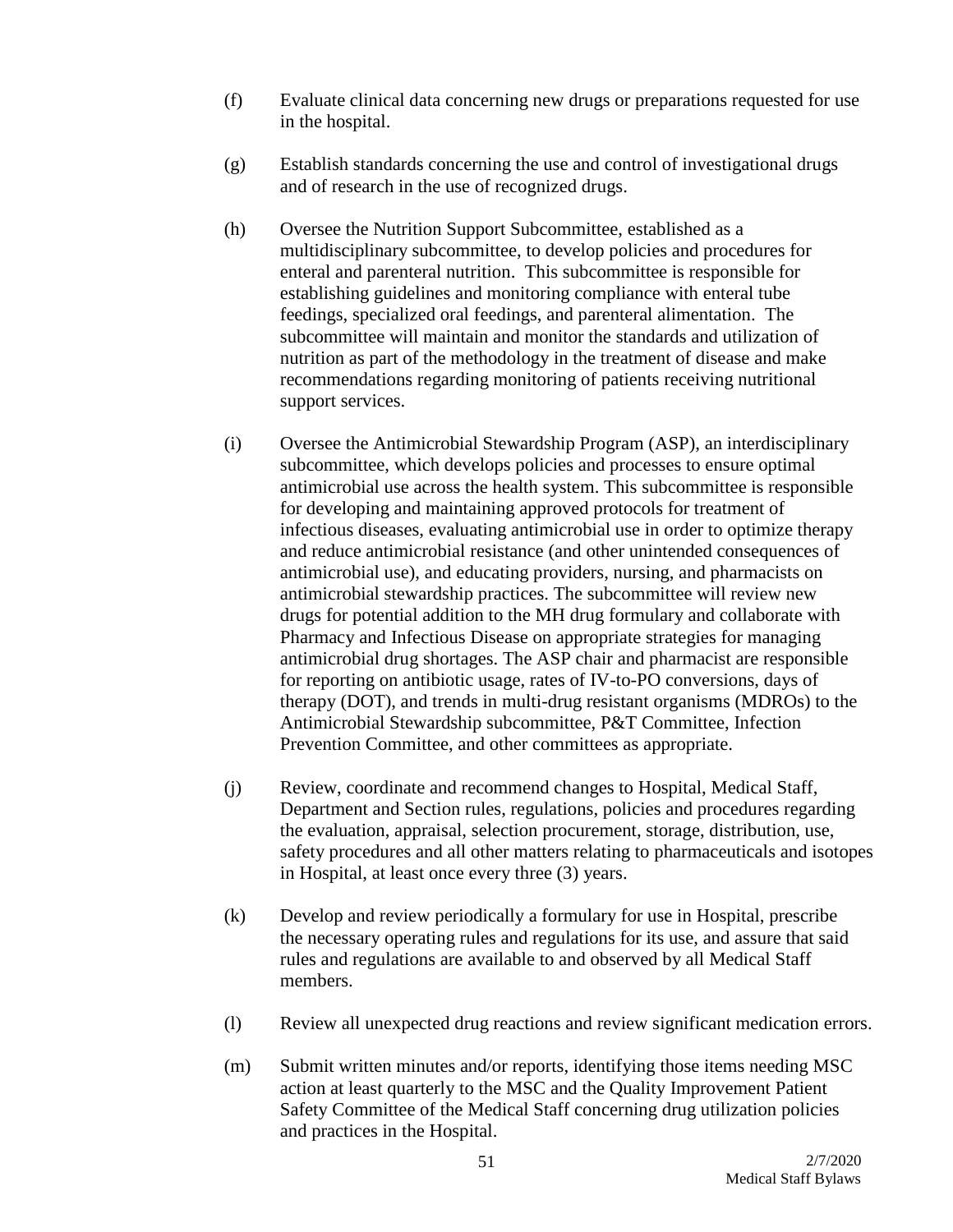(f) Evaluate clinical data concerning new drugs or preparations requested for use in the hospital.

(g) Establish standards concerning the use and control of investigational drugs and of research in the use of recognized drugs.

(h) Oversee the Nutrition Support Subcommittee, established as a multidisciplinary subcommittee, to develop policies and procedures for enteral and parenteral nutrition. This subcommittee is responsible for establishing guidelines and monitoring compliance with enteral tube feedings, specialized oral feedings, and parenteral alimentation. The subcommittee will maintain and monitor the standards and utilization of nutrition as part of the methodology in the treatment of disease and make recommendations regarding monitoring of patients receiving nutritional support services.

(i) Oversee the Antimicrobial Stewardship Program (ASP), an interdisciplinary subcommittee, which develops policies and processes to ensure optimal antimicrobial use across the health system. This subcommittee is responsible for developing and maintaining approved protocols for treatment of infectious diseases, evaluating antimicrobial use in order to optimize therapy and reduce antimicrobial resistance (and other unintended consequences of antimicrobial use), and educating providers, nursing, and pharmacists on antimicrobial stewardship practices. The subcommittee will review new drugs for potential addition to the MH drug formulary and collaborate with Pharmacy and Infectious Disease on appropriate strategies for managing antimicrobial drug shortages. The ASP chair and pharmacist are responsible for reporting on antibiotic usage, rates of IV-to-PO conversions, days of therapy (DOT), and trends in multi-drug resistant organisms (MDROs) to the Antimicrobial Stewardship subcommittee, P&T Committee, Infection Prevention Committee, and other committees as appropriate.

(j) Review, coordinate and recommend changes to Hospital, Medical Staff, Department and Section rules, regulations, policies and procedures regarding the evaluation, appraisal, selection procurement, storage, distribution, use, safety procedures and all other matters relating to pharmaceuticals and isotopes in Hospital, at least once every three (3) years.

(k) Develop and review periodically a formulary for use in Hospital, prescribe the necessary operating rules and regulations for its use, and assure that said rules and regulations are available to and observed by all Medical Staff members.

(l) Review all unexpected drug reactions and review significant medication errors.

(m) Submit written minutes and/or reports, identifying those items needing MSC action at least quarterly to the MSC and the Quality Improvement Patient Safety Committee of the Medical Staff concerning drug utilization policies and practices in the Hospital.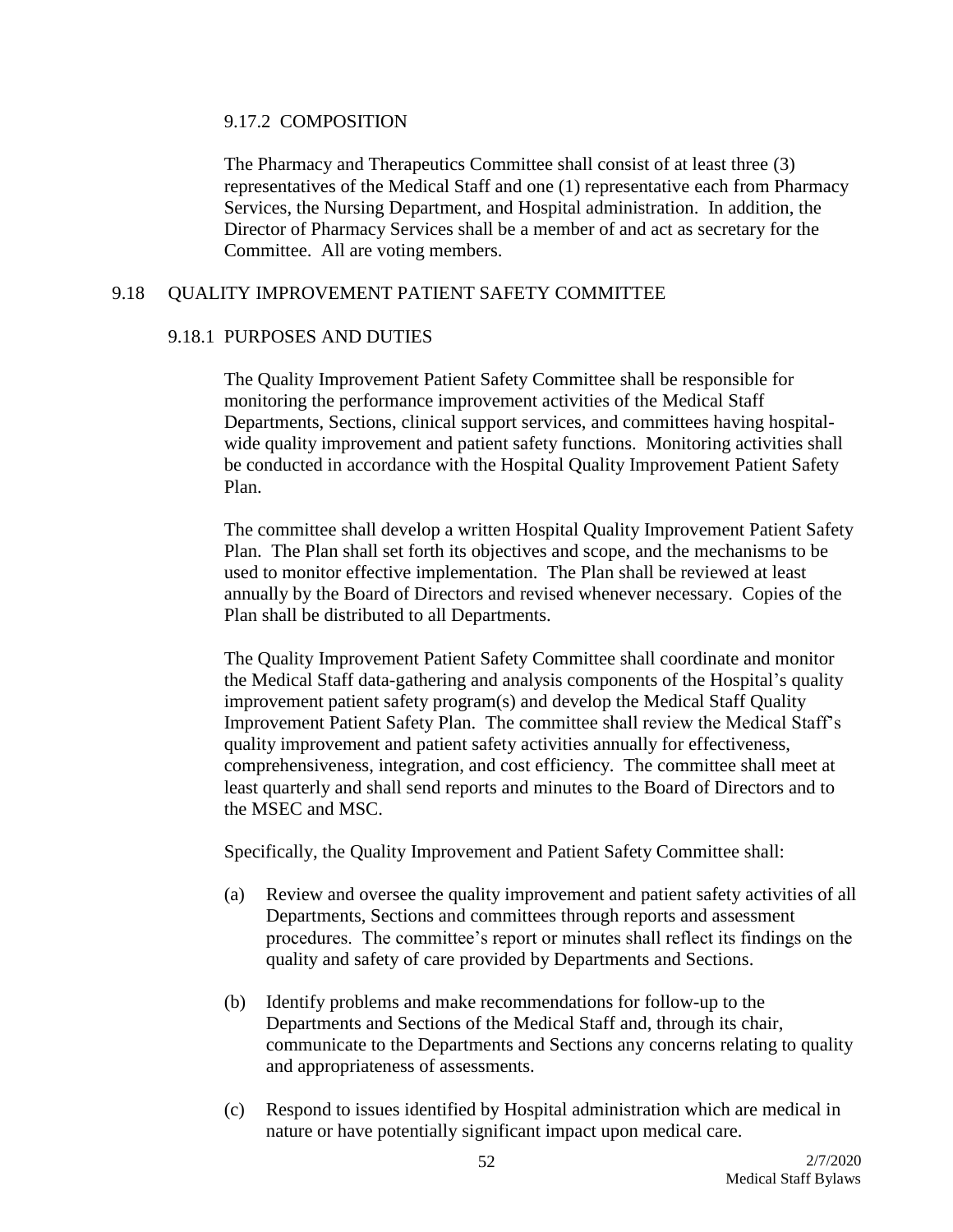### 9.17.2 COMPOSITION

The Pharmacy and Therapeutics Committee shall consist of at least three (3) representatives of the Medical Staff and one (1) representative each from Pharmacy Services, the Nursing Department, and Hospital administration. In addition, the Director of Pharmacy Services shall be a member of and act as secretary for the Committee. All are voting members.

## 9.18 QUALITY IMPROVEMENT PATIENT SAFETY COMMITTEE

### 9.18.1 PURPOSES AND DUTIES

The Quality Improvement Patient Safety Committee shall be responsible for monitoring the performance improvement activities of the Medical Staff Departments, Sections, clinical support services, and committees having hospital-wide quality improvement and patient safety functions. Monitoring activities shall be conducted in accordance with the Hospital Quality Improvement Patient Safety Plan.

The committee shall develop a written Hospital Quality Improvement Patient Safety Plan. The Plan shall set forth its objectives and scope, and the mechanisms to be used to monitor effective implementation. The Plan shall be reviewed at least annually by the Board of Directors and revised whenever necessary. Copies of the Plan shall be distributed to all Departments.

The Quality Improvement Patient Safety Committee shall coordinate and monitor the Medical Staff data-gathering and analysis components of the Hospital's quality improvement patient safety program(s) and develop the Medical Staff Quality Improvement Patient Safety Plan. The committee shall review the Medical Staff's quality improvement and patient safety activities annually for effectiveness, comprehensiveness, integration, and cost efficiency. The committee shall meet at least quarterly and shall send reports and minutes to the Board of Directors and to the MSEC and MSC.

Specifically, the Quality Improvement and Patient Safety Committee shall:

(a) Review and oversee the quality improvement and patient safety activities of all Departments, Sections and committees through reports and assessment procedures. The committee's report or minutes shall reflect its findings on the quality and safety of care provided by Departments and Sections.

(b) Identify problems and make recommendations for follow-up to the Departments and Sections of the Medical Staff and, through its chair, communicate to the Departments and Sections any concerns relating to quality and appropriateness of assessments.

(c) Respond to issues identified by Hospital administration which are medical in nature or have potentially significant impact upon medical care.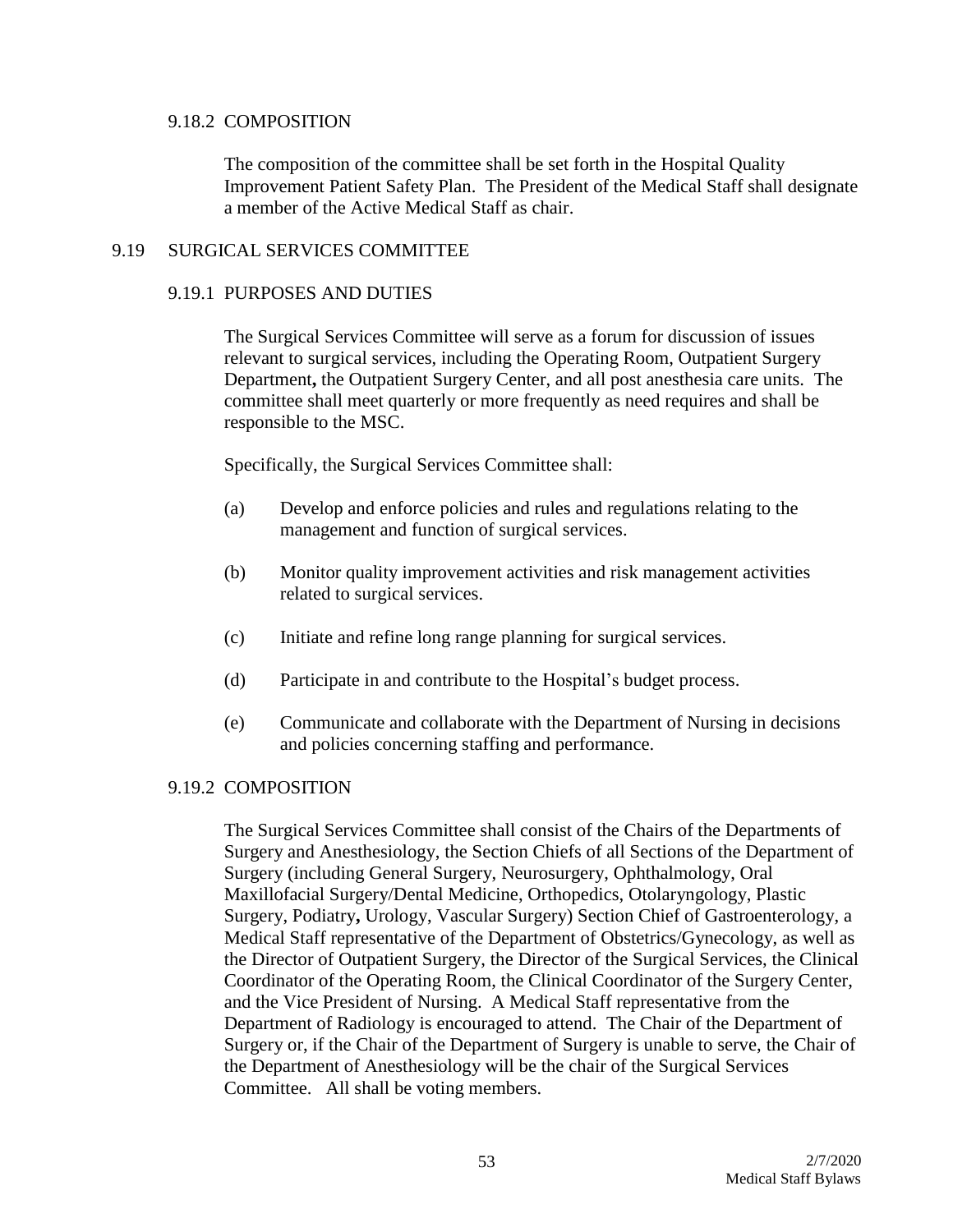#### 9.18.2 COMPOSITION

The composition of the committee shall be set forth in the Hospital Quality Improvement Patient Safety Plan. The President of the Medical Staff shall designate a member of the Active Medical Staff as chair.

### 9.19 SURGICAL SERVICES COMMITTEE

#### 9.19.1 PURPOSES AND DUTIES

The Surgical Services Committee will serve as a forum for discussion of issues relevant to surgical services, including the Operating Room, Outpatient Surgery Department**,** the Outpatient Surgery Center, and all post anesthesia care units. The committee shall meet quarterly or more frequently as need requires and shall be responsible to the MSC.

Specifically, the Surgical Services Committee shall:

(a) Develop and enforce policies and rules and regulations relating to the management and function of surgical services.

(b) Monitor quality improvement activities and risk management activities related to surgical services.

(c) Initiate and refine long range planning for surgical services.

(d) Participate in and contribute to the Hospital's budget process.

(e) Communicate and collaborate with the Department of Nursing in decisions and policies concerning staffing and performance.

#### 9.19.2 COMPOSITION

The Surgical Services Committee shall consist of the Chairs of the Departments of Surgery and Anesthesiology, the Section Chiefs of all Sections of the Department of Surgery (including General Surgery, Neurosurgery, Ophthalmology, Oral Maxillofacial Surgery/Dental Medicine, Orthopedics, Otolaryngology, Plastic Surgery, Podiatry**,** Urology, Vascular Surgery) Section Chief of Gastroenterology, a Medical Staff representative of the Department of Obstetrics/Gynecology, as well as the Director of Outpatient Surgery, the Director of the Surgical Services, the Clinical Coordinator of the Operating Room, the Clinical Coordinator of the Surgery Center, and the Vice President of Nursing. A Medical Staff representative from the Department of Radiology is encouraged to attend. The Chair of the Department of Surgery or, if the Chair of the Department of Surgery is unable to serve, the Chair of the Department of Anesthesiology will be the chair of the Surgical Services Committee. All shall be voting members.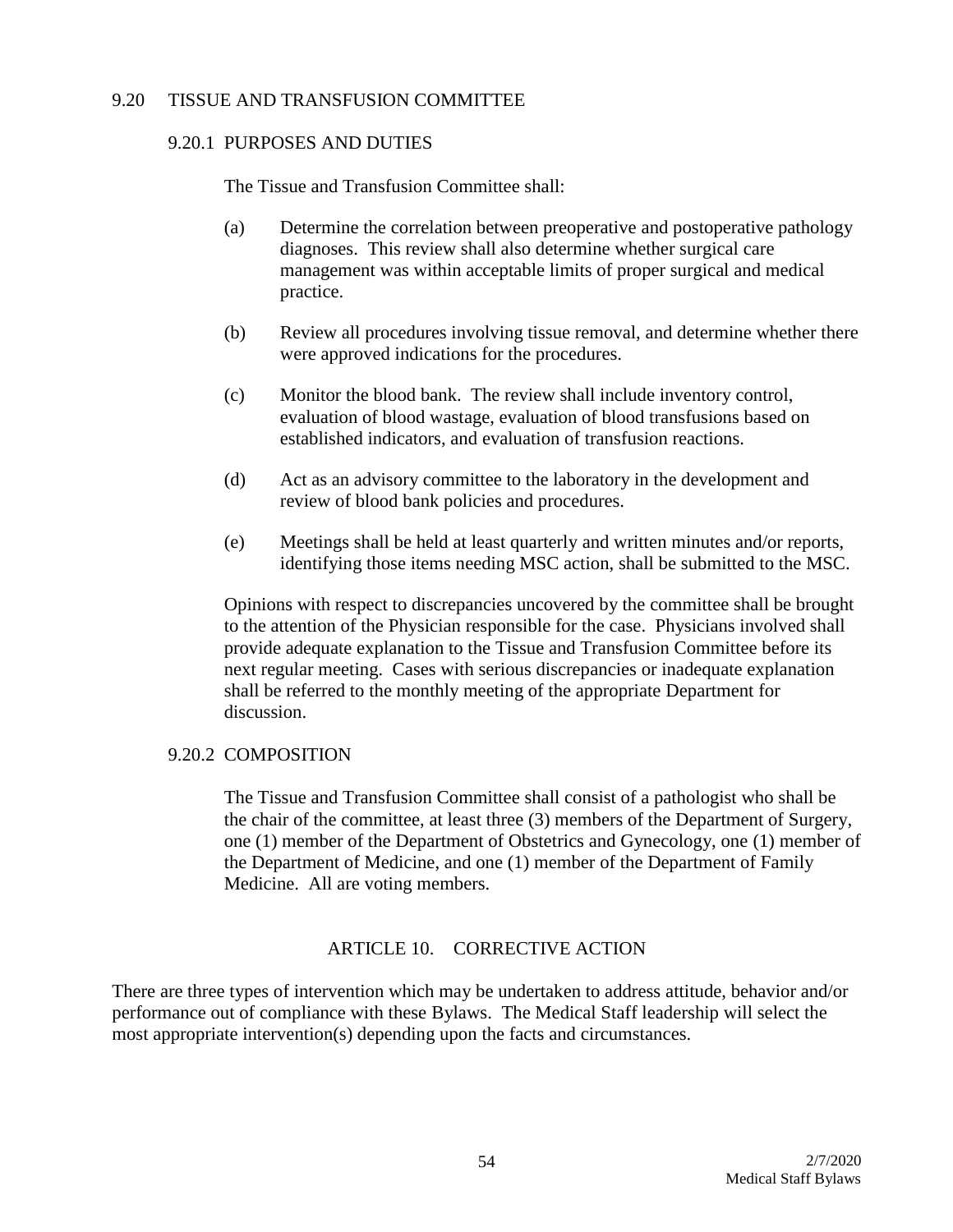## 9.20 TISSUE AND TRANSFUSION COMMITTEE

### 9.20.1 PURPOSES AND DUTIES

The Tissue and Transfusion Committee shall:

(a) Determine the correlation between preoperative and postoperative pathology diagnoses. This review shall also determine whether surgical care management was within acceptable limits of proper surgical and medical practice.

(b) Review all procedures involving tissue removal, and determine whether there were approved indications for the procedures.

(c) Monitor the blood bank. The review shall include inventory control, evaluation of blood wastage, evaluation of blood transfusions based on established indicators, and evaluation of transfusion reactions.

(d) Act as an advisory committee to the laboratory in the development and review of blood bank policies and procedures.

(e) Meetings shall be held at least quarterly and written minutes and/or reports, identifying those items needing MSC action, shall be submitted to the MSC.

Opinions with respect to discrepancies uncovered by the committee shall be brought to the attention of the Physician responsible for the case. Physicians involved shall provide adequate explanation to the Tissue and Transfusion Committee before its next regular meeting. Cases with serious discrepancies or inadequate explanation shall be referred to the monthly meeting of the appropriate Department for discussion.

### 9.20.2 COMPOSITION

The Tissue and Transfusion Committee shall consist of a pathologist who shall be the chair of the committee, at least three (3) members of the Department of Surgery, one (1) member of the Department of Obstetrics and Gynecology, one (1) member of the Department of Medicine, and one (1) member of the Department of Family Medicine. All are voting members.

# ARTICLE 10. CORRECTIVE ACTION

There are three types of intervention which may be undertaken to address attitude, behavior and/or performance out of compliance with these Bylaws. The Medical Staff leadership will select the most appropriate intervention(s) depending upon the facts and circumstances.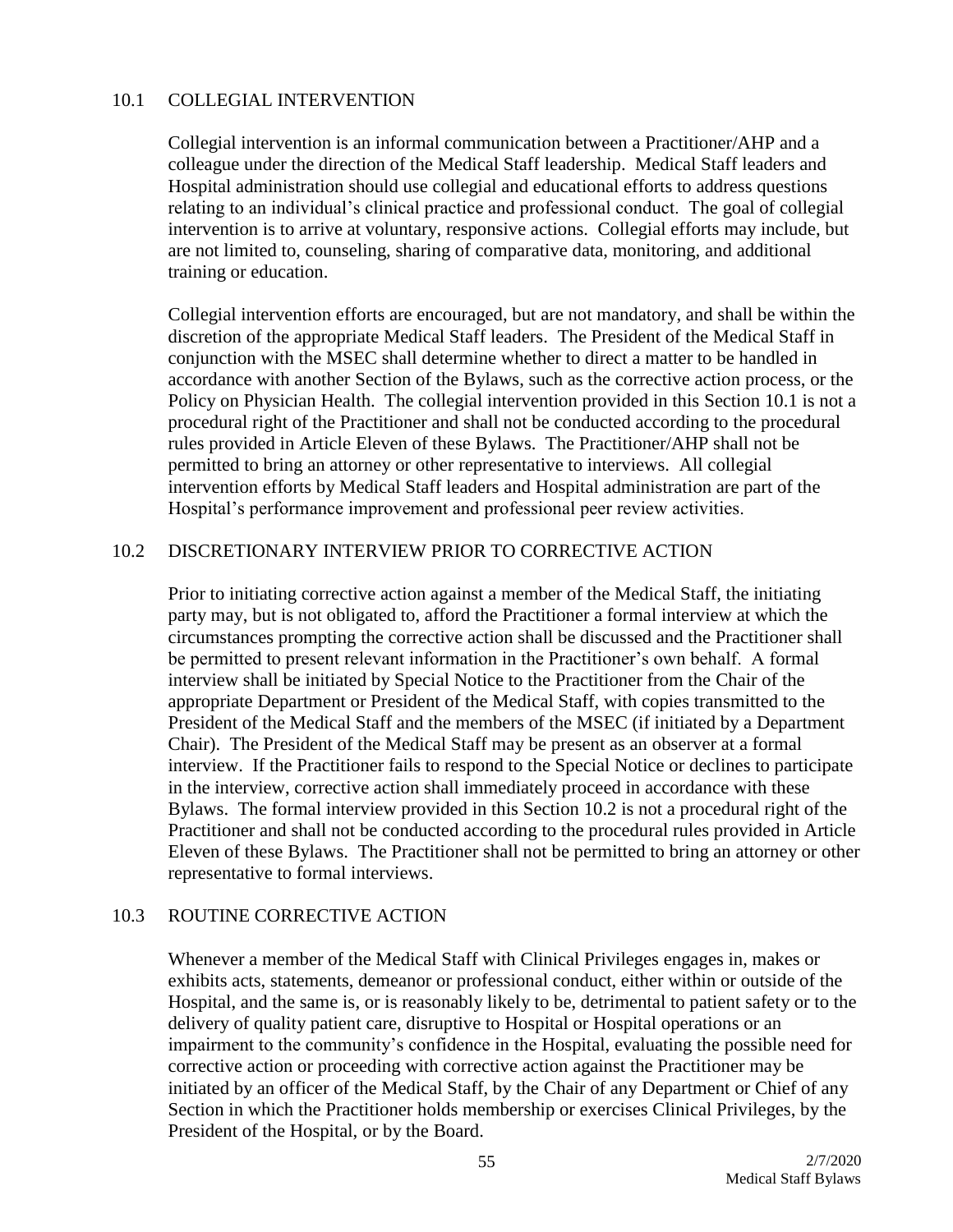## 10.1 COLLEGIAL INTERVENTION

Collegial intervention is an informal communication between a Practitioner/AHP and a colleague under the direction of the Medical Staff leadership. Medical Staff leaders and Hospital administration should use collegial and educational efforts to address questions relating to an individual's clinical practice and professional conduct. The goal of collegial intervention is to arrive at voluntary, responsive actions. Collegial efforts may include, but are not limited to, counseling, sharing of comparative data, monitoring, and additional training or education.

Collegial intervention efforts are encouraged, but are not mandatory, and shall be within the discretion of the appropriate Medical Staff leaders. The President of the Medical Staff in conjunction with the MSEC shall determine whether to direct a matter to be handled in accordance with another Section of the Bylaws, such as the corrective action process, or the Policy on Physician Health. The collegial intervention provided in this Section 10.1 is not a procedural right of the Practitioner and shall not be conducted according to the procedural rules provided in Article Eleven of these Bylaws. The Practitioner/AHP shall not be permitted to bring an attorney or other representative to interviews. All collegial intervention efforts by Medical Staff leaders and Hospital administration are part of the Hospital's performance improvement and professional peer review activities.

## 10.2 DISCRETIONARY INTERVIEW PRIOR TO CORRECTIVE ACTION

Prior to initiating corrective action against a member of the Medical Staff, the initiating party may, but is not obligated to, afford the Practitioner a formal interview at which the circumstances prompting the corrective action shall be discussed and the Practitioner shall be permitted to present relevant information in the Practitioner's own behalf. A formal interview shall be initiated by Special Notice to the Practitioner from the Chair of the appropriate Department or President of the Medical Staff, with copies transmitted to the President of the Medical Staff and the members of the MSEC (if initiated by a Department Chair). The President of the Medical Staff may be present as an observer at a formal interview. If the Practitioner fails to respond to the Special Notice or declines to participate in the interview, corrective action shall immediately proceed in accordance with these Bylaws. The formal interview provided in this Section 10.2 is not a procedural right of the Practitioner and shall not be conducted according to the procedural rules provided in Article Eleven of these Bylaws. The Practitioner shall not be permitted to bring an attorney or other representative to formal interviews.

## 10.3 ROUTINE CORRECTIVE ACTION

Whenever a member of the Medical Staff with Clinical Privileges engages in, makes or exhibits acts, statements, demeanor or professional conduct, either within or outside of the Hospital, and the same is, or is reasonably likely to be, detrimental to patient safety or to the delivery of quality patient care, disruptive to Hospital or Hospital operations or an impairment to the community's confidence in the Hospital, evaluating the possible need for corrective action or proceeding with corrective action against the Practitioner may be initiated by an officer of the Medical Staff, by the Chair of any Department or Chief of any Section in which the Practitioner holds membership or exercises Clinical Privileges, by the President of the Hospital, or by the Board.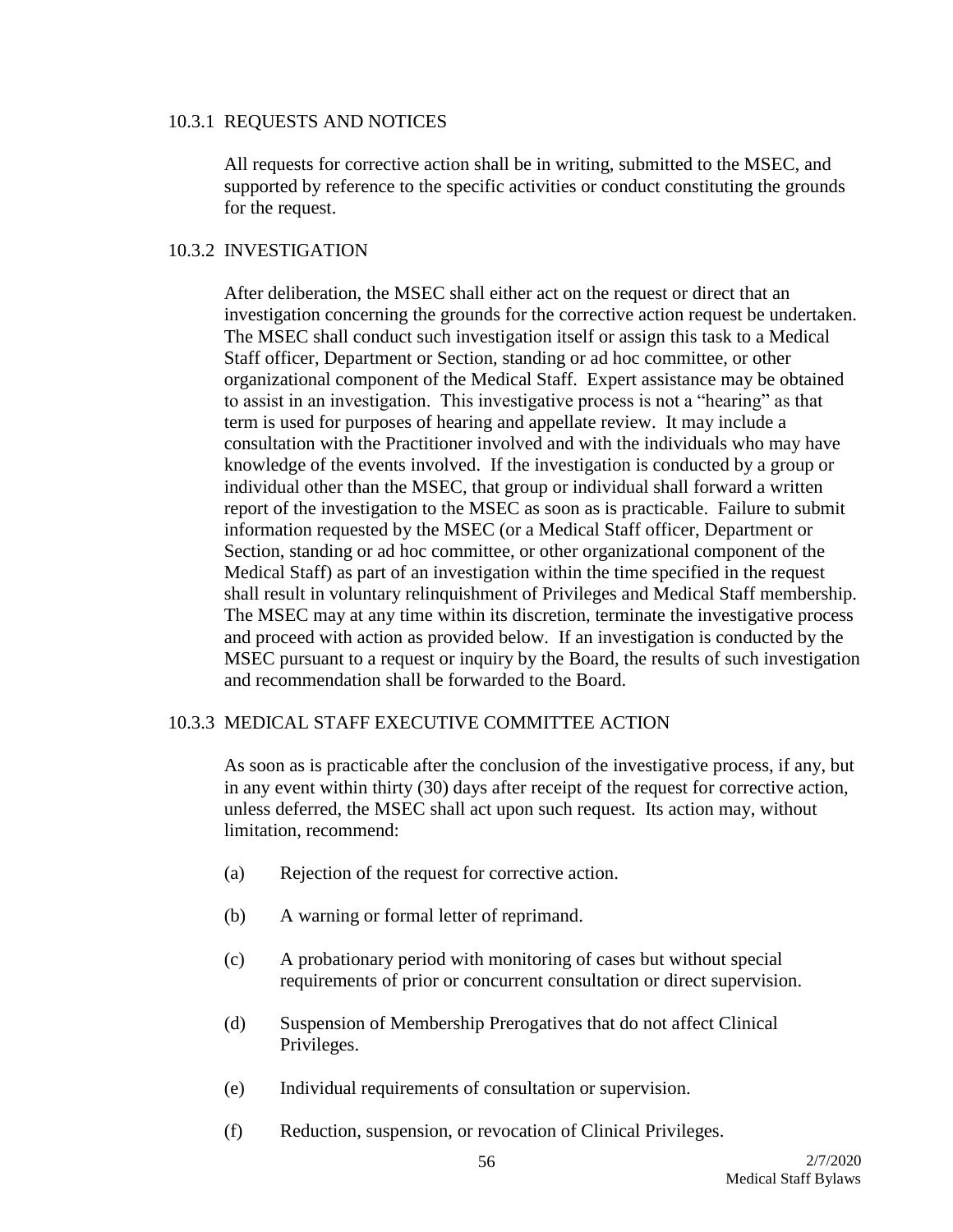### 10.3.1 REQUESTS AND NOTICES

All requests for corrective action shall be in writing, submitted to the MSEC, and supported by reference to the specific activities or conduct constituting the grounds for the request.

### 10.3.2 INVESTIGATION

After deliberation, the MSEC shall either act on the request or direct that an investigation concerning the grounds for the corrective action request be undertaken. The MSEC shall conduct such investigation itself or assign this task to a Medical Staff officer, Department or Section, standing or ad hoc committee, or other organizational component of the Medical Staff. Expert assistance may be obtained to assist in an investigation. This investigative process is not a "hearing" as that term is used for purposes of hearing and appellate review. It may include a consultation with the Practitioner involved and with the individuals who may have knowledge of the events involved. If the investigation is conducted by a group or individual other than the MSEC, that group or individual shall forward a written report of the investigation to the MSEC as soon as is practicable. Failure to submit information requested by the MSEC (or a Medical Staff officer, Department or Section, standing or ad hoc committee, or other organizational component of the Medical Staff) as part of an investigation within the time specified in the request shall result in voluntary relinquishment of Privileges and Medical Staff membership. The MSEC may at any time within its discretion, terminate the investigative process and proceed with action as provided below. If an investigation is conducted by the MSEC pursuant to a request or inquiry by the Board, the results of such investigation and recommendation shall be forwarded to the Board.

### 10.3.3 MEDICAL STAFF EXECUTIVE COMMITTEE ACTION

As soon as is practicable after the conclusion of the investigative process, if any, but in any event within thirty (30) days after receipt of the request for corrective action, unless deferred, the MSEC shall act upon such request. Its action may, without limitation, recommend:

(a) Rejection of the request for corrective action.

(b) A warning or formal letter of reprimand.

(c) A probationary period with monitoring of cases but without special requirements of prior or concurrent consultation or direct supervision.

(d) Suspension of Membership Prerogatives that do not affect Clinical Privileges.

(e) Individual requirements of consultation or supervision.

(f) Reduction, suspension, or revocation of Clinical Privileges.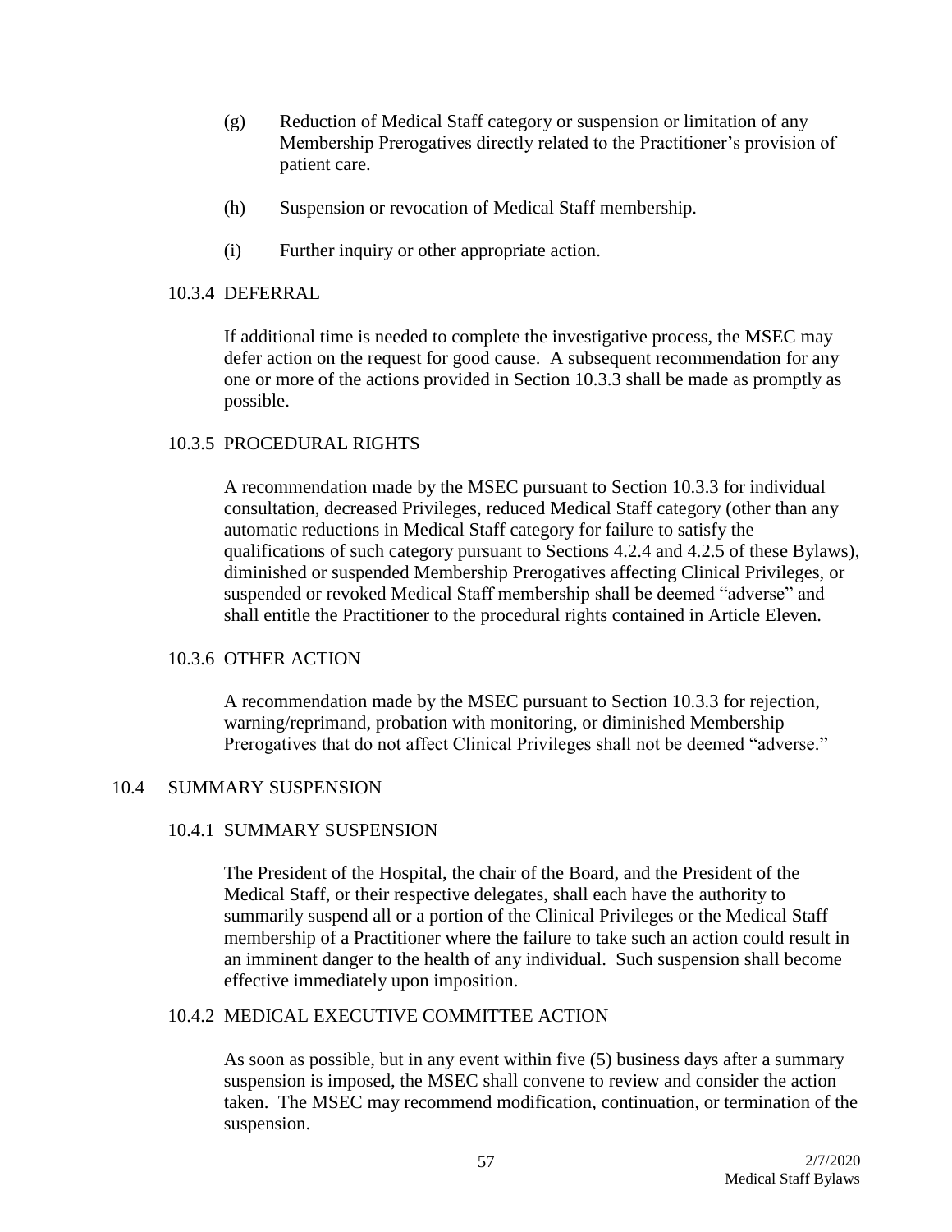(g) Reduction of Medical Staff category or suspension or limitation of any Membership Prerogatives directly related to the Practitioner's provision of patient care.

(h) Suspension or revocation of Medical Staff membership.

(i) Further inquiry or other appropriate action.

#### 10.3.4 DEFERRAL

If additional time is needed to complete the investigative process, the MSEC may defer action on the request for good cause. A subsequent recommendation for any one or more of the actions provided in Section 10.3.3 shall be made as promptly as possible.

#### 10.3.5 PROCEDURAL RIGHTS

A recommendation made by the MSEC pursuant to Section 10.3.3 for individual consultation, decreased Privileges, reduced Medical Staff category (other than any automatic reductions in Medical Staff category for failure to satisfy the qualifications of such category pursuant to Sections 4.2.4 and 4.2.5 of these Bylaws), diminished or suspended Membership Prerogatives affecting Clinical Privileges, or suspended or revoked Medical Staff membership shall be deemed "adverse" and shall entitle the Practitioner to the procedural rights contained in Article Eleven.

#### 10.3.6 OTHER ACTION

A recommendation made by the MSEC pursuant to Section 10.3.3 for rejection, warning/reprimand, probation with monitoring, or diminished Membership Prerogatives that do not affect Clinical Privileges shall not be deemed "adverse."

### 10.4 SUMMARY SUSPENSION

#### 10.4.1 SUMMARY SUSPENSION

The President of the Hospital, the chair of the Board, and the President of the Medical Staff, or their respective delegates, shall each have the authority to summarily suspend all or a portion of the Clinical Privileges or the Medical Staff membership of a Practitioner where the failure to take such an action could result in an imminent danger to the health of any individual. Such suspension shall become effective immediately upon imposition.

#### 10.4.2 MEDICAL EXECUTIVE COMMITTEE ACTION

As soon as possible, but in any event within five (5) business days after a summary suspension is imposed, the MSEC shall convene to review and consider the action taken. The MSEC may recommend modification, continuation, or termination of the suspension.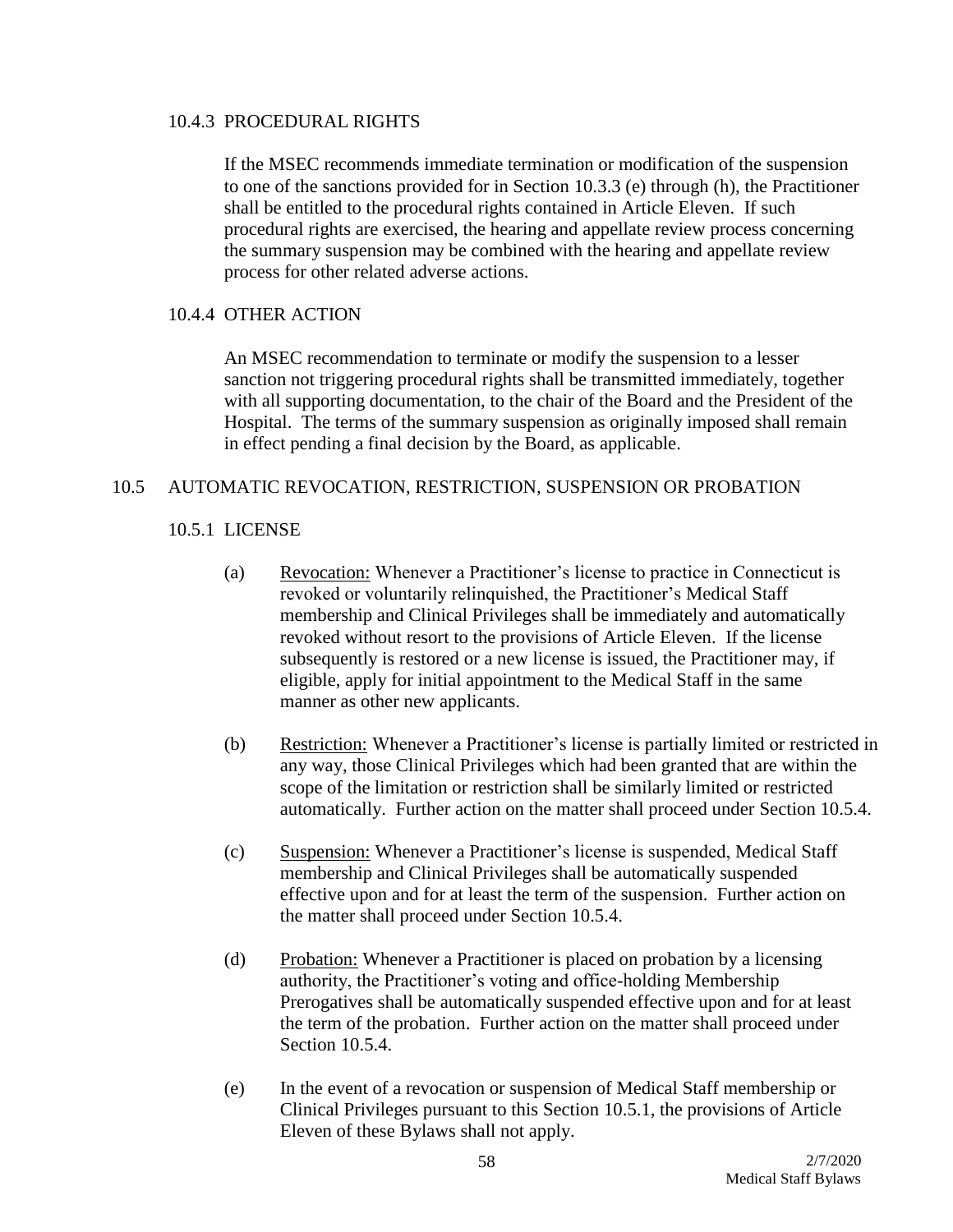#### 10.4.3 PROCEDURAL RIGHTS

If the MSEC recommends immediate termination or modification of the suspension to one of the sanctions provided for in Section 10.3.3 (e) through (h), the Practitioner shall be entitled to the procedural rights contained in Article Eleven. If such procedural rights are exercised, the hearing and appellate review process concerning the summary suspension may be combined with the hearing and appellate review process for other related adverse actions.

#### 10.4.4 OTHER ACTION

An MSEC recommendation to terminate or modify the suspension to a lesser sanction not triggering procedural rights shall be transmitted immediately, together with all supporting documentation, to the chair of the Board and the President of the Hospital. The terms of the summary suspension as originally imposed shall remain in effect pending a final decision by the Board, as applicable.

### 10.5 AUTOMATIC REVOCATION, RESTRICTION, SUSPENSION OR PROBATION

#### 10.5.1 LICENSE

(a) Revocation: Whenever a Practitioner's license to practice in Connecticut is revoked or voluntarily relinquished, the Practitioner's Medical Staff membership and Clinical Privileges shall be immediately and automatically revoked without resort to the provisions of Article Eleven. If the license subsequently is restored or a new license is issued, the Practitioner may, if eligible, apply for initial appointment to the Medical Staff in the same manner as other new applicants.

(b) Restriction: Whenever a Practitioner's license is partially limited or restricted in any way, those Clinical Privileges which had been granted that are within the scope of the limitation or restriction shall be similarly limited or restricted automatically. Further action on the matter shall proceed under Section 10.5.4.

(c) Suspension: Whenever a Practitioner's license is suspended, Medical Staff membership and Clinical Privileges shall be automatically suspended effective upon and for at least the term of the suspension. Further action on the matter shall proceed under Section 10.5.4.

(d) Probation: Whenever a Practitioner is placed on probation by a licensing authority, the Practitioner's voting and office-holding Membership Prerogatives shall be automatically suspended effective upon and for at least the term of the probation. Further action on the matter shall proceed under Section 10.5.4.

(e) In the event of a revocation or suspension of Medical Staff membership or Clinical Privileges pursuant to this Section 10.5.1, the provisions of Article Eleven of these Bylaws shall not apply.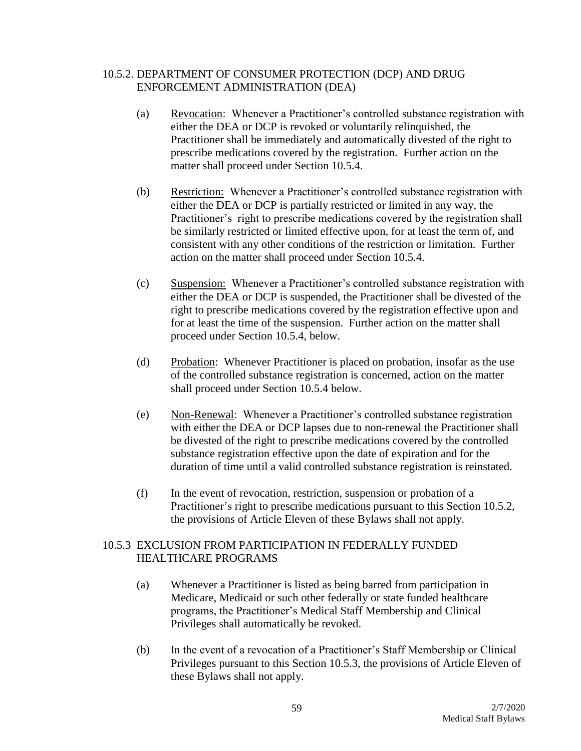### 10.5.2. DEPARTMENT OF CONSUMER PROTECTION (DCP) AND DRUG ENFORCEMENT ADMINISTRATION (DEA)

(a) Revocation: Whenever a Practitioner's controlled substance registration with either the DEA or DCP is revoked or voluntarily relinquished, the Practitioner shall be immediately and automatically divested of the right to prescribe medications covered by the registration. Further action on the matter shall proceed under Section 10.5.4.

(b) Restriction: Whenever a Practitioner's controlled substance registration with either the DEA or DCP is partially restricted or limited in any way, the Practitioner's right to prescribe medications covered by the registration shall be similarly restricted or limited effective upon, for at least the term of, and consistent with any other conditions of the restriction or limitation. Further action on the matter shall proceed under Section 10.5.4.

(c) Suspension: Whenever a Practitioner's controlled substance registration with either the DEA or DCP is suspended, the Practitioner shall be divested of the right to prescribe medications covered by the registration effective upon and for at least the time of the suspension. Further action on the matter shall proceed under Section 10.5.4, below.

(d) Probation: Whenever Practitioner is placed on probation, insofar as the use of the controlled substance registration is concerned, action on the matter shall proceed under Section 10.5.4 below.

(e) Non-Renewal: Whenever a Practitioner's controlled substance registration with either the DEA or DCP lapses due to non-renewal the Practitioner shall be divested of the right to prescribe medications covered by the controlled substance registration effective upon the date of expiration and for the duration of time until a valid controlled substance registration is reinstated.

(f) In the event of revocation, restriction, suspension or probation of a Practitioner's right to prescribe medications pursuant to this Section 10.5.2, the provisions of Article Eleven of these Bylaws shall not apply.

### 10.5.3 EXCLUSION FROM PARTICIPATION IN FEDERALLY FUNDED HEALTHCARE PROGRAMS

(a) Whenever a Practitioner is listed as being barred from participation in Medicare, Medicaid or such other federally or state funded healthcare programs, the Practitioner's Medical Staff Membership and Clinical Privileges shall automatically be revoked.

(b) In the event of a revocation of a Practitioner's Staff Membership or Clinical Privileges pursuant to this Section 10.5.3, the provisions of Article Eleven of these Bylaws shall not apply.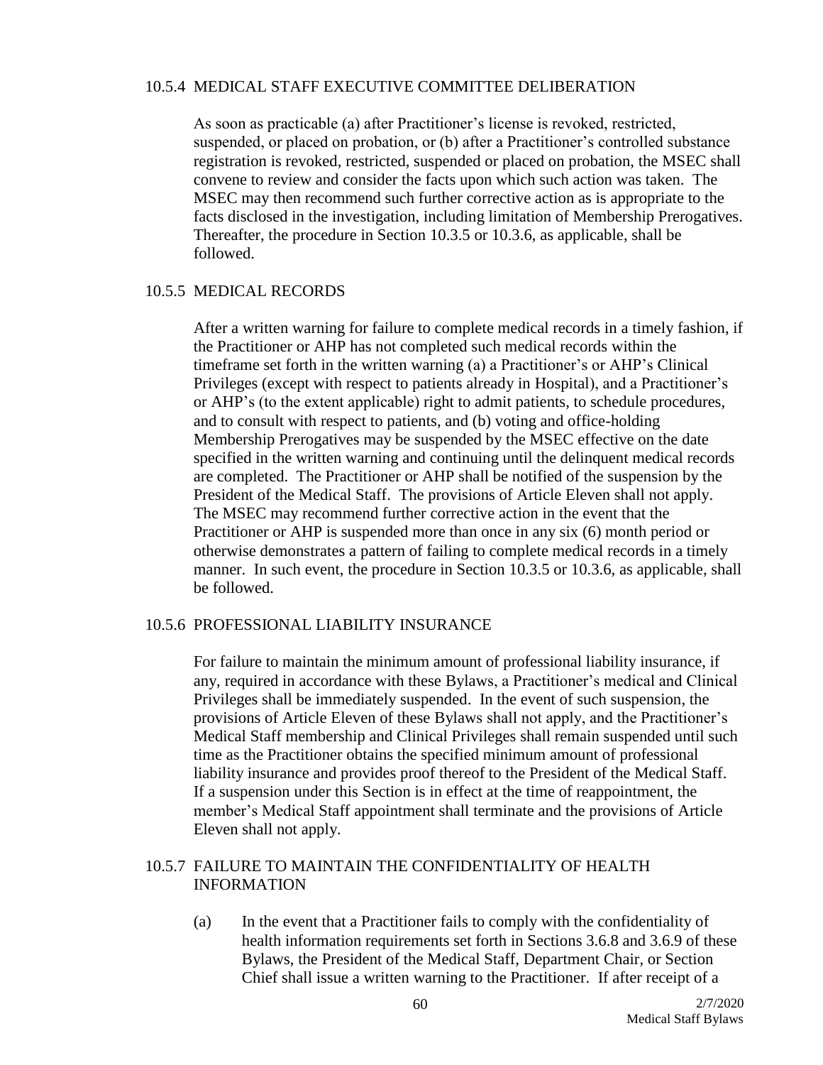### 10.5.4 MEDICAL STAFF EXECUTIVE COMMITTEE DELIBERATION

As soon as practicable (a) after Practitioner's license is revoked, restricted, suspended, or placed on probation, or (b) after a Practitioner's controlled substance registration is revoked, restricted, suspended or placed on probation, the MSEC shall convene to review and consider the facts upon which such action was taken. The MSEC may then recommend such further corrective action as is appropriate to the facts disclosed in the investigation, including limitation of Membership Prerogatives. Thereafter, the procedure in Section 10.3.5 or 10.3.6, as applicable, shall be followed.

### 10.5.5 MEDICAL RECORDS

After a written warning for failure to complete medical records in a timely fashion, if the Practitioner or AHP has not completed such medical records within the timeframe set forth in the written warning (a) a Practitioner's or AHP's Clinical Privileges (except with respect to patients already in Hospital), and a Practitioner's or AHP's (to the extent applicable) right to admit patients, to schedule procedures, and to consult with respect to patients, and (b) voting and office-holding Membership Prerogatives may be suspended by the MSEC effective on the date specified in the written warning and continuing until the delinquent medical records are completed. The Practitioner or AHP shall be notified of the suspension by the President of the Medical Staff. The provisions of Article Eleven shall not apply. The MSEC may recommend further corrective action in the event that the Practitioner or AHP is suspended more than once in any six (6) month period or otherwise demonstrates a pattern of failing to complete medical records in a timely manner. In such event, the procedure in Section 10.3.5 or 10.3.6, as applicable, shall be followed.

### 10.5.6 PROFESSIONAL LIABILITY INSURANCE

For failure to maintain the minimum amount of professional liability insurance, if any, required in accordance with these Bylaws, a Practitioner's medical and Clinical Privileges shall be immediately suspended. In the event of such suspension, the provisions of Article Eleven of these Bylaws shall not apply, and the Practitioner's Medical Staff membership and Clinical Privileges shall remain suspended until such time as the Practitioner obtains the specified minimum amount of professional liability insurance and provides proof thereof to the President of the Medical Staff. If a suspension under this Section is in effect at the time of reappointment, the member's Medical Staff appointment shall terminate and the provisions of Article Eleven shall not apply.

### 10.5.7 FAILURE TO MAINTAIN THE CONFIDENTIALITY OF HEALTH INFORMATION

(a) In the event that a Practitioner fails to comply with the confidentiality of health information requirements set forth in Sections 3.6.8 and 3.6.9 of these Bylaws, the President of the Medical Staff, Department Chair, or Section Chief shall issue a written warning to the Practitioner. If after receipt of a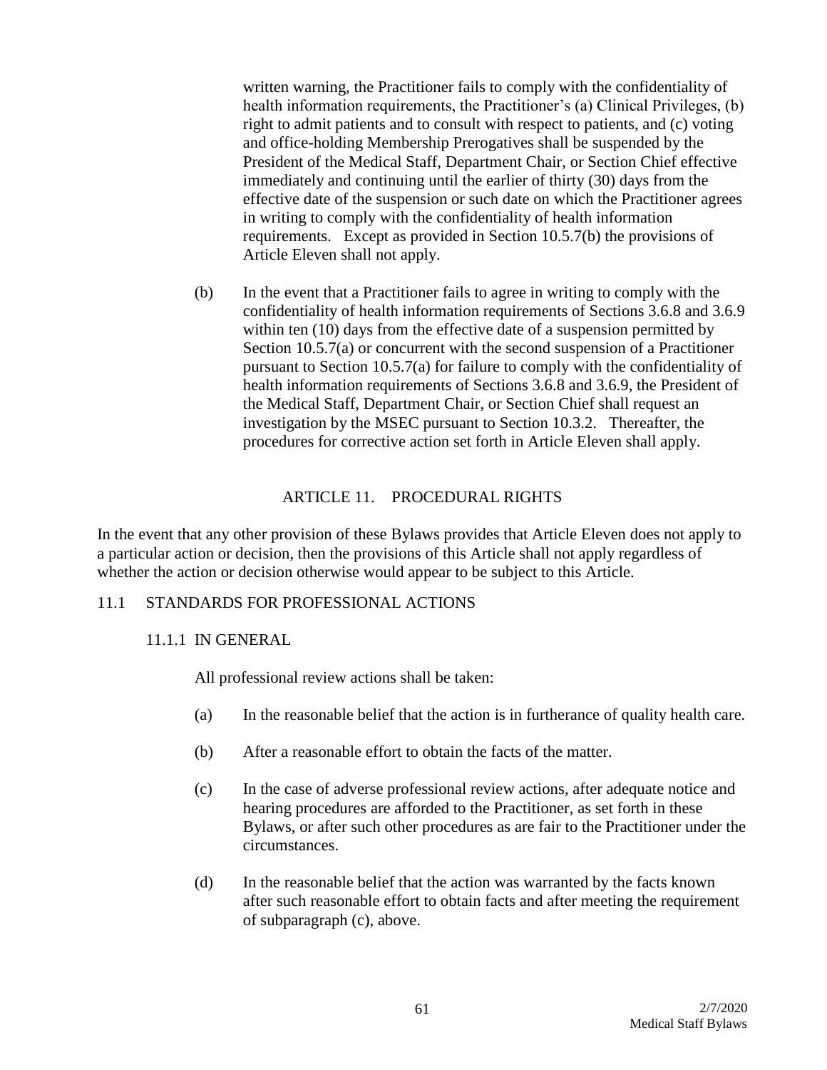written warning, the Practitioner fails to comply with the confidentiality of health information requirements, the Practitioner's (a) Clinical Privileges, (b) right to admit patients and to consult with respect to patients, and (c) voting and office-holding Membership Prerogatives shall be suspended by the President of the Medical Staff, Department Chair, or Section Chief effective immediately and continuing until the earlier of thirty (30) days from the effective date of the suspension or such date on which the Practitioner agrees in writing to comply with the confidentiality of health information requirements. Except as provided in Section 10.5.7(b) the provisions of Article Eleven shall not apply.

(b) In the event that a Practitioner fails to agree in writing to comply with the confidentiality of health information requirements of Sections 3.6.8 and 3.6.9 within ten (10) days from the effective date of a suspension permitted by Section 10.5.7(a) or concurrent with the second suspension of a Practitioner pursuant to Section 10.5.7(a) for failure to comply with the confidentiality of health information requirements of Sections 3.6.8 and 3.6.9, the President of the Medical Staff, Department Chair, or Section Chief shall request an investigation by the MSEC pursuant to Section 10.3.2. Thereafter, the procedures for corrective action set forth in Article Eleven shall apply.

# ARTICLE 11. PROCEDURAL RIGHTS

In the event that any other provision of these Bylaws provides that Article Eleven does not apply to a particular action or decision, then the provisions of this Article shall not apply regardless of whether the action or decision otherwise would appear to be subject to this Article.

## 11.1 STANDARDS FOR PROFESSIONAL ACTIONS

### 11.1.1 IN GENERAL

All professional review actions shall be taken:

(a) In the reasonable belief that the action is in furtherance of quality health care.

(b) After a reasonable effort to obtain the facts of the matter.

(c) In the case of adverse professional review actions, after adequate notice and hearing procedures are afforded to the Practitioner, as set forth in these Bylaws, or after such other procedures as are fair to the Practitioner under the circumstances.

(d) In the reasonable belief that the action was warranted by the facts known after such reasonable effort to obtain facts and after meeting the requirement of subparagraph (c), above.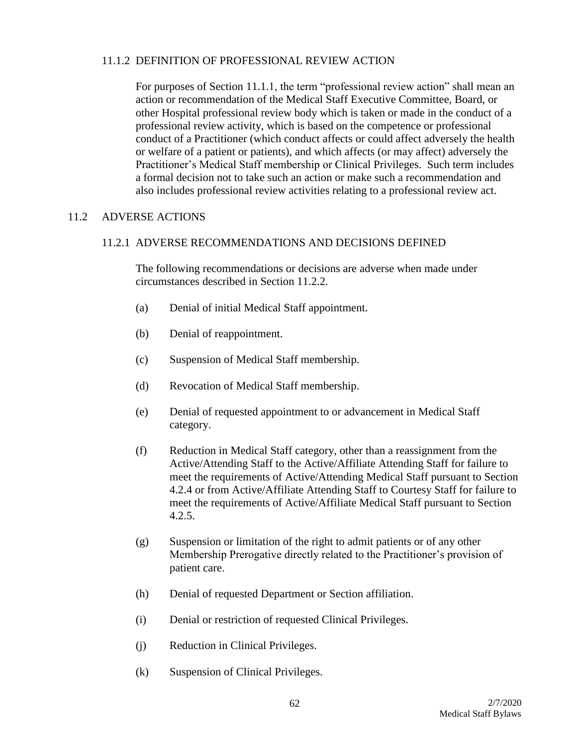### 11.1.2 DEFINITION OF PROFESSIONAL REVIEW ACTION

For purposes of Section 11.1.1, the term "professional review action" shall mean an action or recommendation of the Medical Staff Executive Committee, Board, or other Hospital professional review body which is taken or made in the conduct of a professional review activity, which is based on the competence or professional conduct of a Practitioner (which conduct affects or could affect adversely the health or welfare of a patient or patients), and which affects (or may affect) adversely the Practitioner's Medical Staff membership or Clinical Privileges. Such term includes a formal decision not to take such an action or make such a recommendation and also includes professional review activities relating to a professional review act.

## 11.2 ADVERSE ACTIONS

### 11.2.1 ADVERSE RECOMMENDATIONS AND DECISIONS DEFINED

The following recommendations or decisions are adverse when made under circumstances described in Section 11.2.2.

(a) Denial of initial Medical Staff appointment.

(b) Denial of reappointment.

(c) Suspension of Medical Staff membership.

(d) Revocation of Medical Staff membership.

(e) Denial of requested appointment to or advancement in Medical Staff category.

(f) Reduction in Medical Staff category, other than a reassignment from the Active/Attending Staff to the Active/Affiliate Attending Staff for failure to meet the requirements of Active/Attending Medical Staff pursuant to Section 4.2.4 or from Active/Affiliate Attending Staff to Courtesy Staff for failure to meet the requirements of Active/Affiliate Medical Staff pursuant to Section 4.2.5.

(g) Suspension or limitation of the right to admit patients or of any other Membership Prerogative directly related to the Practitioner's provision of patient care.

(h) Denial of requested Department or Section affiliation.

(i) Denial or restriction of requested Clinical Privileges.

(j) Reduction in Clinical Privileges.

(k) Suspension of Clinical Privileges.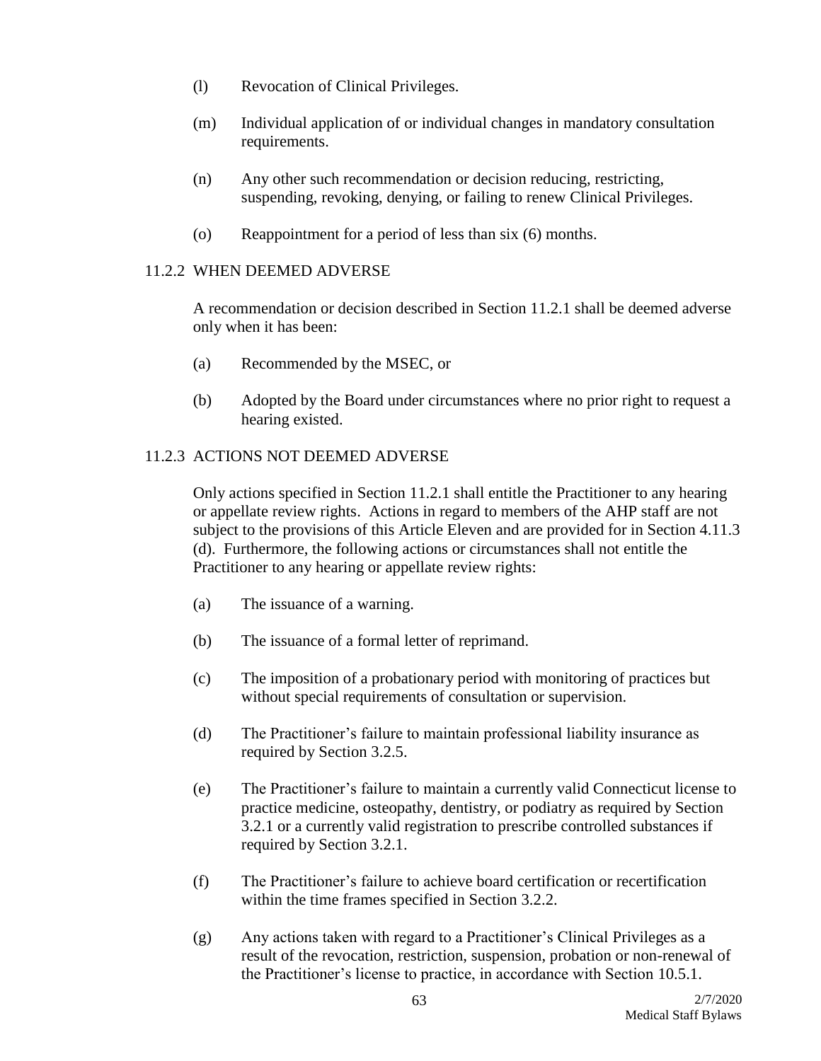(l) Revocation of Clinical Privileges.

(m) Individual application of or individual changes in mandatory consultation requirements.

(n) Any other such recommendation or decision reducing, restricting, suspending, revoking, denying, or failing to renew Clinical Privileges.

(o) Reappointment for a period of less than six (6) months.

### 11.2.2 WHEN DEEMED ADVERSE

A recommendation or decision described in Section 11.2.1 shall be deemed adverse only when it has been:

(a) Recommended by the MSEC, or

(b) Adopted by the Board under circumstances where no prior right to request a hearing existed.

### 11.2.3 ACTIONS NOT DEEMED ADVERSE

Only actions specified in Section 11.2.1 shall entitle the Practitioner to any hearing or appellate review rights. Actions in regard to members of the AHP staff are not subject to the provisions of this Article Eleven and are provided for in Section 4.11.3 (d). Furthermore, the following actions or circumstances shall not entitle the Practitioner to any hearing or appellate review rights:

(a) The issuance of a warning.

(b) The issuance of a formal letter of reprimand.

(c) The imposition of a probationary period with monitoring of practices but without special requirements of consultation or supervision.

(d) The Practitioner's failure to maintain professional liability insurance as required by Section 3.2.5.

(e) The Practitioner's failure to maintain a currently valid Connecticut license to practice medicine, osteopathy, dentistry, or podiatry as required by Section 3.2.1 or a currently valid registration to prescribe controlled substances if required by Section 3.2.1.

(f) The Practitioner's failure to achieve board certification or recertification within the time frames specified in Section 3.2.2.

(g) Any actions taken with regard to a Practitioner's Clinical Privileges as a result of the revocation, restriction, suspension, probation or non-renewal of the Practitioner's license to practice, in accordance with Section 10.5.1.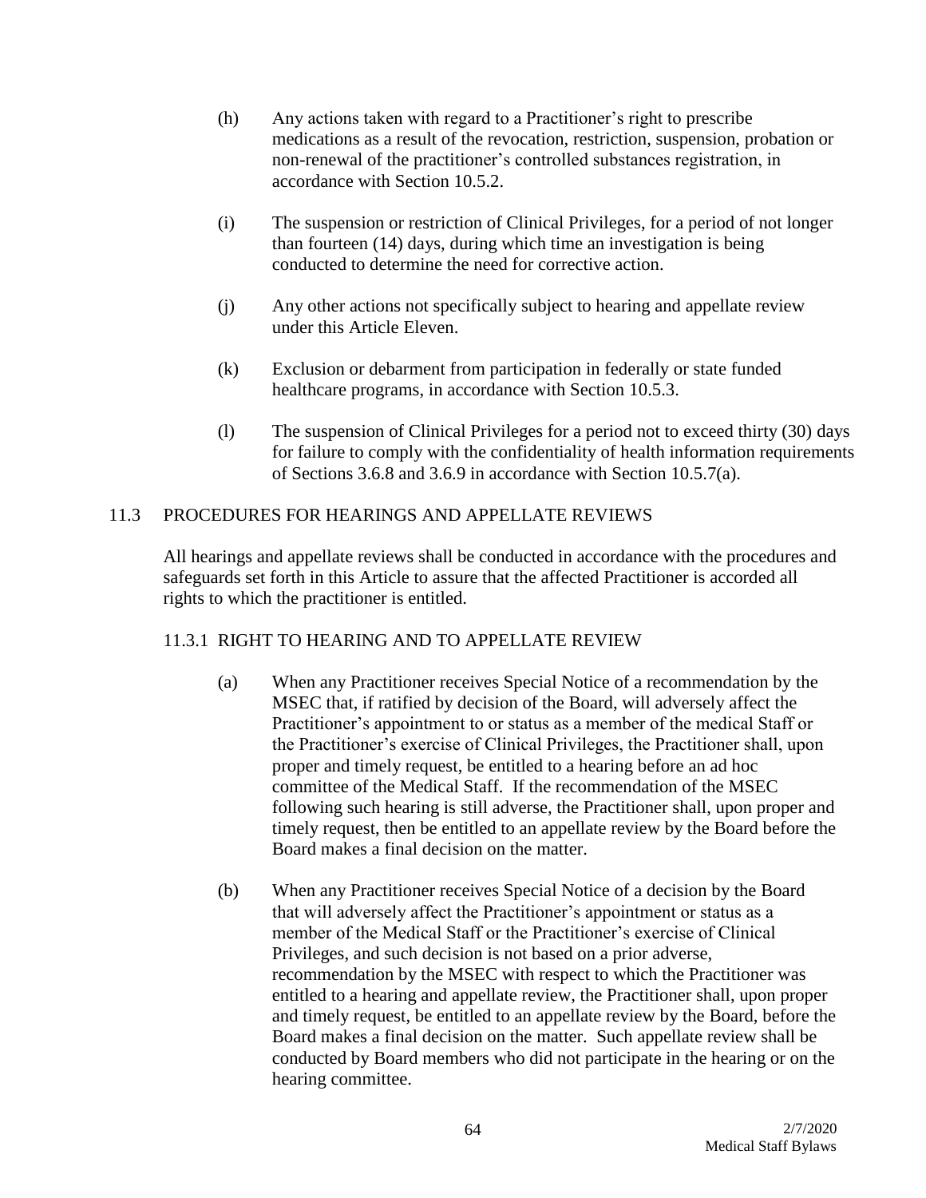(h) Any actions taken with regard to a Practitioner's right to prescribe medications as a result of the revocation, restriction, suspension, probation or non-renewal of the practitioner's controlled substances registration, in accordance with Section 10.5.2.

(i) The suspension or restriction of Clinical Privileges, for a period of not longer than fourteen (14) days, during which time an investigation is being conducted to determine the need for corrective action.

(j) Any other actions not specifically subject to hearing and appellate review under this Article Eleven.

(k) Exclusion or debarment from participation in federally or state funded healthcare programs, in accordance with Section 10.5.3.

(l) The suspension of Clinical Privileges for a period not to exceed thirty (30) days for failure to comply with the confidentiality of health information requirements of Sections 3.6.8 and 3.6.9 in accordance with Section 10.5.7(a).

## 11.3 PROCEDURES FOR HEARINGS AND APPELLATE REVIEWS

All hearings and appellate reviews shall be conducted in accordance with the procedures and safeguards set forth in this Article to assure that the affected Practitioner is accorded all rights to which the practitioner is entitled.

### 11.3.1 RIGHT TO HEARING AND TO APPELLATE REVIEW

(a) When any Practitioner receives Special Notice of a recommendation by the MSEC that, if ratified by decision of the Board, will adversely affect the Practitioner's appointment to or status as a member of the medical Staff or the Practitioner's exercise of Clinical Privileges, the Practitioner shall, upon proper and timely request, be entitled to a hearing before an ad hoc committee of the Medical Staff. If the recommendation of the MSEC following such hearing is still adverse, the Practitioner shall, upon proper and timely request, then be entitled to an appellate review by the Board before the Board makes a final decision on the matter.

(b) When any Practitioner receives Special Notice of a decision by the Board that will adversely affect the Practitioner's appointment or status as a member of the Medical Staff or the Practitioner's exercise of Clinical Privileges, and such decision is not based on a prior adverse, recommendation by the MSEC with respect to which the Practitioner was entitled to a hearing and appellate review, the Practitioner shall, upon proper and timely request, be entitled to an appellate review by the Board, before the Board makes a final decision on the matter. Such appellate review shall be conducted by Board members who did not participate in the hearing or on the hearing committee.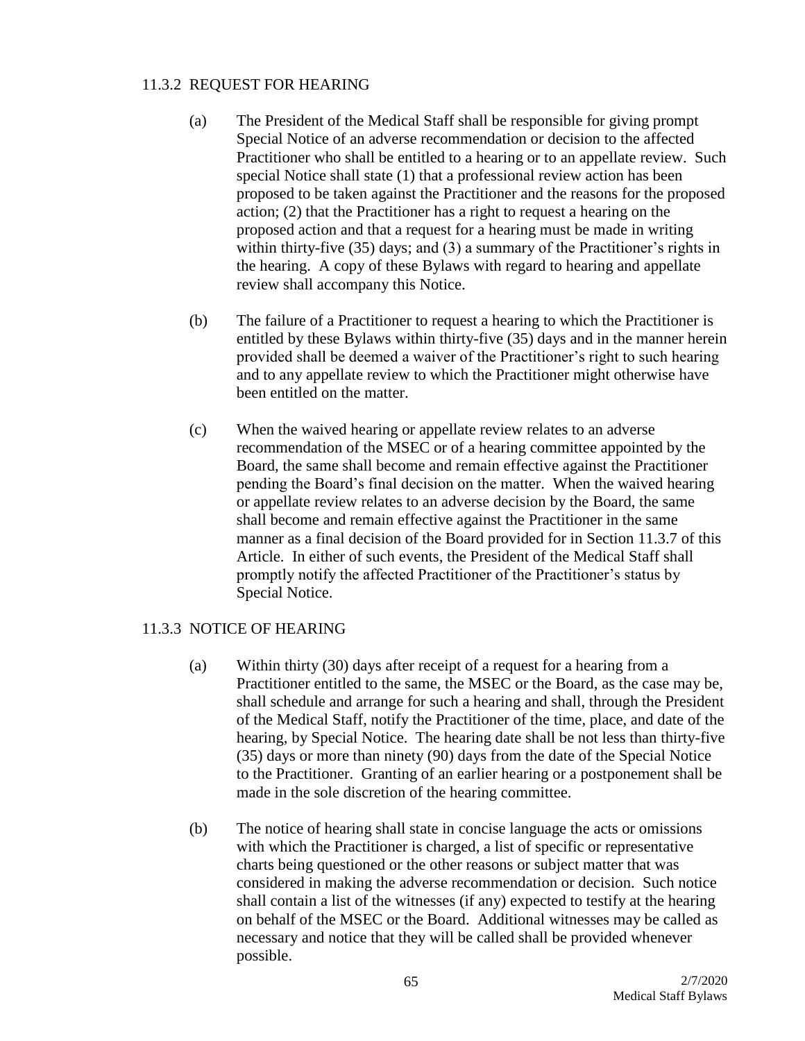### 11.3.2 REQUEST FOR HEARING

(a) The President of the Medical Staff shall be responsible for giving prompt Special Notice of an adverse recommendation or decision to the affected Practitioner who shall be entitled to a hearing or to an appellate review. Such special Notice shall state (1) that a professional review action has been proposed to be taken against the Practitioner and the reasons for the proposed action; (2) that the Practitioner has a right to request a hearing on the proposed action and that a request for a hearing must be made in writing within thirty-five (35) days; and (3) a summary of the Practitioner's rights in the hearing. A copy of these Bylaws with regard to hearing and appellate review shall accompany this Notice.

(b) The failure of a Practitioner to request a hearing to which the Practitioner is entitled by these Bylaws within thirty-five (35) days and in the manner herein provided shall be deemed a waiver of the Practitioner's right to such hearing and to any appellate review to which the Practitioner might otherwise have been entitled on the matter.

(c) When the waived hearing or appellate review relates to an adverse recommendation of the MSEC or of a hearing committee appointed by the Board, the same shall become and remain effective against the Practitioner pending the Board's final decision on the matter. When the waived hearing or appellate review relates to an adverse decision by the Board, the same shall become and remain effective against the Practitioner in the same manner as a final decision of the Board provided for in Section 11.3.7 of this Article. In either of such events, the President of the Medical Staff shall promptly notify the affected Practitioner of the Practitioner's status by Special Notice.

### 11.3.3 NOTICE OF HEARING

(a) Within thirty (30) days after receipt of a request for a hearing from a Practitioner entitled to the same, the MSEC or the Board, as the case may be, shall schedule and arrange for such a hearing and shall, through the President of the Medical Staff, notify the Practitioner of the time, place, and date of the hearing, by Special Notice. The hearing date shall be not less than thirty-five (35) days or more than ninety (90) days from the date of the Special Notice to the Practitioner. Granting of an earlier hearing or a postponement shall be made in the sole discretion of the hearing committee.

(b) The notice of hearing shall state in concise language the acts or omissions with which the Practitioner is charged, a list of specific or representative charts being questioned or the other reasons or subject matter that was considered in making the adverse recommendation or decision. Such notice shall contain a list of the witnesses (if any) expected to testify at the hearing on behalf of the MSEC or the Board. Additional witnesses may be called as necessary and notice that they will be called shall be provided whenever possible.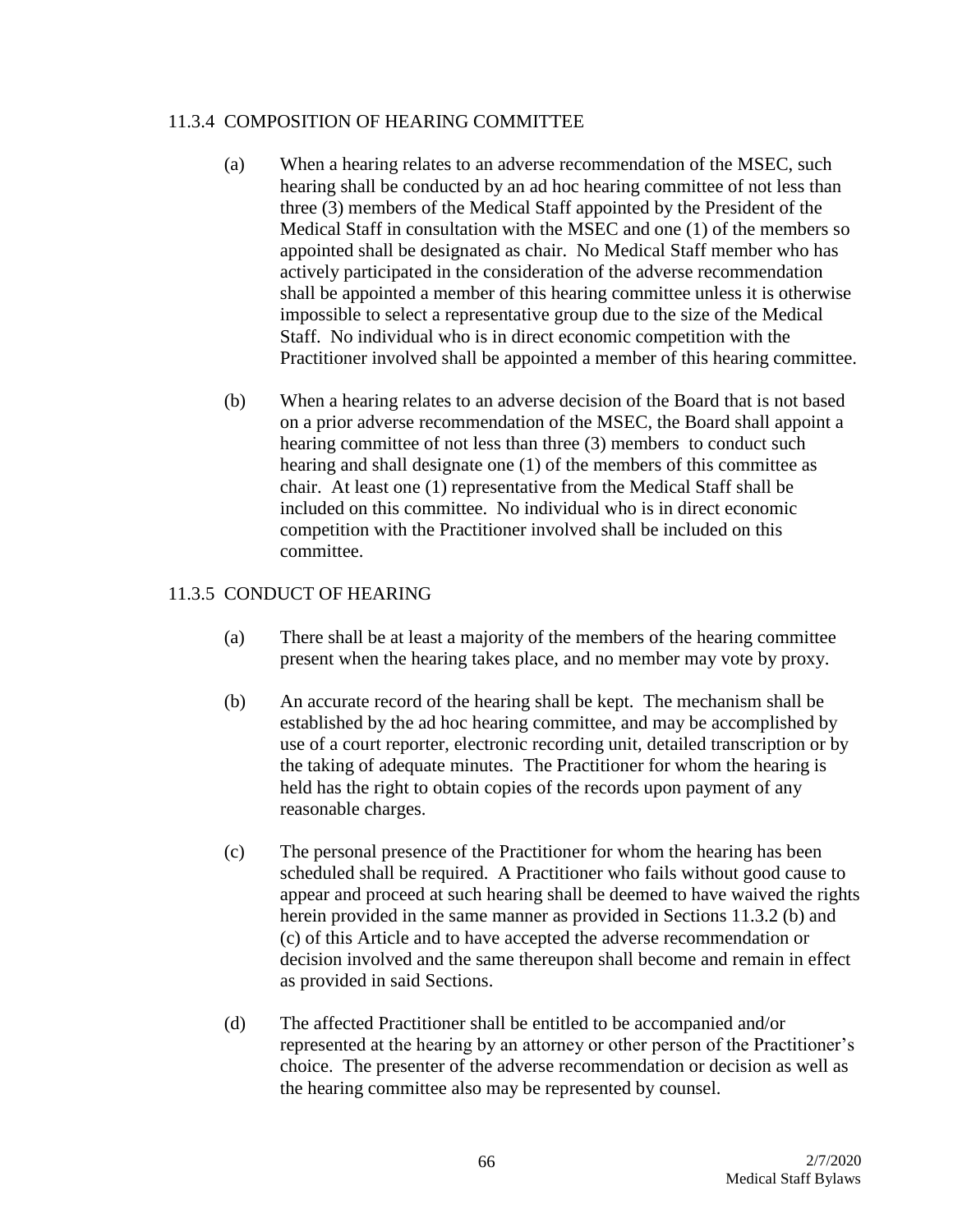### 11.3.4 COMPOSITION OF HEARING COMMITTEE

(a) When a hearing relates to an adverse recommendation of the MSEC, such hearing shall be conducted by an ad hoc hearing committee of not less than three (3) members of the Medical Staff appointed by the President of the Medical Staff in consultation with the MSEC and one (1) of the members so appointed shall be designated as chair. No Medical Staff member who has actively participated in the consideration of the adverse recommendation shall be appointed a member of this hearing committee unless it is otherwise impossible to select a representative group due to the size of the Medical Staff. No individual who is in direct economic competition with the Practitioner involved shall be appointed a member of this hearing committee.

(b) When a hearing relates to an adverse decision of the Board that is not based on a prior adverse recommendation of the MSEC, the Board shall appoint a hearing committee of not less than three (3) members to conduct such hearing and shall designate one (1) of the members of this committee as chair. At least one (1) representative from the Medical Staff shall be included on this committee. No individual who is in direct economic competition with the Practitioner involved shall be included on this committee.

### 11.3.5 CONDUCT OF HEARING

(a) There shall be at least a majority of the members of the hearing committee present when the hearing takes place, and no member may vote by proxy.

(b) An accurate record of the hearing shall be kept. The mechanism shall be established by the ad hoc hearing committee, and may be accomplished by use of a court reporter, electronic recording unit, detailed transcription or by the taking of adequate minutes. The Practitioner for whom the hearing is held has the right to obtain copies of the records upon payment of any reasonable charges.

(c) The personal presence of the Practitioner for whom the hearing has been scheduled shall be required. A Practitioner who fails without good cause to appear and proceed at such hearing shall be deemed to have waived the rights herein provided in the same manner as provided in Sections 11.3.2 (b) and (c) of this Article and to have accepted the adverse recommendation or decision involved and the same thereupon shall become and remain in effect as provided in said Sections.

(d) The affected Practitioner shall be entitled to be accompanied and/or represented at the hearing by an attorney or other person of the Practitioner's choice. The presenter of the adverse recommendation or decision as well as the hearing committee also may be represented by counsel.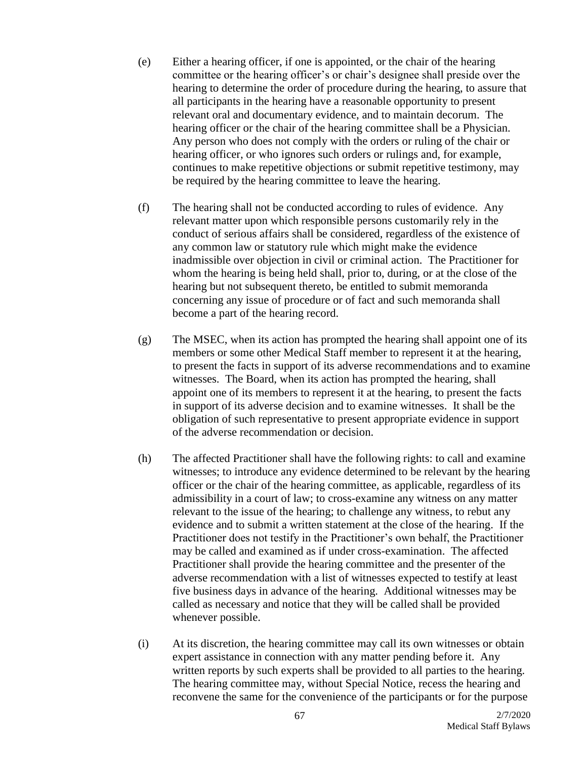(e) Either a hearing officer, if one is appointed, or the chair of the hearing committee or the hearing officer's or chair's designee shall preside over the hearing to determine the order of procedure during the hearing, to assure that all participants in the hearing have a reasonable opportunity to present relevant oral and documentary evidence, and to maintain decorum. The hearing officer or the chair of the hearing committee shall be a Physician. Any person who does not comply with the orders or ruling of the chair or hearing officer, or who ignores such orders or rulings and, for example, continues to make repetitive objections or submit repetitive testimony, may be required by the hearing committee to leave the hearing.

(f) The hearing shall not be conducted according to rules of evidence. Any relevant matter upon which responsible persons customarily rely in the conduct of serious affairs shall be considered, regardless of the existence of any common law or statutory rule which might make the evidence inadmissible over objection in civil or criminal action. The Practitioner for whom the hearing is being held shall, prior to, during, or at the close of the hearing but not subsequent thereto, be entitled to submit memoranda concerning any issue of procedure or of fact and such memoranda shall become a part of the hearing record.

(g) The MSEC, when its action has prompted the hearing shall appoint one of its members or some other Medical Staff member to represent it at the hearing, to present the facts in support of its adverse recommendations and to examine witnesses. The Board, when its action has prompted the hearing, shall appoint one of its members to represent it at the hearing, to present the facts in support of its adverse decision and to examine witnesses. It shall be the obligation of such representative to present appropriate evidence in support of the adverse recommendation or decision.

(h) The affected Practitioner shall have the following rights: to call and examine witnesses; to introduce any evidence determined to be relevant by the hearing officer or the chair of the hearing committee, as applicable, regardless of its admissibility in a court of law; to cross-examine any witness on any matter relevant to the issue of the hearing; to challenge any witness, to rebut any evidence and to submit a written statement at the close of the hearing. If the Practitioner does not testify in the Practitioner's own behalf, the Practitioner may be called and examined as if under cross-examination. The affected Practitioner shall provide the hearing committee and the presenter of the adverse recommendation with a list of witnesses expected to testify at least five business days in advance of the hearing. Additional witnesses may be called as necessary and notice that they will be called shall be provided whenever possible.

(i) At its discretion, the hearing committee may call its own witnesses or obtain expert assistance in connection with any matter pending before it. Any written reports by such experts shall be provided to all parties to the hearing. The hearing committee may, without Special Notice, recess the hearing and reconvene the same for the convenience of the participants or for the purpose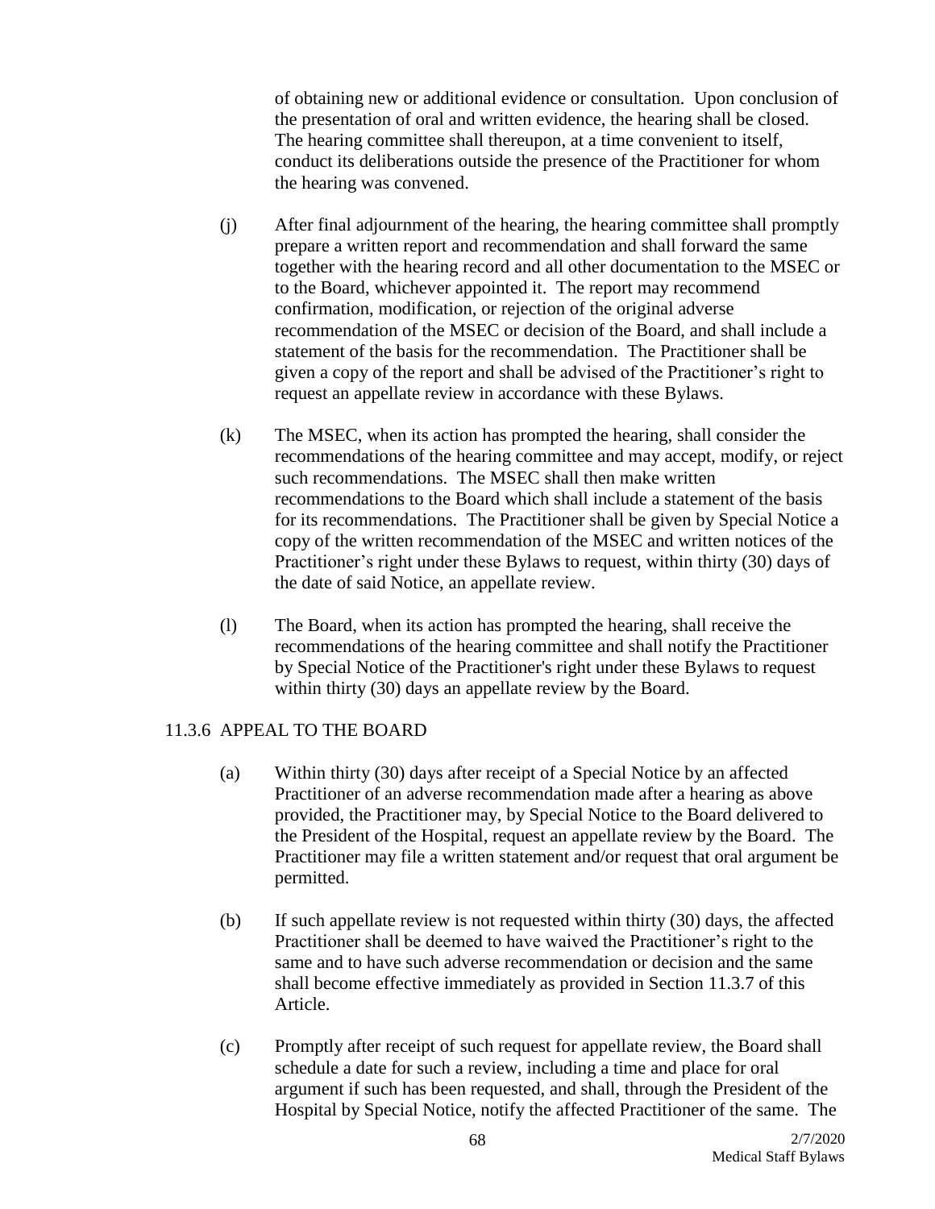of obtaining new or additional evidence or consultation. Upon conclusion of the presentation of oral and written evidence, the hearing shall be closed. The hearing committee shall thereupon, at a time convenient to itself, conduct its deliberations outside the presence of the Practitioner for whom the hearing was convened.

(j) After final adjournment of the hearing, the hearing committee shall promptly prepare a written report and recommendation and shall forward the same together with the hearing record and all other documentation to the MSEC or to the Board, whichever appointed it. The report may recommend confirmation, modification, or rejection of the original adverse recommendation of the MSEC or decision of the Board, and shall include a statement of the basis for the recommendation. The Practitioner shall be given a copy of the report and shall be advised of the Practitioner's right to request an appellate review in accordance with these Bylaws.

(k) The MSEC, when its action has prompted the hearing, shall consider the recommendations of the hearing committee and may accept, modify, or reject such recommendations. The MSEC shall then make written recommendations to the Board which shall include a statement of the basis for its recommendations. The Practitioner shall be given by Special Notice a copy of the written recommendation of the MSEC and written notices of the Practitioner's right under these Bylaws to request, within thirty (30) days of the date of said Notice, an appellate review.

(l) The Board, when its action has prompted the hearing, shall receive the recommendations of the hearing committee and shall notify the Practitioner by Special Notice of the Practitioner's right under these Bylaws to request within thirty (30) days an appellate review by the Board.

11.3.6 APPEAL TO THE BOARD

(a) Within thirty (30) days after receipt of a Special Notice by an affected Practitioner of an adverse recommendation made after a hearing as above provided, the Practitioner may, by Special Notice to the Board delivered to the President of the Hospital, request an appellate review by the Board. The Practitioner may file a written statement and/or request that oral argument be permitted.

(b) If such appellate review is not requested within thirty (30) days, the affected Practitioner shall be deemed to have waived the Practitioner's right to the same and to have such adverse recommendation or decision and the same shall become effective immediately as provided in Section 11.3.7 of this Article.

(c) Promptly after receipt of such request for appellate review, the Board shall schedule a date for such a review, including a time and place for oral argument if such has been requested, and shall, through the President of the Hospital by Special Notice, notify the affected Practitioner of the same. The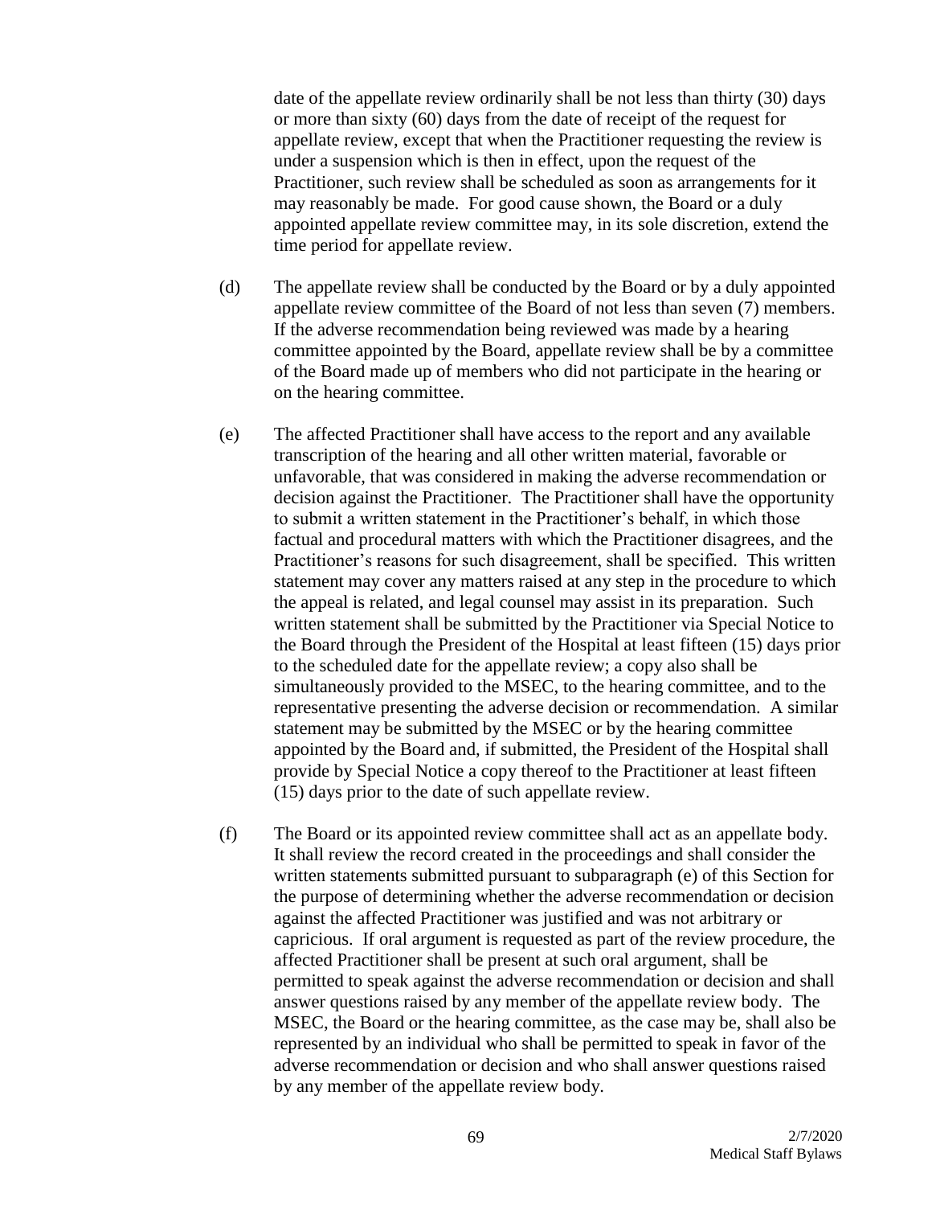date of the appellate review ordinarily shall be not less than thirty (30) days or more than sixty (60) days from the date of receipt of the request for appellate review, except that when the Practitioner requesting the review is under a suspension which is then in effect, upon the request of the Practitioner, such review shall be scheduled as soon as arrangements for it may reasonably be made. For good cause shown, the Board or a duly appointed appellate review committee may, in its sole discretion, extend the time period for appellate review.

(d) The appellate review shall be conducted by the Board or by a duly appointed appellate review committee of the Board of not less than seven (7) members. If the adverse recommendation being reviewed was made by a hearing committee appointed by the Board, appellate review shall be by a committee of the Board made up of members who did not participate in the hearing or on the hearing committee.

(e) The affected Practitioner shall have access to the report and any available transcription of the hearing and all other written material, favorable or unfavorable, that was considered in making the adverse recommendation or decision against the Practitioner. The Practitioner shall have the opportunity to submit a written statement in the Practitioner's behalf, in which those factual and procedural matters with which the Practitioner disagrees, and the Practitioner's reasons for such disagreement, shall be specified. This written statement may cover any matters raised at any step in the procedure to which the appeal is related, and legal counsel may assist in its preparation. Such written statement shall be submitted by the Practitioner via Special Notice to the Board through the President of the Hospital at least fifteen (15) days prior to the scheduled date for the appellate review; a copy also shall be simultaneously provided to the MSEC, to the hearing committee, and to the representative presenting the adverse decision or recommendation. A similar statement may be submitted by the MSEC or by the hearing committee appointed by the Board and, if submitted, the President of the Hospital shall provide by Special Notice a copy thereof to the Practitioner at least fifteen (15) days prior to the date of such appellate review.

(f) The Board or its appointed review committee shall act as an appellate body. It shall review the record created in the proceedings and shall consider the written statements submitted pursuant to subparagraph (e) of this Section for the purpose of determining whether the adverse recommendation or decision against the affected Practitioner was justified and was not arbitrary or capricious. If oral argument is requested as part of the review procedure, the affected Practitioner shall be present at such oral argument, shall be permitted to speak against the adverse recommendation or decision and shall answer questions raised by any member of the appellate review body. The MSEC, the Board or the hearing committee, as the case may be, shall also be represented by an individual who shall be permitted to speak in favor of the adverse recommendation or decision and who shall answer questions raised by any member of the appellate review body.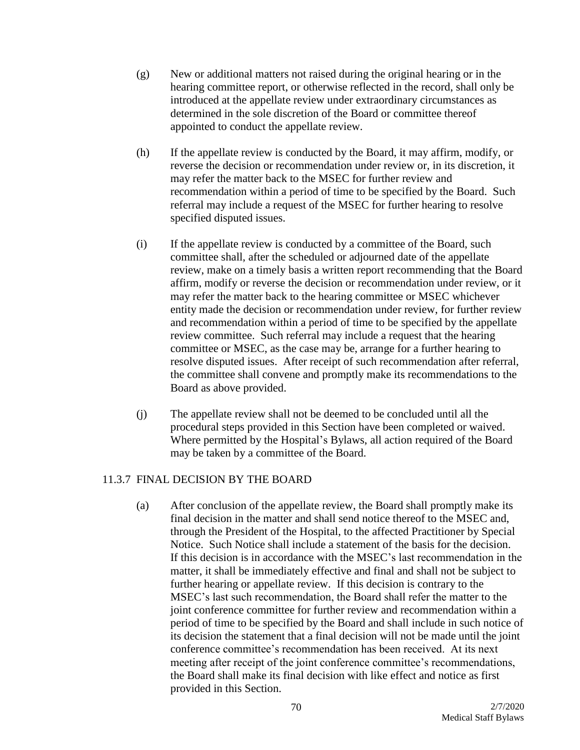(g) New or additional matters not raised during the original hearing or in the hearing committee report, or otherwise reflected in the record, shall only be introduced at the appellate review under extraordinary circumstances as determined in the sole discretion of the Board or committee thereof appointed to conduct the appellate review.

(h) If the appellate review is conducted by the Board, it may affirm, modify, or reverse the decision or recommendation under review or, in its discretion, it may refer the matter back to the MSEC for further review and recommendation within a period of time to be specified by the Board. Such referral may include a request of the MSEC for further hearing to resolve specified disputed issues.

(i) If the appellate review is conducted by a committee of the Board, such committee shall, after the scheduled or adjourned date of the appellate review, make on a timely basis a written report recommending that the Board affirm, modify or reverse the decision or recommendation under review, or it may refer the matter back to the hearing committee or MSEC whichever entity made the decision or recommendation under review, for further review and recommendation within a period of time to be specified by the appellate review committee. Such referral may include a request that the hearing committee or MSEC, as the case may be, arrange for a further hearing to resolve disputed issues. After receipt of such recommendation after referral, the committee shall convene and promptly make its recommendations to the Board as above provided.

(j) The appellate review shall not be deemed to be concluded until all the procedural steps provided in this Section have been completed or waived. Where permitted by the Hospital's Bylaws, all action required of the Board may be taken by a committee of the Board.

### 11.3.7 FINAL DECISION BY THE BOARD

(a) After conclusion of the appellate review, the Board shall promptly make its final decision in the matter and shall send notice thereof to the MSEC and, through the President of the Hospital, to the affected Practitioner by Special Notice. Such Notice shall include a statement of the basis for the decision. If this decision is in accordance with the MSEC's last recommendation in the matter, it shall be immediately effective and final and shall not be subject to further hearing or appellate review. If this decision is contrary to the MSEC's last such recommendation, the Board shall refer the matter to the joint conference committee for further review and recommendation within a period of time to be specified by the Board and shall include in such notice of its decision the statement that a final decision will not be made until the joint conference committee's recommendation has been received. At its next meeting after receipt of the joint conference committee's recommendations, the Board shall make its final decision with like effect and notice as first provided in this Section.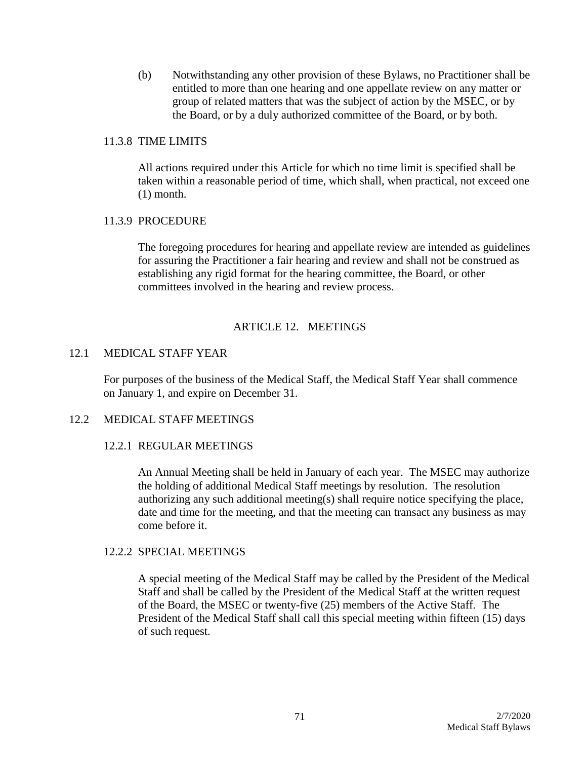(b) Notwithstanding any other provision of these Bylaws, no Practitioner shall be entitled to more than one hearing and one appellate review on any matter or group of related matters that was the subject of action by the MSEC, or by the Board, or by a duly authorized committee of the Board, or by both.

#### 11.3.8 TIME LIMITS

All actions required under this Article for which no time limit is specified shall be taken within a reasonable period of time, which shall, when practical, not exceed one (1) month.

#### 11.3.9 PROCEDURE

The foregoing procedures for hearing and appellate review are intended as guidelines for assuring the Practitioner a fair hearing and review and shall not be construed as establishing any rigid format for the hearing committee, the Board, or other committees involved in the hearing and review process.

## ARTICLE 12. MEETINGS

### 12.1 MEDICAL STAFF YEAR

For purposes of the business of the Medical Staff, the Medical Staff Year shall commence on January 1, and expire on December 31.

### 12.2 MEDICAL STAFF MEETINGS

#### 12.2.1 REGULAR MEETINGS

An Annual Meeting shall be held in January of each year. The MSEC may authorize the holding of additional Medical Staff meetings by resolution. The resolution authorizing any such additional meeting(s) shall require notice specifying the place, date and time for the meeting, and that the meeting can transact any business as may come before it.

#### 12.2.2 SPECIAL MEETINGS

A special meeting of the Medical Staff may be called by the President of the Medical Staff and shall be called by the President of the Medical Staff at the written request of the Board, the MSEC or twenty-five (25) members of the Active Staff. The President of the Medical Staff shall call this special meeting within fifteen (15) days of such request.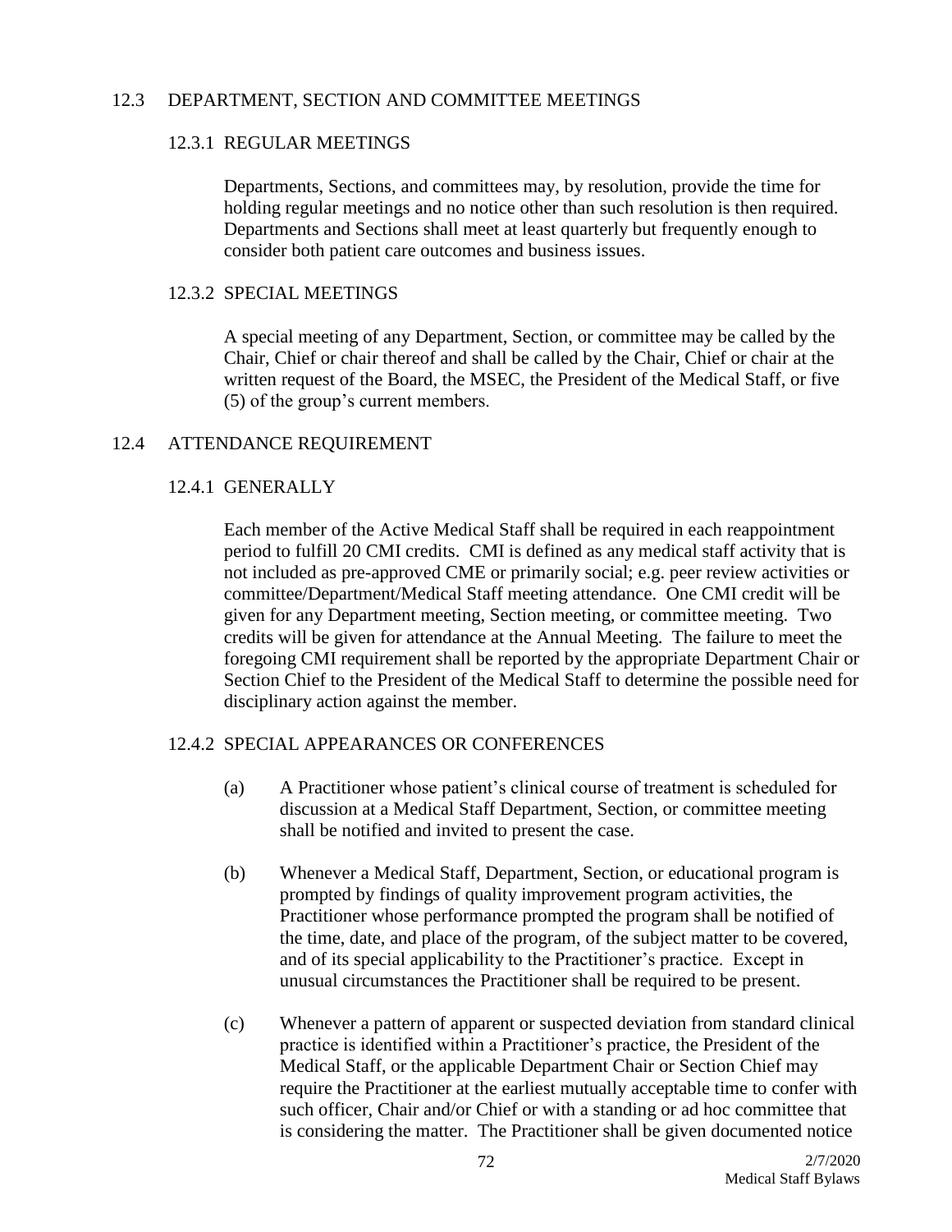## 12.3 DEPARTMENT, SECTION AND COMMITTEE MEETINGS

### 12.3.1 REGULAR MEETINGS

Departments, Sections, and committees may, by resolution, provide the time for holding regular meetings and no notice other than such resolution is then required. Departments and Sections shall meet at least quarterly but frequently enough to consider both patient care outcomes and business issues.

### 12.3.2 SPECIAL MEETINGS

A special meeting of any Department, Section, or committee may be called by the Chair, Chief or chair thereof and shall be called by the Chair, Chief or chair at the written request of the Board, the MSEC, the President of the Medical Staff, or five (5) of the group's current members.

## 12.4 ATTENDANCE REQUIREMENT

### 12.4.1 GENERALLY

Each member of the Active Medical Staff shall be required in each reappointment period to fulfill 20 CMI credits. CMI is defined as any medical staff activity that is not included as pre-approved CME or primarily social; e.g. peer review activities or committee/Department/Medical Staff meeting attendance. One CMI credit will be given for any Department meeting, Section meeting, or committee meeting. Two credits will be given for attendance at the Annual Meeting. The failure to meet the foregoing CMI requirement shall be reported by the appropriate Department Chair or Section Chief to the President of the Medical Staff to determine the possible need for disciplinary action against the member.

### 12.4.2 SPECIAL APPEARANCES OR CONFERENCES

(a) A Practitioner whose patient's clinical course of treatment is scheduled for discussion at a Medical Staff Department, Section, or committee meeting shall be notified and invited to present the case.

(b) Whenever a Medical Staff, Department, Section, or educational program is prompted by findings of quality improvement program activities, the Practitioner whose performance prompted the program shall be notified of the time, date, and place of the program, of the subject matter to be covered, and of its special applicability to the Practitioner's practice. Except in unusual circumstances the Practitioner shall be required to be present.

(c) Whenever a pattern of apparent or suspected deviation from standard clinical practice is identified within a Practitioner's practice, the President of the Medical Staff, or the applicable Department Chair or Section Chief may require the Practitioner at the earliest mutually acceptable time to confer with such officer, Chair and/or Chief or with a standing or ad hoc committee that is considering the matter. The Practitioner shall be given documented notice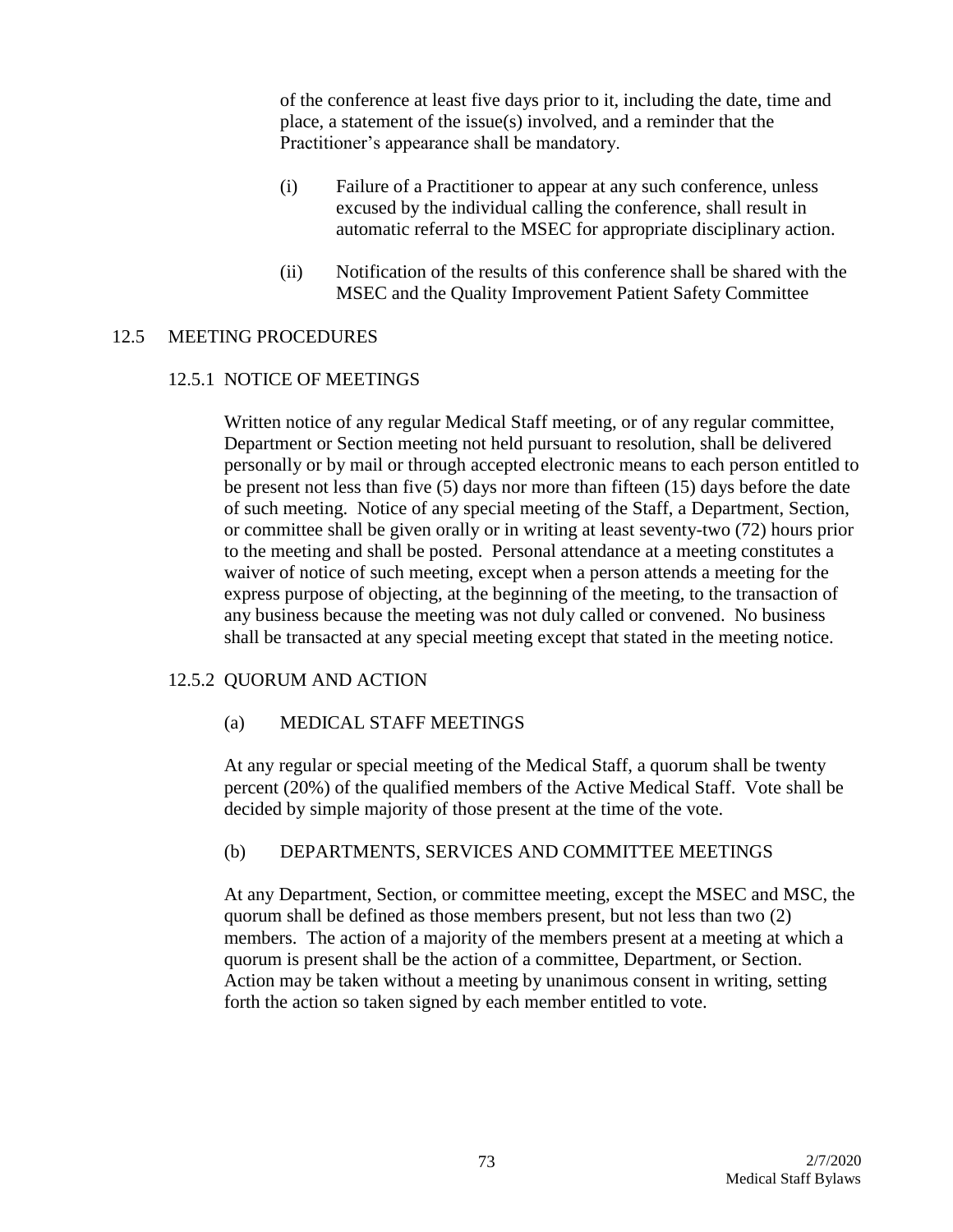of the conference at least five days prior to it, including the date, time and place, a statement of the issue(s) involved, and a reminder that the Practitioner's appearance shall be mandatory.

(i) Failure of a Practitioner to appear at any such conference, unless excused by the individual calling the conference, shall result in automatic referral to the MSEC for appropriate disciplinary action.

(ii) Notification of the results of this conference shall be shared with the MSEC and the Quality Improvement Patient Safety Committee

## 12.5 MEETING PROCEDURES

### 12.5.1 NOTICE OF MEETINGS

Written notice of any regular Medical Staff meeting, or of any regular committee, Department or Section meeting not held pursuant to resolution, shall be delivered personally or by mail or through accepted electronic means to each person entitled to be present not less than five (5) days nor more than fifteen (15) days before the date of such meeting. Notice of any special meeting of the Staff, a Department, Section, or committee shall be given orally or in writing at least seventy-two (72) hours prior to the meeting and shall be posted. Personal attendance at a meeting constitutes a waiver of notice of such meeting, except when a person attends a meeting for the express purpose of objecting, at the beginning of the meeting, to the transaction of any business because the meeting was not duly called or convened. No business shall be transacted at any special meeting except that stated in the meeting notice.

### 12.5.2 QUORUM AND ACTION

#### (a) MEDICAL STAFF MEETINGS

At any regular or special meeting of the Medical Staff, a quorum shall be twenty percent (20%) of the qualified members of the Active Medical Staff. Vote shall be decided by simple majority of those present at the time of the vote.

#### (b) DEPARTMENTS, SERVICES AND COMMITTEE MEETINGS

At any Department, Section, or committee meeting, except the MSEC and MSC, the quorum shall be defined as those members present, but not less than two (2) members. The action of a majority of the members present at a meeting at which a quorum is present shall be the action of a committee, Department, or Section. Action may be taken without a meeting by unanimous consent in writing, setting forth the action so taken signed by each member entitled to vote.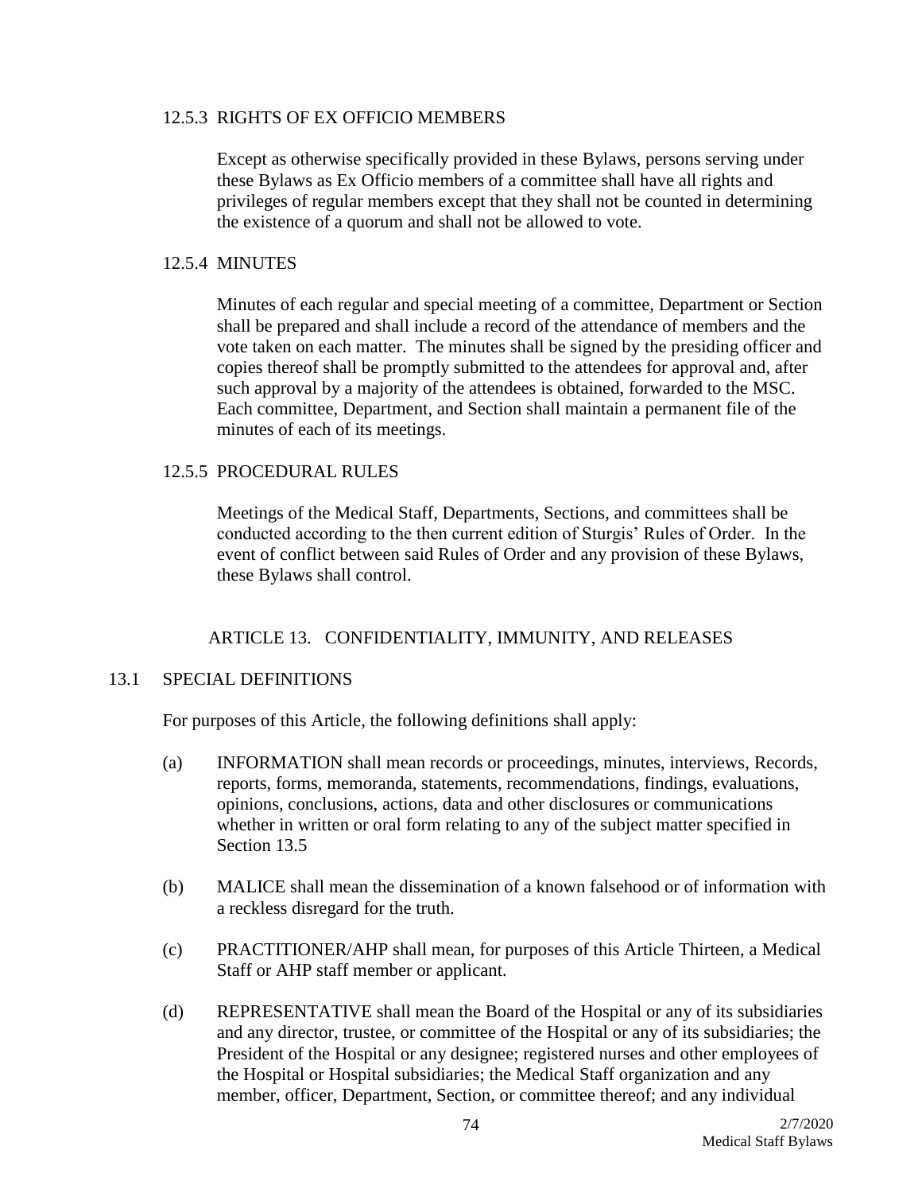### 12.5.3 RIGHTS OF EX OFFICIO MEMBERS

Except as otherwise specifically provided in these Bylaws, persons serving under these Bylaws as Ex Officio members of a committee shall have all rights and privileges of regular members except that they shall not be counted in determining the existence of a quorum and shall not be allowed to vote.

### 12.5.4 MINUTES

Minutes of each regular and special meeting of a committee, Department or Section shall be prepared and shall include a record of the attendance of members and the vote taken on each matter. The minutes shall be signed by the presiding officer and copies thereof shall be promptly submitted to the attendees for approval and, after such approval by a majority of the attendees is obtained, forwarded to the MSC. Each committee, Department, and Section shall maintain a permanent file of the minutes of each of its meetings.

### 12.5.5 PROCEDURAL RULES

Meetings of the Medical Staff, Departments, Sections, and committees shall be conducted according to the then current edition of Sturgis' Rules of Order. In the event of conflict between said Rules of Order and any provision of these Bylaws, these Bylaws shall control.

## ARTICLE 13. CONFIDENTIALITY, IMMUNITY, AND RELEASES

### 13.1 SPECIAL DEFINITIONS

For purposes of this Article, the following definitions shall apply:

(a) INFORMATION shall mean records or proceedings, minutes, interviews, Records, reports, forms, memoranda, statements, recommendations, findings, evaluations, opinions, conclusions, actions, data and other disclosures or communications whether in written or oral form relating to any of the subject matter specified in Section 13.5

(b) MALICE shall mean the dissemination of a known falsehood or of information with a reckless disregard for the truth.

(c) PRACTITIONER/AHP shall mean, for purposes of this Article Thirteen, a Medical Staff or AHP staff member or applicant.

(d) REPRESENTATIVE shall mean the Board of the Hospital or any of its subsidiaries and any director, trustee, or committee of the Hospital or any of its subsidiaries; the President of the Hospital or any designee; registered nurses and other employees of the Hospital or Hospital subsidiaries; the Medical Staff organization and any member, officer, Department, Section, or committee thereof; and any individual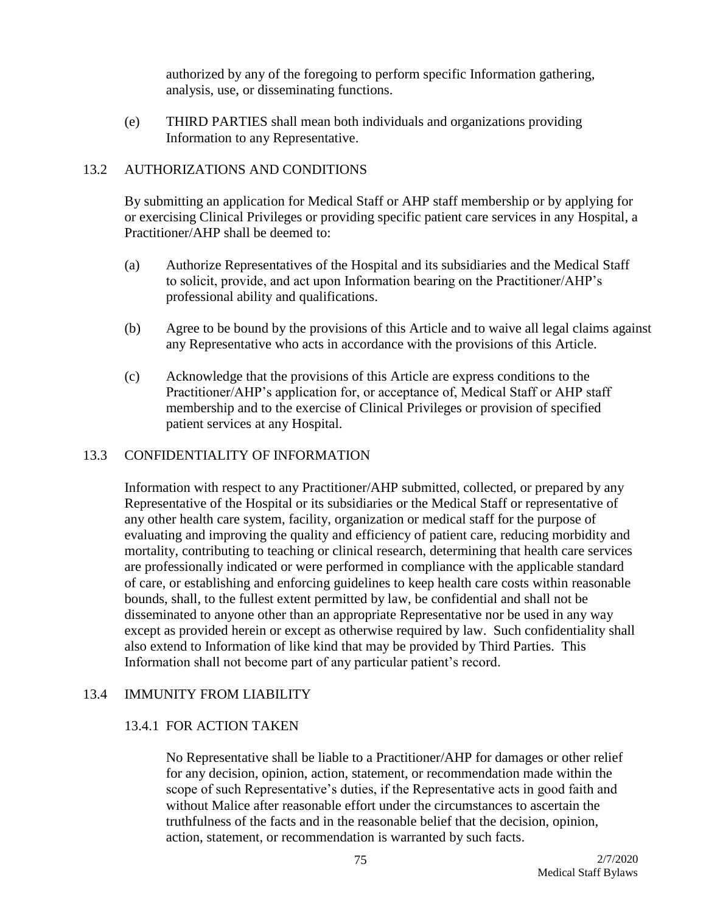authorized by any of the foregoing to perform specific Information gathering, analysis, use, or disseminating functions.

(e) THIRD PARTIES shall mean both individuals and organizations providing Information to any Representative.

## 13.2 AUTHORIZATIONS AND CONDITIONS

By submitting an application for Medical Staff or AHP staff membership or by applying for or exercising Clinical Privileges or providing specific patient care services in any Hospital, a Practitioner/AHP shall be deemed to:

(a) Authorize Representatives of the Hospital and its subsidiaries and the Medical Staff to solicit, provide, and act upon Information bearing on the Practitioner/AHP's professional ability and qualifications.

(b) Agree to be bound by the provisions of this Article and to waive all legal claims against any Representative who acts in accordance with the provisions of this Article.

(c) Acknowledge that the provisions of this Article are express conditions to the Practitioner/AHP's application for, or acceptance of, Medical Staff or AHP staff membership and to the exercise of Clinical Privileges or provision of specified patient services at any Hospital.

## 13.3 CONFIDENTIALITY OF INFORMATION

Information with respect to any Practitioner/AHP submitted, collected, or prepared by any Representative of the Hospital or its subsidiaries or the Medical Staff or representative of any other health care system, facility, organization or medical staff for the purpose of evaluating and improving the quality and efficiency of patient care, reducing morbidity and mortality, contributing to teaching or clinical research, determining that health care services are professionally indicated or were performed in compliance with the applicable standard of care, or establishing and enforcing guidelines to keep health care costs within reasonable bounds, shall, to the fullest extent permitted by law, be confidential and shall not be disseminated to anyone other than an appropriate Representative nor be used in any way except as provided herein or except as otherwise required by law. Such confidentiality shall also extend to Information of like kind that may be provided by Third Parties. This Information shall not become part of any particular patient's record.

## 13.4 IMMUNITY FROM LIABILITY

### 13.4.1 FOR ACTION TAKEN

No Representative shall be liable to a Practitioner/AHP for damages or other relief for any decision, opinion, action, statement, or recommendation made within the scope of such Representative's duties, if the Representative acts in good faith and without Malice after reasonable effort under the circumstances to ascertain the truthfulness of the facts and in the reasonable belief that the decision, opinion, action, statement, or recommendation is warranted by such facts.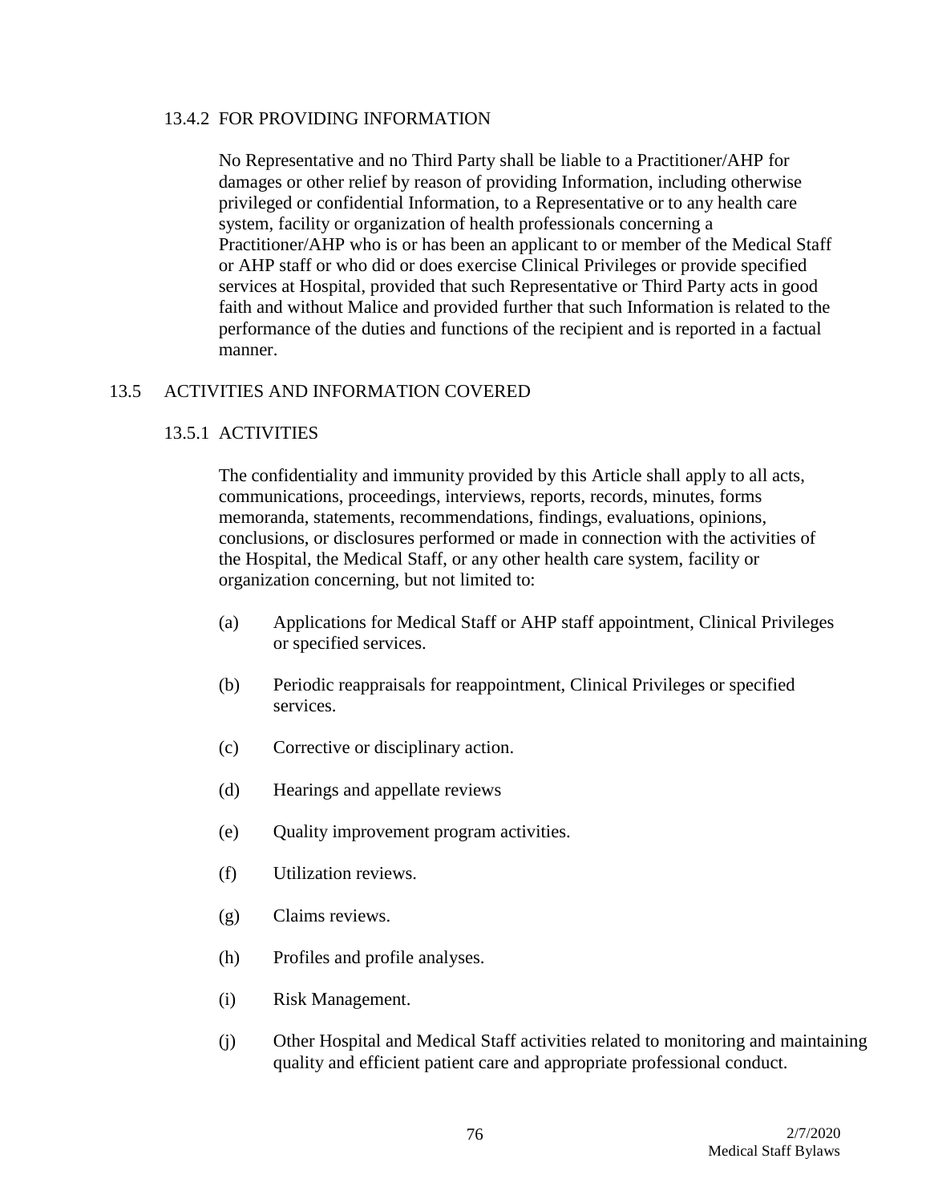#### 13.4.2 FOR PROVIDING INFORMATION

No Representative and no Third Party shall be liable to a Practitioner/AHP for damages or other relief by reason of providing Information, including otherwise privileged or confidential Information, to a Representative or to any health care system, facility or organization of health professionals concerning a Practitioner/AHP who is or has been an applicant to or member of the Medical Staff or AHP staff or who did or does exercise Clinical Privileges or provide specified services at Hospital, provided that such Representative or Third Party acts in good faith and without Malice and provided further that such Information is related to the performance of the duties and functions of the recipient and is reported in a factual manner.

### 13.5 ACTIVITIES AND INFORMATION COVERED

#### 13.5.1 ACTIVITIES

The confidentiality and immunity provided by this Article shall apply to all acts, communications, proceedings, interviews, reports, records, minutes, forms memoranda, statements, recommendations, findings, evaluations, opinions, conclusions, or disclosures performed or made in connection with the activities of the Hospital, the Medical Staff, or any other health care system, facility or organization concerning, but not limited to:

(a) Applications for Medical Staff or AHP staff appointment, Clinical Privileges or specified services.

(b) Periodic reappraisals for reappointment, Clinical Privileges or specified services.

(c) Corrective or disciplinary action.

(d) Hearings and appellate reviews

(e) Quality improvement program activities.

(f) Utilization reviews.

(g) Claims reviews.

(h) Profiles and profile analyses.

(i) Risk Management.

(j) Other Hospital and Medical Staff activities related to monitoring and maintaining quality and efficient patient care and appropriate professional conduct.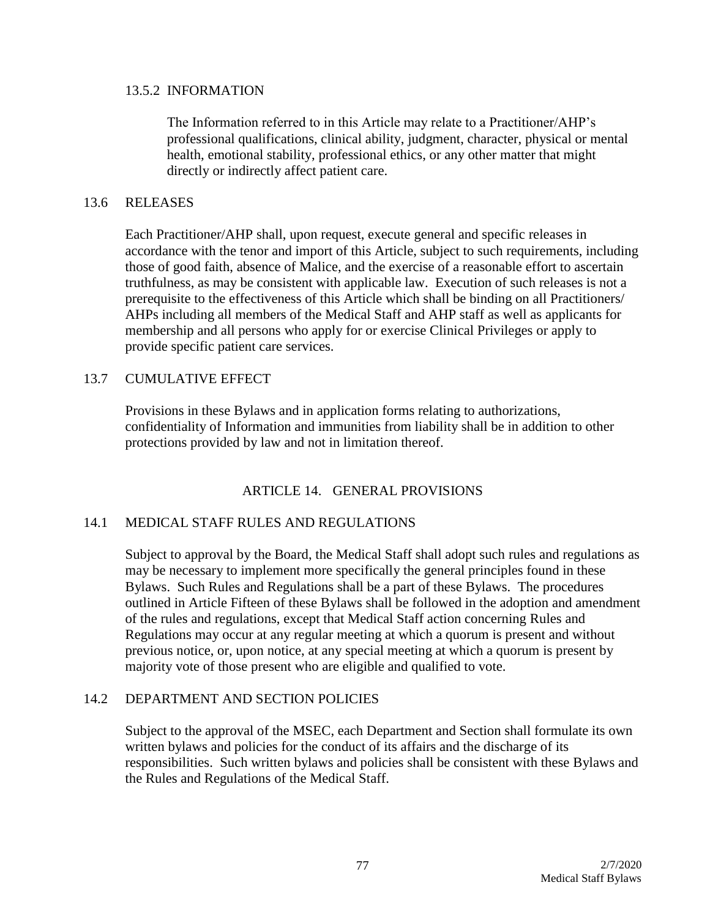#### 13.5.2 INFORMATION

The Information referred to in this Article may relate to a Practitioner/AHP's professional qualifications, clinical ability, judgment, character, physical or mental health, emotional stability, professional ethics, or any other matter that might directly or indirectly affect patient care.

### 13.6 RELEASES

Each Practitioner/AHP shall, upon request, execute general and specific releases in accordance with the tenor and import of this Article, subject to such requirements, including those of good faith, absence of Malice, and the exercise of a reasonable effort to ascertain truthfulness, as may be consistent with applicable law. Execution of such releases is not a prerequisite to the effectiveness of this Article which shall be binding on all Practitioners/ AHPs including all members of the Medical Staff and AHP staff as well as applicants for membership and all persons who apply for or exercise Clinical Privileges or apply to provide specific patient care services.

### 13.7 CUMULATIVE EFFECT

Provisions in these Bylaws and in application forms relating to authorizations, confidentiality of Information and immunities from liability shall be in addition to other protections provided by law and not in limitation thereof.

## ARTICLE 14. GENERAL PROVISIONS

### 14.1 MEDICAL STAFF RULES AND REGULATIONS

Subject to approval by the Board, the Medical Staff shall adopt such rules and regulations as may be necessary to implement more specifically the general principles found in these Bylaws. Such Rules and Regulations shall be a part of these Bylaws. The procedures outlined in Article Fifteen of these Bylaws shall be followed in the adoption and amendment of the rules and regulations, except that Medical Staff action concerning Rules and Regulations may occur at any regular meeting at which a quorum is present and without previous notice, or, upon notice, at any special meeting at which a quorum is present by majority vote of those present who are eligible and qualified to vote.

### 14.2 DEPARTMENT AND SECTION POLICIES

Subject to the approval of the MSEC, each Department and Section shall formulate its own written bylaws and policies for the conduct of its affairs and the discharge of its responsibilities. Such written bylaws and policies shall be consistent with these Bylaws and the Rules and Regulations of the Medical Staff.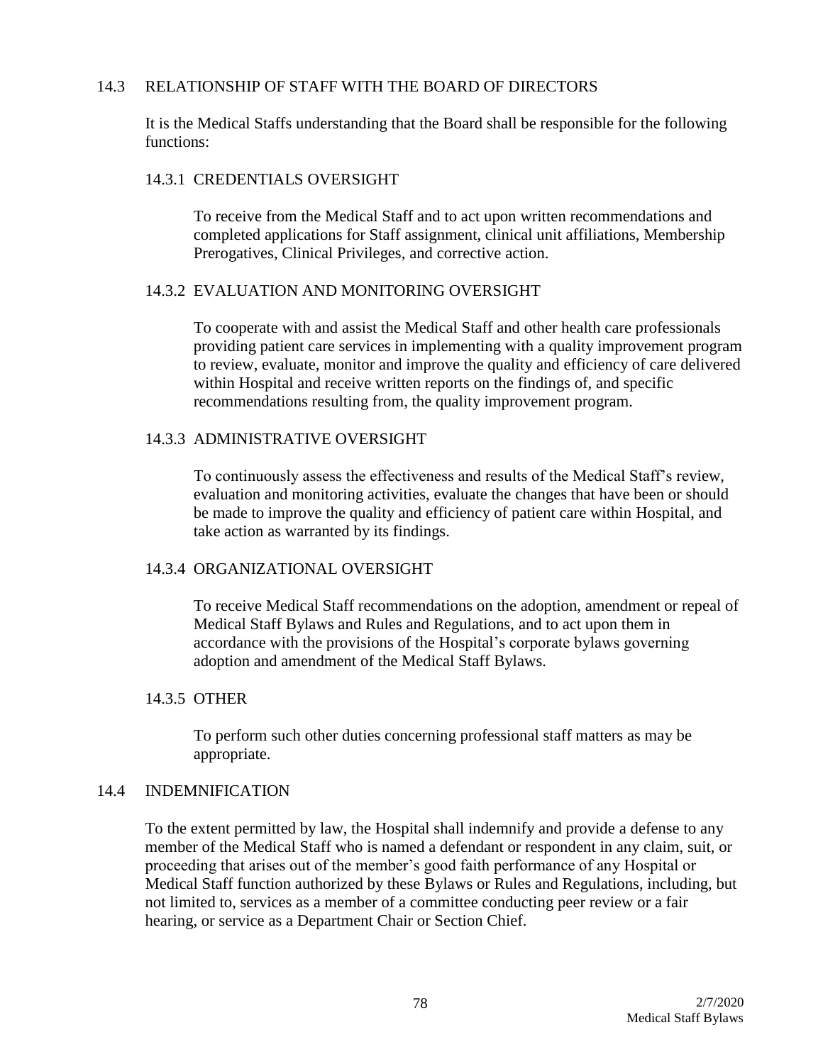## 14.3 RELATIONSHIP OF STAFF WITH THE BOARD OF DIRECTORS

It is the Medical Staffs understanding that the Board shall be responsible for the following functions:

### 14.3.1 CREDENTIALS OVERSIGHT

To receive from the Medical Staff and to act upon written recommendations and completed applications for Staff assignment, clinical unit affiliations, Membership Prerogatives, Clinical Privileges, and corrective action.

### 14.3.2 EVALUATION AND MONITORING OVERSIGHT

To cooperate with and assist the Medical Staff and other health care professionals providing patient care services in implementing with a quality improvement program to review, evaluate, monitor and improve the quality and efficiency of care delivered within Hospital and receive written reports on the findings of, and specific recommendations resulting from, the quality improvement program.

### 14.3.3 ADMINISTRATIVE OVERSIGHT

To continuously assess the effectiveness and results of the Medical Staff's review, evaluation and monitoring activities, evaluate the changes that have been or should be made to improve the quality and efficiency of patient care within Hospital, and take action as warranted by its findings.

### 14.3.4 ORGANIZATIONAL OVERSIGHT

To receive Medical Staff recommendations on the adoption, amendment or repeal of Medical Staff Bylaws and Rules and Regulations, and to act upon them in accordance with the provisions of the Hospital's corporate bylaws governing adoption and amendment of the Medical Staff Bylaws.

### 14.3.5 OTHER

To perform such other duties concerning professional staff matters as may be appropriate.

## 14.4 INDEMNIFICATION

To the extent permitted by law, the Hospital shall indemnify and provide a defense to any member of the Medical Staff who is named a defendant or respondent in any claim, suit, or proceeding that arises out of the member's good faith performance of any Hospital or Medical Staff function authorized by these Bylaws or Rules and Regulations, including, but not limited to, services as a member of a committee conducting peer review or a fair hearing, or service as a Department Chair or Section Chief.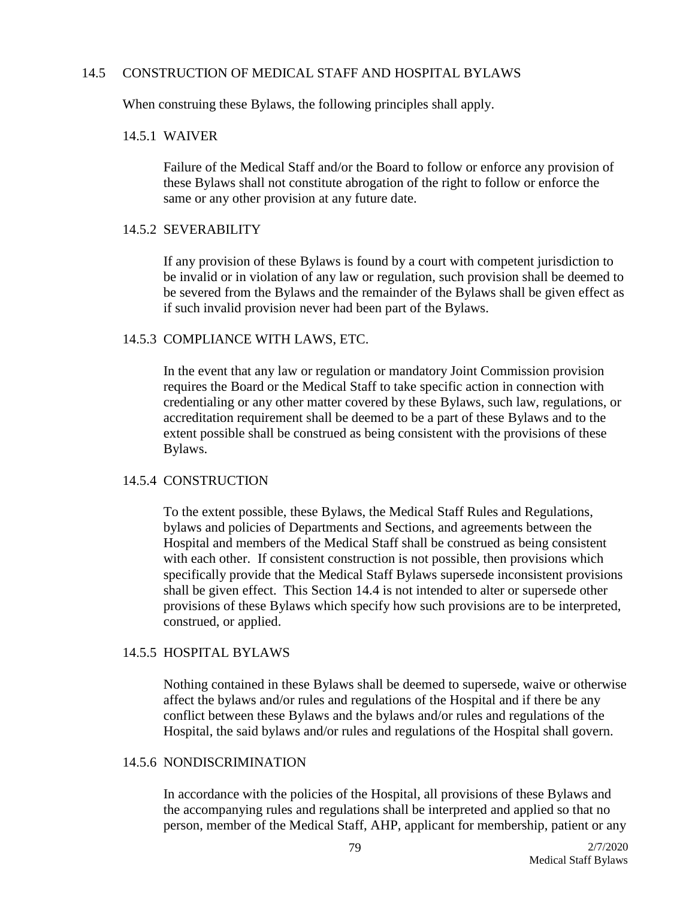## 14.5 CONSTRUCTION OF MEDICAL STAFF AND HOSPITAL BYLAWS

When construing these Bylaws, the following principles shall apply.

### 14.5.1 WAIVER

Failure of the Medical Staff and/or the Board to follow or enforce any provision of these Bylaws shall not constitute abrogation of the right to follow or enforce the same or any other provision at any future date.

### 14.5.2 SEVERABILITY

If any provision of these Bylaws is found by a court with competent jurisdiction to be invalid or in violation of any law or regulation, such provision shall be deemed to be severed from the Bylaws and the remainder of the Bylaws shall be given effect as if such invalid provision never had been part of the Bylaws.

### 14.5.3 COMPLIANCE WITH LAWS, ETC.

In the event that any law or regulation or mandatory Joint Commission provision requires the Board or the Medical Staff to take specific action in connection with credentialing or any other matter covered by these Bylaws, such law, regulations, or accreditation requirement shall be deemed to be a part of these Bylaws and to the extent possible shall be construed as being consistent with the provisions of these Bylaws.

### 14.5.4 CONSTRUCTION

To the extent possible, these Bylaws, the Medical Staff Rules and Regulations, bylaws and policies of Departments and Sections, and agreements between the Hospital and members of the Medical Staff shall be construed as being consistent with each other. If consistent construction is not possible, then provisions which specifically provide that the Medical Staff Bylaws supersede inconsistent provisions shall be given effect. This Section 14.4 is not intended to alter or supersede other provisions of these Bylaws which specify how such provisions are to be interpreted, construed, or applied.

### 14.5.5 HOSPITAL BYLAWS

Nothing contained in these Bylaws shall be deemed to supersede, waive or otherwise affect the bylaws and/or rules and regulations of the Hospital and if there be any conflict between these Bylaws and the bylaws and/or rules and regulations of the Hospital, the said bylaws and/or rules and regulations of the Hospital shall govern.

### 14.5.6 NONDISCRIMINATION

In accordance with the policies of the Hospital, all provisions of these Bylaws and the accompanying rules and regulations shall be interpreted and applied so that no person, member of the Medical Staff, AHP, applicant for membership, patient or any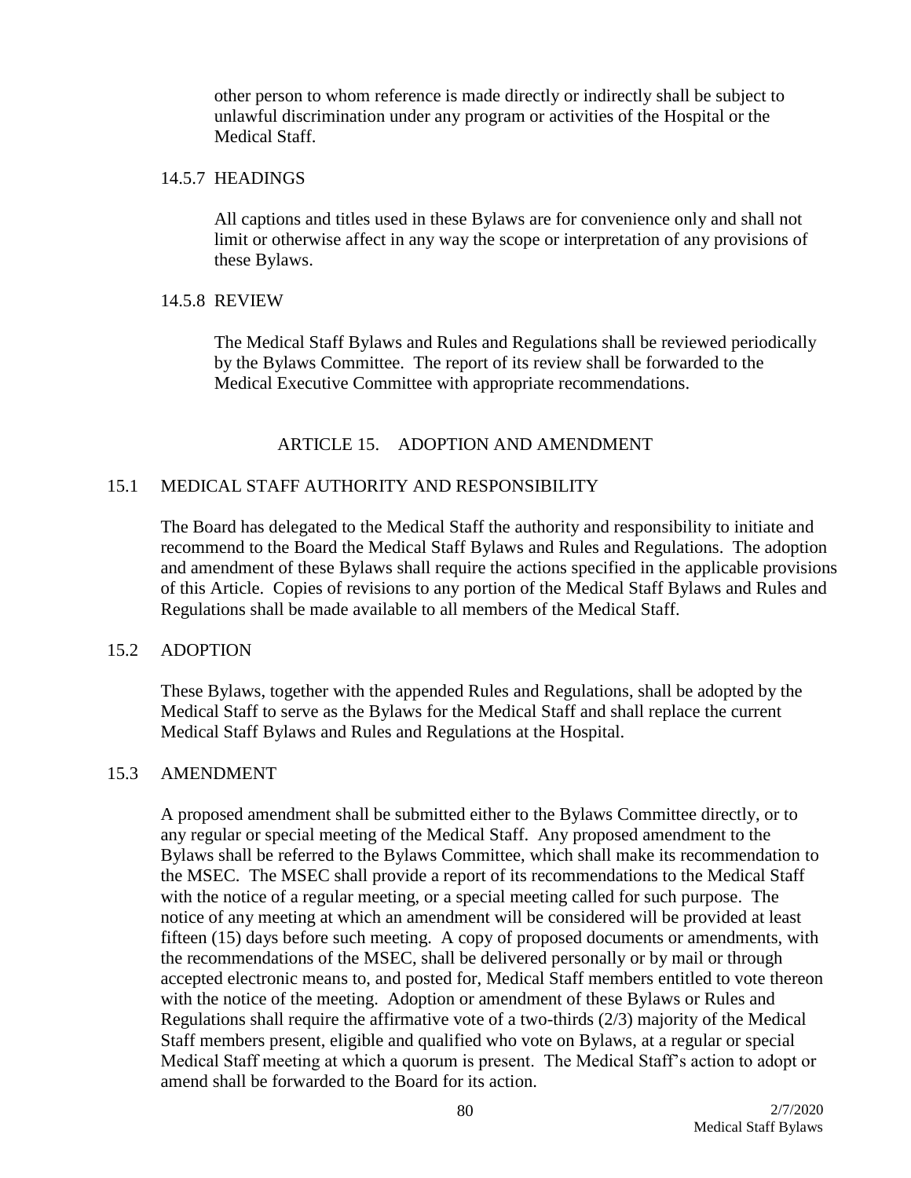other person to whom reference is made directly or indirectly shall be subject to unlawful discrimination under any program or activities of the Hospital or the Medical Staff.

#### 14.5.7 HEADINGS

All captions and titles used in these Bylaws are for convenience only and shall not limit or otherwise affect in any way the scope or interpretation of any provisions of these Bylaws.

#### 14.5.8 REVIEW

The Medical Staff Bylaws and Rules and Regulations shall be reviewed periodically by the Bylaws Committee. The report of its review shall be forwarded to the Medical Executive Committee with appropriate recommendations.

## ARTICLE 15. ADOPTION AND AMENDMENT

### 15.1 MEDICAL STAFF AUTHORITY AND RESPONSIBILITY

The Board has delegated to the Medical Staff the authority and responsibility to initiate and recommend to the Board the Medical Staff Bylaws and Rules and Regulations. The adoption and amendment of these Bylaws shall require the actions specified in the applicable provisions of this Article. Copies of revisions to any portion of the Medical Staff Bylaws and Rules and Regulations shall be made available to all members of the Medical Staff.

### 15.2 ADOPTION

These Bylaws, together with the appended Rules and Regulations, shall be adopted by the Medical Staff to serve as the Bylaws for the Medical Staff and shall replace the current Medical Staff Bylaws and Rules and Regulations at the Hospital.

### 15.3 AMENDMENT

A proposed amendment shall be submitted either to the Bylaws Committee directly, or to any regular or special meeting of the Medical Staff. Any proposed amendment to the Bylaws shall be referred to the Bylaws Committee, which shall make its recommendation to the MSEC. The MSEC shall provide a report of its recommendations to the Medical Staff with the notice of a regular meeting, or a special meeting called for such purpose. The notice of any meeting at which an amendment will be considered will be provided at least fifteen (15) days before such meeting. A copy of proposed documents or amendments, with the recommendations of the MSEC, shall be delivered personally or by mail or through accepted electronic means to, and posted for, Medical Staff members entitled to vote thereon with the notice of the meeting. Adoption or amendment of these Bylaws or Rules and Regulations shall require the affirmative vote of a two-thirds (2/3) majority of the Medical Staff members present, eligible and qualified who vote on Bylaws, at a regular or special Medical Staff meeting at which a quorum is present. The Medical Staff's action to adopt or amend shall be forwarded to the Board for its action.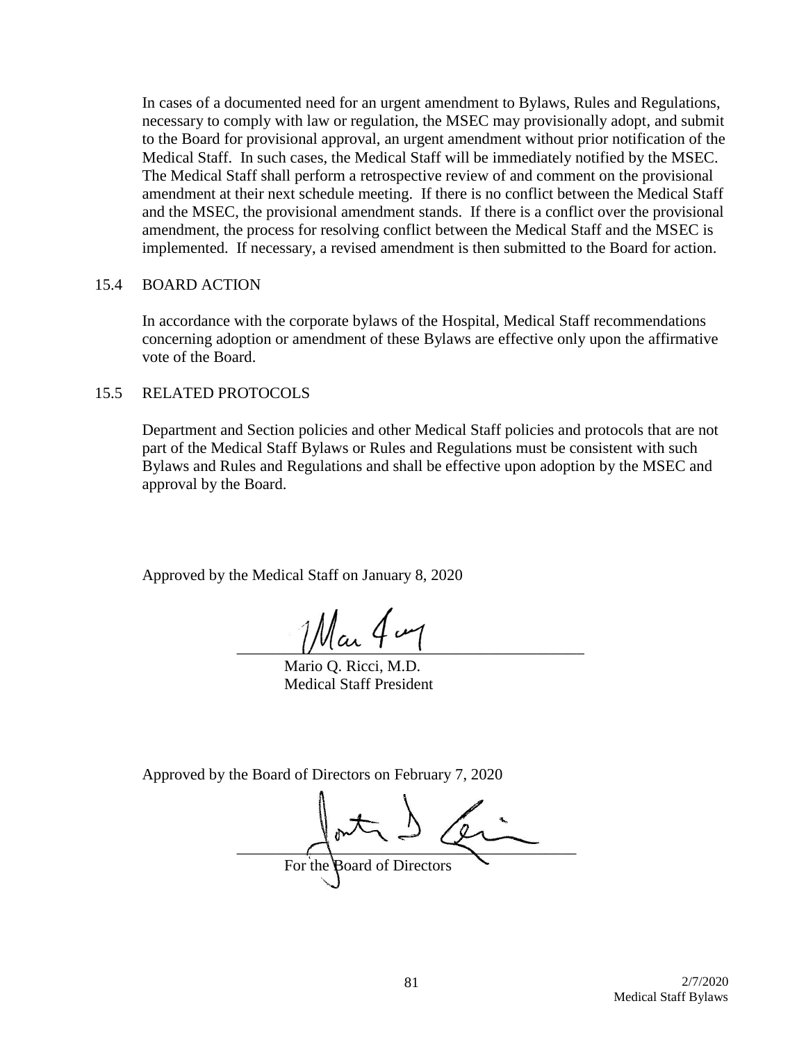In cases of a documented need for an urgent amendment to Bylaws, Rules and Regulations, necessary to comply with law or regulation, the MSEC may provisionally adopt, and submit to the Board for provisional approval, an urgent amendment without prior notification of the Medical Staff. In such cases, the Medical Staff will be immediately notified by the MSEC. The Medical Staff shall perform a retrospective review of and comment on the provisional amendment at their next schedule meeting. If there is no conflict between the Medical Staff and the MSEC, the provisional amendment stands. If there is a conflict over the provisional amendment, the process for resolving conflict between the Medical Staff and the MSEC is implemented. If necessary, a revised amendment is then submitted to the Board for action.

## 15.4 BOARD ACTION

In accordance with the corporate bylaws of the Hospital, Medical Staff recommendations concerning adoption or amendment of these Bylaws are effective only upon the affirmative vote of the Board.

## 15.5 RELATED PROTOCOLS

Department and Section policies and other Medical Staff policies and protocols that are not part of the Medical Staff Bylaws or Rules and Regulations must be consistent with such Bylaws and Rules and Regulations and shall be effective upon adoption by the MSEC and approval by the Board.

Approved by the Medical Staff on January 8, 2020

\_\_\_\_\_\_\_\_\_\_\_\_\_\_\_\_\_\_\_\_\_\_\_\_\_\_\_\_\_\_\_\_\_\_\_\_\_\_\_\_

Mario Q. Ricci, M.D.
Medical Staff President

Approved by the Board of Directors on February 7, 2020

\_\_\_\_\_\_\_\_\_\_\_\_\_\_\_\_\_\_\_\_\_\_\_\_\_\_\_\_\_\_\_\_\_\_\_\_\_\_\_\_

For the Board of Directors